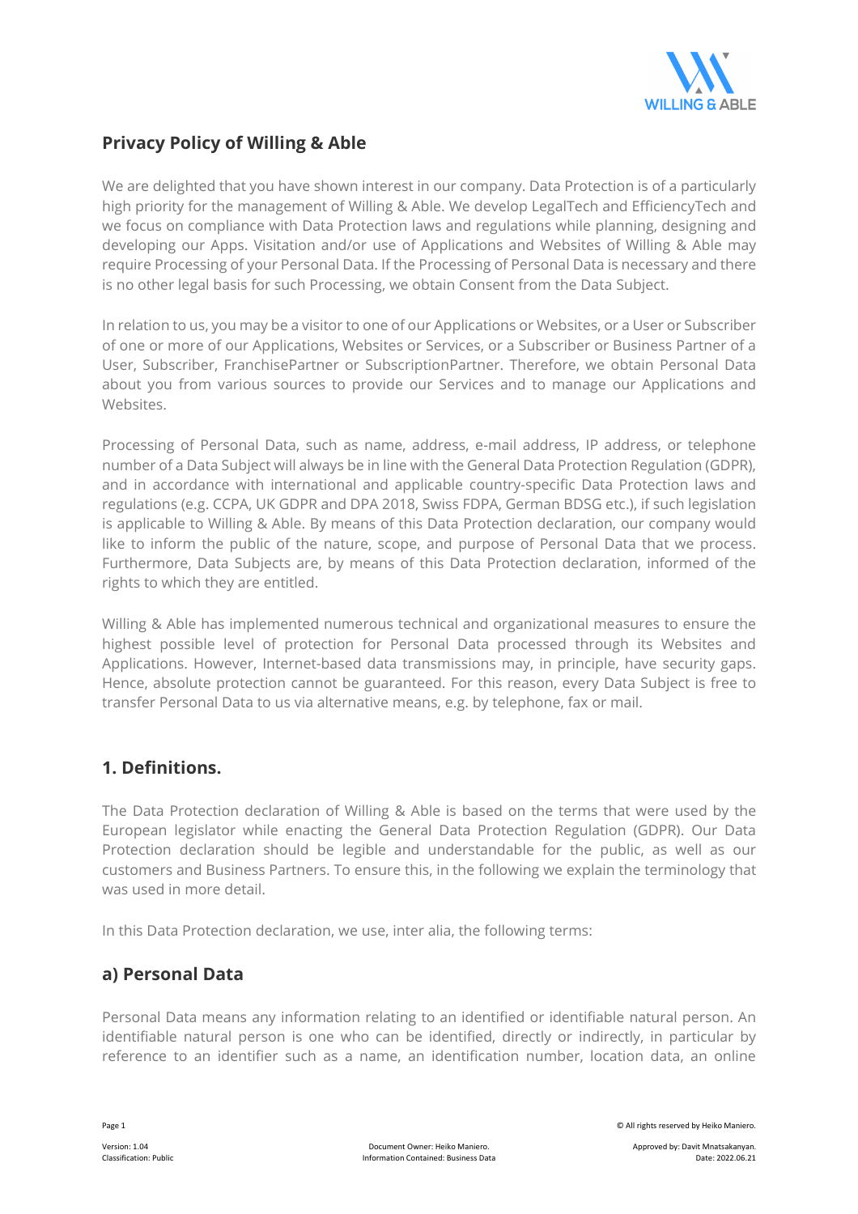## Privacy Policy of Willing & Able

We are delighted that you have shown interest in our company. Data Protection is of a particularly high priority for the management of Willing & Able. We develop LegalTech and EfficiencyTech and we focus on compliance with Data Protection laws and regulations while planning, designing and developing our Apps. Visitation and/or use of Applications and Websites of Willing & Able may require Processing of your Personal Data. If the Processing of Personal Data is necessary and there is no other legal basis for such Processing, we obtain Consent from the Data Subject.

In relation to us, you may be a visitor to one of our Applications or Websites, or a User or Subscriber of one or more of our Applications, Websites or Services, or a Subscriber or Business Partner of a User, Subscriber, FranchisePartner or SubscriptionPartner. Therefore, we obtain Personal Data about you from various sources to provide our Services and to manage our Applications and Websites.

Processing of Personal Data, such as name, address, e-mail address, IP address, or telephone number of a Data Subject will always be in line with the General Data Protection Regulation (GDPR), and in accordance with international and applicable country-specific Data Protection laws and regulations (e.g. CCPA, UK GDPR and DPA 2018, Swiss FDPA, German BDSG etc.), if such legislation is applicable to Willing & Able. By means of this Data Protection declaration, our company would like to inform the public of the nature, scope, and purpose of Personal Data that we process. Furthermore, Data Subjects are, by means of this Data Protection declaration, informed of the rights to which they are entitled.

Willing & Able has implemented numerous technical and organizational measures to ensure the highest possible level of protection for Personal Data processed through its Websites and Applications. However, Internet-based data transmissions may, in principle, have security gaps. Hence, absolute protection cannot be guaranteed. For this reason, every Data Subject is free to transfer Personal Data to us via alternative means, e.g. by telephone, fax or mail.

## 1. Definitions.

The Data Protection declaration of Willing & Able is based on the terms that were used by the European legislator while enacting the General Data Protection Regulation (GDPR). Our Data Protection declaration should be legible and understandable for the public, as well as our customers and Business Partners. To ensure this, in the following we explain the terminology that was used in more detail.

In this Data Protection declaration, we use, inter alia, the following terms:

### a) Personal Data

Personal Data means any information relating to an identified or identifiable natural person. An identifiable natural person is one who can be identified, directly or indirectly, in particular by reference to an identifier such as a name, an identification number, location data, an online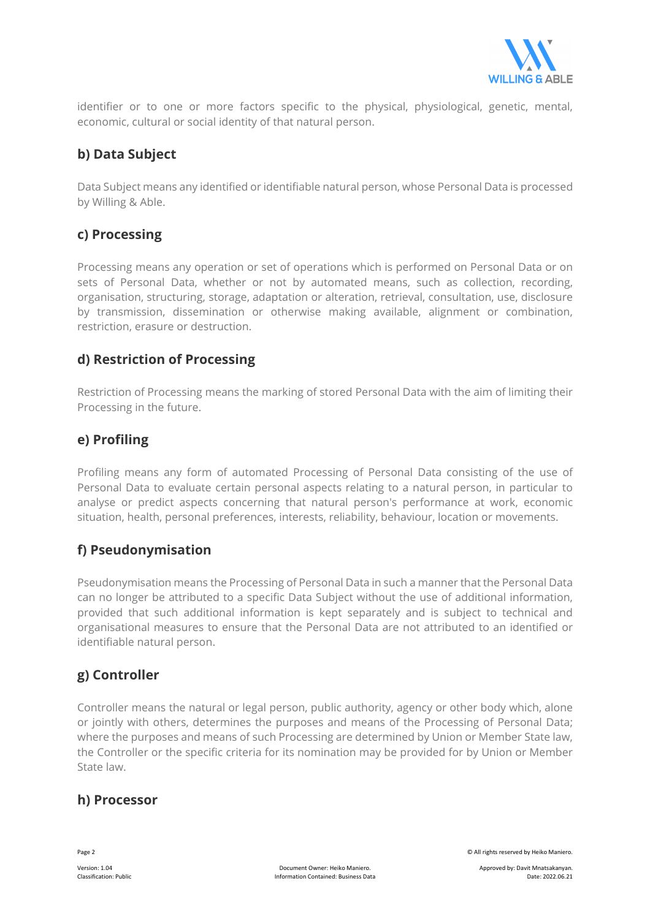identifier or to one or more factors specific to the physical, physiological, genetic, mental, economic, cultural or social identity of that natural person.

### b) Data Subject

Data Subject means any identified or identifiable natural person, whose Personal Data is processed by Willing & Able.

### c) Processing

Processing means any operation or set of operations which is performed on Personal Data or on sets of Personal Data, whether or not by automated means, such as collection, recording, organisation, structuring, storage, adaptation or alteration, retrieval, consultation, use, disclosure by transmission, dissemination or otherwise making available, alignment or combination, restriction, erasure or destruction.

### d) Restriction of Processing

Restriction of Processing means the marking of stored Personal Data with the aim of limiting their Processing in the future.

### e) Profiling

Profiling means any form of automated Processing of Personal Data consisting of the use of Personal Data to evaluate certain personal aspects relating to a natural person, in particular to analyse or predict aspects concerning that natural person's performance at work, economic situation, health, personal preferences, interests, reliability, behaviour, location or movements.

### f) Pseudonymisation

Pseudonymisation means the Processing of Personal Data in such a manner that the Personal Data can no longer be attributed to a specific Data Subject without the use of additional information, provided that such additional information is kept separately and is subject to technical and organisational measures to ensure that the Personal Data are not attributed to an identified or identifiable natural person.

### g) Controller

Controller means the natural or legal person, public authority, agency or other body which, alone or jointly with others, determines the purposes and means of the Processing of Personal Data; where the purposes and means of such Processing are determined by Union or Member State law, the Controller or the specific criteria for its nomination may be provided for by Union or Member State law.

### h) Processor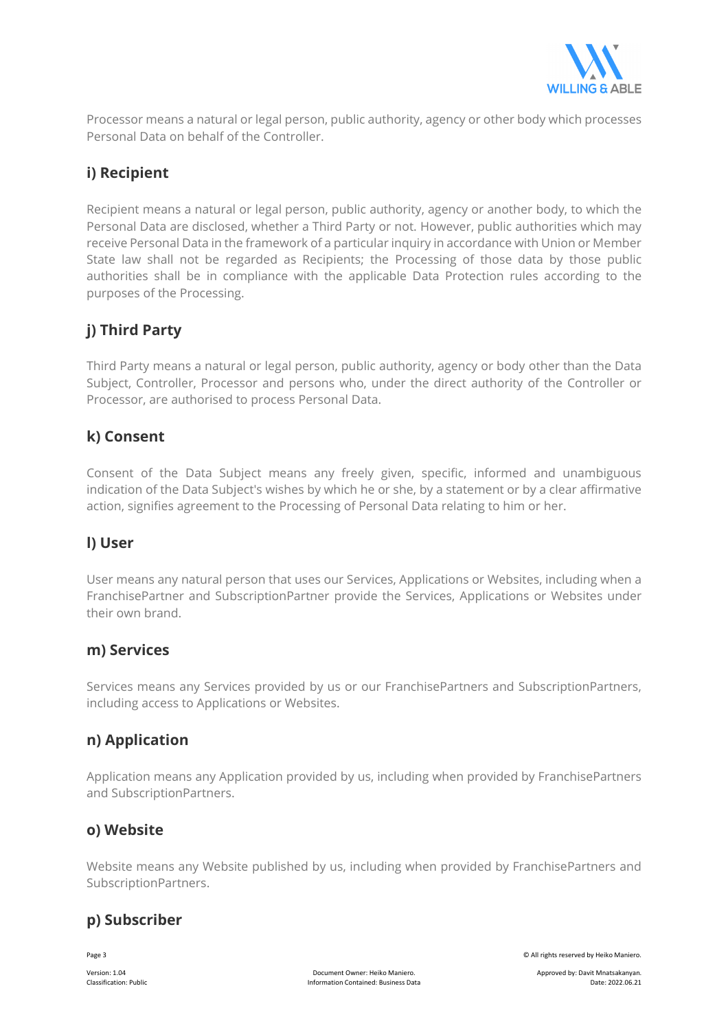Processor means a natural or legal person, public authority, agency or other body which processes Personal Data on behalf of the Controller.

### i) Recipient

Recipient means a natural or legal person, public authority, agency or another body, to which the Personal Data are disclosed, whether a Third Party or not. However, public authorities which may receive Personal Data in the framework of a particular inquiry in accordance with Union or Member State law shall not be regarded as Recipients; the Processing of those data by those public authorities shall be in compliance with the applicable Data Protection rules according to the purposes of the Processing.

### j) Third Party

Third Party means a natural or legal person, public authority, agency or body other than the Data Subject, Controller, Processor and persons who, under the direct authority of the Controller or Processor, are authorised to process Personal Data.

### k) Consent

Consent of the Data Subject means any freely given, specific, informed and unambiguous indication of the Data Subject's wishes by which he or she, by a statement or by a clear affirmative action, signifies agreement to the Processing of Personal Data relating to him or her.

### l) User

User means any natural person that uses our Services, Applications or Websites, including when a FranchisePartner and SubscriptionPartner provide the Services, Applications or Websites under their own brand.

### m) Services

Services means any Services provided by us or our FranchisePartners and SubscriptionPartners, including access to Applications or Websites.

### n) Application

Application means any Application provided by us, including when provided by FranchisePartners and SubscriptionPartners.

### o) Website

Website means any Website published by us, including when provided by FranchisePartners and SubscriptionPartners.

### p) Subscriber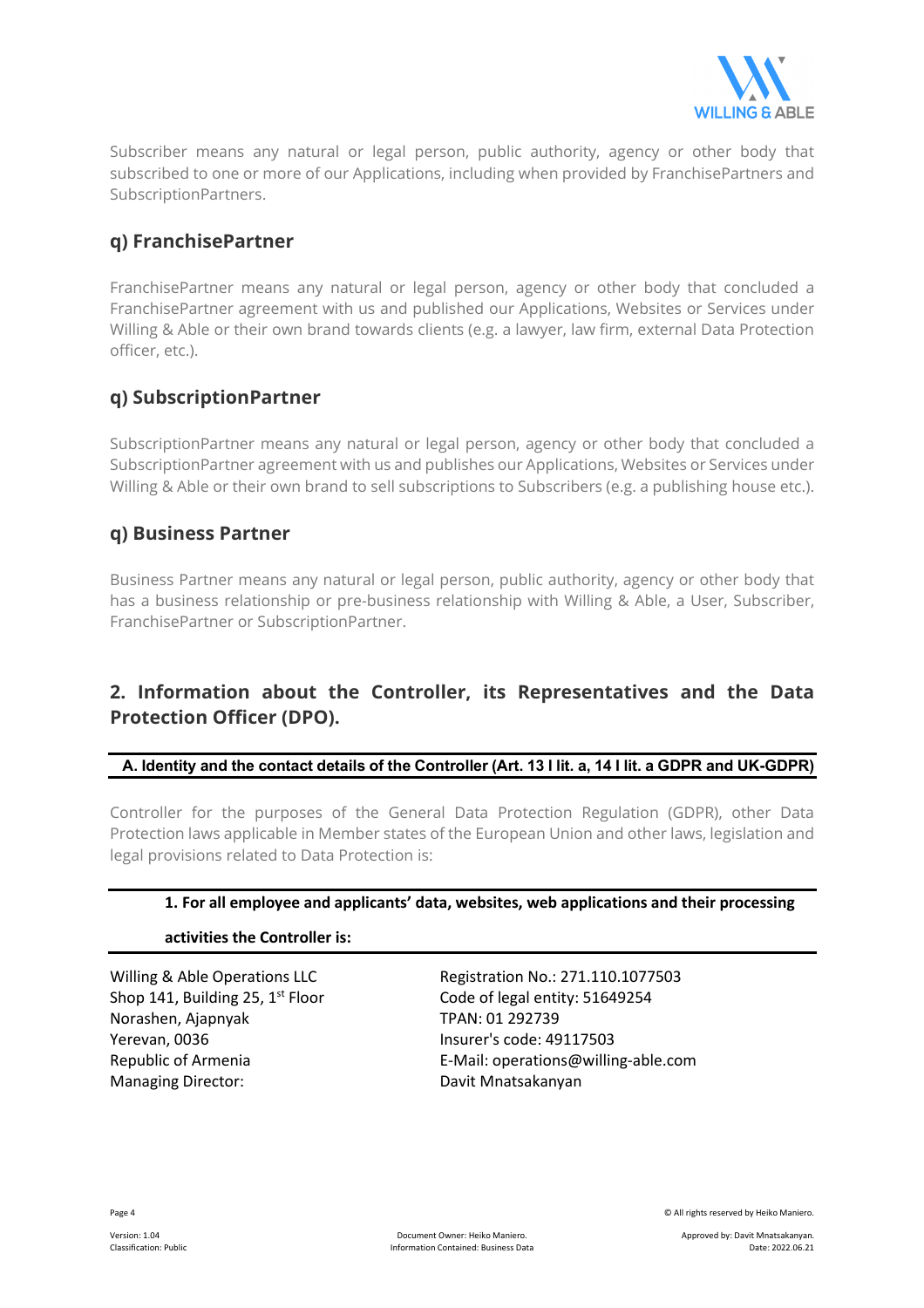Subscriber means any natural or legal person, public authority, agency or other body that subscribed to one or more of our Applications, including when provided by FranchisePartners and SubscriptionPartners.

### q) FranchisePartner

FranchisePartner means any natural or legal person, agency or other body that concluded a FranchisePartner agreement with us and published our Applications, Websites or Services under Willing & Able or their own brand towards clients (e.g. a lawyer, law firm, external Data Protection officer, etc.).

### q) SubscriptionPartner

SubscriptionPartner means any natural or legal person, agency or other body that concluded a SubscriptionPartner agreement with us and publishes our Applications, Websites or Services under Willing & Able or their own brand to sell subscriptions to Subscribers (e.g. a publishing house etc.).

### q) Business Partner

Business Partner means any natural or legal person, public authority, agency or other body that has a business relationship or pre-business relationship with Willing & Able, a User, Subscriber, FranchisePartner or SubscriptionPartner.

## 2. Information about the Controller, its Representatives and the Data Protection Officer (DPO).

**A. Identity and the contact details of the Controller (Art. 13 I lit. a, 14 I lit. a GDPR and UK-GDPR)**

Controller for the purposes of the General Data Protection Regulation (GDPR), other Data Protection laws applicable in Member states of the European Union and other laws, legislation and legal provisions related to Data Protection is:

**1. For all employee and applicants' data, websites, web applications and their processing activities the Controller is:**

Willing & Able Operations LLC
Shop 141, Building 25, 1st Floor
Norashen, Ajapnyak
Yerevan, 0036
Republic of Armenia
Managing Director: Davit Mnatsakanyan

Registration No.: 271.110.1077503
Code of legal entity: 51649254
TPAN: 01 292739
Insurer's code: 49117503
E-Mail: operations@willing-able.com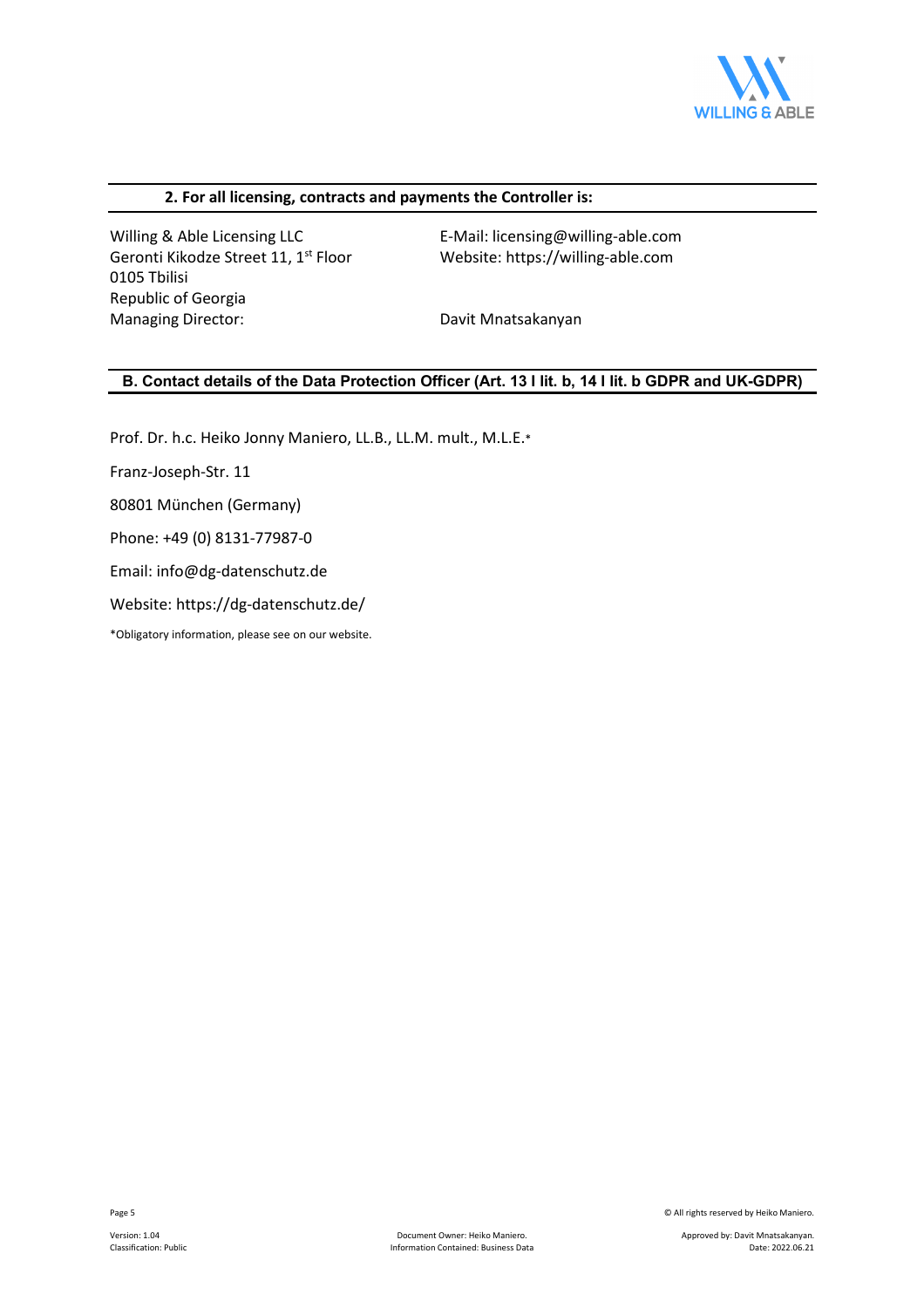### 2. For all licensing, contracts and payments the Controller is:

Willing & Able Licensing LLC
Geronti Kikodze Street 11, 1st Floor
0105 Tbilisi
Republic of Georgia
Managing Director: Davit Mnatsakanyan

E-Mail: licensing@willing-able.com
Website: https://willing-able.com

## B. Contact details of the Data Protection Officer (Art. 13 I lit. b, 14 I lit. b GDPR and UK-GDPR)

Prof. Dr. h.c. Heiko Jonny Maniero, LL.B., LL.M. mult., M.L.E.*

Franz-Joseph-Str. 11

80801 München (Germany)

Phone: +49 (0) 8131-77987-0

Email: info@dg-datenschutz.de

Website: https://dg-datenschutz.de/

*Obligatory information, please see on our website.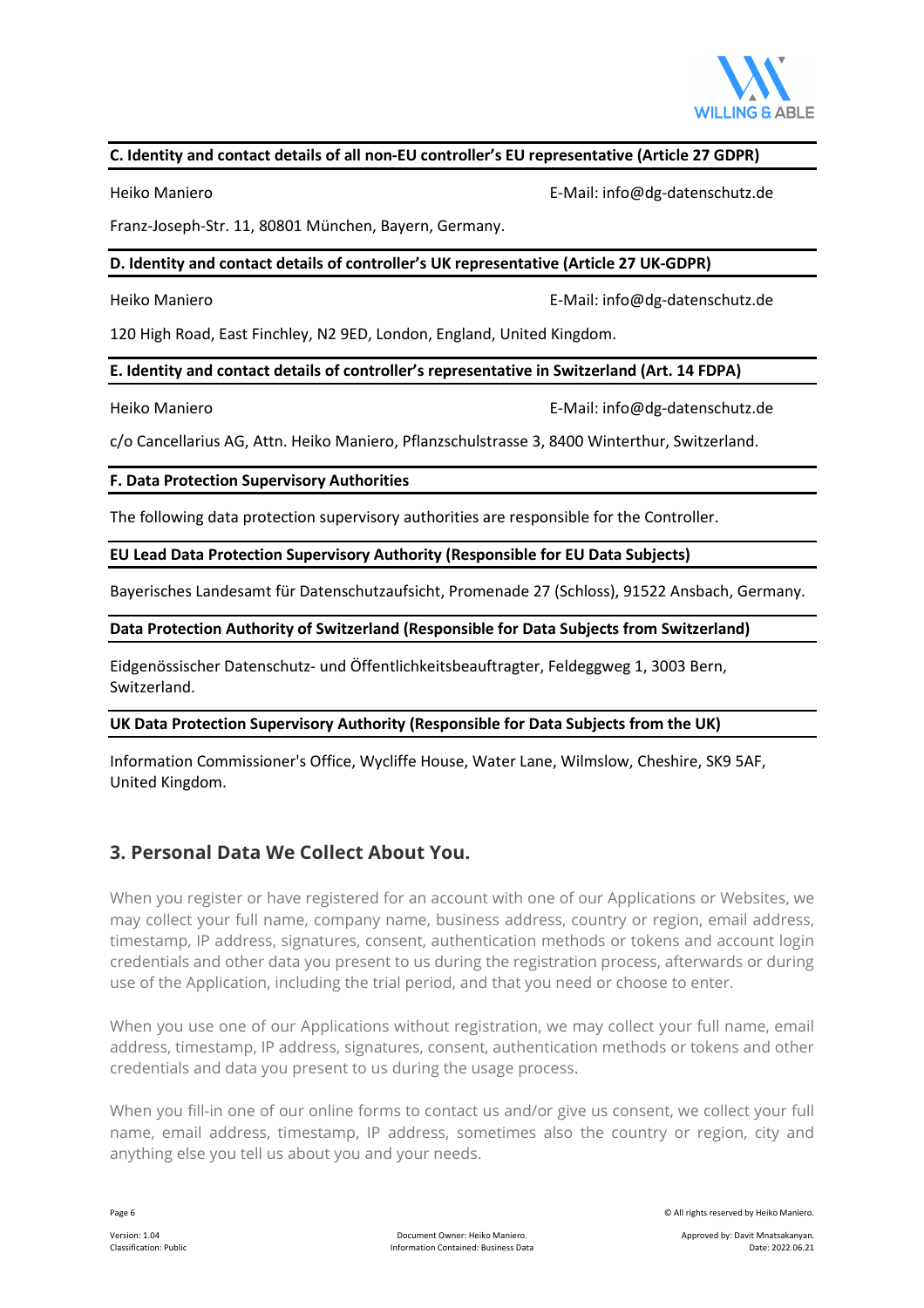**C. Identity and contact details of all non-EU controller's EU representative (Article 27 GDPR)**

Heiko Maniero E-Mail: info@dg-datenschutz.de

Franz-Joseph-Str. 11, 80801 München, Bayern, Germany.

**D. Identity and contact details of controller's UK representative (Article 27 UK-GDPR)**

Heiko Maniero E-Mail: info@dg-datenschutz.de

120 High Road, East Finchley, N2 9ED, London, England, United Kingdom.

**E. Identity and contact details of controller's representative in Switzerland (Art. 14 FDPA)**

Heiko Maniero E-Mail: info@dg-datenschutz.de

c/o Cancellarius AG, Attn. Heiko Maniero, Pflanzschulstrasse 3, 8400 Winterthur, Switzerland.

**F. Data Protection Supervisory Authorities**

The following data protection supervisory authorities are responsible for the Controller.

**EU Lead Data Protection Supervisory Authority (Responsible for EU Data Subjects)**

Bayerisches Landesamt für Datenschutzaufsicht, Promenade 27 (Schloss), 91522 Ansbach, Germany.

**Data Protection Authority of Switzerland (Responsible for Data Subjects from Switzerland)**

Eidgenössischer Datenschutz- und Öffentlichkeitsbeauftragter, Feldeggweg 1, 3003 Bern, Switzerland.

**UK Data Protection Supervisory Authority (Responsible for Data Subjects from the UK)**

Information Commissioner's Office, Wycliffe House, Water Lane, Wilmslow, Cheshire, SK9 5AF, United Kingdom.

## 3. Personal Data We Collect About You.

When you register or have registered for an account with one of our Applications or Websites, we may collect your full name, company name, business address, country or region, email address, timestamp, IP address, signatures, consent, authentication methods or tokens and account login credentials and other data you present to us during the registration process, afterwards or during use of the Application, including the trial period, and that you need or choose to enter.

When you use one of our Applications without registration, we may collect your full name, email address, timestamp, IP address, signatures, consent, authentication methods or tokens and other credentials and data you present to us during the usage process.

When you fill-in one of our online forms to contact us and/or give us consent, we collect your full name, email address, timestamp, IP address, sometimes also the country or region, city and anything else you tell us about you and your needs.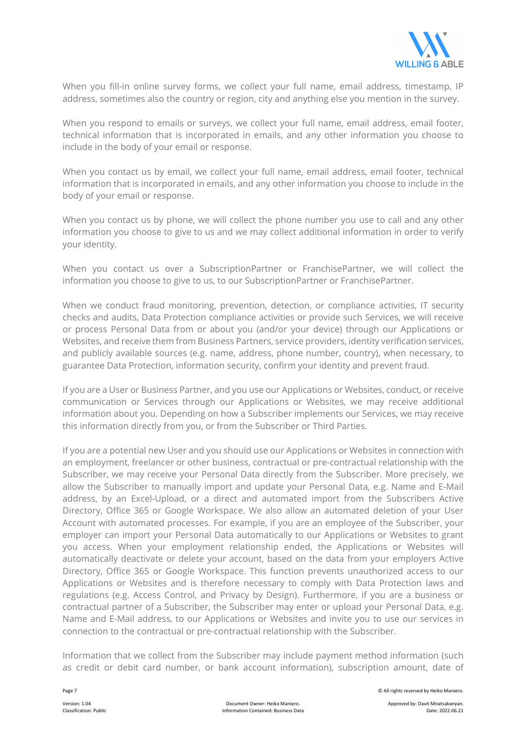When you fill-in online survey forms, we collect your full name, email address, timestamp, IP address, sometimes also the country or region, city and anything else you mention in the survey.

When you respond to emails or surveys, we collect your full name, email address, email footer, technical information that is incorporated in emails, and any other information you choose to include in the body of your email or response.

When you contact us by email, we collect your full name, email address, email footer, technical information that is incorporated in emails, and any other information you choose to include in the body of your email or response.

When you contact us by phone, we will collect the phone number you use to call and any other information you choose to give to us and we may collect additional information in order to verify your identity.

When you contact us over a SubscriptionPartner or FranchisePartner, we will collect the information you choose to give to us, to our SubscriptionPartner or FranchisePartner.

When we conduct fraud monitoring, prevention, detection, or compliance activities, IT security checks and audits, Data Protection compliance activities or provide such Services, we will receive or process Personal Data from or about you (and/or your device) through our Applications or Websites, and receive them from Business Partners, service providers, identity verification services, and publicly available sources (e.g. name, address, phone number, country), when necessary, to guarantee Data Protection, information security, confirm your identity and prevent fraud.

If you are a User or Business Partner, and you use our Applications or Websites, conduct, or receive communication or Services through our Applications or Websites, we may receive additional information about you. Depending on how a Subscriber implements our Services, we may receive this information directly from you, or from the Subscriber or Third Parties.

If you are a potential new User and you should use our Applications or Websites in connection with an employment, freelancer or other business, contractual or pre-contractual relationship with the Subscriber, we may receive your Personal Data directly from the Subscriber. More precisely, we allow the Subscriber to manually import and update your Personal Data, e.g. Name and E-Mail address, by an Excel-Upload, or a direct and automated import from the Subscribers Active Directory, Office 365 or Google Workspace. We also allow an automated deletion of your User Account with automated processes. For example, if you are an employee of the Subscriber, your employer can import your Personal Data automatically to our Applications or Websites to grant you access. When your employment relationship ended, the Applications or Websites will automatically deactivate or delete your account, based on the data from your employers Active Directory, Office 365 or Google Workspace. This function prevents unauthorized access to our Applications or Websites and is therefore necessary to comply with Data Protection laws and regulations (e.g. Access Control, and Privacy by Design). Furthermore, if you are a business or contractual partner of a Subscriber, the Subscriber may enter or upload your Personal Data, e.g. Name and E-Mail address, to our Applications or Websites and invite you to use our services in connection to the contractual or pre-contractual relationship with the Subscriber.

Information that we collect from the Subscriber may include payment method information (such as credit or debit card number, or bank account information), subscription amount, date of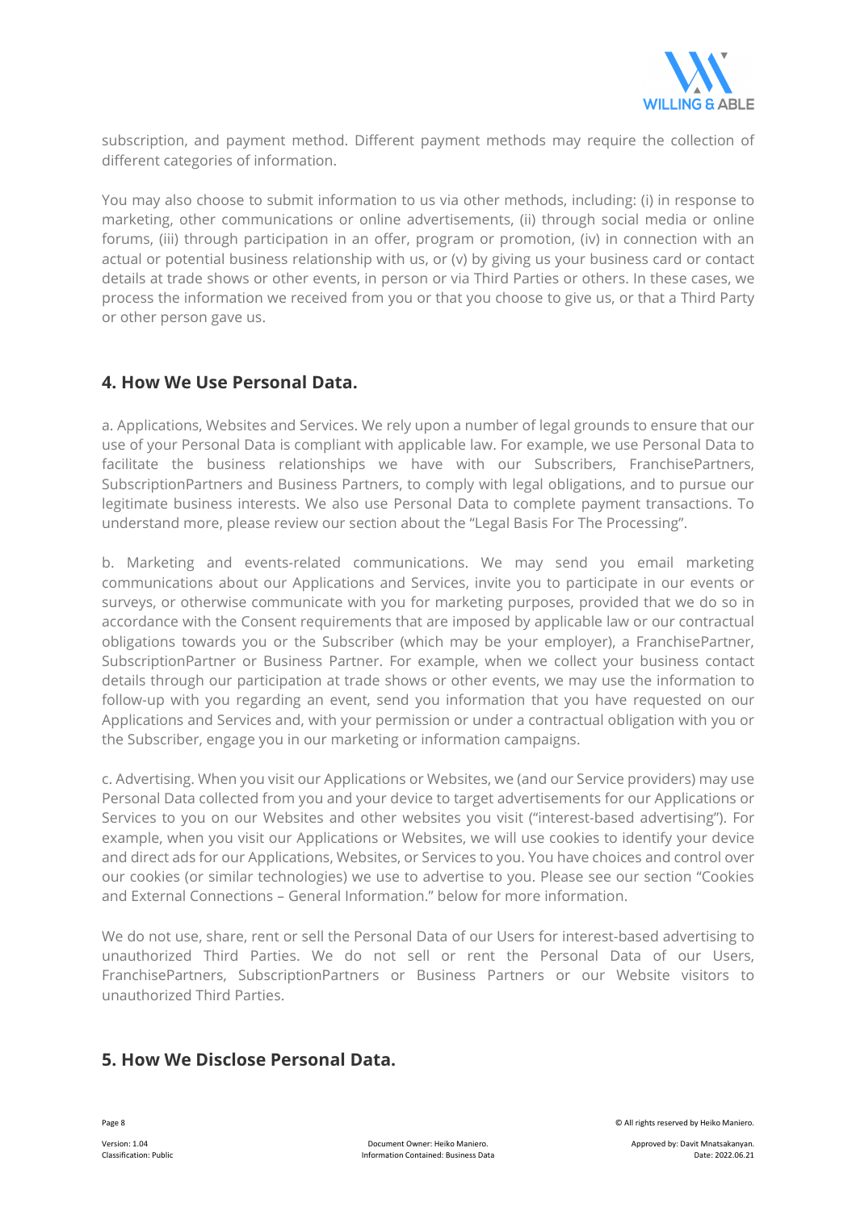subscription, and payment method. Different payment methods may require the collection of different categories of information.

You may also choose to submit information to us via other methods, including: (i) in response to marketing, other communications or online advertisements, (ii) through social media or online forums, (iii) through participation in an offer, program or promotion, (iv) in connection with an actual or potential business relationship with us, or (v) by giving us your business card or contact details at trade shows or other events, in person or via Third Parties or others. In these cases, we process the information we received from you or that you choose to give us, or that a Third Party or other person gave us.

## 4. How We Use Personal Data.

a. Applications, Websites and Services. We rely upon a number of legal grounds to ensure that our use of your Personal Data is compliant with applicable law. For example, we use Personal Data to facilitate the business relationships we have with our Subscribers, FranchisePartners, SubscriptionPartners and Business Partners, to comply with legal obligations, and to pursue our legitimate business interests. We also use Personal Data to complete payment transactions. To understand more, please review our section about the "Legal Basis For The Processing".

b. Marketing and events-related communications. We may send you email marketing communications about our Applications and Services, invite you to participate in our events or surveys, or otherwise communicate with you for marketing purposes, provided that we do so in accordance with the Consent requirements that are imposed by applicable law or our contractual obligations towards you or the Subscriber (which may be your employer), a FranchisePartner, SubscriptionPartner or Business Partner. For example, when we collect your business contact details through our participation at trade shows or other events, we may use the information to follow-up with you regarding an event, send you information that you have requested on our Applications and Services and, with your permission or under a contractual obligation with you or the Subscriber, engage you in our marketing or information campaigns.

c. Advertising. When you visit our Applications or Websites, we (and our Service providers) may use Personal Data collected from you and your device to target advertisements for our Applications or Services to you on our Websites and other websites you visit ("interest-based advertising"). For example, when you visit our Applications or Websites, we will use cookies to identify your device and direct ads for our Applications, Websites, or Services to you. You have choices and control over our cookies (or similar technologies) we use to advertise to you. Please see our section "Cookies and External Connections – General Information." below for more information.

We do not use, share, rent or sell the Personal Data of our Users for interest-based advertising to unauthorized Third Parties. We do not sell or rent the Personal Data of our Users, FranchisePartners, SubscriptionPartners or Business Partners or our Website visitors to unauthorized Third Parties.

## 5. How We Disclose Personal Data.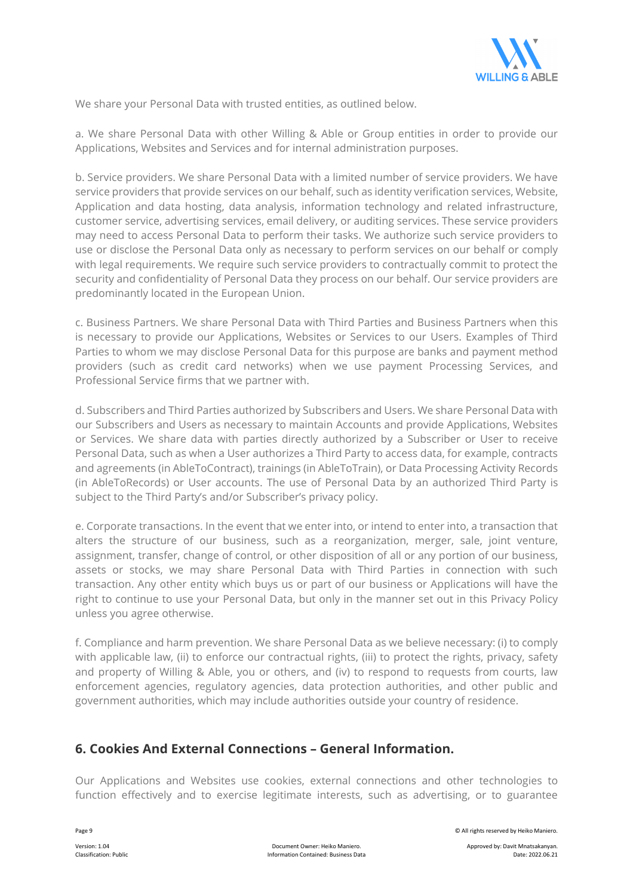We share your Personal Data with trusted entities, as outlined below.

a. We share Personal Data with other Willing & Able or Group entities in order to provide our Applications, Websites and Services and for internal administration purposes.

b. Service providers. We share Personal Data with a limited number of service providers. We have service providers that provide services on our behalf, such as identity verification services, Website, Application and data hosting, data analysis, information technology and related infrastructure, customer service, advertising services, email delivery, or auditing services. These service providers may need to access Personal Data to perform their tasks. We authorize such service providers to use or disclose the Personal Data only as necessary to perform services on our behalf or comply with legal requirements. We require such service providers to contractually commit to protect the security and confidentiality of Personal Data they process on our behalf. Our service providers are predominantly located in the European Union.

c. Business Partners. We share Personal Data with Third Parties and Business Partners when this is necessary to provide our Applications, Websites or Services to our Users. Examples of Third Parties to whom we may disclose Personal Data for this purpose are banks and payment method providers (such as credit card networks) when we use payment Processing Services, and Professional Service firms that we partner with.

d. Subscribers and Third Parties authorized by Subscribers and Users. We share Personal Data with our Subscribers and Users as necessary to maintain Accounts and provide Applications, Websites or Services. We share data with parties directly authorized by a Subscriber or User to receive Personal Data, such as when a User authorizes a Third Party to access data, for example, contracts and agreements (in AbleToContract), trainings (in AbleToTrain), or Data Processing Activity Records (in AbleToRecords) or User accounts. The use of Personal Data by an authorized Third Party is subject to the Third Party's and/or Subscriber's privacy policy.

e. Corporate transactions. In the event that we enter into, or intend to enter into, a transaction that alters the structure of our business, such as a reorganization, merger, sale, joint venture, assignment, transfer, change of control, or other disposition of all or any portion of our business, assets or stocks, we may share Personal Data with Third Parties in connection with such transaction. Any other entity which buys us or part of our business or Applications will have the right to continue to use your Personal Data, but only in the manner set out in this Privacy Policy unless you agree otherwise.

f. Compliance and harm prevention. We share Personal Data as we believe necessary: (i) to comply with applicable law, (ii) to enforce our contractual rights, (iii) to protect the rights, privacy, safety and property of Willing & Able, you or others, and (iv) to respond to requests from courts, law enforcement agencies, regulatory agencies, data protection authorities, and other public and government authorities, which may include authorities outside your country of residence.

## 6. Cookies And External Connections – General Information.

Our Applications and Websites use cookies, external connections and other technologies to function effectively and to exercise legitimate interests, such as advertising, or to guarantee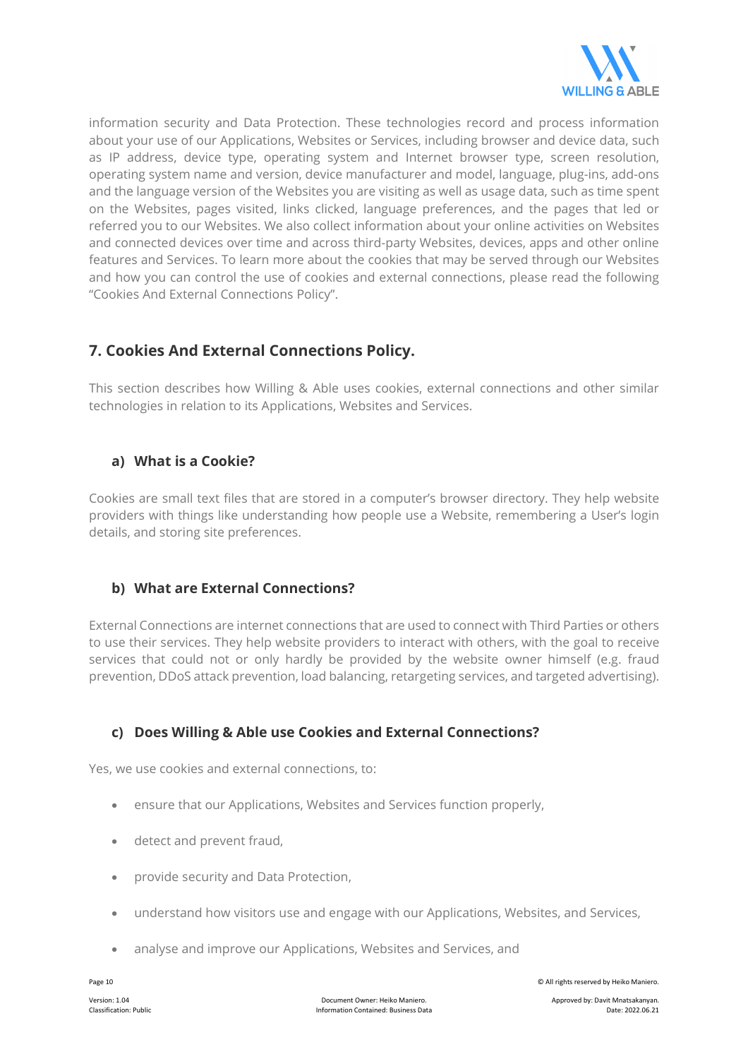information security and Data Protection. These technologies record and process information about your use of our Applications, Websites or Services, including browser and device data, such as IP address, device type, operating system and Internet browser type, screen resolution, operating system name and version, device manufacturer and model, language, plug-ins, add-ons and the language version of the Websites you are visiting as well as usage data, such as time spent on the Websites, pages visited, links clicked, language preferences, and the pages that led or referred you to our Websites. We also collect information about your online activities on Websites and connected devices over time and across third-party Websites, devices, apps and other online features and Services. To learn more about the cookies that may be served through our Websites and how you can control the use of cookies and external connections, please read the following "Cookies And External Connections Policy".

## 7. Cookies And External Connections Policy.

This section describes how Willing & Able uses cookies, external connections and other similar technologies in relation to its Applications, Websites and Services.

### a) What is a Cookie?

Cookies are small text files that are stored in a computer's browser directory. They help website providers with things like understanding how people use a Website, remembering a User's login details, and storing site preferences.

### b) What are External Connections?

External Connections are internet connections that are used to connect with Third Parties or others to use their services. They help website providers to interact with others, with the goal to receive services that could not or only hardly be provided by the website owner himself (e.g. fraud prevention, DDoS attack prevention, load balancing, retargeting services, and targeted advertising).

### c) Does Willing & Able use Cookies and External Connections?

Yes, we use cookies and external connections, to:

- ensure that our Applications, Websites and Services function properly,
- detect and prevent fraud,
- provide security and Data Protection,
- understand how visitors use and engage with our Applications, Websites, and Services,
- analyse and improve our Applications, Websites and Services, and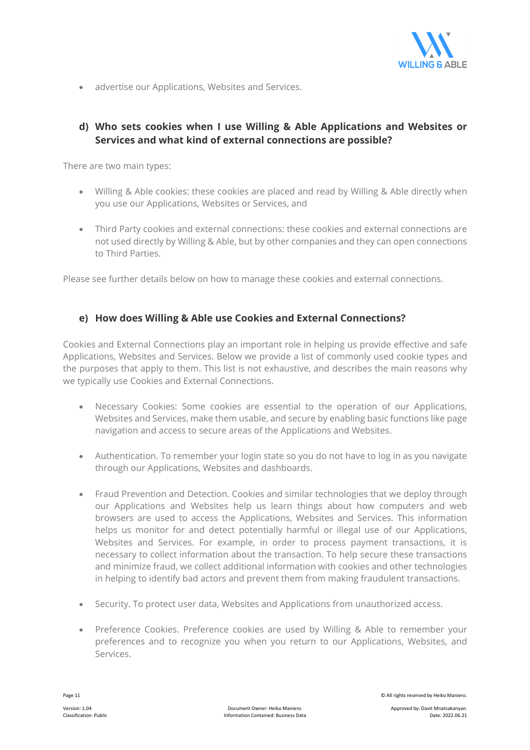- advertise our Applications, Websites and Services.

### d) Who sets cookies when I use Willing & Able Applications and Websites or Services and what kind of external connections are possible?

There are two main types:

- Willing & Able cookies: these cookies are placed and read by Willing & Able directly when you use our Applications, Websites or Services, and

- Third Party cookies and external connections: these cookies and external connections are not used directly by Willing & Able, but by other companies and they can open connections to Third Parties.

Please see further details below on how to manage these cookies and external connections.

### e) How does Willing & Able use Cookies and External Connections?

Cookies and External Connections play an important role in helping us provide effective and safe Applications, Websites and Services. Below we provide a list of commonly used cookie types and the purposes that apply to them. This list is not exhaustive, and describes the main reasons why we typically use Cookies and External Connections.

- Necessary Cookies: Some cookies are essential to the operation of our Applications, Websites and Services, make them usable, and secure by enabling basic functions like page navigation and access to secure areas of the Applications and Websites.

- Authentication. To remember your login state so you do not have to log in as you navigate through our Applications, Websites and dashboards.

- Fraud Prevention and Detection. Cookies and similar technologies that we deploy through our Applications and Websites help us learn things about how computers and web browsers are used to access the Applications, Websites and Services. This information helps us monitor for and detect potentially harmful or illegal use of our Applications, Websites and Services. For example, in order to process payment transactions, it is necessary to collect information about the transaction. To help secure these transactions and minimize fraud, we collect additional information with cookies and other technologies in helping to identify bad actors and prevent them from making fraudulent transactions.

- Security. To protect user data, Websites and Applications from unauthorized access.

- Preference Cookies. Preference cookies are used by Willing & Able to remember your preferences and to recognize you when you return to our Applications, Websites, and Services.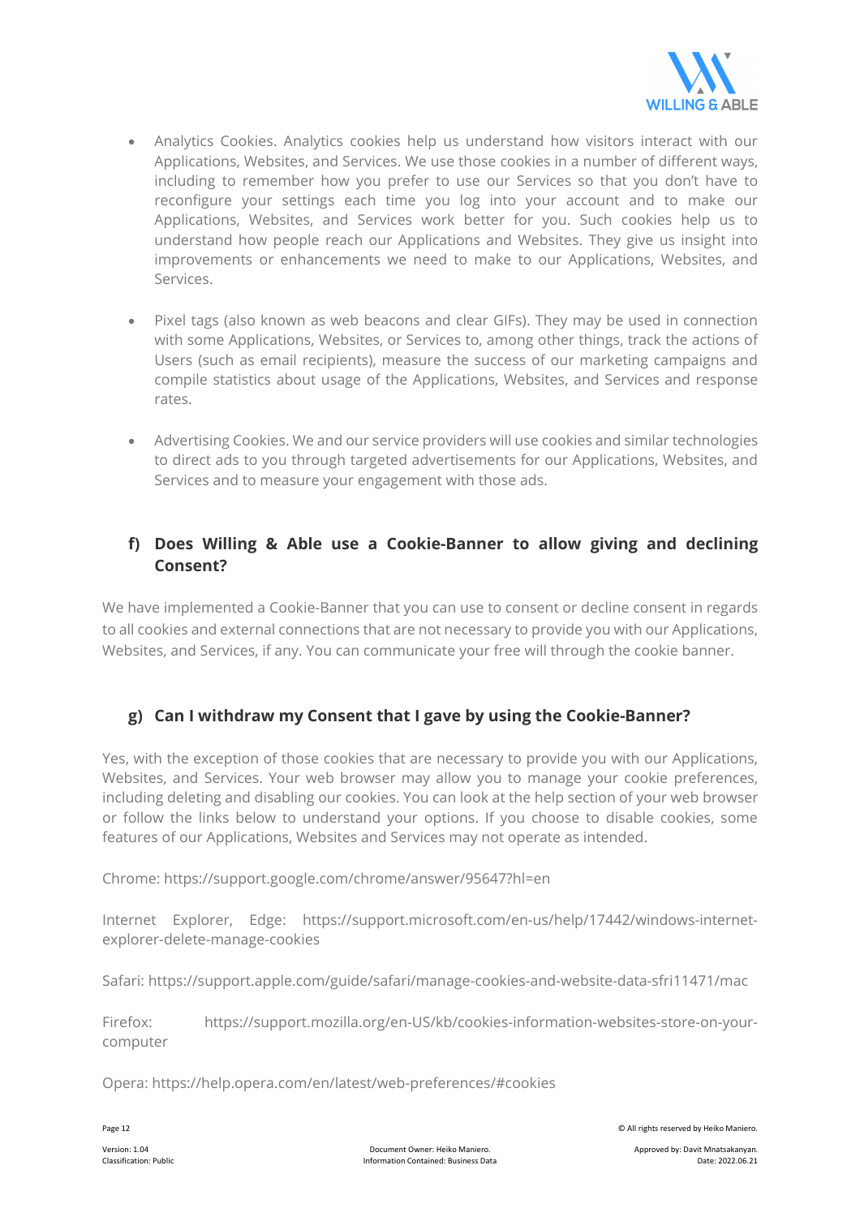- Analytics Cookies. Analytics cookies help us understand how visitors interact with our Applications, Websites, and Services. We use those cookies in a number of different ways, including to remember how you prefer to use our Services so that you don't have to reconfigure your settings each time you log into your account and to make our Applications, Websites, and Services work better for you. Such cookies help us to understand how people reach our Applications and Websites. They give us insight into improvements or enhancements we need to make to our Applications, Websites, and Services.

- Pixel tags (also known as web beacons and clear GIFs). They may be used in connection with some Applications, Websites, or Services to, among other things, track the actions of Users (such as email recipients), measure the success of our marketing campaigns and compile statistics about usage of the Applications, Websites, and Services and response rates.

- Advertising Cookies. We and our service providers will use cookies and similar technologies to direct ads to you through targeted advertisements for our Applications, Websites, and Services and to measure your engagement with those ads.

### f) Does Willing & Able use a Cookie-Banner to allow giving and declining Consent?

We have implemented a Cookie-Banner that you can use to consent or decline consent in regards to all cookies and external connections that are not necessary to provide you with our Applications, Websites, and Services, if any. You can communicate your free will through the cookie banner.

### g) Can I withdraw my Consent that I gave by using the Cookie-Banner?

Yes, with the exception of those cookies that are necessary to provide you with our Applications, Websites, and Services. Your web browser may allow you to manage your cookie preferences, including deleting and disabling our cookies. You can look at the help section of your web browser or follow the links below to understand your options. If you choose to disable cookies, some features of our Applications, Websites and Services may not operate as intended.

Chrome: https://support.google.com/chrome/answer/95647?hl=en

Internet Explorer, Edge: https://support.microsoft.com/en-us/help/17442/windows-internet-explorer-delete-manage-cookies

Safari: https://support.apple.com/guide/safari/manage-cookies-and-website-data-sfri11471/mac

Firefox: https://support.mozilla.org/en-US/kb/cookies-information-websites-store-on-your-computer

Opera: https://help.opera.com/en/latest/web-preferences/#cookies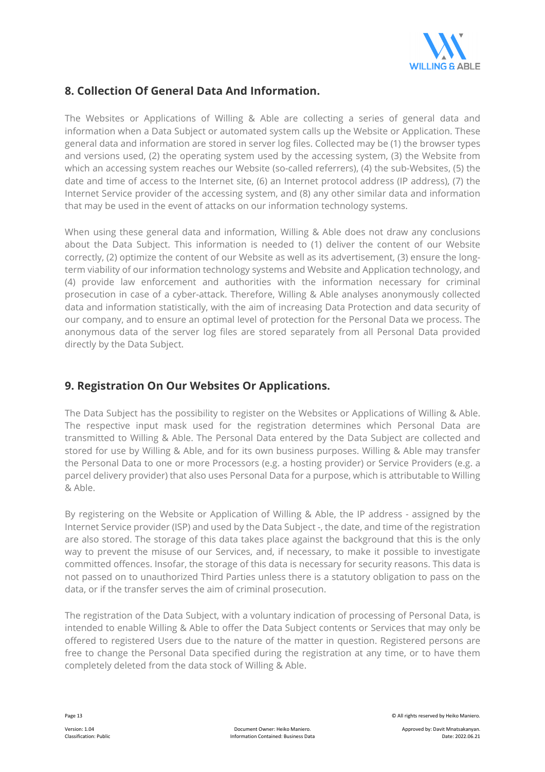## 8. Collection Of General Data And Information.

The Websites or Applications of Willing & Able are collecting a series of general data and information when a Data Subject or automated system calls up the Website or Application. These general data and information are stored in server log files. Collected may be (1) the browser types and versions used, (2) the operating system used by the accessing system, (3) the Website from which an accessing system reaches our Website (so-called referrers), (4) the sub-Websites, (5) the date and time of access to the Internet site, (6) an Internet protocol address (IP address), (7) the Internet Service provider of the accessing system, and (8) any other similar data and information that may be used in the event of attacks on our information technology systems.

When using these general data and information, Willing & Able does not draw any conclusions about the Data Subject. This information is needed to (1) deliver the content of our Website correctly, (2) optimize the content of our Website as well as its advertisement, (3) ensure the long-term viability of our information technology systems and Website and Application technology, and (4) provide law enforcement and authorities with the information necessary for criminal prosecution in case of a cyber-attack. Therefore, Willing & Able analyses anonymously collected data and information statistically, with the aim of increasing Data Protection and data security of our company, and to ensure an optimal level of protection for the Personal Data we process. The anonymous data of the server log files are stored separately from all Personal Data provided directly by the Data Subject.

## 9. Registration On Our Websites Or Applications.

The Data Subject has the possibility to register on the Websites or Applications of Willing & Able. The respective input mask used for the registration determines which Personal Data are transmitted to Willing & Able. The Personal Data entered by the Data Subject are collected and stored for use by Willing & Able, and for its own business purposes. Willing & Able may transfer the Personal Data to one or more Processors (e.g. a hosting provider) or Service Providers (e.g. a parcel delivery provider) that also uses Personal Data for a purpose, which is attributable to Willing & Able.

By registering on the Website or Application of Willing & Able, the IP address - assigned by the Internet Service provider (ISP) and used by the Data Subject -, the date, and time of the registration are also stored. The storage of this data takes place against the background that this is the only way to prevent the misuse of our Services, and, if necessary, to make it possible to investigate committed offences. Insofar, the storage of this data is necessary for security reasons. This data is not passed on to unauthorized Third Parties unless there is a statutory obligation to pass on the data, or if the transfer serves the aim of criminal prosecution.

The registration of the Data Subject, with a voluntary indication of processing of Personal Data, is intended to enable Willing & Able to offer the Data Subject contents or Services that may only be offered to registered Users due to the nature of the matter in question. Registered persons are free to change the Personal Data specified during the registration at any time, or to have them completely deleted from the data stock of Willing & Able.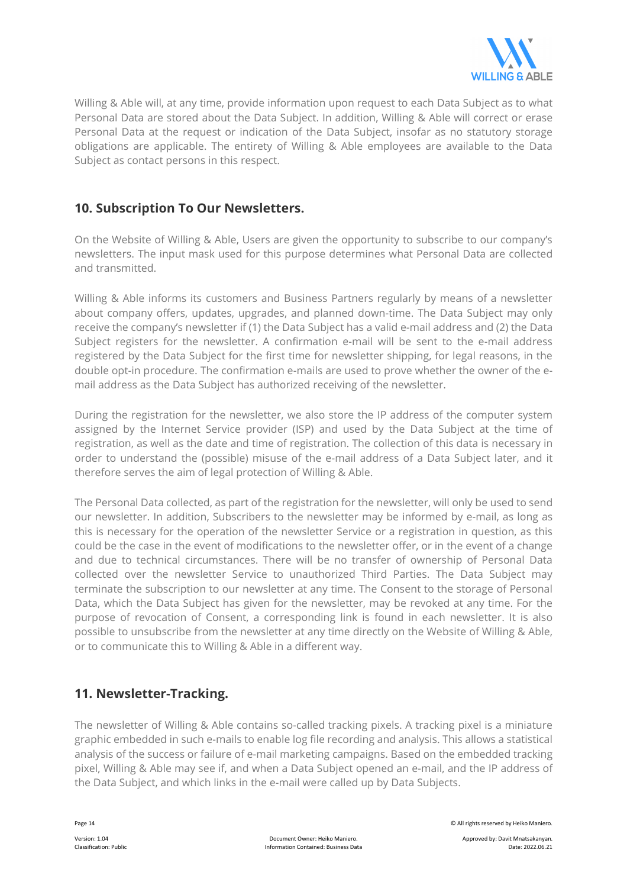Willing & Able will, at any time, provide information upon request to each Data Subject as to what Personal Data are stored about the Data Subject. In addition, Willing & Able will correct or erase Personal Data at the request or indication of the Data Subject, insofar as no statutory storage obligations are applicable. The entirety of Willing & Able employees are available to the Data Subject as contact persons in this respect.

## 10. Subscription To Our Newsletters.

On the Website of Willing & Able, Users are given the opportunity to subscribe to our company's newsletters. The input mask used for this purpose determines what Personal Data are collected and transmitted.

Willing & Able informs its customers and Business Partners regularly by means of a newsletter about company offers, updates, upgrades, and planned down-time. The Data Subject may only receive the company's newsletter if (1) the Data Subject has a valid e-mail address and (2) the Data Subject registers for the newsletter. A confirmation e-mail will be sent to the e-mail address registered by the Data Subject for the first time for newsletter shipping, for legal reasons, in the double opt-in procedure. The confirmation e-mails are used to prove whether the owner of the e-mail address as the Data Subject has authorized receiving of the newsletter.

During the registration for the newsletter, we also store the IP address of the computer system assigned by the Internet Service provider (ISP) and used by the Data Subject at the time of registration, as well as the date and time of registration. The collection of this data is necessary in order to understand the (possible) misuse of the e-mail address of a Data Subject later, and it therefore serves the aim of legal protection of Willing & Able.

The Personal Data collected, as part of the registration for the newsletter, will only be used to send our newsletter. In addition, Subscribers to the newsletter may be informed by e-mail, as long as this is necessary for the operation of the newsletter Service or a registration in question, as this could be the case in the event of modifications to the newsletter offer, or in the event of a change and due to technical circumstances. There will be no transfer of ownership of Personal Data collected over the newsletter Service to unauthorized Third Parties. The Data Subject may terminate the subscription to our newsletter at any time. The Consent to the storage of Personal Data, which the Data Subject has given for the newsletter, may be revoked at any time. For the purpose of revocation of Consent, a corresponding link is found in each newsletter. It is also possible to unsubscribe from the newsletter at any time directly on the Website of Willing & Able, or to communicate this to Willing & Able in a different way.

## 11. Newsletter-Tracking.

The newsletter of Willing & Able contains so-called tracking pixels. A tracking pixel is a miniature graphic embedded in such e-mails to enable log file recording and analysis. This allows a statistical analysis of the success or failure of e-mail marketing campaigns. Based on the embedded tracking pixel, Willing & Able may see if, and when a Data Subject opened an e-mail, and the IP address of the Data Subject, and which links in the e-mail were called up by Data Subjects.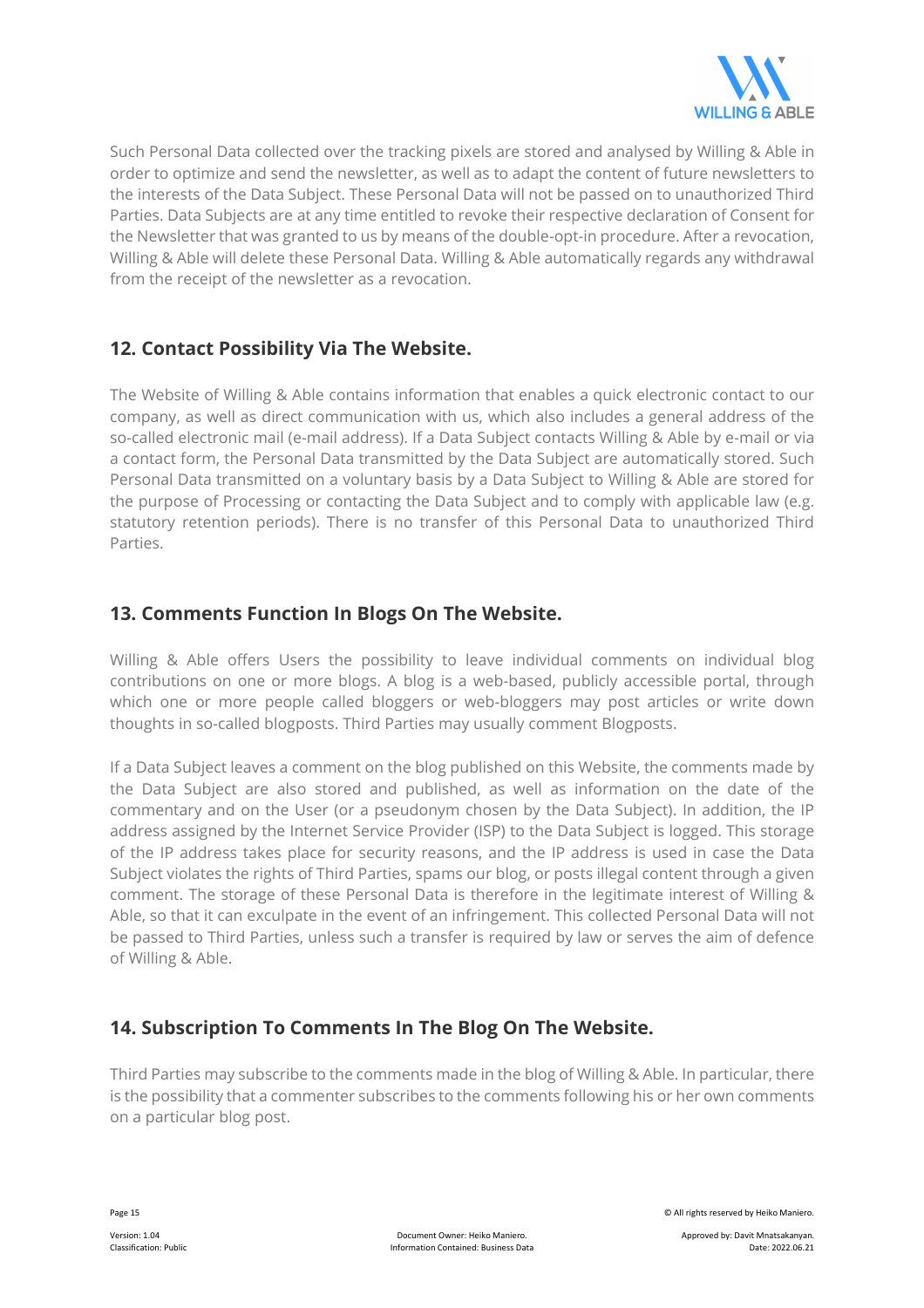Such Personal Data collected over the tracking pixels are stored and analysed by Willing & Able in order to optimize and send the newsletter, as well as to adapt the content of future newsletters to the interests of the Data Subject. These Personal Data will not be passed on to unauthorized Third Parties. Data Subjects are at any time entitled to revoke their respective declaration of Consent for the Newsletter that was granted to us by means of the double-opt-in procedure. After a revocation, Willing & Able will delete these Personal Data. Willing & Able automatically regards any withdrawal from the receipt of the newsletter as a revocation.

## 12. Contact Possibility Via The Website.

The Website of Willing & Able contains information that enables a quick electronic contact to our company, as well as direct communication with us, which also includes a general address of the so-called electronic mail (e-mail address). If a Data Subject contacts Willing & Able by e-mail or via a contact form, the Personal Data transmitted by the Data Subject are automatically stored. Such Personal Data transmitted on a voluntary basis by a Data Subject to Willing & Able are stored for the purpose of Processing or contacting the Data Subject and to comply with applicable law (e.g. statutory retention periods). There is no transfer of this Personal Data to unauthorized Third Parties.

## 13. Comments Function In Blogs On The Website.

Willing & Able offers Users the possibility to leave individual comments on individual blog contributions on one or more blogs. A blog is a web-based, publicly accessible portal, through which one or more people called bloggers or web-bloggers may post articles or write down thoughts in so-called blogposts. Third Parties may usually comment Blogposts.

If a Data Subject leaves a comment on the blog published on this Website, the comments made by the Data Subject are also stored and published, as well as information on the date of the commentary and on the User (or a pseudonym chosen by the Data Subject). In addition, the IP address assigned by the Internet Service Provider (ISP) to the Data Subject is logged. This storage of the IP address takes place for security reasons, and the IP address is used in case the Data Subject violates the rights of Third Parties, spams our blog, or posts illegal content through a given comment. The storage of these Personal Data is therefore in the legitimate interest of Willing & Able, so that it can exculpate in the event of an infringement. This collected Personal Data will not be passed to Third Parties, unless such a transfer is required by law or serves the aim of defence of Willing & Able.

## 14. Subscription To Comments In The Blog On The Website.

Third Parties may subscribe to the comments made in the blog of Willing & Able. In particular, there is the possibility that a commenter subscribes to the comments following his or her own comments on a particular blog post.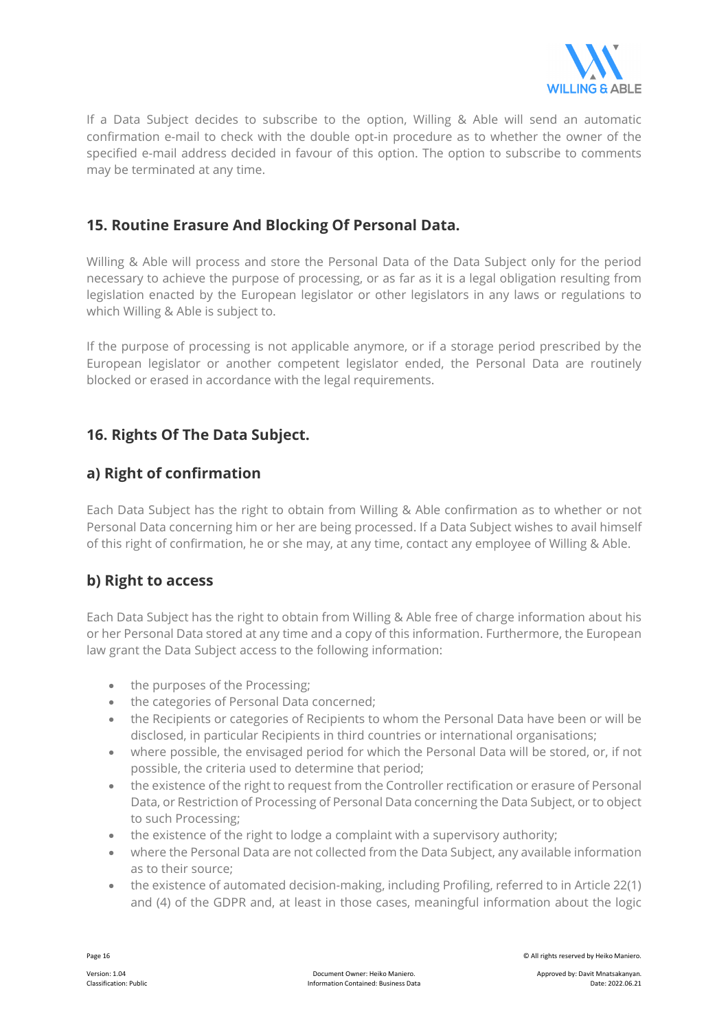If a Data Subject decides to subscribe to the option, Willing & Able will send an automatic confirmation e-mail to check with the double opt-in procedure as to whether the owner of the specified e-mail address decided in favour of this option. The option to subscribe to comments may be terminated at any time.

## 15. Routine Erasure And Blocking Of Personal Data.

Willing & Able will process and store the Personal Data of the Data Subject only for the period necessary to achieve the purpose of processing, or as far as it is a legal obligation resulting from legislation enacted by the European legislator or other legislators in any laws or regulations to which Willing & Able is subject to.

If the purpose of processing is not applicable anymore, or if a storage period prescribed by the European legislator or another competent legislator ended, the Personal Data are routinely blocked or erased in accordance with the legal requirements.

## 16. Rights Of The Data Subject.

### a) Right of confirmation

Each Data Subject has the right to obtain from Willing & Able confirmation as to whether or not Personal Data concerning him or her are being processed. If a Data Subject wishes to avail himself of this right of confirmation, he or she may, at any time, contact any employee of Willing & Able.

### b) Right to access

Each Data Subject has the right to obtain from Willing & Able free of charge information about his or her Personal Data stored at any time and a copy of this information. Furthermore, the European law grant the Data Subject access to the following information:

- the purposes of the Processing;
- the categories of Personal Data concerned;
- the Recipients or categories of Recipients to whom the Personal Data have been or will be disclosed, in particular Recipients in third countries or international organisations;
- where possible, the envisaged period for which the Personal Data will be stored, or, if not possible, the criteria used to determine that period;
- the existence of the right to request from the Controller rectification or erasure of Personal Data, or Restriction of Processing of Personal Data concerning the Data Subject, or to object to such Processing;
- the existence of the right to lodge a complaint with a supervisory authority;
- where the Personal Data are not collected from the Data Subject, any available information as to their source;
- the existence of automated decision-making, including Profiling, referred to in Article 22(1) and (4) of the GDPR and, at least in those cases, meaningful information about the logic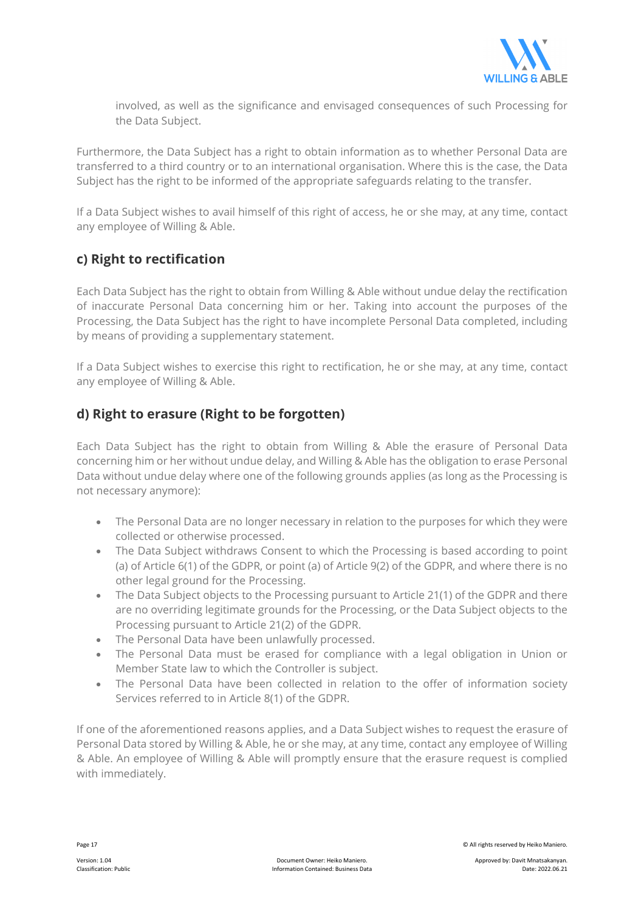involved, as well as the significance and envisaged consequences of such Processing for the Data Subject.

Furthermore, the Data Subject has a right to obtain information as to whether Personal Data are transferred to a third country or to an international organisation. Where this is the case, the Data Subject has the right to be informed of the appropriate safeguards relating to the transfer.

If a Data Subject wishes to avail himself of this right of access, he or she may, at any time, contact any employee of Willing & Able.

## c) Right to rectification

Each Data Subject has the right to obtain from Willing & Able without undue delay the rectification of inaccurate Personal Data concerning him or her. Taking into account the purposes of the Processing, the Data Subject has the right to have incomplete Personal Data completed, including by means of providing a supplementary statement.

If a Data Subject wishes to exercise this right to rectification, he or she may, at any time, contact any employee of Willing & Able.

## d) Right to erasure (Right to be forgotten)

Each Data Subject has the right to obtain from Willing & Able the erasure of Personal Data concerning him or her without undue delay, and Willing & Able has the obligation to erase Personal Data without undue delay where one of the following grounds applies (as long as the Processing is not necessary anymore):

- The Personal Data are no longer necessary in relation to the purposes for which they were collected or otherwise processed.
- The Data Subject withdraws Consent to which the Processing is based according to point (a) of Article 6(1) of the GDPR, or point (a) of Article 9(2) of the GDPR, and where there is no other legal ground for the Processing.
- The Data Subject objects to the Processing pursuant to Article 21(1) of the GDPR and there are no overriding legitimate grounds for the Processing, or the Data Subject objects to the Processing pursuant to Article 21(2) of the GDPR.
- The Personal Data have been unlawfully processed.
- The Personal Data must be erased for compliance with a legal obligation in Union or Member State law to which the Controller is subject.
- The Personal Data have been collected in relation to the offer of information society Services referred to in Article 8(1) of the GDPR.

If one of the aforementioned reasons applies, and a Data Subject wishes to request the erasure of Personal Data stored by Willing & Able, he or she may, at any time, contact any employee of Willing & Able. An employee of Willing & Able will promptly ensure that the erasure request is complied with immediately.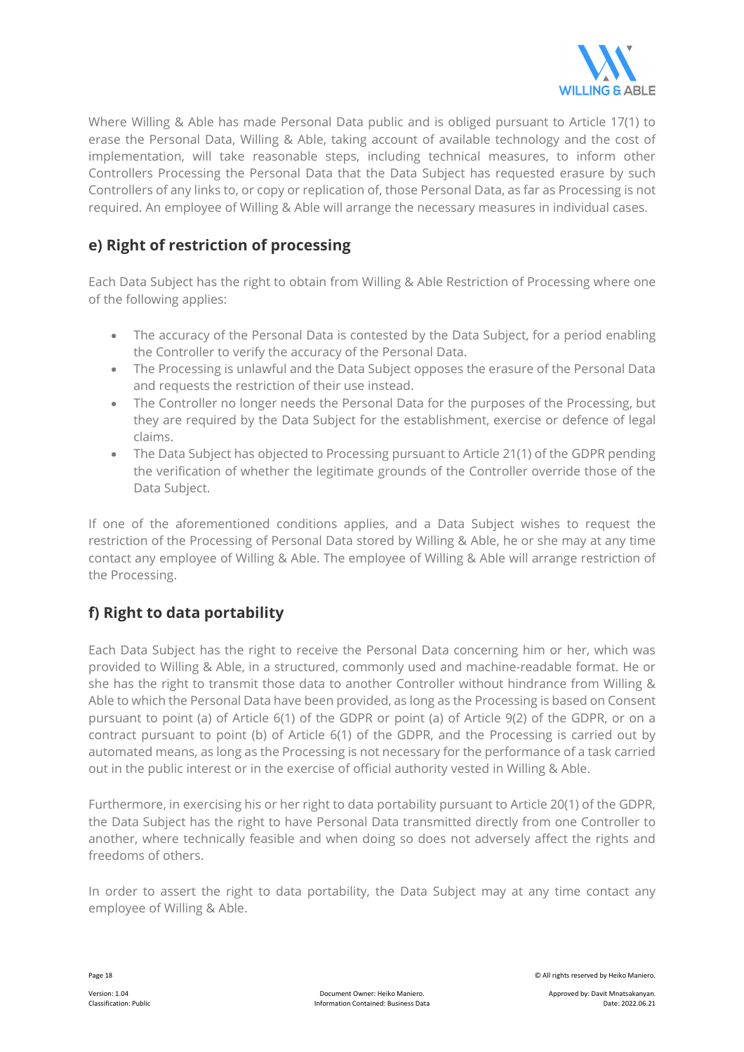Where Willing & Able has made Personal Data public and is obliged pursuant to Article 17(1) to erase the Personal Data, Willing & Able, taking account of available technology and the cost of implementation, will take reasonable steps, including technical measures, to inform other Controllers Processing the Personal Data that the Data Subject has requested erasure by such Controllers of any links to, or copy or replication of, those Personal Data, as far as Processing is not required. An employee of Willing & Able will arrange the necessary measures in individual cases.

## e) Right of restriction of processing

Each Data Subject has the right to obtain from Willing & Able Restriction of Processing where one of the following applies:

- The accuracy of the Personal Data is contested by the Data Subject, for a period enabling the Controller to verify the accuracy of the Personal Data.
- The Processing is unlawful and the Data Subject opposes the erasure of the Personal Data and requests the restriction of their use instead.
- The Controller no longer needs the Personal Data for the purposes of the Processing, but they are required by the Data Subject for the establishment, exercise or defence of legal claims.
- The Data Subject has objected to Processing pursuant to Article 21(1) of the GDPR pending the verification of whether the legitimate grounds of the Controller override those of the Data Subject.

If one of the aforementioned conditions applies, and a Data Subject wishes to request the restriction of the Processing of Personal Data stored by Willing & Able, he or she may at any time contact any employee of Willing & Able. The employee of Willing & Able will arrange restriction of the Processing.

## f) Right to data portability

Each Data Subject has the right to receive the Personal Data concerning him or her, which was provided to Willing & Able, in a structured, commonly used and machine-readable format. He or she has the right to transmit those data to another Controller without hindrance from Willing & Able to which the Personal Data have been provided, as long as the Processing is based on Consent pursuant to point (a) of Article 6(1) of the GDPR or point (a) of Article 9(2) of the GDPR, or on a contract pursuant to point (b) of Article 6(1) of the GDPR, and the Processing is carried out by automated means, as long as the Processing is not necessary for the performance of a task carried out in the public interest or in the exercise of official authority vested in Willing & Able.

Furthermore, in exercising his or her right to data portability pursuant to Article 20(1) of the GDPR, the Data Subject has the right to have Personal Data transmitted directly from one Controller to another, where technically feasible and when doing so does not adversely affect the rights and freedoms of others.

In order to assert the right to data portability, the Data Subject may at any time contact any employee of Willing & Able.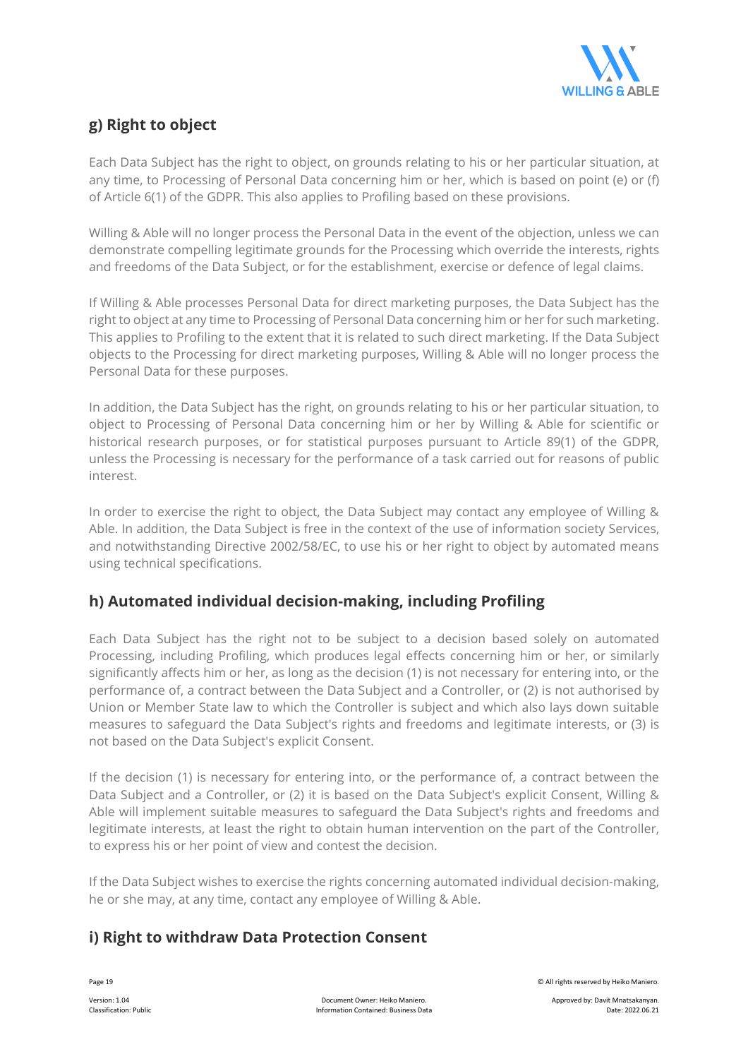## g) Right to object

Each Data Subject has the right to object, on grounds relating to his or her particular situation, at any time, to Processing of Personal Data concerning him or her, which is based on point (e) or (f) of Article 6(1) of the GDPR. This also applies to Profiling based on these provisions.

Willing & Able will no longer process the Personal Data in the event of the objection, unless we can demonstrate compelling legitimate grounds for the Processing which override the interests, rights and freedoms of the Data Subject, or for the establishment, exercise or defence of legal claims.

If Willing & Able processes Personal Data for direct marketing purposes, the Data Subject has the right to object at any time to Processing of Personal Data concerning him or her for such marketing. This applies to Profiling to the extent that it is related to such direct marketing. If the Data Subject objects to the Processing for direct marketing purposes, Willing & Able will no longer process the Personal Data for these purposes.

In addition, the Data Subject has the right, on grounds relating to his or her particular situation, to object to Processing of Personal Data concerning him or her by Willing & Able for scientific or historical research purposes, or for statistical purposes pursuant to Article 89(1) of the GDPR, unless the Processing is necessary for the performance of a task carried out for reasons of public interest.

In order to exercise the right to object, the Data Subject may contact any employee of Willing & Able. In addition, the Data Subject is free in the context of the use of information society Services, and notwithstanding Directive 2002/58/EC, to use his or her right to object by automated means using technical specifications.

## h) Automated individual decision-making, including Profiling

Each Data Subject has the right not to be subject to a decision based solely on automated Processing, including Profiling, which produces legal effects concerning him or her, or similarly significantly affects him or her, as long as the decision (1) is not necessary for entering into, or the performance of, a contract between the Data Subject and a Controller, or (2) is not authorised by Union or Member State law to which the Controller is subject and which also lays down suitable measures to safeguard the Data Subject's rights and freedoms and legitimate interests, or (3) is not based on the Data Subject's explicit Consent.

If the decision (1) is necessary for entering into, or the performance of, a contract between the Data Subject and a Controller, or (2) it is based on the Data Subject's explicit Consent, Willing & Able will implement suitable measures to safeguard the Data Subject's rights and freedoms and legitimate interests, at least the right to obtain human intervention on the part of the Controller, to express his or her point of view and contest the decision.

If the Data Subject wishes to exercise the rights concerning automated individual decision-making, he or she may, at any time, contact any employee of Willing & Able.

## i) Right to withdraw Data Protection Consent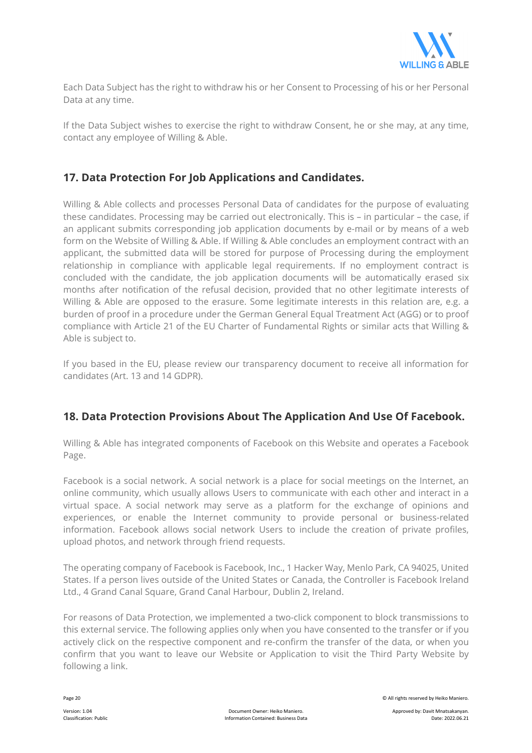Each Data Subject has the right to withdraw his or her Consent to Processing of his or her Personal Data at any time.

If the Data Subject wishes to exercise the right to withdraw Consent, he or she may, at any time, contact any employee of Willing & Able.

## 17. Data Protection For Job Applications and Candidates.

Willing & Able collects and processes Personal Data of candidates for the purpose of evaluating these candidates. Processing may be carried out electronically. This is – in particular – the case, if an applicant submits corresponding job application documents by e-mail or by means of a web form on the Website of Willing & Able. If Willing & Able concludes an employment contract with an applicant, the submitted data will be stored for purpose of Processing during the employment relationship in compliance with applicable legal requirements. If no employment contract is concluded with the candidate, the job application documents will be automatically erased six months after notification of the refusal decision, provided that no other legitimate interests of Willing & Able are opposed to the erasure. Some legitimate interests in this relation are, e.g. a burden of proof in a procedure under the German General Equal Treatment Act (AGG) or to proof compliance with Article 21 of the EU Charter of Fundamental Rights or similar acts that Willing & Able is subject to.

If you based in the EU, please review our transparency document to receive all information for candidates (Art. 13 and 14 GDPR).

## 18. Data Protection Provisions About The Application And Use Of Facebook.

Willing & Able has integrated components of Facebook on this Website and operates a Facebook Page.

Facebook is a social network. A social network is a place for social meetings on the Internet, an online community, which usually allows Users to communicate with each other and interact in a virtual space. A social network may serve as a platform for the exchange of opinions and experiences, or enable the Internet community to provide personal or business-related information. Facebook allows social network Users to include the creation of private profiles, upload photos, and network through friend requests.

The operating company of Facebook is Facebook, Inc., 1 Hacker Way, Menlo Park, CA 94025, United States. If a person lives outside of the United States or Canada, the Controller is Facebook Ireland Ltd., 4 Grand Canal Square, Grand Canal Harbour, Dublin 2, Ireland.

For reasons of Data Protection, we implemented a two-click component to block transmissions to this external service. The following applies only when you have consented to the transfer or if you actively click on the respective component and re-confirm the transfer of the data, or when you confirm that you want to leave our Website or Application to visit the Third Party Website by following a link.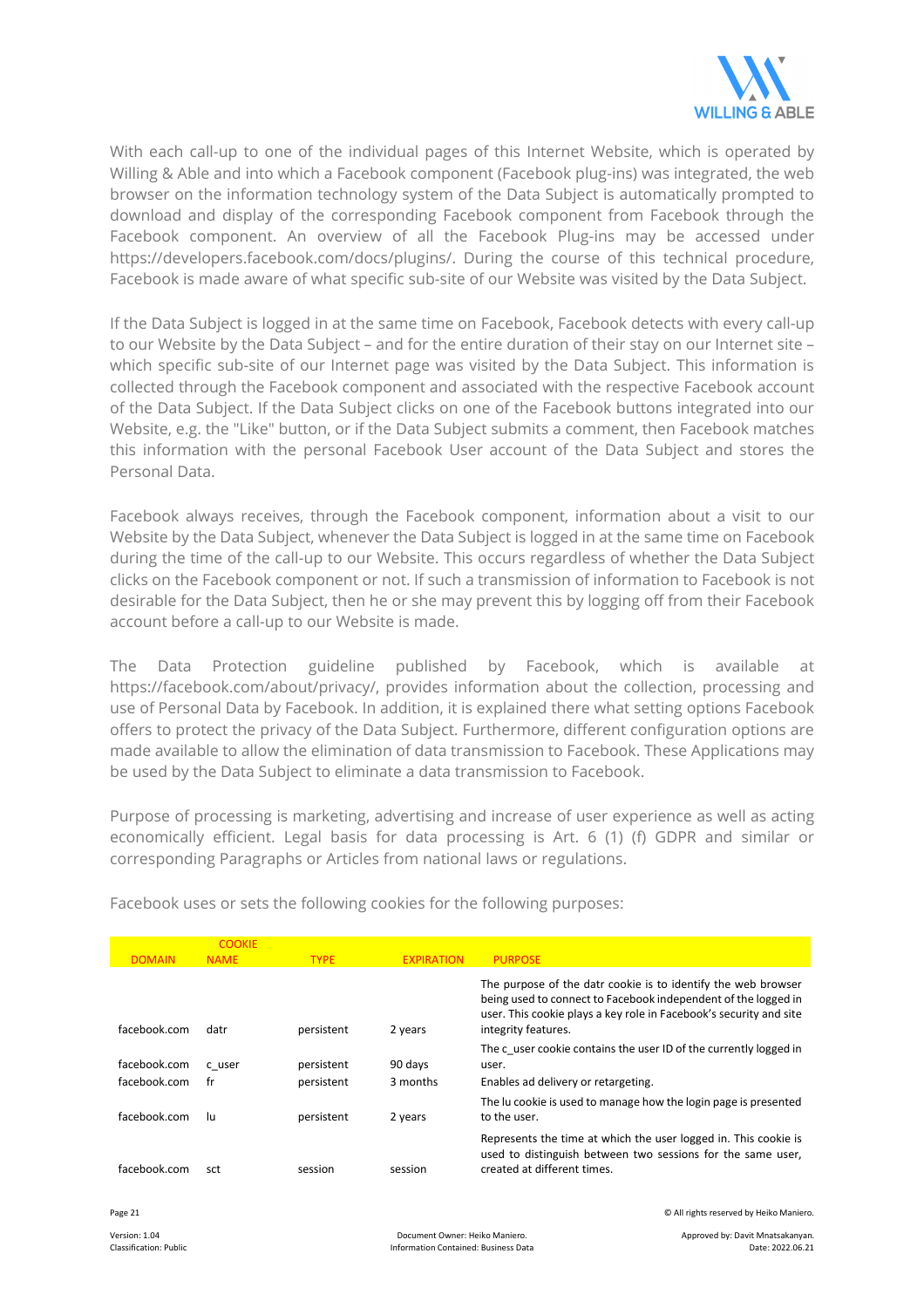With each call-up to one of the individual pages of this Internet Website, which is operated by Willing & Able and into which a Facebook component (Facebook plug-ins) was integrated, the web browser on the information technology system of the Data Subject is automatically prompted to download and display of the corresponding Facebook component from Facebook through the Facebook component. An overview of all the Facebook Plug-ins may be accessed under https://developers.facebook.com/docs/plugins/. During the course of this technical procedure, Facebook is made aware of what specific sub-site of our Website was visited by the Data Subject.

If the Data Subject is logged in at the same time on Facebook, Facebook detects with every call-up to our Website by the Data Subject – and for the entire duration of their stay on our Internet site – which specific sub-site of our Internet page was visited by the Data Subject. This information is collected through the Facebook component and associated with the respective Facebook account of the Data Subject. If the Data Subject clicks on one of the Facebook buttons integrated into our Website, e.g. the "Like" button, or if the Data Subject submits a comment, then Facebook matches this information with the personal Facebook User account of the Data Subject and stores the Personal Data.

Facebook always receives, through the Facebook component, information about a visit to our Website by the Data Subject, whenever the Data Subject is logged in at the same time on Facebook during the time of the call-up to our Website. This occurs regardless of whether the Data Subject clicks on the Facebook component or not. If such a transmission of information to Facebook is not desirable for the Data Subject, then he or she may prevent this by logging off from their Facebook account before a call-up to our Website is made.

The Data Protection guideline published by Facebook, which is available at https://facebook.com/about/privacy/, provides information about the collection, processing and use of Personal Data by Facebook. In addition, it is explained there what setting options Facebook offers to protect the privacy of the Data Subject. Furthermore, different configuration options are made available to allow the elimination of data transmission to Facebook. These Applications may be used by the Data Subject to eliminate a data transmission to Facebook.

Purpose of processing is marketing, advertising and increase of user experience as well as acting economically efficient. Legal basis for data processing is Art. 6 (1) (f) GDPR and similar or corresponding Paragraphs or Articles from national laws or regulations.

Facebook uses or sets the following cookies for the following purposes:

| DOMAIN | COOKIE NAME | TYPE | EXPIRATION | PURPOSE |
|---|---|---|---|---|
| facebook.com | datr | persistent | 2 years | The purpose of the datr cookie is to identify the web browser being used to connect to Facebook independent of the logged in user. This cookie plays a key role in Facebook's security and site integrity features. |
| facebook.com | c_user | persistent | 90 days | The c_user cookie contains the user ID of the currently logged in user. |
| facebook.com | fr | persistent | 3 months | Enables ad delivery or retargeting. |
| facebook.com | lu | persistent | 2 years | The lu cookie is used to manage how the login page is presented to the user. |
| facebook.com | sct | session | session | Represents the time at which the user logged in. This cookie is used to distinguish between two sessions for the same user, created at different times. |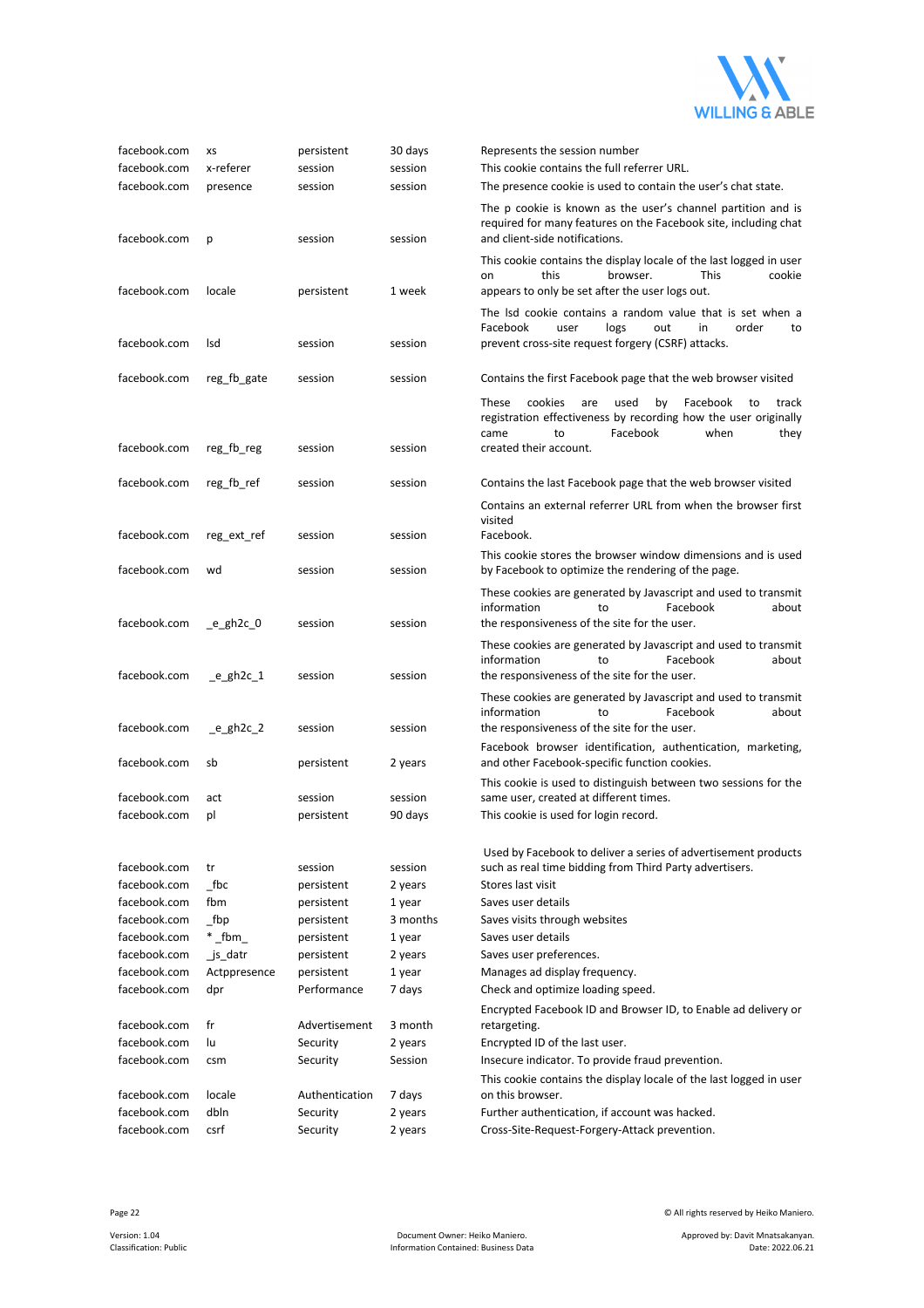| | | | | |
|---|---|---|---|---|
| facebook.com | xs | persistent | 30 days | Represents the session number |
| facebook.com | x-referer | session | session | This cookie contains the full referrer URL. |
| facebook.com | presence | session | session | The presence cookie is used to contain the user's chat state. |
| facebook.com | p | session | session | The p cookie is known as the user's channel partition and is required for many features on the Facebook site, including chat and client-side notifications. |
| facebook.com | locale | persistent | 1 week | This cookie contains the display locale of the last logged in user on this browser. This cookie appears to only be set after the user logs out. |
| facebook.com | lsd | session | session | The lsd cookie contains a random value that is set when a Facebook user logs out in order to prevent cross-site request forgery (CSRF) attacks. |
| facebook.com | reg_fb_gate | session | session | Contains the first Facebook page that the web browser visited |
| facebook.com | reg_fb_reg | session | session | These cookies are used by Facebook to track registration effectiveness by recording how the user originally came to Facebook when they created their account. |
| facebook.com | reg_fb_ref | session | session | Contains the last Facebook page that the web browser visited |
| facebook.com | reg_ext_ref | session | session | Contains an external referrer URL from when the browser first visited Facebook. |
| facebook.com | wd | session | session | This cookie stores the browser window dimensions and is used by Facebook to optimize the rendering of the page. |
| facebook.com | _e_gh2c_0 | session | session | These cookies are generated by Javascript and used to transmit information to Facebook about the responsiveness of the site for the user. |
| facebook.com | _e_gh2c_1 | session | session | These cookies are generated by Javascript and used to transmit information to Facebook about the responsiveness of the site for the user. |
| facebook.com | _e_gh2c_2 | session | session | These cookies are generated by Javascript and used to transmit information to Facebook about the responsiveness of the site for the user. |
| facebook.com | sb | persistent | 2 years | Facebook browser identification, authentication, marketing, and other Facebook-specific function cookies. |
| facebook.com | act | session | session | This cookie is used to distinguish between two sessions for the same user, created at different times. |
| facebook.com | pl | persistent | 90 days | This cookie is used for login record. |
| facebook.com | tr | session | session | Used by Facebook to deliver a series of advertisement products such as real time bidding from Third Party advertisers. |
| facebook.com | _fbc | persistent | 2 years | Stores last visit |
| facebook.com | fbm | persistent | 1 year | Saves user details |
| facebook.com | _fbp | persistent | 3 months | Saves visits through websites |
| facebook.com | * _fbm_ | persistent | 1 year | Saves user details |
| facebook.com | _js_datr | persistent | 2 years | Saves user preferences. |
| facebook.com | Actppresence | persistent | 1 year | Manages ad display frequency. |
| facebook.com | dpr | Performance | 7 days | Check and optimize loading speed. |
| facebook.com | fr | Advertisement | 3 month | Encrypted Facebook ID and Browser ID, to Enable ad delivery or retargeting. |
| facebook.com | lu | Security | 2 years | Encrypted ID of the last user. |
| facebook.com | csm | Security | Session | Insecure indicator. To provide fraud prevention. |
| facebook.com | locale | Authentication | 7 days | This cookie contains the display locale of the last logged in user on this browser. |
| facebook.com | dbln | Security | 2 years | Further authentication, if account was hacked. |
| facebook.com | csrf | Security | 2 years | Cross-Site-Request-Forgery-Attack prevention. |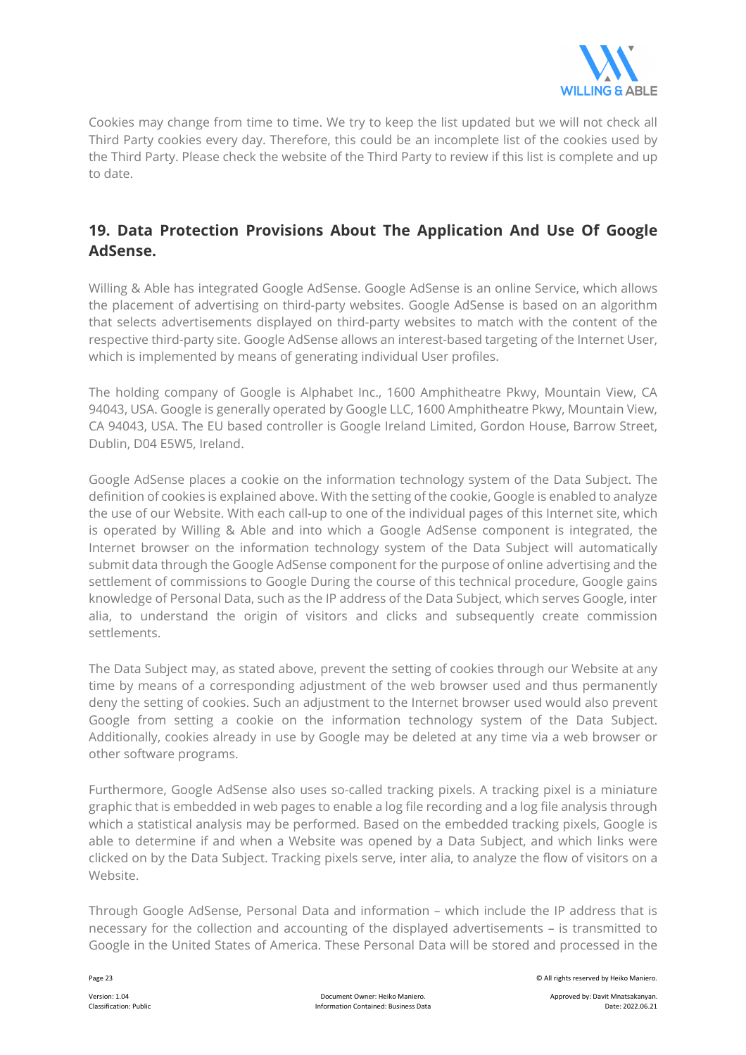Cookies may change from time to time. We try to keep the list updated but we will not check all Third Party cookies every day. Therefore, this could be an incomplete list of the cookies used by the Third Party. Please check the website of the Third Party to review if this list is complete and up to date.

## 19. Data Protection Provisions About The Application And Use Of Google AdSense.

Willing & Able has integrated Google AdSense. Google AdSense is an online Service, which allows the placement of advertising on third-party websites. Google AdSense is based on an algorithm that selects advertisements displayed on third-party websites to match with the content of the respective third-party site. Google AdSense allows an interest-based targeting of the Internet User, which is implemented by means of generating individual User profiles.

The holding company of Google is Alphabet Inc., 1600 Amphitheatre Pkwy, Mountain View, CA 94043, USA. Google is generally operated by Google LLC, 1600 Amphitheatre Pkwy, Mountain View, CA 94043, USA. The EU based controller is Google Ireland Limited, Gordon House, Barrow Street, Dublin, D04 E5W5, Ireland.

Google AdSense places a cookie on the information technology system of the Data Subject. The definition of cookies is explained above. With the setting of the cookie, Google is enabled to analyze the use of our Website. With each call-up to one of the individual pages of this Internet site, which is operated by Willing & Able and into which a Google AdSense component is integrated, the Internet browser on the information technology system of the Data Subject will automatically submit data through the Google AdSense component for the purpose of online advertising and the settlement of commissions to Google During the course of this technical procedure, Google gains knowledge of Personal Data, such as the IP address of the Data Subject, which serves Google, inter alia, to understand the origin of visitors and clicks and subsequently create commission settlements.

The Data Subject may, as stated above, prevent the setting of cookies through our Website at any time by means of a corresponding adjustment of the web browser used and thus permanently deny the setting of cookies. Such an adjustment to the Internet browser used would also prevent Google from setting a cookie on the information technology system of the Data Subject. Additionally, cookies already in use by Google may be deleted at any time via a web browser or other software programs.

Furthermore, Google AdSense also uses so-called tracking pixels. A tracking pixel is a miniature graphic that is embedded in web pages to enable a log file recording and a log file analysis through which a statistical analysis may be performed. Based on the embedded tracking pixels, Google is able to determine if and when a Website was opened by a Data Subject, and which links were clicked on by the Data Subject. Tracking pixels serve, inter alia, to analyze the flow of visitors on a Website.

Through Google AdSense, Personal Data and information – which include the IP address that is necessary for the collection and accounting of the displayed advertisements – is transmitted to Google in the United States of America. These Personal Data will be stored and processed in the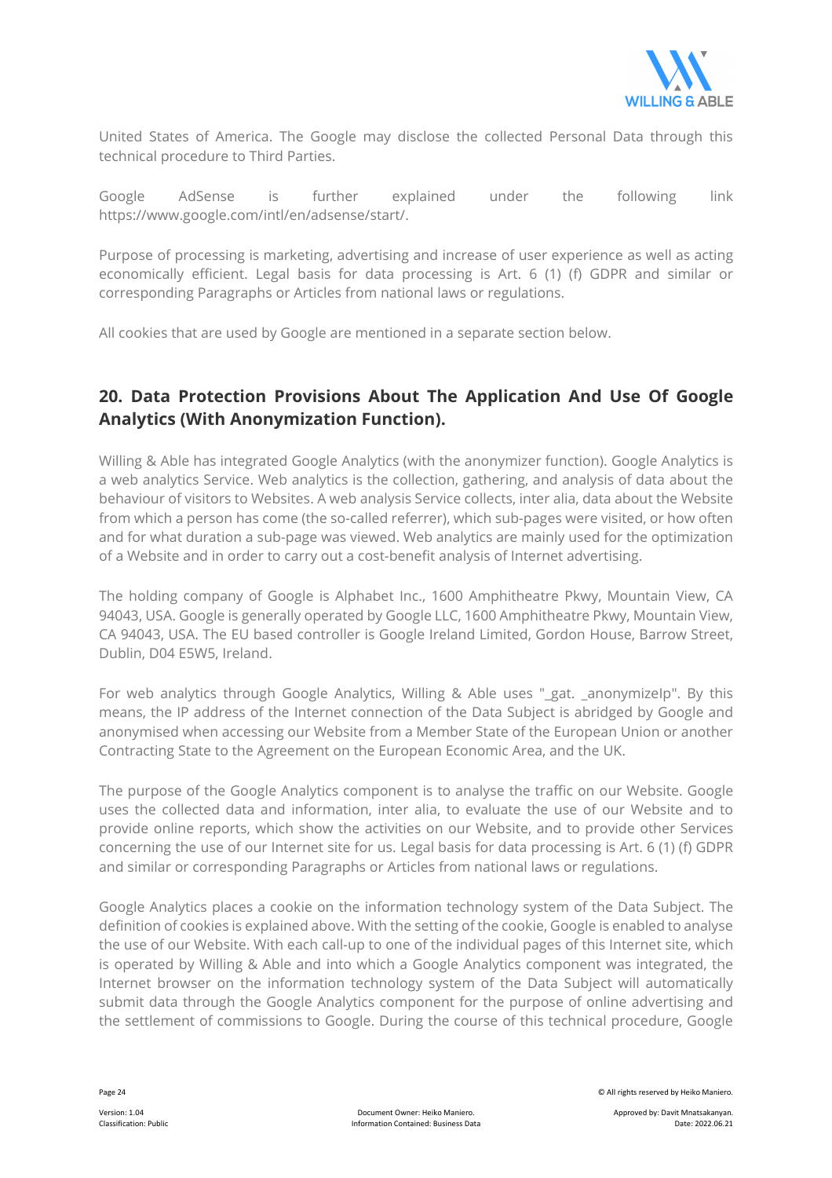United States of America. The Google may disclose the collected Personal Data through this technical procedure to Third Parties.

Google AdSense is further explained under the following link https://www.google.com/intl/en/adsense/start/.

Purpose of processing is marketing, advertising and increase of user experience as well as acting economically efficient. Legal basis for data processing is Art. 6 (1) (f) GDPR and similar or corresponding Paragraphs or Articles from national laws or regulations.

All cookies that are used by Google are mentioned in a separate section below.

## 20. Data Protection Provisions About The Application And Use Of Google Analytics (With Anonymization Function).

Willing & Able has integrated Google Analytics (with the anonymizer function). Google Analytics is a web analytics Service. Web analytics is the collection, gathering, and analysis of data about the behaviour of visitors to Websites. A web analysis Service collects, inter alia, data about the Website from which a person has come (the so-called referrer), which sub-pages were visited, or how often and for what duration a sub-page was viewed. Web analytics are mainly used for the optimization of a Website and in order to carry out a cost-benefit analysis of Internet advertising.

The holding company of Google is Alphabet Inc., 1600 Amphitheatre Pkwy, Mountain View, CA 94043, USA. Google is generally operated by Google LLC, 1600 Amphitheatre Pkwy, Mountain View, CA 94043, USA. The EU based controller is Google Ireland Limited, Gordon House, Barrow Street, Dublin, D04 E5W5, Ireland.

For web analytics through Google Analytics, Willing & Able uses "_gat. _anonymizeIp". By this means, the IP address of the Internet connection of the Data Subject is abridged by Google and anonymised when accessing our Website from a Member State of the European Union or another Contracting State to the Agreement on the European Economic Area, and the UK.

The purpose of the Google Analytics component is to analyse the traffic on our Website. Google uses the collected data and information, inter alia, to evaluate the use of our Website and to provide online reports, which show the activities on our Website, and to provide other Services concerning the use of our Internet site for us. Legal basis for data processing is Art. 6 (1) (f) GDPR and similar or corresponding Paragraphs or Articles from national laws or regulations.

Google Analytics places a cookie on the information technology system of the Data Subject. The definition of cookies is explained above. With the setting of the cookie, Google is enabled to analyse the use of our Website. With each call-up to one of the individual pages of this Internet site, which is operated by Willing & Able and into which a Google Analytics component was integrated, the Internet browser on the information technology system of the Data Subject will automatically submit data through the Google Analytics component for the purpose of online advertising and the settlement of commissions to Google. During the course of this technical procedure, Google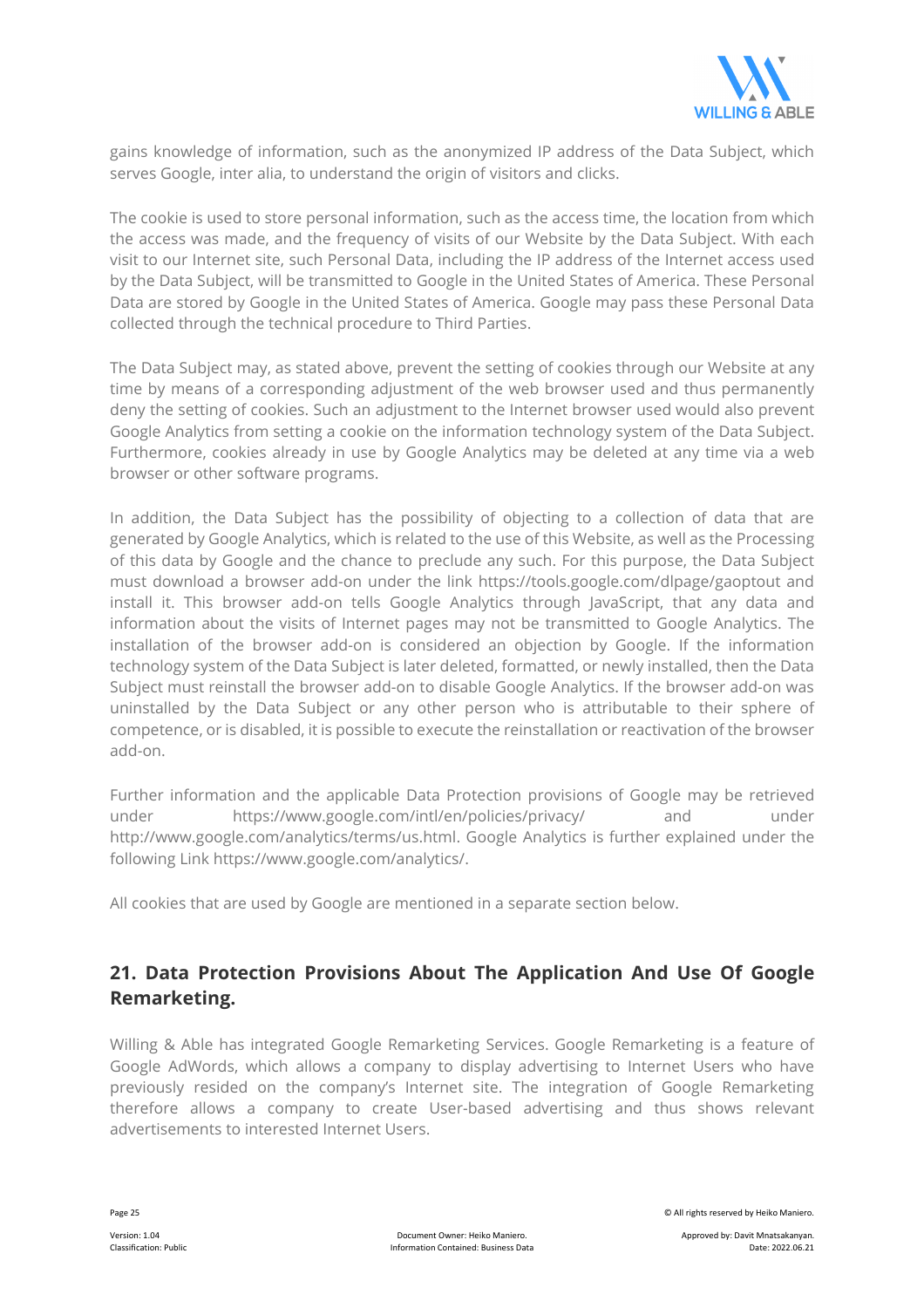gains knowledge of information, such as the anonymized IP address of the Data Subject, which serves Google, inter alia, to understand the origin of visitors and clicks.

The cookie is used to store personal information, such as the access time, the location from which the access was made, and the frequency of visits of our Website by the Data Subject. With each visit to our Internet site, such Personal Data, including the IP address of the Internet access used by the Data Subject, will be transmitted to Google in the United States of America. These Personal Data are stored by Google in the United States of America. Google may pass these Personal Data collected through the technical procedure to Third Parties.

The Data Subject may, as stated above, prevent the setting of cookies through our Website at any time by means of a corresponding adjustment of the web browser used and thus permanently deny the setting of cookies. Such an adjustment to the Internet browser used would also prevent Google Analytics from setting a cookie on the information technology system of the Data Subject. Furthermore, cookies already in use by Google Analytics may be deleted at any time via a web browser or other software programs.

In addition, the Data Subject has the possibility of objecting to a collection of data that are generated by Google Analytics, which is related to the use of this Website, as well as the Processing of this data by Google and the chance to preclude any such. For this purpose, the Data Subject must download a browser add-on under the link https://tools.google.com/dlpage/gaoptout and install it. This browser add-on tells Google Analytics through JavaScript, that any data and information about the visits of Internet pages may not be transmitted to Google Analytics. The installation of the browser add-on is considered an objection by Google. If the information technology system of the Data Subject is later deleted, formatted, or newly installed, then the Data Subject must reinstall the browser add-on to disable Google Analytics. If the browser add-on was uninstalled by the Data Subject or any other person who is attributable to their sphere of competence, or is disabled, it is possible to execute the reinstallation or reactivation of the browser add-on.

Further information and the applicable Data Protection provisions of Google may be retrieved under https://www.google.com/intl/en/policies/privacy/ and under http://www.google.com/analytics/terms/us.html. Google Analytics is further explained under the following Link https://www.google.com/analytics/.

All cookies that are used by Google are mentioned in a separate section below.

## 21. Data Protection Provisions About The Application And Use Of Google Remarketing.

Willing & Able has integrated Google Remarketing Services. Google Remarketing is a feature of Google AdWords, which allows a company to display advertising to Internet Users who have previously resided on the company's Internet site. The integration of Google Remarketing therefore allows a company to create User-based advertising and thus shows relevant advertisements to interested Internet Users.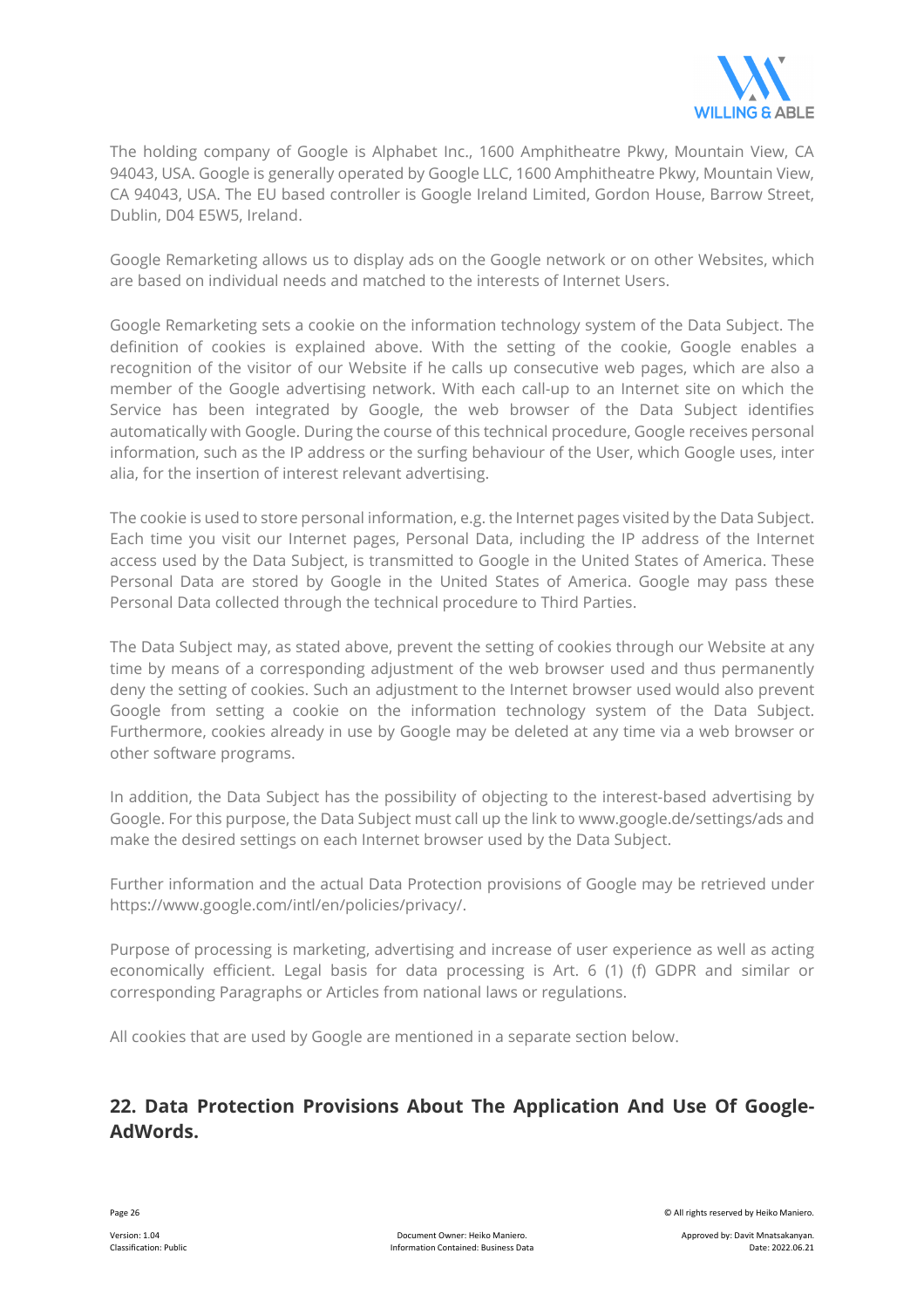The holding company of Google is Alphabet Inc., 1600 Amphitheatre Pkwy, Mountain View, CA 94043, USA. Google is generally operated by Google LLC, 1600 Amphitheatre Pkwy, Mountain View, CA 94043, USA. The EU based controller is Google Ireland Limited, Gordon House, Barrow Street, Dublin, D04 E5W5, Ireland.

Google Remarketing allows us to display ads on the Google network or on other Websites, which are based on individual needs and matched to the interests of Internet Users.

Google Remarketing sets a cookie on the information technology system of the Data Subject. The definition of cookies is explained above. With the setting of the cookie, Google enables a recognition of the visitor of our Website if he calls up consecutive web pages, which are also a member of the Google advertising network. With each call-up to an Internet site on which the Service has been integrated by Google, the web browser of the Data Subject identifies automatically with Google. During the course of this technical procedure, Google receives personal information, such as the IP address or the surfing behaviour of the User, which Google uses, inter alia, for the insertion of interest relevant advertising.

The cookie is used to store personal information, e.g. the Internet pages visited by the Data Subject. Each time you visit our Internet pages, Personal Data, including the IP address of the Internet access used by the Data Subject, is transmitted to Google in the United States of America. These Personal Data are stored by Google in the United States of America. Google may pass these Personal Data collected through the technical procedure to Third Parties.

The Data Subject may, as stated above, prevent the setting of cookies through our Website at any time by means of a corresponding adjustment of the web browser used and thus permanently deny the setting of cookies. Such an adjustment to the Internet browser used would also prevent Google from setting a cookie on the information technology system of the Data Subject. Furthermore, cookies already in use by Google may be deleted at any time via a web browser or other software programs.

In addition, the Data Subject has the possibility of objecting to the interest-based advertising by Google. For this purpose, the Data Subject must call up the link to www.google.de/settings/ads and make the desired settings on each Internet browser used by the Data Subject.

Further information and the actual Data Protection provisions of Google may be retrieved under https://www.google.com/intl/en/policies/privacy/.

Purpose of processing is marketing, advertising and increase of user experience as well as acting economically efficient. Legal basis for data processing is Art. 6 (1) (f) GDPR and similar or corresponding Paragraphs or Articles from national laws or regulations.

All cookies that are used by Google are mentioned in a separate section below.

## 22. Data Protection Provisions About The Application And Use Of Google-AdWords.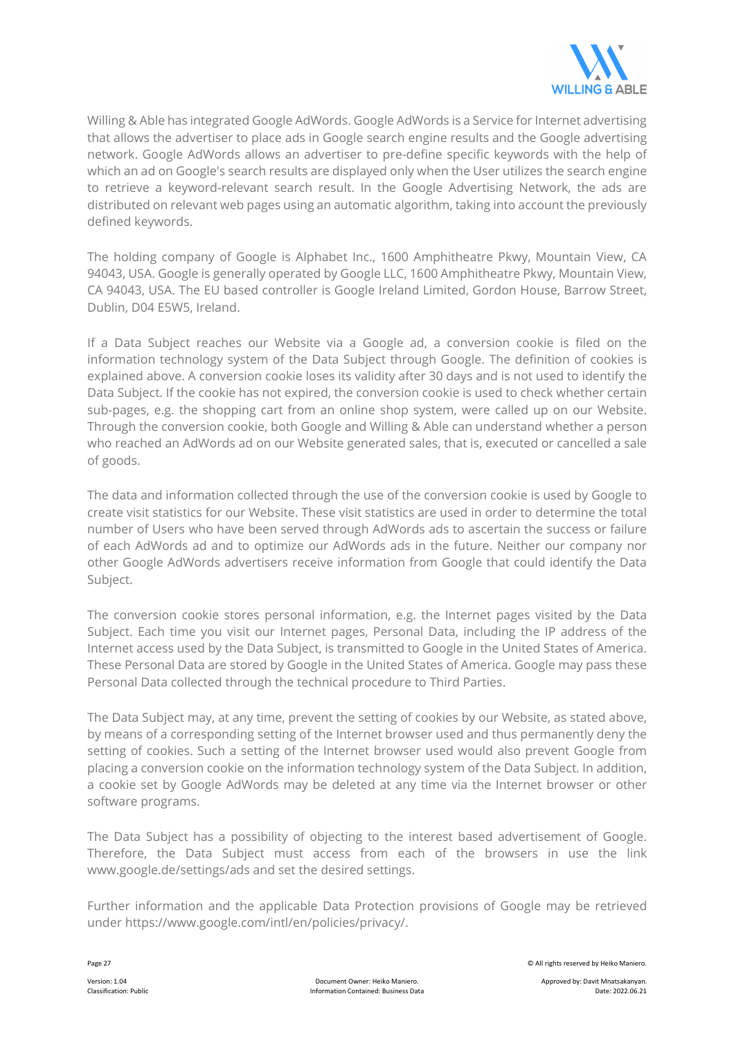Willing & Able has integrated Google AdWords. Google AdWords is a Service for Internet advertising that allows the advertiser to place ads in Google search engine results and the Google advertising network. Google AdWords allows an advertiser to pre-define specific keywords with the help of which an ad on Google's search results are displayed only when the User utilizes the search engine to retrieve a keyword-relevant search result. In the Google Advertising Network, the ads are distributed on relevant web pages using an automatic algorithm, taking into account the previously defined keywords.

The holding company of Google is Alphabet Inc., 1600 Amphitheatre Pkwy, Mountain View, CA 94043, USA. Google is generally operated by Google LLC, 1600 Amphitheatre Pkwy, Mountain View, CA 94043, USA. The EU based controller is Google Ireland Limited, Gordon House, Barrow Street, Dublin, D04 E5W5, Ireland.

If a Data Subject reaches our Website via a Google ad, a conversion cookie is filed on the information technology system of the Data Subject through Google. The definition of cookies is explained above. A conversion cookie loses its validity after 30 days and is not used to identify the Data Subject. If the cookie has not expired, the conversion cookie is used to check whether certain sub-pages, e.g. the shopping cart from an online shop system, were called up on our Website. Through the conversion cookie, both Google and Willing & Able can understand whether a person who reached an AdWords ad on our Website generated sales, that is, executed or cancelled a sale of goods.

The data and information collected through the use of the conversion cookie is used by Google to create visit statistics for our Website. These visit statistics are used in order to determine the total number of Users who have been served through AdWords ads to ascertain the success or failure of each AdWords ad and to optimize our AdWords ads in the future. Neither our company nor other Google AdWords advertisers receive information from Google that could identify the Data Subject.

The conversion cookie stores personal information, e.g. the Internet pages visited by the Data Subject. Each time you visit our Internet pages, Personal Data, including the IP address of the Internet access used by the Data Subject, is transmitted to Google in the United States of America. These Personal Data are stored by Google in the United States of America. Google may pass these Personal Data collected through the technical procedure to Third Parties.

The Data Subject may, at any time, prevent the setting of cookies by our Website, as stated above, by means of a corresponding setting of the Internet browser used and thus permanently deny the setting of cookies. Such a setting of the Internet browser used would also prevent Google from placing a conversion cookie on the information technology system of the Data Subject. In addition, a cookie set by Google AdWords may be deleted at any time via the Internet browser or other software programs.

The Data Subject has a possibility of objecting to the interest based advertisement of Google. Therefore, the Data Subject must access from each of the browsers in use the link www.google.de/settings/ads and set the desired settings.

Further information and the applicable Data Protection provisions of Google may be retrieved under https://www.google.com/intl/en/policies/privacy/.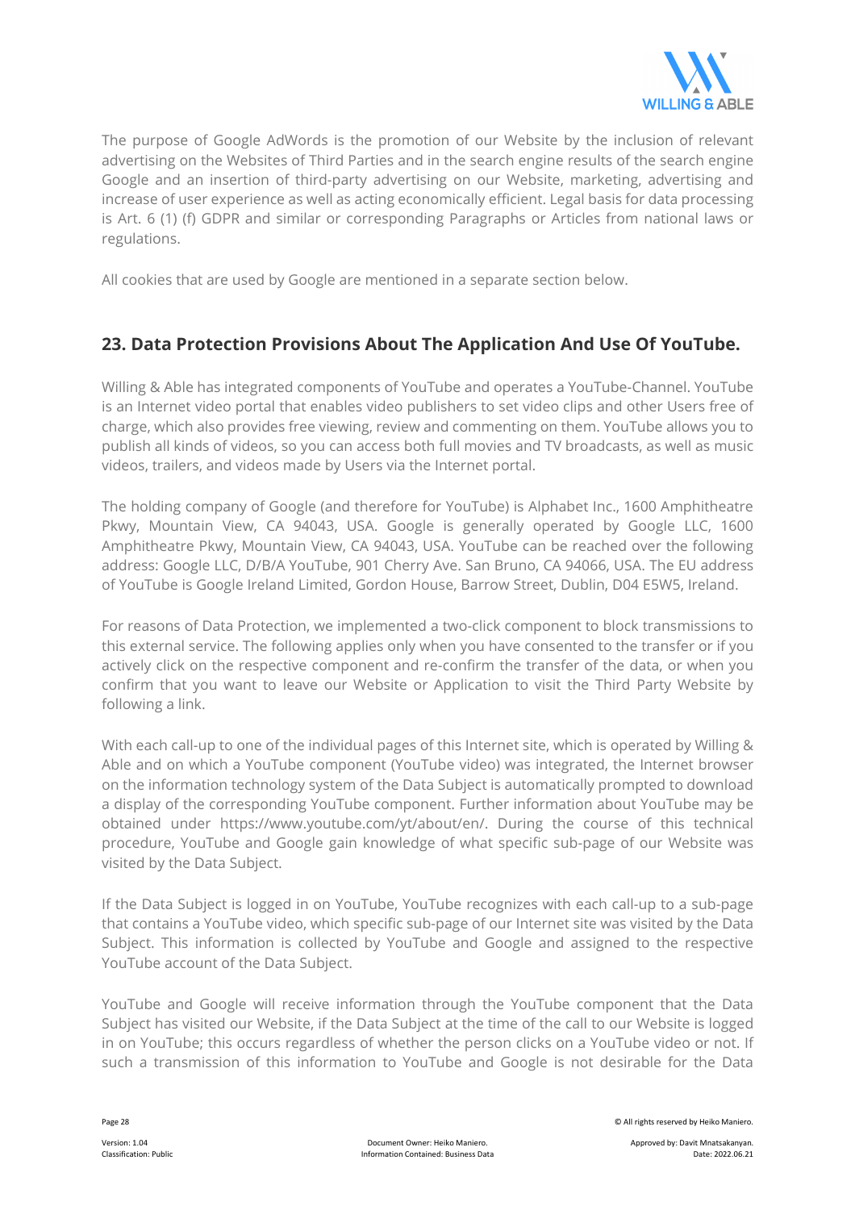The purpose of Google AdWords is the promotion of our Website by the inclusion of relevant advertising on the Websites of Third Parties and in the search engine results of the search engine Google and an insertion of third-party advertising on our Website, marketing, advertising and increase of user experience as well as acting economically efficient. Legal basis for data processing is Art. 6 (1) (f) GDPR and similar or corresponding Paragraphs or Articles from national laws or regulations.

All cookies that are used by Google are mentioned in a separate section below.

## 23. Data Protection Provisions About The Application And Use Of YouTube.

Willing & Able has integrated components of YouTube and operates a YouTube-Channel. YouTube is an Internet video portal that enables video publishers to set video clips and other Users free of charge, which also provides free viewing, review and commenting on them. YouTube allows you to publish all kinds of videos, so you can access both full movies and TV broadcasts, as well as music videos, trailers, and videos made by Users via the Internet portal.

The holding company of Google (and therefore for YouTube) is Alphabet Inc., 1600 Amphitheatre Pkwy, Mountain View, CA 94043, USA. Google is generally operated by Google LLC, 1600 Amphitheatre Pkwy, Mountain View, CA 94043, USA. YouTube can be reached over the following address: Google LLC, D/B/A YouTube, 901 Cherry Ave. San Bruno, CA 94066, USA. The EU address of YouTube is Google Ireland Limited, Gordon House, Barrow Street, Dublin, D04 E5W5, Ireland.

For reasons of Data Protection, we implemented a two-click component to block transmissions to this external service. The following applies only when you have consented to the transfer or if you actively click on the respective component and re-confirm the transfer of the data, or when you confirm that you want to leave our Website or Application to visit the Third Party Website by following a link.

With each call-up to one of the individual pages of this Internet site, which is operated by Willing & Able and on which a YouTube component (YouTube video) was integrated, the Internet browser on the information technology system of the Data Subject is automatically prompted to download a display of the corresponding YouTube component. Further information about YouTube may be obtained under https://www.youtube.com/yt/about/en/. During the course of this technical procedure, YouTube and Google gain knowledge of what specific sub-page of our Website was visited by the Data Subject.

If the Data Subject is logged in on YouTube, YouTube recognizes with each call-up to a sub-page that contains a YouTube video, which specific sub-page of our Internet site was visited by the Data Subject. This information is collected by YouTube and Google and assigned to the respective YouTube account of the Data Subject.

YouTube and Google will receive information through the YouTube component that the Data Subject has visited our Website, if the Data Subject at the time of the call to our Website is logged in on YouTube; this occurs regardless of whether the person clicks on a YouTube video or not. If such a transmission of this information to YouTube and Google is not desirable for the Data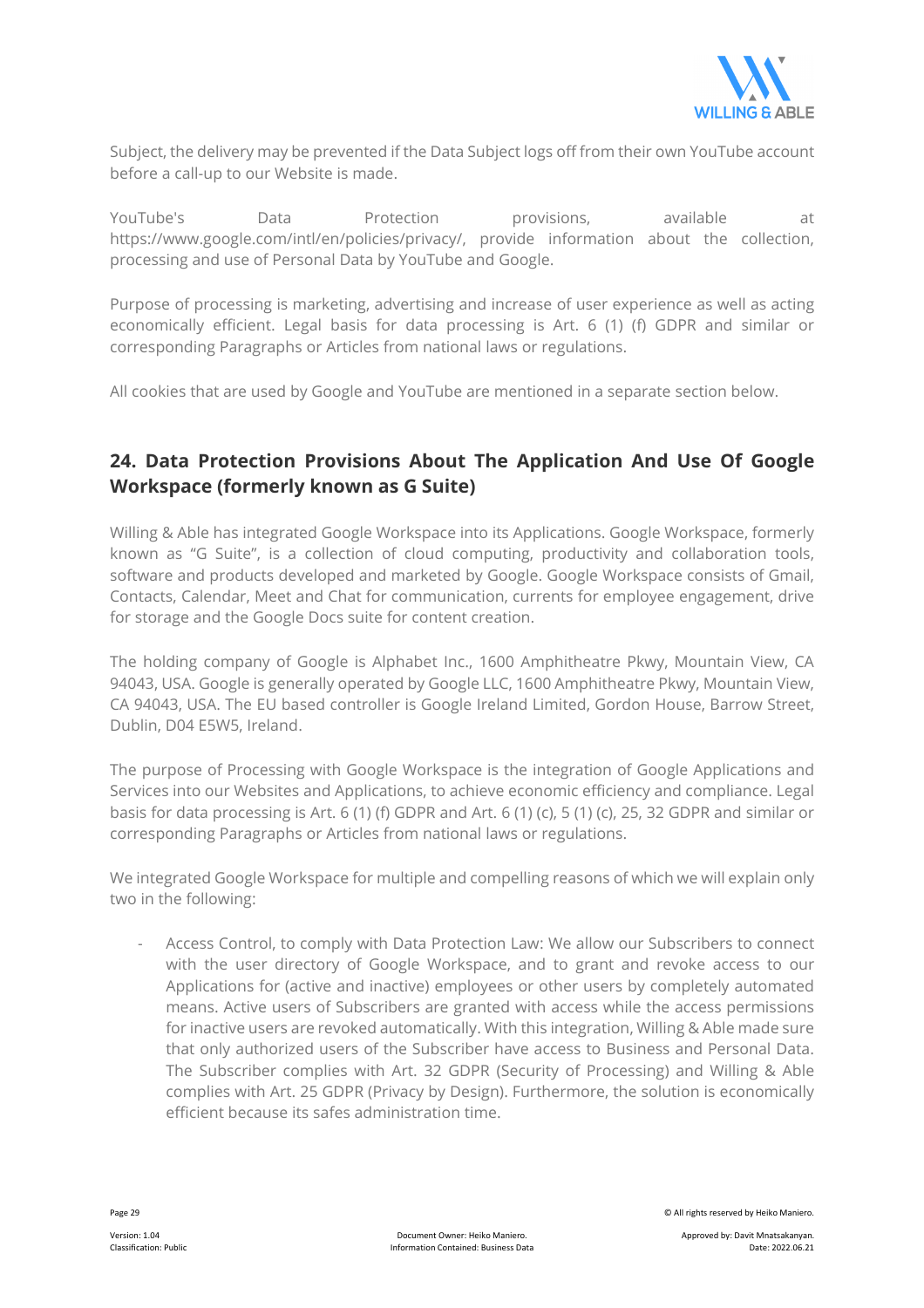Subject, the delivery may be prevented if the Data Subject logs off from their own YouTube account before a call-up to our Website is made.

YouTube's Data Protection provisions, available at https://www.google.com/intl/en/policies/privacy/, provide information about the collection, processing and use of Personal Data by YouTube and Google.

Purpose of processing is marketing, advertising and increase of user experience as well as acting economically efficient. Legal basis for data processing is Art. 6 (1) (f) GDPR and similar or corresponding Paragraphs or Articles from national laws or regulations.

All cookies that are used by Google and YouTube are mentioned in a separate section below.

## 24. Data Protection Provisions About The Application And Use Of Google Workspace (formerly known as G Suite)

Willing & Able has integrated Google Workspace into its Applications. Google Workspace, formerly known as “G Suite”, is a collection of cloud computing, productivity and collaboration tools, software and products developed and marketed by Google. Google Workspace consists of Gmail, Contacts, Calendar, Meet and Chat for communication, currents for employee engagement, drive for storage and the Google Docs suite for content creation.

The holding company of Google is Alphabet Inc., 1600 Amphitheatre Pkwy, Mountain View, CA 94043, USA. Google is generally operated by Google LLC, 1600 Amphitheatre Pkwy, Mountain View, CA 94043, USA. The EU based controller is Google Ireland Limited, Gordon House, Barrow Street, Dublin, D04 E5W5, Ireland.

The purpose of Processing with Google Workspace is the integration of Google Applications and Services into our Websites and Applications, to achieve economic efficiency and compliance. Legal basis for data processing is Art. 6 (1) (f) GDPR and Art. 6 (1) (c), 5 (1) (c), 25, 32 GDPR and similar or corresponding Paragraphs or Articles from national laws or regulations.

We integrated Google Workspace for multiple and compelling reasons of which we will explain only two in the following:

- Access Control, to comply with Data Protection Law: We allow our Subscribers to connect with the user directory of Google Workspace, and to grant and revoke access to our Applications for (active and inactive) employees or other users by completely automated means. Active users of Subscribers are granted with access while the access permissions for inactive users are revoked automatically. With this integration, Willing & Able made sure that only authorized users of the Subscriber have access to Business and Personal Data. The Subscriber complies with Art. 32 GDPR (Security of Processing) and Willing & Able complies with Art. 25 GDPR (Privacy by Design). Furthermore, the solution is economically efficient because its safes administration time.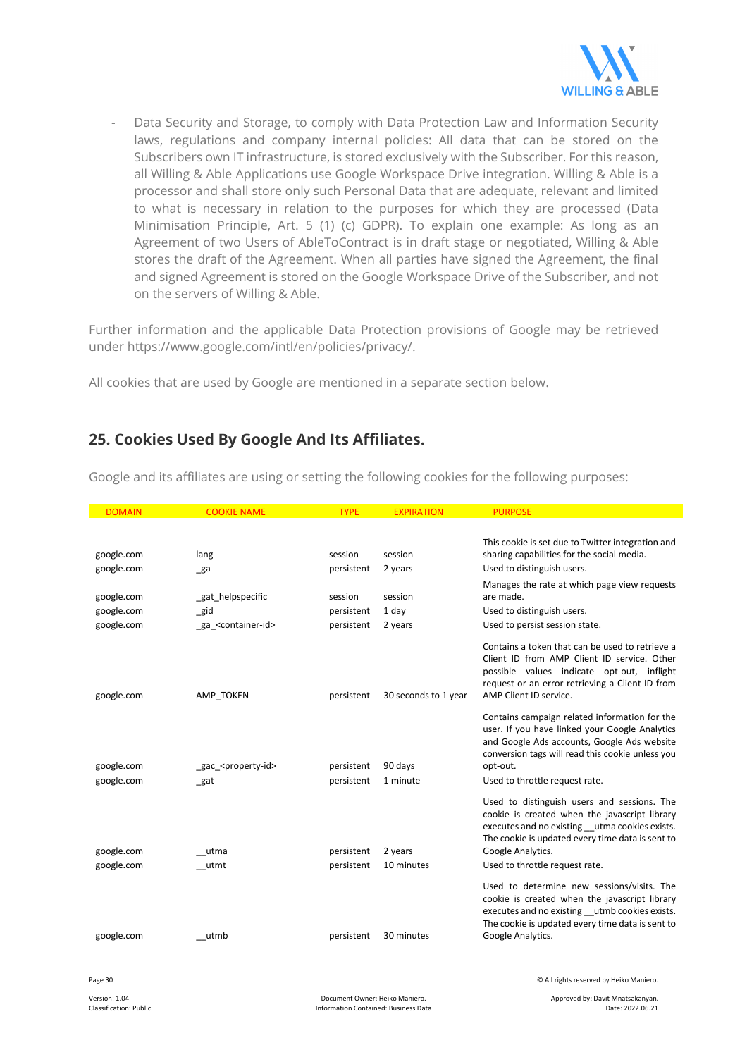- Data Security and Storage, to comply with Data Protection Law and Information Security laws, regulations and company internal policies: All data that can be stored on the Subscribers own IT infrastructure, is stored exclusively with the Subscriber. For this reason, all Willing & Able Applications use Google Workspace Drive integration. Willing & Able is a processor and shall store only such Personal Data that are adequate, relevant and limited to what is necessary in relation to the purposes for which they are processed (Data Minimisation Principle, Art. 5 (1) (c) GDPR). To explain one example: As long as an Agreement of two Users of AbleToContract is in draft stage or negotiated, Willing & Able stores the draft of the Agreement. When all parties have signed the Agreement, the final and signed Agreement is stored on the Google Workspace Drive of the Subscriber, and not on the servers of Willing & Able.

Further information and the applicable Data Protection provisions of Google may be retrieved under https://www.google.com/intl/en/policies/privacy/.

All cookies that are used by Google are mentioned in a separate section below.

## 25. Cookies Used By Google And Its Affiliates.

Google and its affiliates are using or setting the following cookies for the following purposes:

| DOMAIN | COOKIE NAME | TYPE | EXPIRATION | PURPOSE |
|---|---|---|---|---|
| google.com | lang | session | session | This cookie is set due to Twitter integration and sharing capabilities for the social media. |
| google.com | _ga | persistent | 2 years | Used to distinguish users. |
| google.com | _gat_helpspecific | session | session | Manages the rate at which page view requests are made. |
| google.com | _gid | persistent | 1 day | Used to distinguish users. |
| google.com | _ga_<container-id> | persistent | 2 years | Used to persist session state. |
| google.com | AMP_TOKEN | persistent | 30 seconds to 1 year | Contains a token that can be used to retrieve a Client ID from AMP Client ID service. Other possible values indicate opt-out, inflight request or an error retrieving a Client ID from AMP Client ID service. |
| google.com | _gac_<property-id> | persistent | 90 days | Contains campaign related information for the user. If you have linked your Google Analytics and Google Ads accounts, Google Ads website conversion tags will read this cookie unless you opt-out. |
| google.com | _gat | persistent | 1 minute | Used to throttle request rate. |
| google.com | __utma | persistent | 2 years | Used to distinguish users and sessions. The cookie is created when the javascript library executes and no existing __utma cookies exists. The cookie is updated every time data is sent to Google Analytics. |
| google.com | __utmt | persistent | 10 minutes | Used to throttle request rate. |
| google.com | __utmb | persistent | 30 minutes | Used to determine new sessions/visits. The cookie is created when the javascript library executes and no existing __utmb cookies exists. The cookie is updated every time data is sent to Google Analytics. |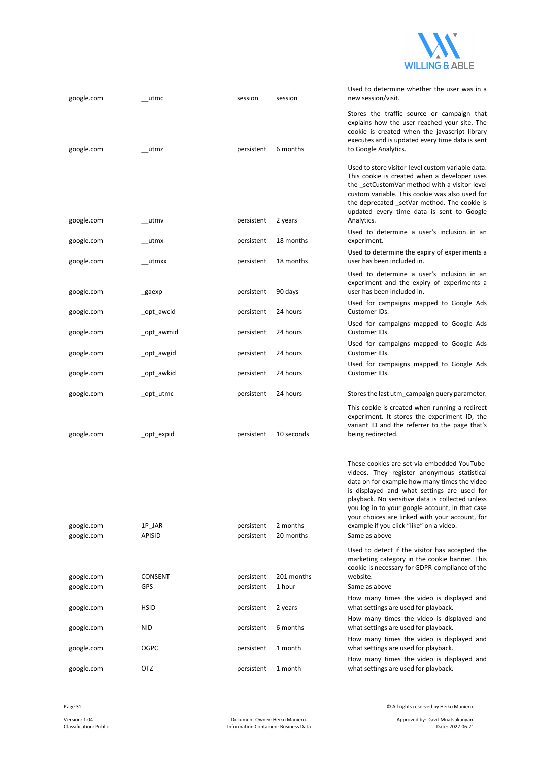| | | | | |
|---|---|---|---|---|
| google.com | __utmc | session | session | Used to determine whether the user was in a new session/visit. |
| google.com | __utmz | persistent | 6 months | Stores the traffic source or campaign that explains how the user reached your site. The cookie is created when the javascript library executes and is updated every time data is sent to Google Analytics. |
| google.com | __utmv | persistent | 2 years | Used to store visitor-level custom variable data. This cookie is created when a developer uses the _setCustomVar method with a visitor level custom variable. This cookie was also used for the deprecated _setVar method. The cookie is updated every time data is sent to Google Analytics. |
| google.com | __utmx | persistent | 18 months | Used to determine a user's inclusion in an experiment. |
| google.com | __utmxx | persistent | 18 months | Used to determine the expiry of experiments a user has been included in. |
| google.com | _gaexp | persistent | 90 days | Used to determine a user's inclusion in an experiment and the expiry of experiments a user has been included in. |
| google.com | _opt_awcid | persistent | 24 hours | Used for campaigns mapped to Google Ads Customer IDs. |
| google.com | _opt_awmid | persistent | 24 hours | Used for campaigns mapped to Google Ads Customer IDs. |
| google.com | _opt_awgid | persistent | 24 hours | Used for campaigns mapped to Google Ads Customer IDs. |
| google.com | _opt_awkid | persistent | 24 hours | Used for campaigns mapped to Google Ads Customer IDs. |
| google.com | _opt_utmc | persistent | 24 hours | Stores the last utm_campaign query parameter. |
| google.com | _opt_expid | persistent | 10 seconds | This cookie is created when running a redirect experiment. It stores the experiment ID, the variant ID and the referrer to the page that's being redirected. |
| google.com | 1P_JAR | persistent | 2 months | These cookies are set via embedded YouTube-videos. They register anonymous statistical data on for example how many times the video is displayed and what settings are used for playback. No sensitive data is collected unless you log in to your google account, in that case your choices are linked with your account, for example if you click "like" on a video. |
| google.com | APISID | persistent | 20 months | Same as above |
| google.com | CONSENT | persistent | 201 months | Used to detect if the visitor has accepted the marketing category in the cookie banner. This cookie is necessary for GDPR-compliance of the website. |
| google.com | GPS | persistent | 1 hour | Same as above |
| google.com | HSID | persistent | 2 years | How many times the video is displayed and what settings are used for playback. |
| google.com | NID | persistent | 6 months | How many times the video is displayed and what settings are used for playback. |
| google.com | OGPC | persistent | 1 month | How many times the video is displayed and what settings are used for playback. |
| google.com | OTZ | persistent | 1 month | How many times the video is displayed and what settings are used for playback. |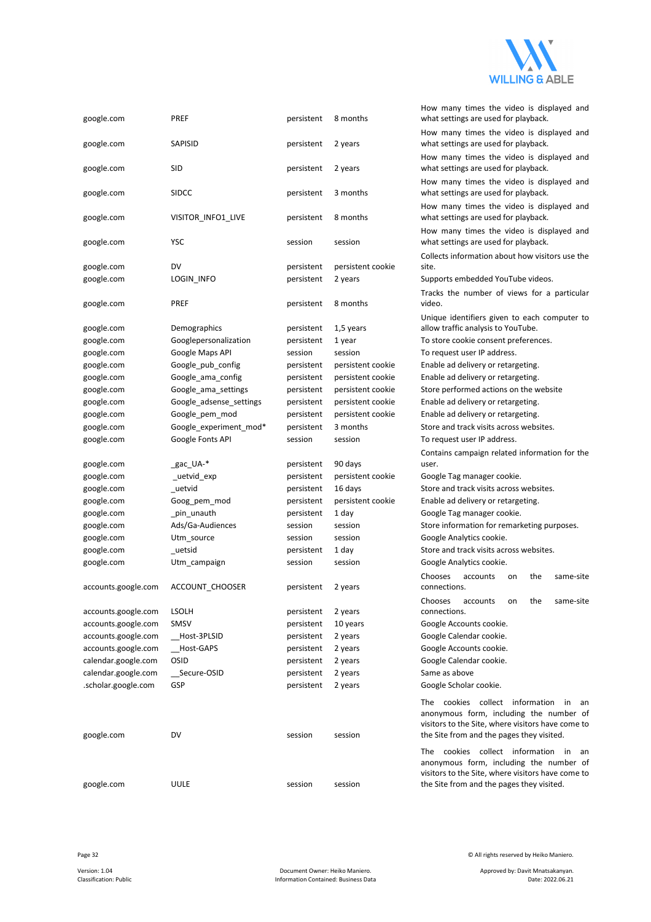| | | | | |
|---|---|---|---|---|
| google.com | PREF | persistent | 8 months | How many times the video is displayed and what settings are used for playback. |
| google.com | SAPISID | persistent | 2 years | How many times the video is displayed and what settings are used for playback. |
| google.com | SID | persistent | 2 years | How many times the video is displayed and what settings are used for playback. |
| google.com | SIDCC | persistent | 3 months | How many times the video is displayed and what settings are used for playback. |
| google.com | VISITOR_INFO1_LIVE | persistent | 8 months | How many times the video is displayed and what settings are used for playback. |
| google.com | YSC | session | session | How many times the video is displayed and what settings are used for playback. |
| google.com | DV | persistent | persistent cookie | Collects information about how visitors use the site. |
| google.com | LOGIN_INFO | persistent | 2 years | Supports embedded YouTube videos. |
| google.com | PREF | persistent | 8 months | Tracks the number of views for a particular video. |
| google.com | Demographics | persistent | 1,5 years | Unique identifiers given to each computer to allow traffic analysis to YouTube. |
| google.com | Googlepersonalization | persistent | 1 year | To store cookie consent preferences. |
| google.com | Google Maps API | session | session | To request user IP address. |
| google.com | Google_pub_config | persistent | persistent cookie | Enable ad delivery or retargeting. |
| google.com | Google_ama_config | persistent | persistent cookie | Enable ad delivery or retargeting. |
| google.com | Google_ama_settings | persistent | persistent cookie | Store performed actions on the website |
| google.com | Google_adsense_settings | persistent | persistent cookie | Enable ad delivery or retargeting. |
| google.com | Google_pem_mod | persistent | persistent cookie | Enable ad delivery or retargeting. |
| google.com | Google_experiment_mod* | persistent | 3 months | Store and track visits across websites. |
| google.com | Google Fonts API | session | session | To request user IP address. |
| google.com | _gac_UA-* | persistent | 90 days | Contains campaign related information for the user. |
| google.com | _uetvid_exp | persistent | persistent cookie | Google Tag manager cookie. |
| google.com | _uetvid | persistent | 16 days | Store and track visits across websites. |
| google.com | Goog_pem_mod | persistent | persistent cookie | Enable ad delivery or retargeting. |
| google.com | _pin_unauth | persistent | 1 day | Google Tag manager cookie. |
| google.com | Ads/Ga-Audiences | session | session | Store information for remarketing purposes. |
| google.com | Utm_source | session | session | Google Analytics cookie. |
| google.com | _uetsid | persistent | 1 day | Store and track visits across websites. |
| google.com | Utm_campaign | session | session | Google Analytics cookie. |
| accounts.google.com | ACCOUNT_CHOOSER | persistent | 2 years | Chooses accounts on the same-site connections. |
| accounts.google.com | LSOLH | persistent | 2 years | Chooses accounts on the same-site connections. |
| accounts.google.com | SMSV | persistent | 10 years | Google Accounts cookie. |
| accounts.google.com | __Host-3PLSID | persistent | 2 years | Google Calendar cookie. |
| accounts.google.com | __Host-GAPS | persistent | 2 years | Google Accounts cookie. |
| calendar.google.com | OSID | persistent | 2 years | Google Calendar cookie. |
| calendar.google.com | __Secure-OSID | persistent | 2 years | Same as above |
| .scholar.google.com | GSP | persistent | 2 years | Google Scholar cookie. |
| google.com | DV | session | session | The cookies collect information in an anonymous form, including the number of visitors to the Site, where visitors have come to the Site from and the pages they visited. |
| google.com | UULE | session | session | The cookies collect information in an anonymous form, including the number of visitors to the Site, where visitors have come to the Site from and the pages they visited. |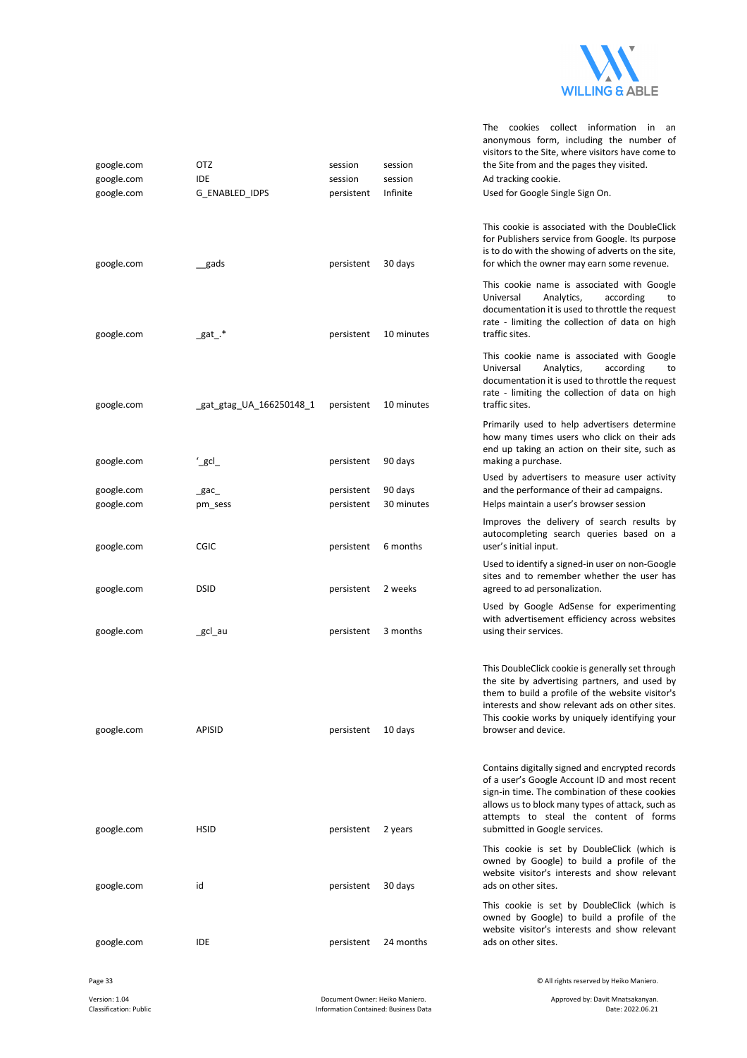| | | | | |
|---|---|---|---|---|
| google.com | OTZ | session | session | The cookies collect information in an anonymous form, including the number of visitors to the Site, where visitors have come to the Site from and the pages they visited. |
| google.com | IDE | session | session | Ad tracking cookie. |
| google.com | G_ENABLED_IDPS | persistent | Infinite | Used for Google Single Sign On. |
| google.com | __gads | persistent | 30 days | This cookie is associated with the DoubleClick for Publishers service from Google. Its purpose is to do with the showing of adverts on the site, for which the owner may earn some revenue. |
| google.com | _gat_.* | persistent | 10 minutes | This cookie name is associated with Google Universal Analytics, according to documentation it is used to throttle the request rate - limiting the collection of data on high traffic sites. |
| google.com | _gat_gtag_UA_166250148_1 | persistent | 10 minutes | This cookie name is associated with Google Universal Analytics, according to documentation it is used to throttle the request rate - limiting the collection of data on high traffic sites. |
| google.com | '_gcl_ | persistent | 90 days | Primarily used to help advertisers determine how many times users who click on their ads end up taking an action on their site, such as making a purchase. |
| google.com | _gac_ | persistent | 90 days | Used by advertisers to measure user activity and the performance of their ad campaigns. |
| google.com | pm_sess | persistent | 30 minutes | Helps maintain a user's browser session |
| google.com | CGIC | persistent | 6 months | Improves the delivery of search results by autocompleting search queries based on a user's initial input. |
| google.com | DSID | persistent | 2 weeks | Used to identify a signed-in user on non-Google sites and to remember whether the user has agreed to ad personalization. |
| google.com | _gcl_au | persistent | 3 months | Used by Google AdSense for experimenting with advertisement efficiency across websites using their services. |
| google.com | APISID | persistent | 10 days | This DoubleClick cookie is generally set through the site by advertising partners, and used by them to build a profile of the website visitor's interests and show relevant ads on other sites. This cookie works by uniquely identifying your browser and device. |
| google.com | HSID | persistent | 2 years | Contains digitally signed and encrypted records of a user's Google Account ID and most recent sign-in time. The combination of these cookies allows us to block many types of attack, such as attempts to steal the content of forms submitted in Google services. |
| google.com | id | persistent | 30 days | This cookie is set by DoubleClick (which is owned by Google) to build a profile of the website visitor's interests and show relevant ads on other sites. |
| google.com | IDE | persistent | 24 months | This cookie is set by DoubleClick (which is owned by Google) to build a profile of the website visitor's interests and show relevant ads on other sites. |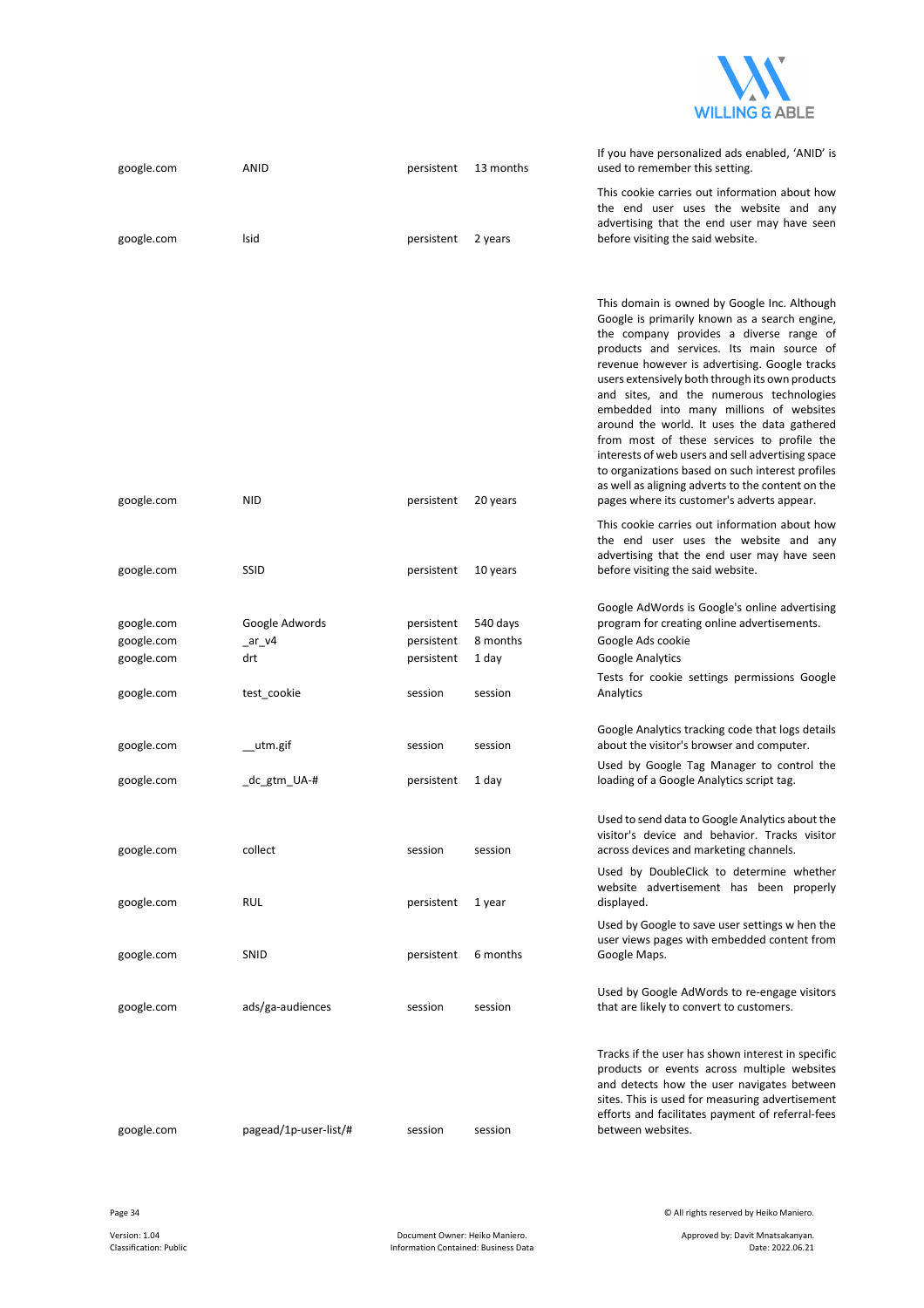| | | | | |
|---|---|---|---|---|
| google.com | ANID | persistent | 13 months | If you have personalized ads enabled, 'ANID' is used to remember this setting. |
| google.com | lsid | persistent | 2 years | This cookie carries out information about how the end user uses the website and any advertising that the end user may have seen before visiting the said website. |
| google.com | NID | persistent | 20 years | This domain is owned by Google Inc. Although Google is primarily known as a search engine, the company provides a diverse range of products and services. Its main source of revenue however is advertising. Google tracks users extensively both through its own products and sites, and the numerous technologies embedded into many millions of websites around the world. It uses the data gathered from most of these services to profile the interests of web users and sell advertising space to organizations based on such interest profiles as well as aligning adverts to the content on the pages where its customer's adverts appear. |
| google.com | SSID | persistent | 10 years | This cookie carries out information about how the end user uses the website and any advertising that the end user may have seen before visiting the said website. |
| google.com | Google Adwords | persistent | 540 days | Google AdWords is Google's online advertising program for creating online advertisements. |
| google.com | _ar_v4 | persistent | 8 months | Google Ads cookie |
| google.com | drt | persistent | 1 day | Google Analytics |
| google.com | test_cookie | session | session | Tests for cookie settings permissions Google Analytics |
| google.com | __utm.gif | session | session | Google Analytics tracking code that logs details about the visitor's browser and computer. |
| google.com | _dc_gtm_UA-# | persistent | 1 day | Used by Google Tag Manager to control the loading of a Google Analytics script tag. |
| google.com | collect | session | session | Used to send data to Google Analytics about the visitor's device and behavior. Tracks visitor across devices and marketing channels. |
| google.com | RUL | persistent | 1 year | Used by DoubleClick to determine whether website advertisement has been properly displayed. |
| google.com | SNID | persistent | 6 months | Used by Google to save user settings w hen the user views pages with embedded content from Google Maps. |
| google.com | ads/ga-audiences | session | session | Used by Google AdWords to re-engage visitors that are likely to convert to customers. |
| google.com | pagead/1p-user-list/# | session | session | Tracks if the user has shown interest in specific products or events across multiple websites and detects how the user navigates between sites. This is used for measuring advertisement efforts and facilitates payment of referral-fees between websites. |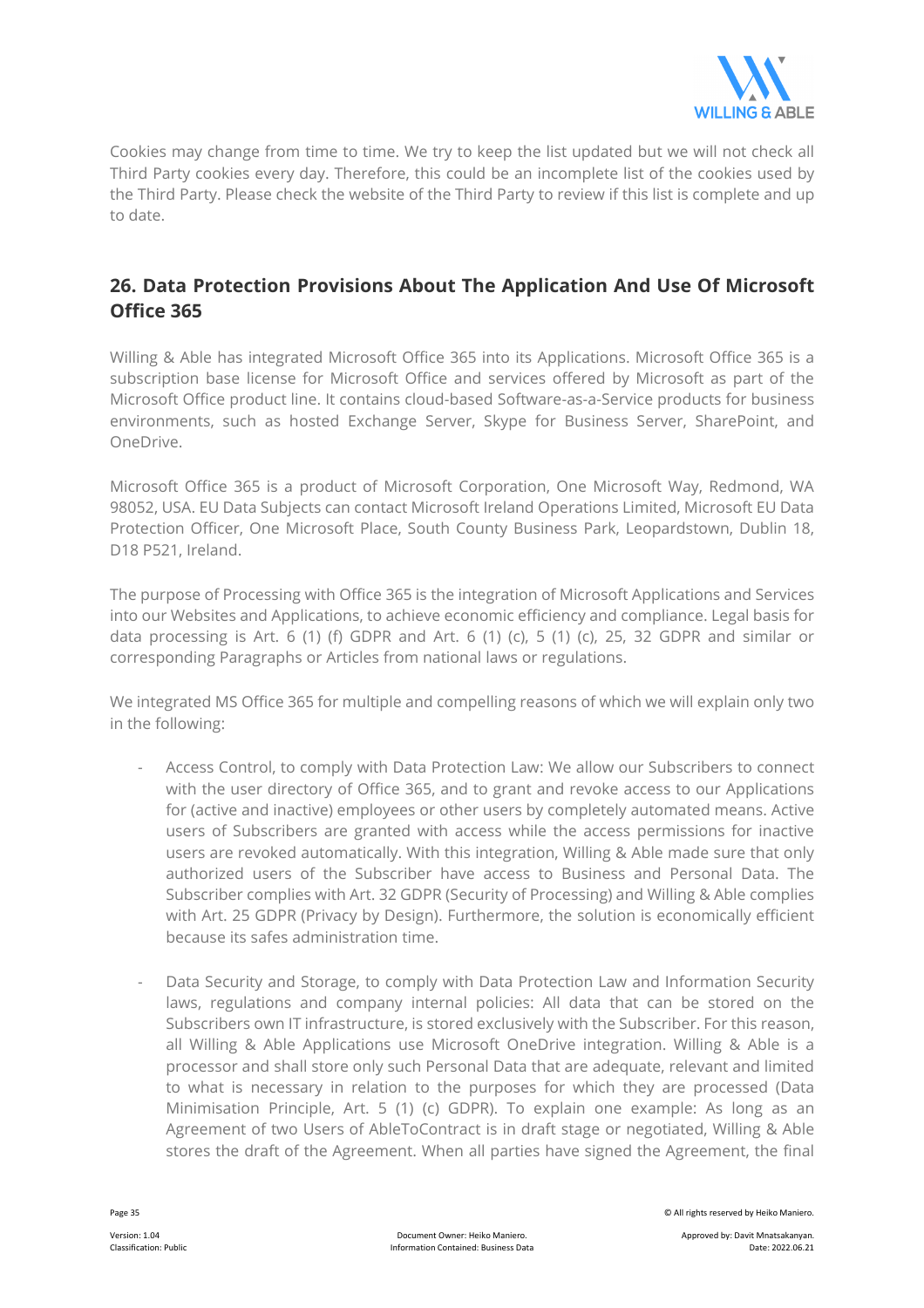Cookies may change from time to time. We try to keep the list updated but we will not check all Third Party cookies every day. Therefore, this could be an incomplete list of the cookies used by the Third Party. Please check the website of the Third Party to review if this list is complete and up to date.

## 26. Data Protection Provisions About The Application And Use Of Microsoft Office 365

Willing & Able has integrated Microsoft Office 365 into its Applications. Microsoft Office 365 is a subscription base license for Microsoft Office and services offered by Microsoft as part of the Microsoft Office product line. It contains cloud-based Software-as-a-Service products for business environments, such as hosted Exchange Server, Skype for Business Server, SharePoint, and OneDrive.

Microsoft Office 365 is a product of Microsoft Corporation, One Microsoft Way, Redmond, WA 98052, USA. EU Data Subjects can contact Microsoft Ireland Operations Limited, Microsoft EU Data Protection Officer, One Microsoft Place, South County Business Park, Leopardstown, Dublin 18, D18 P521, Ireland.

The purpose of Processing with Office 365 is the integration of Microsoft Applications and Services into our Websites and Applications, to achieve economic efficiency and compliance. Legal basis for data processing is Art. 6 (1) (f) GDPR and Art. 6 (1) (c), 5 (1) (c), 25, 32 GDPR and similar or corresponding Paragraphs or Articles from national laws or regulations.

We integrated MS Office 365 for multiple and compelling reasons of which we will explain only two in the following:

- Access Control, to comply with Data Protection Law: We allow our Subscribers to connect with the user directory of Office 365, and to grant and revoke access to our Applications for (active and inactive) employees or other users by completely automated means. Active users of Subscribers are granted with access while the access permissions for inactive users are revoked automatically. With this integration, Willing & Able made sure that only authorized users of the Subscriber have access to Business and Personal Data. The Subscriber complies with Art. 32 GDPR (Security of Processing) and Willing & Able complies with Art. 25 GDPR (Privacy by Design). Furthermore, the solution is economically efficient because its safes administration time.

- Data Security and Storage, to comply with Data Protection Law and Information Security laws, regulations and company internal policies: All data that can be stored on the Subscribers own IT infrastructure, is stored exclusively with the Subscriber. For this reason, all Willing & Able Applications use Microsoft OneDrive integration. Willing & Able is a processor and shall store only such Personal Data that are adequate, relevant and limited to what is necessary in relation to the purposes for which they are processed (Data Minimisation Principle, Art. 5 (1) (c) GDPR). To explain one example: As long as an Agreement of two Users of AbleToContract is in draft stage or negotiated, Willing & Able stores the draft of the Agreement. When all parties have signed the Agreement, the final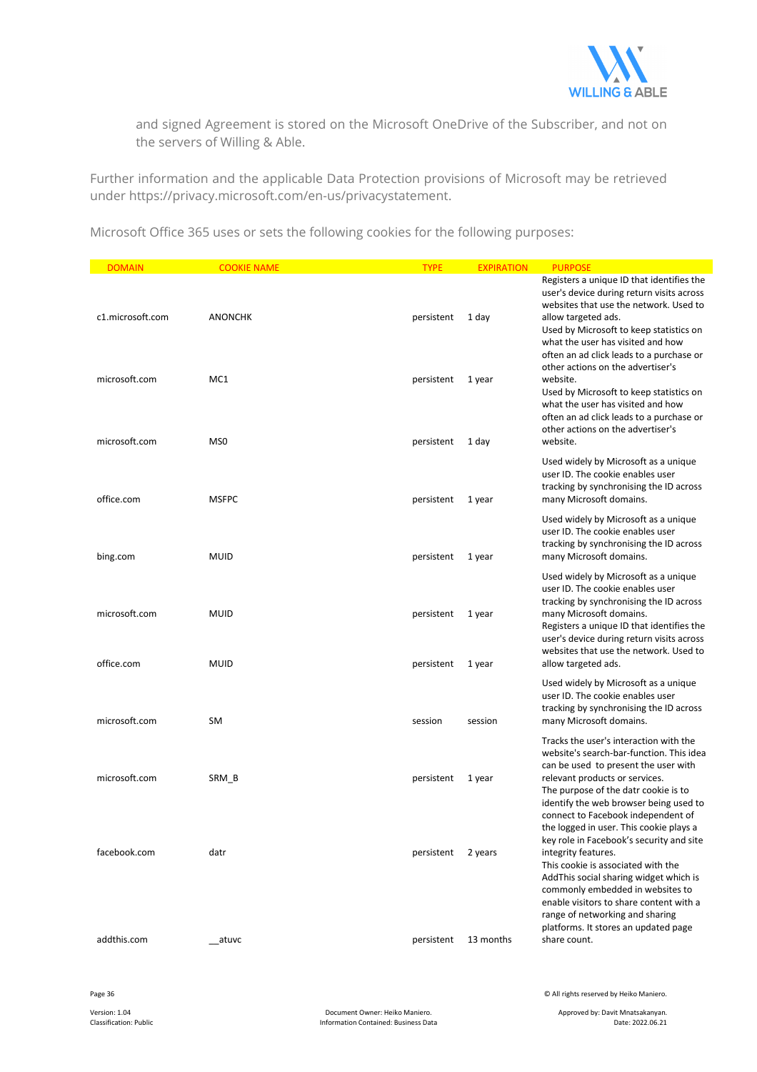and signed Agreement is stored on the Microsoft OneDrive of the Subscriber, and not on the servers of Willing & Able.

Further information and the applicable Data Protection provisions of Microsoft may be retrieved under https://privacy.microsoft.com/en-us/privacystatement.

Microsoft Office 365 uses or sets the following cookies for the following purposes:

| DOMAIN | COOKIE NAME | TYPE | EXPIRATION | PURPOSE |
|---|---|---|---|---|
| c1.microsoft.com | ANONCHK | persistent | 1 day | Registers a unique ID that identifies the user's device during return visits across websites that use the network. Used to allow targeted ads. |
| microsoft.com | MC1 | persistent | 1 year | Used by Microsoft to keep statistics on what the user has visited and how often an ad click leads to a purchase or other actions on the advertiser's website. |
| microsoft.com | MS0 | persistent | 1 day | Used by Microsoft to keep statistics on what the user has visited and how often an ad click leads to a purchase or other actions on the advertiser's website. |
| office.com | MSFPC | persistent | 1 year | Used widely by Microsoft as a unique user ID. The cookie enables user tracking by synchronising the ID across many Microsoft domains. |
| bing.com | MUID | persistent | 1 year | Used widely by Microsoft as a unique user ID. The cookie enables user tracking by synchronising the ID across many Microsoft domains. |
| microsoft.com | MUID | persistent | 1 year | Used widely by Microsoft as a unique user ID. The cookie enables user tracking by synchronising the ID across many Microsoft domains. |
| office.com | MUID | persistent | 1 year | Registers a unique ID that identifies the user's device during return visits across websites that use the network. Used to allow targeted ads. |
| microsoft.com | SM | session | session | Used widely by Microsoft as a unique user ID. The cookie enables user tracking by synchronising the ID across many Microsoft domains. |
| microsoft.com | SRM_B | persistent | 1 year | Tracks the user's interaction with the website's search-bar-function. This idea can be used to present the user with relevant products or services. |
| facebook.com | datr | persistent | 2 years | The purpose of the datr cookie is to identify the web browser being used to connect to Facebook independent of the logged in user. This cookie plays a key role in Facebook's security and site integrity features. |
| addthis.com | __atuvc | persistent | 13 months | This cookie is associated with the AddThis social sharing widget which is commonly embedded in websites to enable visitors to share content with a range of networking and sharing platforms. It stores an updated page share count. |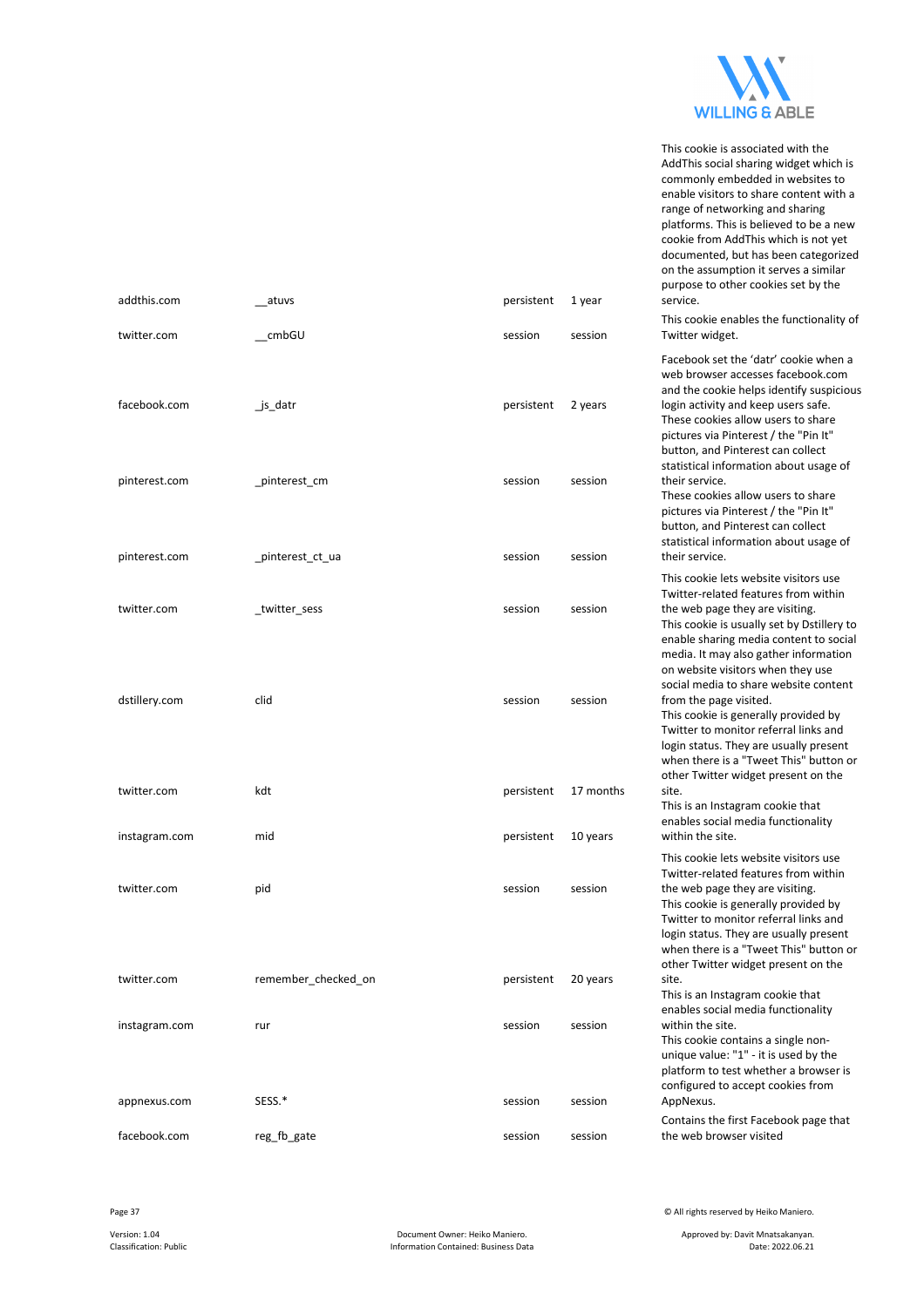| | | | | |
|---|---|---|---|---|
| addthis.com | __atuvs | persistent | 1 year | This cookie is associated with the AddThis social sharing widget which is commonly embedded in websites to enable visitors to share content with a range of networking and sharing platforms. This is believed to be a new cookie from AddThis which is not yet documented, but has been categorized on the assumption it serves a similar purpose to other cookies set by the service. |
| twitter.com | __cmbGU | session | session | This cookie enables the functionality of Twitter widget. |
| facebook.com | _js_datr | persistent | 2 years | Facebook set the 'datr' cookie when a web browser accesses facebook.com and the cookie helps identify suspicious login activity and keep users safe. |
| pinterest.com | _pinterest_cm | session | session | These cookies allow users to share pictures via Pinterest / the "Pin It" button, and Pinterest can collect statistical information about usage of their service. |
| pinterest.com | _pinterest_ct_ua | session | session | These cookies allow users to share pictures via Pinterest / the "Pin It" button, and Pinterest can collect statistical information about usage of their service. |
| twitter.com | _twitter_sess | session | session | This cookie lets website visitors use Twitter-related features from within the web page they are visiting. |
| dstillery.com | clid | session | session | This cookie is usually set by Dstillery to enable sharing media content to social media. It may also gather information on website visitors when they use social media to share website content from the page visited. |
| twitter.com | kdt | persistent | 17 months | This cookie is generally provided by Twitter to monitor referral links and login status. They are usually present when there is a "Tweet This" button or other Twitter widget present on the site. |
| instagram.com | mid | persistent | 10 years | This is an Instagram cookie that enables social media functionality within the site. |
| twitter.com | pid | session | session | This cookie lets website visitors use Twitter-related features from within the web page they are visiting. |
| twitter.com | remember_checked_on | persistent | 20 years | This cookie is generally provided by Twitter to monitor referral links and login status. They are usually present when there is a "Tweet This" button or other Twitter widget present on the site. |
| instagram.com | rur | session | session | This is an Instagram cookie that enables social media functionality within the site. |
| appnexus.com | SESS.* | session | session | This cookie contains a single non-unique value: "1" - it is used by the platform to test whether a browser is configured to accept cookies from AppNexus. |
| facebook.com | reg_fb_gate | session | session | Contains the first Facebook page that the web browser visited |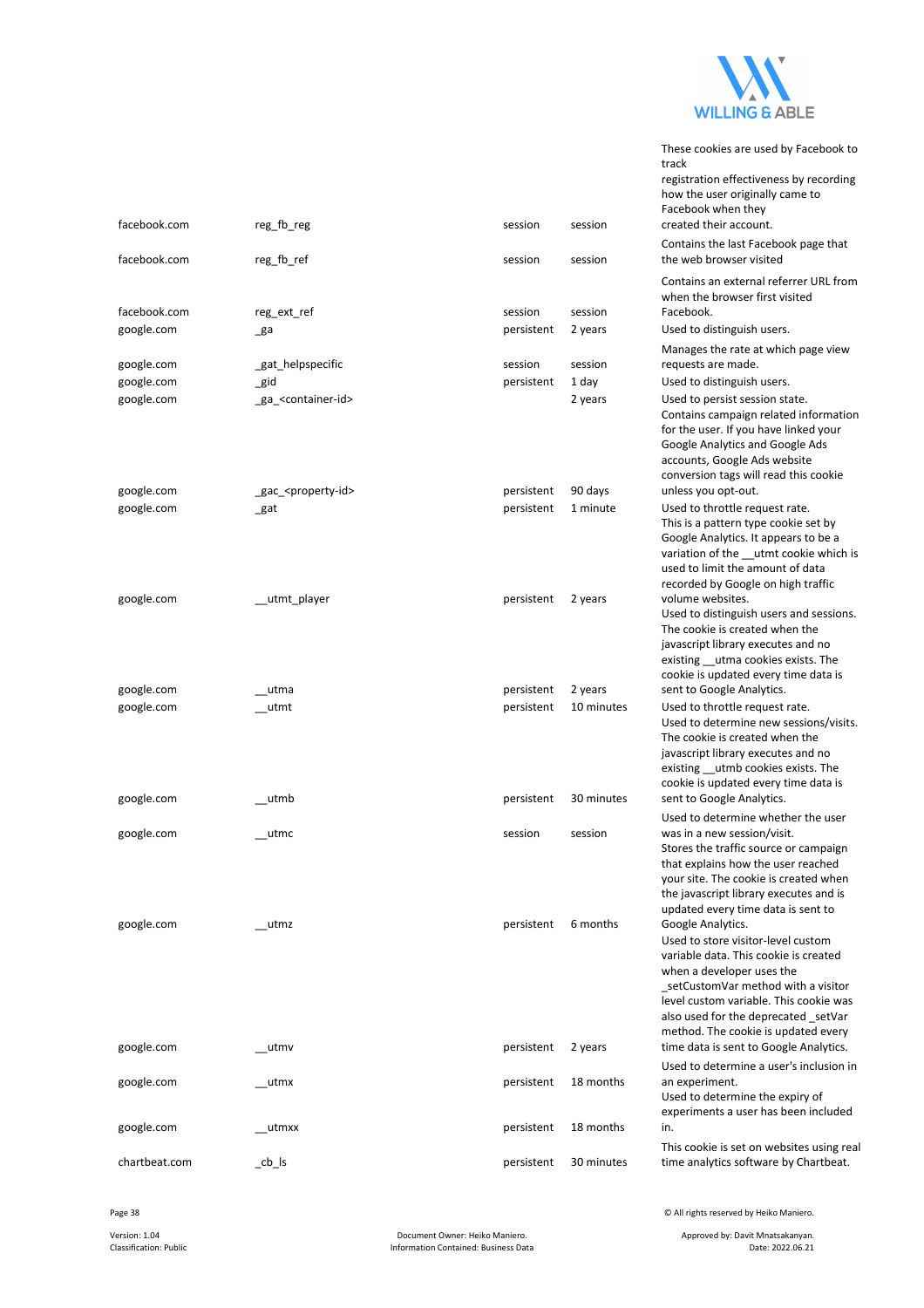| | | | | |
|---|---|---|---|---|
| facebook.com | reg_fb_reg | session | session | These cookies are used by Facebook to track registration effectiveness by recording how the user originally came to Facebook when they created their account. |
| facebook.com | reg_fb_ref | session | session | Contains the last Facebook page that the web browser visited |
| facebook.com | reg_ext_ref | session | session | Contains an external referrer URL from when the browser first visited Facebook. |
| google.com | _ga | persistent | 2 years | Used to distinguish users. |
| google.com | _gat_helpspecific | session | session | Manages the rate at which page view requests are made. |
| google.com | _gid | persistent | 1 day | Used to distinguish users. |
| google.com | _ga_<container-id> | | 2 years | Used to persist session state. |
| google.com | _gac_<property-id> | persistent | 90 days | Contains campaign related information for the user. If you have linked your Google Analytics and Google Ads accounts, Google Ads website conversion tags will read this cookie unless you opt-out. |
| google.com | _gat | persistent | 1 minute | Used to throttle request rate. |
| google.com | __utmt_player | persistent | 2 years | This is a pattern type cookie set by Google Analytics. It appears to be a variation of the __utmt cookie which is used to limit the amount of data recorded by Google on high traffic volume websites. |
| google.com | __utma | persistent | 2 years | Used to distinguish users and sessions. The cookie is created when the javascript library executes and no existing __utma cookies exists. The cookie is updated every time data is sent to Google Analytics. |
| google.com | __utmt | persistent | 10 minutes | Used to throttle request rate. |
| google.com | __utmb | persistent | 30 minutes | Used to determine new sessions/visits. The cookie is created when the javascript library executes and no existing __utmb cookies exists. The cookie is updated every time data is sent to Google Analytics. |
| google.com | __utmc | session | session | Used to determine whether the user was in a new session/visit. |
| google.com | __utmz | persistent | 6 months | Stores the traffic source or campaign that explains how the user reached your site. The cookie is created when the javascript library executes and is updated every time data is sent to Google Analytics. |
| google.com | __utmv | persistent | 2 years | Used to store visitor-level custom variable data. This cookie is created when a developer uses the _setCustomVar method with a visitor level custom variable. This cookie was also used for the deprecated _setVar method. The cookie is updated every time data is sent to Google Analytics. |
| google.com | __utmx | persistent | 18 months | Used to determine a user's inclusion in an experiment. |
| google.com | __utmxx | persistent | 18 months | Used to determine the expiry of experiments a user has been included in. |
| chartbeat.com | _cb_ls | persistent | 30 minutes | This cookie is set on websites using real time analytics software by Chartbeat. |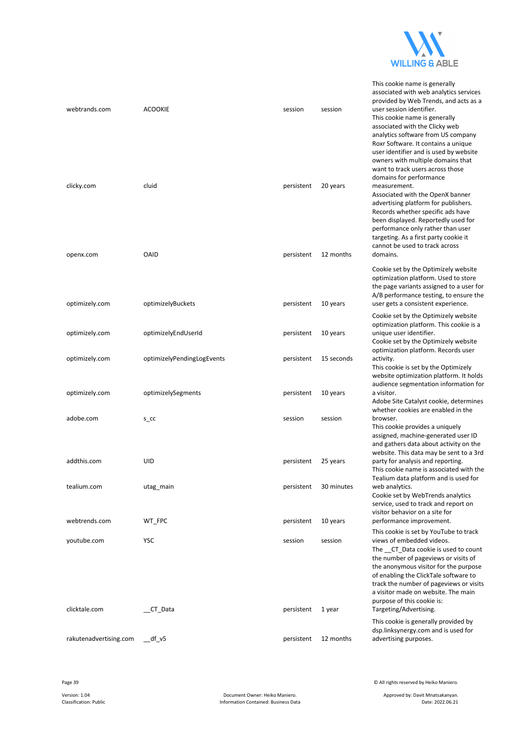| | | | | |
|---|---|---|---|---|
| webtrands.com | ACOOKIE | session | session | This cookie name is generally associated with web analytics services provided by Web Trends, and acts as a user session identifier. |
| clicky.com | cluid | persistent | 20 years | This cookie name is generally associated with the Clicky web analytics software from US company Roxr Software. It contains a unique user identifier and is used by website owners with multiple domains that want to track users across those domains for performance measurement. |
| openx.com | OAID | persistent | 12 months | Associated with the OpenX banner advertising platform for publishers. Records whether specific ads have been displayed. Reportedly used for performance only rather than user targeting. As a first party cookie it cannot be used to track across domains. |
| optimizely.com | optimizelyBuckets | persistent | 10 years | Cookie set by the Optimizely website optimization platform. Used to store the page variants assigned to a user for A/B performance testing, to ensure the user gets a consistent experience. |
| optimizely.com | optimizelyEndUserId | persistent | 10 years | Cookie set by the Optimizely website optimization platform. This cookie is a unique user identifier. |
| optimizely.com | optimizelyPendingLogEvents | persistent | 15 seconds | Cookie set by the Optimizely website optimization platform. Records user activity. |
| optimizely.com | optimizelySegments | persistent | 10 years | This cookie is set by the Optimizely website optimization platform. It holds audience segmentation information for a visitor. |
| adobe.com | s_cc | session | session | Adobe Site Catalyst cookie, determines whether cookies are enabled in the browser. |
| addthis.com | UID | persistent | 25 years | This cookie provides a uniquely assigned, machine-generated user ID and gathers data about activity on the website. This data may be sent to a 3rd party for analysis and reporting. |
| tealium.com | utag_main | persistent | 30 minutes | This cookie name is associated with the Tealium data platform and is used for web analytics. |
| webtrends.com | WT_FPC | persistent | 10 years | Cookie set by WebTrends analytics service, used to track and report on visitor behavior on a site for performance improvement. |
| youtube.com | YSC | session | session | This cookie is set by YouTube to track views of embedded videos. |
| clicktale.com | __CT_Data | persistent | 1 year | The __CT_Data cookie is used to count the number of pageviews or visits of the anonymous visitor for the purpose of enabling the ClickTale software to track the number of pageviews or visits a visitor made on website. The main purpose of this cookie is: Targeting/Advertising. |
| rakutenadvertising.com | __df_v5 | persistent | 12 months | This cookie is generally provided by dsp.linksynergy.com and is used for advertising purposes. |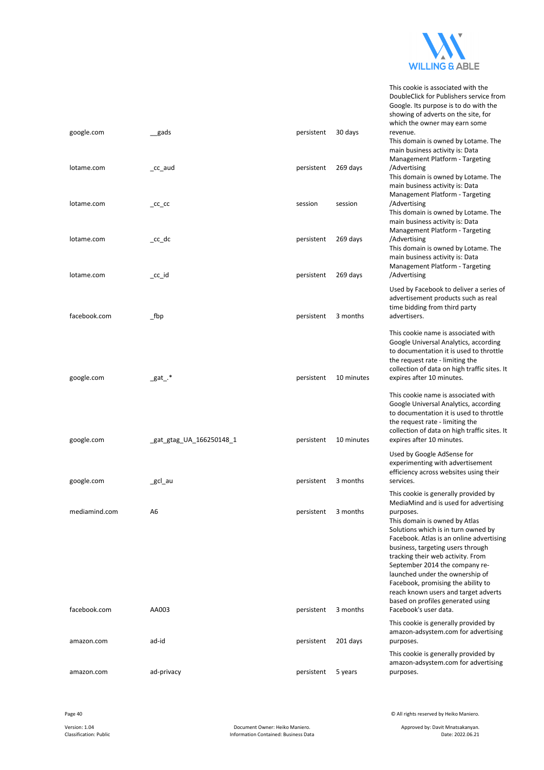| | | | | |
|---|---|---|---|---|
| google.com | __gads | persistent | 30 days | This cookie is associated with the DoubleClick for Publishers service from Google. Its purpose is to do with the showing of adverts on the site, for which the owner may earn some revenue. |
| lotame.com | _cc_aud | persistent | 269 days | This domain is owned by Lotame. The main business activity is: Data Management Platform - Targeting /Advertising |
| lotame.com | _cc_cc | session | session | This domain is owned by Lotame. The main business activity is: Data Management Platform - Targeting /Advertising |
| lotame.com | _cc_dc | persistent | 269 days | This domain is owned by Lotame. The main business activity is: Data Management Platform - Targeting /Advertising |
| lotame.com | _cc_id | persistent | 269 days | This domain is owned by Lotame. The main business activity is: Data Management Platform - Targeting /Advertising |
| facebook.com | _fbp | persistent | 3 months | Used by Facebook to deliver a series of advertisement products such as real time bidding from third party advertisers. |
| google.com | _gat_.* | persistent | 10 minutes | This cookie name is associated with Google Universal Analytics, according to documentation it is used to throttle the request rate - limiting the collection of data on high traffic sites. It expires after 10 minutes. |
| google.com | _gat_gtag_UA_166250148_1 | persistent | 10 minutes | This cookie name is associated with Google Universal Analytics, according to documentation it is used to throttle the request rate - limiting the collection of data on high traffic sites. It expires after 10 minutes. |
| google.com | _gcl_au | persistent | 3 months | Used by Google AdSense for experimenting with advertisement efficiency across websites using their services. |
| mediamind.com | A6 | persistent | 3 months | This cookie is generally provided by MediaMind and is used for advertising purposes. |
| facebook.com | AA003 | persistent | 3 months | This domain is owned by Atlas Solutions which is in turn owned by Facebook. Atlas is an online advertising business, targeting users through tracking their web activity. From September 2014 the company re-launched under the ownership of Facebook, promising the ability to reach known users and target adverts based on profiles generated using Facebook's user data. |
| amazon.com | ad-id | persistent | 201 days | This cookie is generally provided by amazon-adsystem.com for advertising purposes. |
| amazon.com | ad-privacy | persistent | 5 years | This cookie is generally provided by amazon-adsystem.com for advertising purposes. |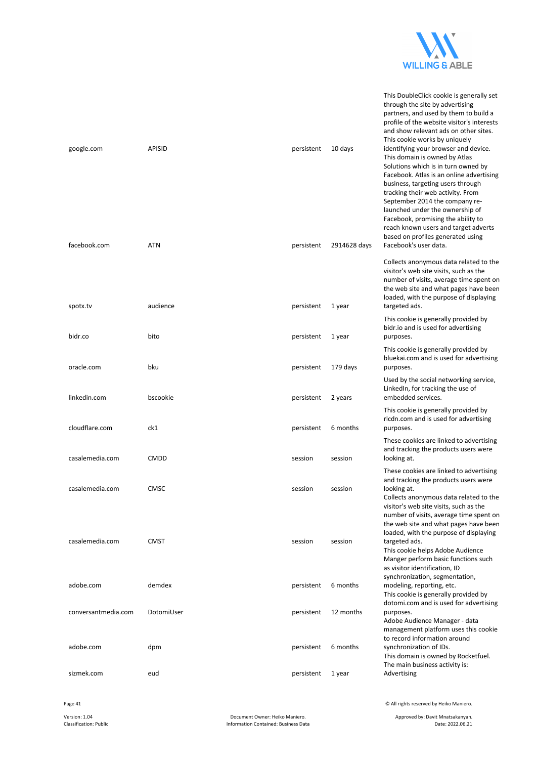| | | | | |
|---|---|---|---|---|
| google.com | APISID | persistent | 10 days | This DoubleClick cookie is generally set through the site by advertising partners, and used by them to build a profile of the website visitor's interests and show relevant ads on other sites. This cookie works by uniquely identifying your browser and device. |
| facebook.com | ATN | persistent | 2914628 days | This domain is owned by Atlas Solutions which is in turn owned by Facebook. Atlas is an online advertising business, targeting users through tracking their web activity. From September 2014 the company re-launched under the ownership of Facebook, promising the ability to reach known users and target adverts based on profiles generated using Facebook's user data. |
| spotx.tv | audience | persistent | 1 year | Collects anonymous data related to the visitor's web site visits, such as the number of visits, average time spent on the web site and what pages have been loaded, with the purpose of displaying targeted ads. |
| bidr.co | bito | persistent | 1 year | This cookie is generally provided by bidr.io and is used for advertising purposes. |
| oracle.com | bku | persistent | 179 days | This cookie is generally provided by bluekai.com and is used for advertising purposes. |
| linkedin.com | bscookie | persistent | 2 years | Used by the social networking service, LinkedIn, for tracking the use of embedded services. |
| cloudflare.com | ck1 | persistent | 6 months | This cookie is generally provided by rlcdn.com and is used for advertising purposes. |
| casalemedia.com | CMDD | session | session | These cookies are linked to advertising and tracking the products users were looking at. |
| casalemedia.com | CMSC | session | session | These cookies are linked to advertising and tracking the products users were looking at. |
| casalemedia.com | CMST | session | session | Collects anonymous data related to the visitor's web site visits, such as the number of visits, average time spent on the web site and what pages have been loaded, with the purpose of displaying targeted ads. |
| adobe.com | demdex | persistent | 6 months | This cookie helps Adobe Audience Manger perform basic functions such as visitor identification, ID synchronization, segmentation, modeling, reporting, etc. |
| conversantmedia.com | DotomiUser | persistent | 12 months | This cookie is generally provided by dotomi.com and is used for advertising purposes. |
| adobe.com | dpm | persistent | 6 months | Adobe Audience Manager - data management platform uses this cookie to record information around synchronization of IDs. |
| sizmek.com | eud | persistent | 1 year | This domain is owned by Rocketfuel. The main business activity is: Advertising |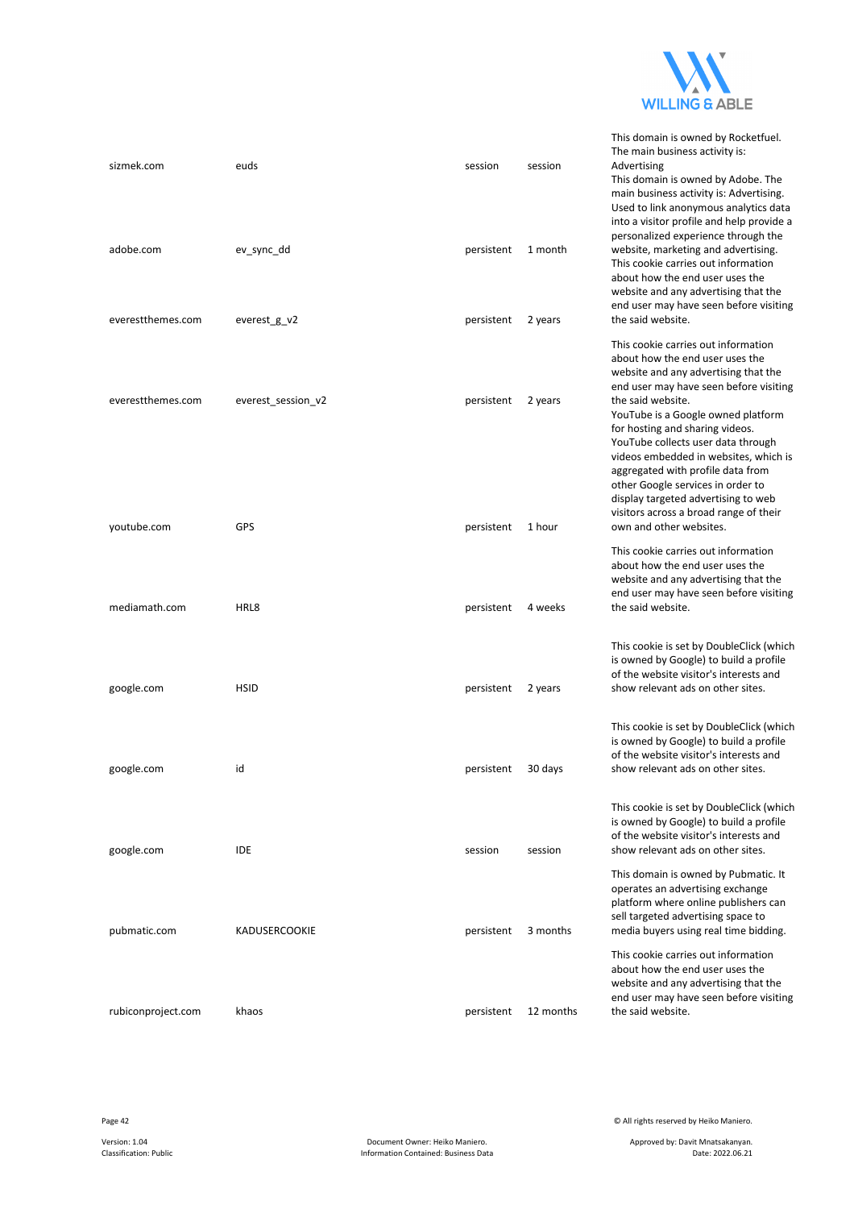| | | | | |
|---|---|---|---|---|
| sizmek.com | euds | session | session | This domain is owned by Rocketfuel. The main business activity is: Advertising |
| adobe.com | ev_sync_dd | persistent | 1 month | This domain is owned by Adobe. The main business activity is: Advertising. Used to link anonymous analytics data into a visitor profile and help provide a personalized experience through the website, marketing and advertising. |
| everestthemes.com | everest_g_v2 | persistent | 2 years | This cookie carries out information about how the end user uses the website and any advertising that the end user may have seen before visiting the said website. |
| everestthemes.com | everest_session_v2 | persistent | 2 years | This cookie carries out information about how the end user uses the website and any advertising that the end user may have seen before visiting the said website. |
| youtube.com | GPS | persistent | 1 hour | YouTube is a Google owned platform for hosting and sharing videos. YouTube collects user data through videos embedded in websites, which is aggregated with profile data from other Google services in order to display targeted advertising to web visitors across a broad range of their own and other websites. |
| mediamath.com | HRL8 | persistent | 4 weeks | This cookie carries out information about how the end user uses the website and any advertising that the end user may have seen before visiting the said website. |
| google.com | HSID | persistent | 2 years | This cookie is set by DoubleClick (which is owned by Google) to build a profile of the website visitor's interests and show relevant ads on other sites. |
| google.com | id | persistent | 30 days | This cookie is set by DoubleClick (which is owned by Google) to build a profile of the website visitor's interests and show relevant ads on other sites. |
| google.com | IDE | session | session | This cookie is set by DoubleClick (which is owned by Google) to build a profile of the website visitor's interests and show relevant ads on other sites. |
| pubmatic.com | KADUSERCOOKIE | persistent | 3 months | This domain is owned by Pubmatic. It operates an advertising exchange platform where online publishers can sell targeted advertising space to media buyers using real time bidding. |
| rubiconproject.com | khaos | persistent | 12 months | This cookie carries out information about how the end user uses the website and any advertising that the end user may have seen before visiting the said website. |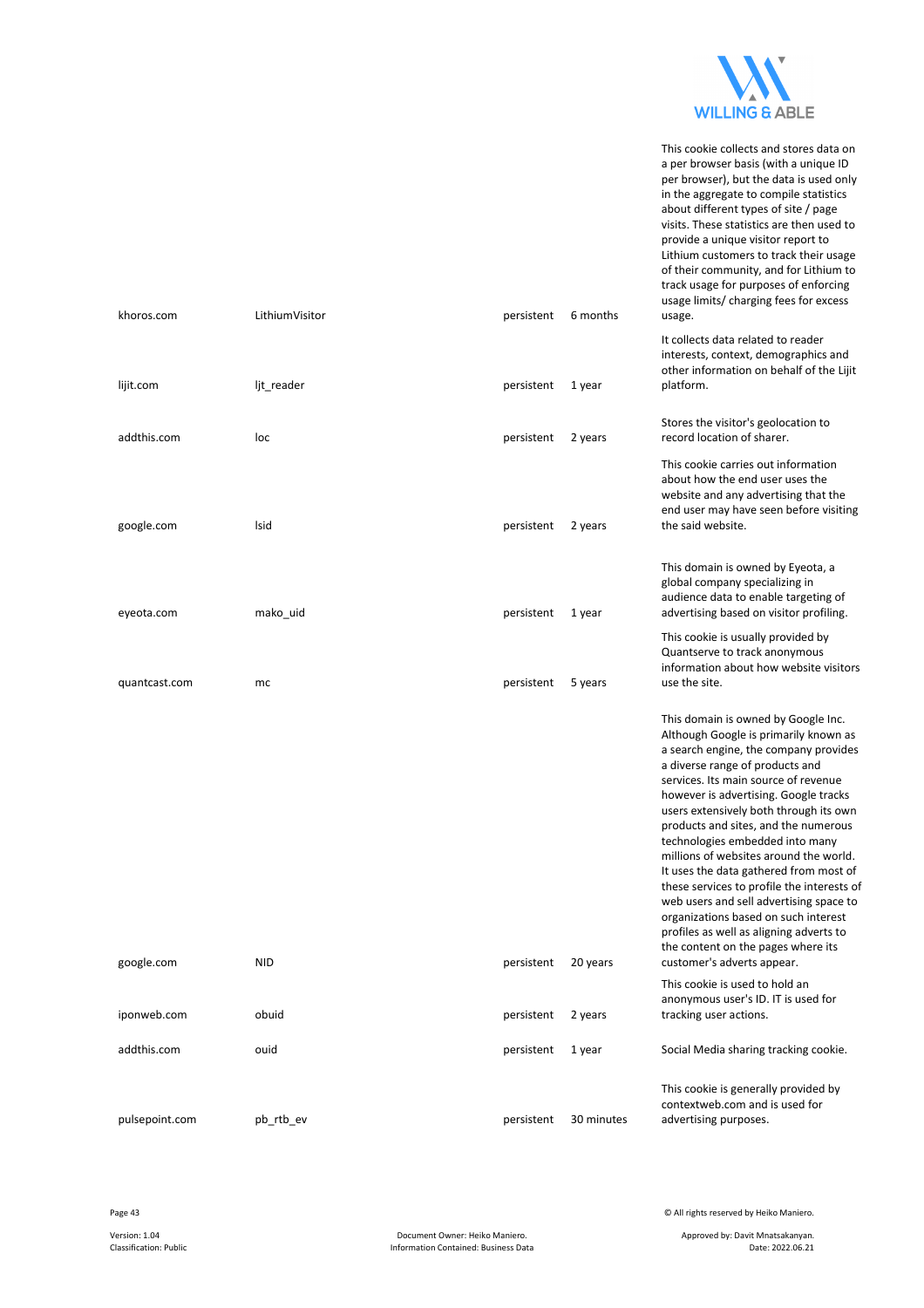| | | | | |
|---|---|---|---|---|
| khoros.com | LithiumVisitor | persistent | 6 months | This cookie collects and stores data on a per browser basis (with a unique ID per browser), but the data is used only in the aggregate to compile statistics about different types of site / page visits. These statistics are then used to provide a unique visitor report to Lithium customers to track their usage of their community, and for Lithium to track usage for purposes of enforcing usage limits/ charging fees for excess usage. |
| lijit.com | ljt_reader | persistent | 1 year | It collects data related to reader interests, context, demographics and other information on behalf of the Lijit platform. |
| addthis.com | loc | persistent | 2 years | Stores the visitor's geolocation to record location of sharer. |
| google.com | lsid | persistent | 2 years | This cookie carries out information about how the end user uses the website and any advertising that the end user may have seen before visiting the said website. |
| eyeota.com | mako_uid | persistent | 1 year | This domain is owned by Eyeota, a global company specializing in audience data to enable targeting of advertising based on visitor profiling. |
| quantcast.com | mc | persistent | 5 years | This cookie is usually provided by Quantserve to track anonymous information about how website visitors use the site. |
| google.com | NID | persistent | 20 years | This domain is owned by Google Inc. Although Google is primarily known as a search engine, the company provides a diverse range of products and services. Its main source of revenue however is advertising. Google tracks users extensively both through its own products and sites, and the numerous technologies embedded into many millions of websites around the world. It uses the data gathered from most of these services to profile the interests of web users and sell advertising space to organizations based on such interest profiles as well as aligning adverts to the content on the pages where its customer's adverts appear. |
| iponweb.com | obuid | persistent | 2 years | This cookie is used to hold an anonymous user's ID. IT is used for tracking user actions. |
| addthis.com | ouid | persistent | 1 year | Social Media sharing tracking cookie. |
| pulsepoint.com | pb_rtb_ev | persistent | 30 minutes | This cookie is generally provided by contextweb.com and is used for advertising purposes. |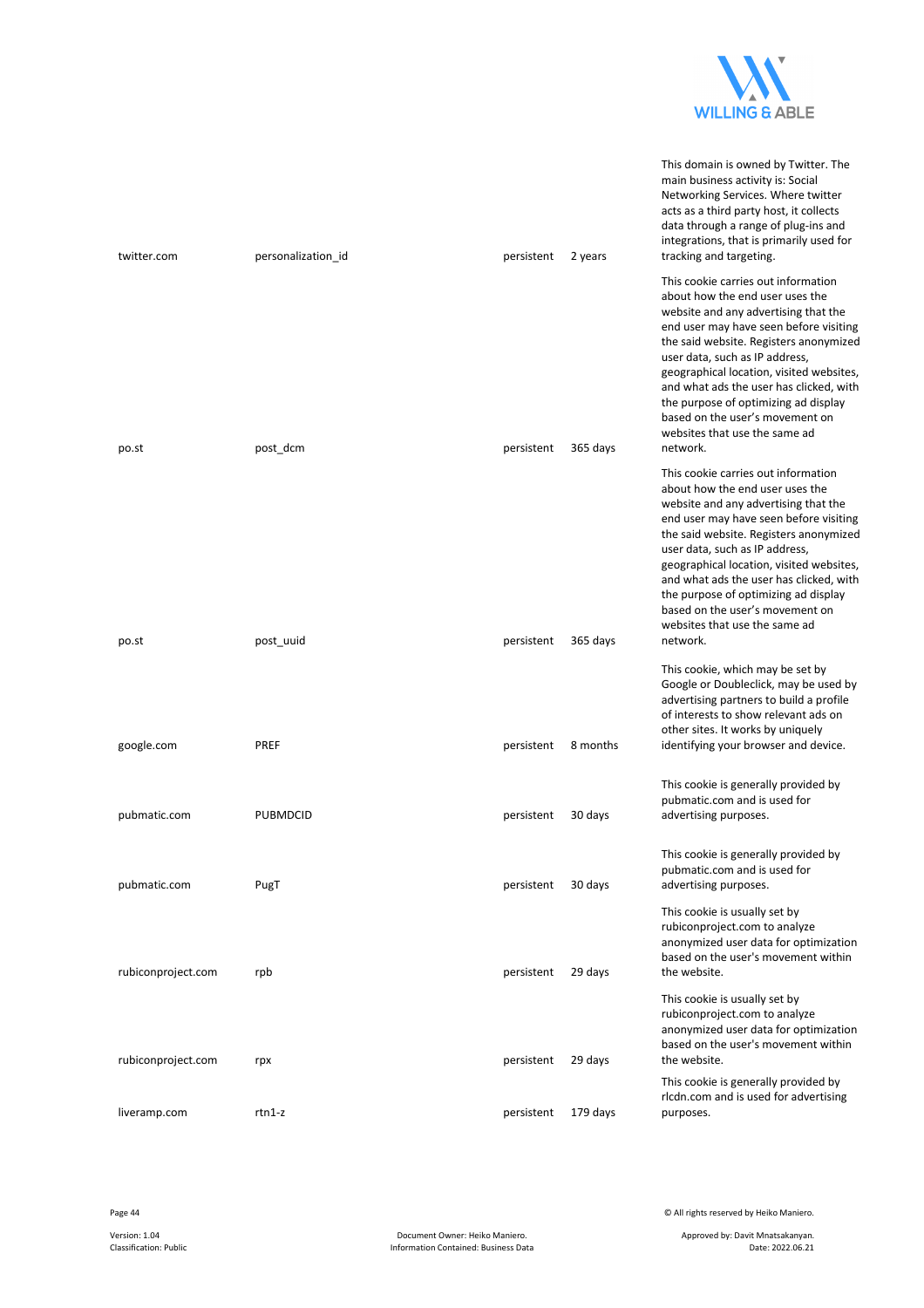| | | | | |
|---|---|---|---|---|
| twitter.com | personalization_id | persistent | 2 years | This domain is owned by Twitter. The main business activity is: Social Networking Services. Where twitter acts as a third party host, it collects data through a range of plug-ins and integrations, that is primarily used for tracking and targeting. |
| po.st | post_dcm | persistent | 365 days | This cookie carries out information about how the end user uses the website and any advertising that the end user may have seen before visiting the said website. Registers anonymized user data, such as IP address, geographical location, visited websites, and what ads the user has clicked, with the purpose of optimizing ad display based on the user's movement on websites that use the same ad network. |
| po.st | post_uuid | persistent | 365 days | This cookie carries out information about how the end user uses the website and any advertising that the end user may have seen before visiting the said website. Registers anonymized user data, such as IP address, geographical location, visited websites, and what ads the user has clicked, with the purpose of optimizing ad display based on the user's movement on websites that use the same ad network. |
| google.com | PREF | persistent | 8 months | This cookie, which may be set by Google or Doubleclick, may be used by advertising partners to build a profile of interests to show relevant ads on other sites. It works by uniquely identifying your browser and device. |
| pubmatic.com | PUBMDCID | persistent | 30 days | This cookie is generally provided by pubmatic.com and is used for advertising purposes. |
| pubmatic.com | PugT | persistent | 30 days | This cookie is generally provided by pubmatic.com and is used for advertising purposes. |
| rubiconproject.com | rpb | persistent | 29 days | This cookie is usually set by rubiconproject.com to analyze anonymized user data for optimization based on the user's movement within the website. |
| rubiconproject.com | rpx | persistent | 29 days | This cookie is usually set by rubiconproject.com to analyze anonymized user data for optimization based on the user's movement within the website. |
| liveramp.com | rtn1-z | persistent | 179 days | This cookie is generally provided by rlcdn.com and is used for advertising purposes. |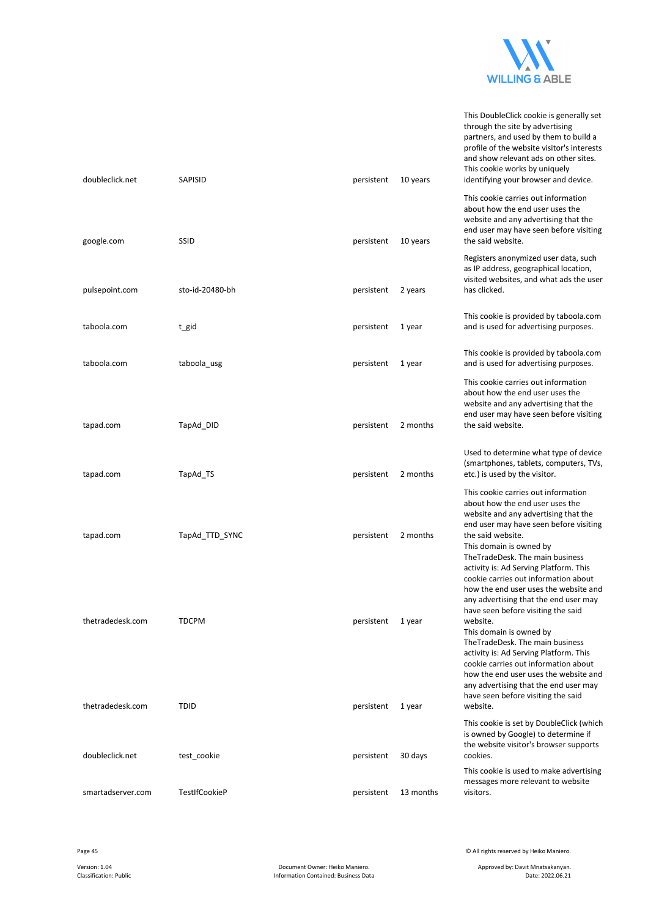| | | | | |
|---|---|---|---|---|
| doubleclick.net | SAPISID | persistent | 10 years | This DoubleClick cookie is generally set through the site by advertising partners, and used by them to build a profile of the website visitor's interests and show relevant ads on other sites. This cookie works by uniquely identifying your browser and device. |
| google.com | SSID | persistent | 10 years | This cookie carries out information about how the end user uses the website and any advertising that the end user may have seen before visiting the said website. |
| pulsepoint.com | sto-id-20480-bh | persistent | 2 years | Registers anonymized user data, such as IP address, geographical location, visited websites, and what ads the user has clicked. |
| taboola.com | t_gid | persistent | 1 year | This cookie is provided by taboola.com and is used for advertising purposes. |
| taboola.com | taboola_usg | persistent | 1 year | This cookie is provided by taboola.com and is used for advertising purposes. |
| tapad.com | TapAd_DID | persistent | 2 months | This cookie carries out information about how the end user uses the website and any advertising that the end user may have seen before visiting the said website. |
| tapad.com | TapAd_TS | persistent | 2 months | Used to determine what type of device (smartphones, tablets, computers, TVs, etc.) is used by the visitor. |
| tapad.com | TapAd_TTD_SYNC | persistent | 2 months | This cookie carries out information about how the end user uses the website and any advertising that the end user may have seen before visiting the said website. |
| thetradedesk.com | TDCPM | persistent | 1 year | This domain is owned by TheTradeDesk. The main business activity is: Ad Serving Platform. This cookie carries out information about how the end user uses the website and any advertising that the end user may have seen before visiting the said website. |
| thetradedesk.com | TDID | persistent | 1 year | This domain is owned by TheTradeDesk. The main business activity is: Ad Serving Platform. This cookie carries out information about how the end user uses the website and any advertising that the end user may have seen before visiting the said website. |
| doubleclick.net | test_cookie | persistent | 30 days | This cookie is set by DoubleClick (which is owned by Google) to determine if the website visitor's browser supports cookies. |
| smartadserver.com | TestIfCookieP | persistent | 13 months | This cookie is used to make advertising messages more relevant to website visitors. |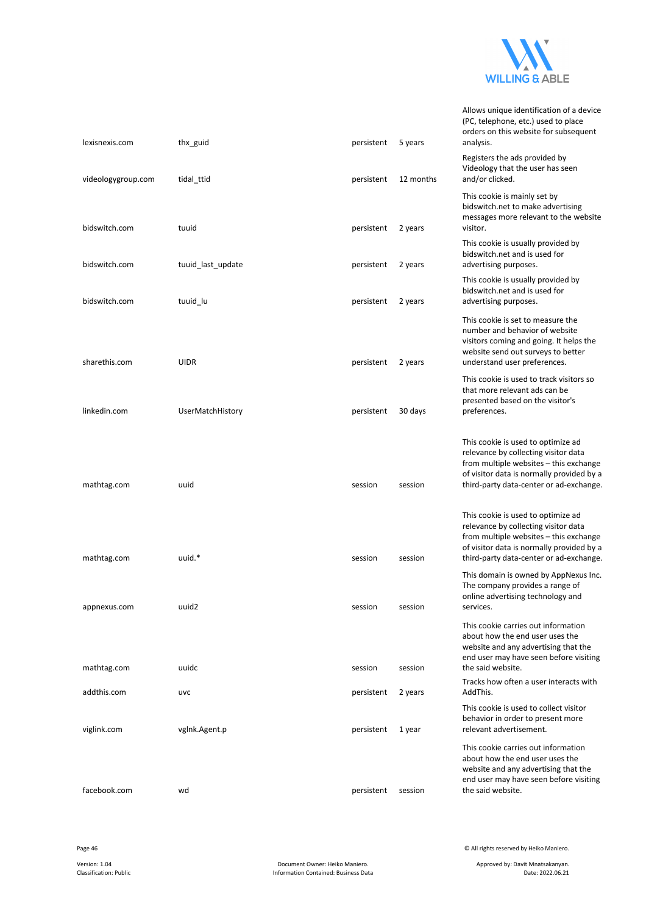| | | | | |
|---|---|---|---|---|
| lexisnexis.com | thx_guid | persistent | 5 years | Allows unique identification of a device (PC, telephone, etc.) used to place orders on this website for subsequent analysis. |
| videologygroup.com | tidal_ttid | persistent | 12 months | Registers the ads provided by Videology that the user has seen and/or clicked. |
| bidswitch.com | tuuid | persistent | 2 years | This cookie is mainly set by bidswitch.net to make advertising messages more relevant to the website visitor. |
| bidswitch.com | tuuid_last_update | persistent | 2 years | This cookie is usually provided by bidswitch.net and is used for advertising purposes. |
| bidswitch.com | tuuid_lu | persistent | 2 years | This cookie is usually provided by bidswitch.net and is used for advertising purposes. |
| sharethis.com | UIDR | persistent | 2 years | This cookie is set to measure the number and behavior of website visitors coming and going. It helps the website send out surveys to better understand user preferences. |
| linkedin.com | UserMatchHistory | persistent | 30 days | This cookie is used to track visitors so that more relevant ads can be presented based on the visitor's preferences. |
| mathtag.com | uuid | session | session | This cookie is used to optimize ad relevance by collecting visitor data from multiple websites – this exchange of visitor data is normally provided by a third-party data-center or ad-exchange. |
| mathtag.com | uuid.* | session | session | This cookie is used to optimize ad relevance by collecting visitor data from multiple websites – this exchange of visitor data is normally provided by a third-party data-center or ad-exchange. |
| appnexus.com | uuid2 | session | session | This domain is owned by AppNexus Inc. The company provides a range of online advertising technology and services. |
| mathtag.com | uuidc | session | session | This cookie carries out information about how the end user uses the website and any advertising that the end user may have seen before visiting the said website. |
| addthis.com | uvc | persistent | 2 years | Tracks how often a user interacts with AddThis. |
| viglink.com | vglnk.Agent.p | persistent | 1 year | This cookie is used to collect visitor behavior in order to present more relevant advertisement. |
| facebook.com | wd | persistent | session | This cookie carries out information about how the end user uses the website and any advertising that the end user may have seen before visiting the said website. |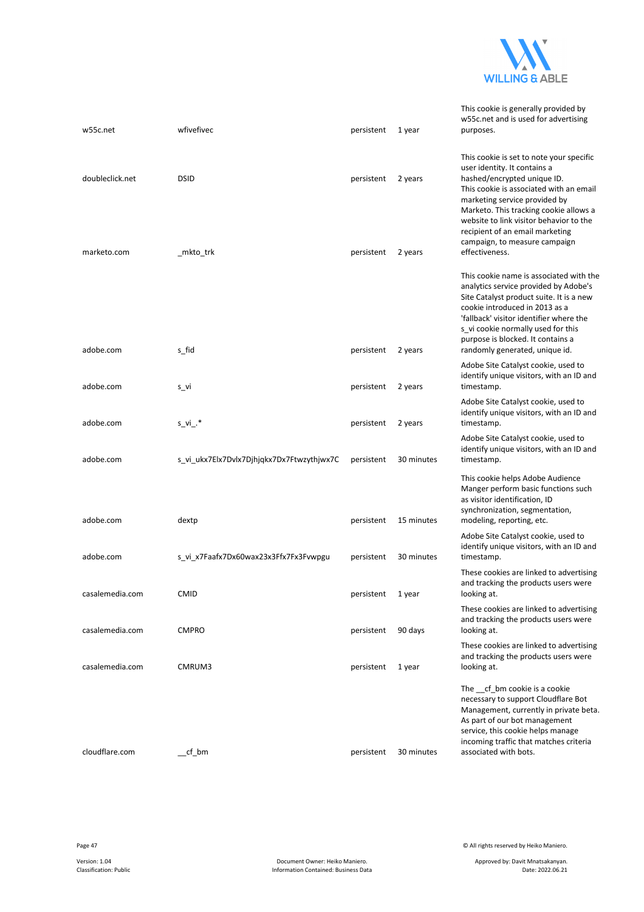| | | | | |
|---|---|---|---|---|
| w55c.net | wfivefivec | persistent | 1 year | This cookie is generally provided by w55c.net and is used for advertising purposes. |
| doubleclick.net | DSID | persistent | 2 years | This cookie is set to note your specific user identity. It contains a hashed/encrypted unique ID. |
| marketo.com | _mkto_trk | persistent | 2 years | This cookie is associated with an email marketing service provided by Marketo. This tracking cookie allows a website to link visitor behavior to the recipient of an email marketing campaign, to measure campaign effectiveness. |
| adobe.com | s_fid | persistent | 2 years | This cookie name is associated with the analytics service provided by Adobe's Site Catalyst product suite. It is a new cookie introduced in 2013 as a 'fallback' visitor identifier where the s_vi cookie normally used for this purpose is blocked. It contains a randomly generated, unique id. |
| adobe.com | s_vi | persistent | 2 years | Adobe Site Catalyst cookie, used to identify unique visitors, with an ID and timestamp. |
| adobe.com | s_vi_.* | persistent | 2 years | Adobe Site Catalyst cookie, used to identify unique visitors, with an ID and timestamp. |
| adobe.com | s_vi_ukx7Elx7Dvlx7Djhjqkx7Dx7Ftwzythjwx7C | persistent | 30 minutes | Adobe Site Catalyst cookie, used to identify unique visitors, with an ID and timestamp. |
| adobe.com | dextp | persistent | 15 minutes | This cookie helps Adobe Audience Manger perform basic functions such as visitor identification, ID synchronization, segmentation, modeling, reporting, etc. |
| adobe.com | s_vi_x7Faafx7Dx60wax23x3Ffx7Fx3Fvwpgu | persistent | 30 minutes | Adobe Site Catalyst cookie, used to identify unique visitors, with an ID and timestamp. |
| casalemedia.com | CMID | persistent | 1 year | These cookies are linked to advertising and tracking the products users were looking at. |
| casalemedia.com | CMPRO | persistent | 90 days | These cookies are linked to advertising and tracking the products users were looking at. |
| casalemedia.com | CMRUM3 | persistent | 1 year | These cookies are linked to advertising and tracking the products users were looking at. |
| cloudflare.com | __cf_bm | persistent | 30 minutes | The __cf_bm cookie is a cookie necessary to support Cloudflare Bot Management, currently in private beta. As part of our bot management service, this cookie helps manage incoming traffic that matches criteria associated with bots. |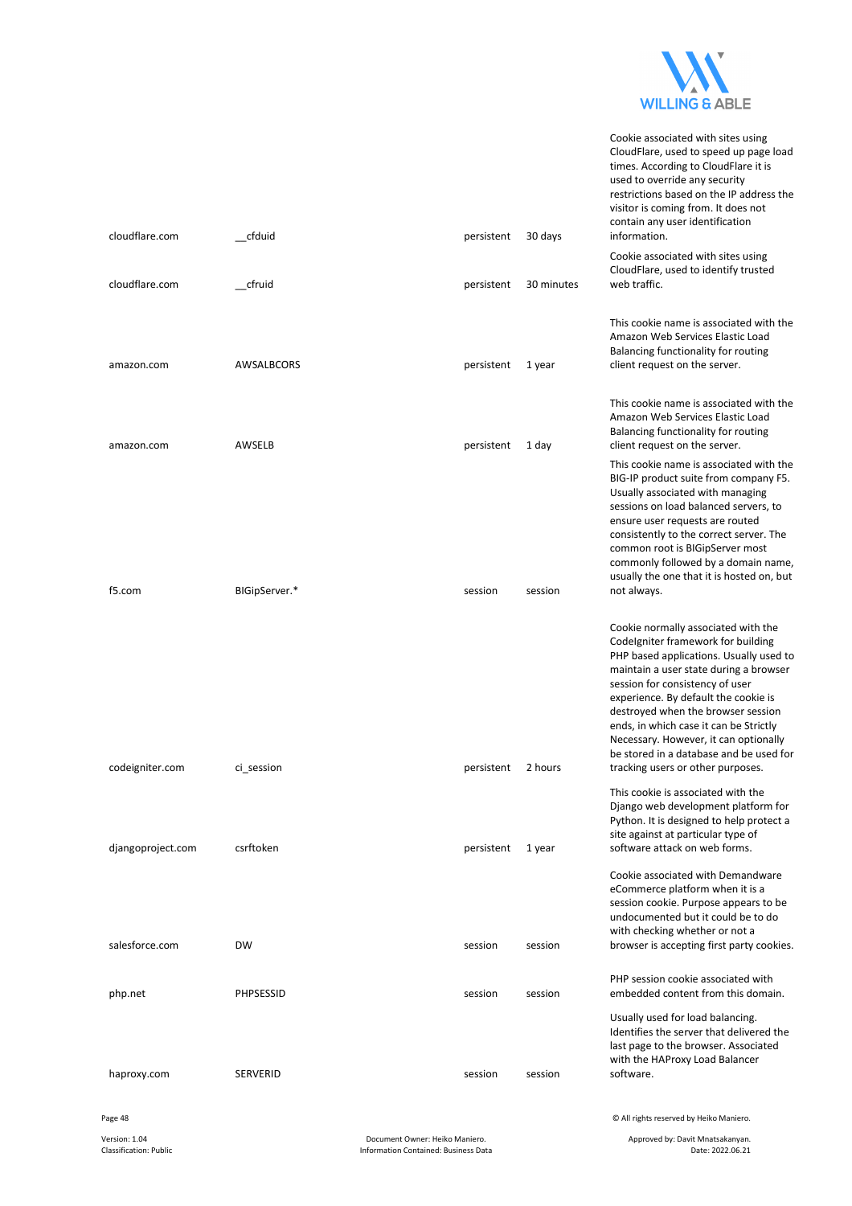| | | | | |
|---|---|---|---|---|
| cloudflare.com | __cfduid | persistent | 30 days | Cookie associated with sites using CloudFlare, used to speed up page load times. According to CloudFlare it is used to override any security restrictions based on the IP address the visitor is coming from. It does not contain any user identification information. |
| cloudflare.com | __cfruid | persistent | 30 minutes | Cookie associated with sites using CloudFlare, used to identify trusted web traffic. |
| amazon.com | AWSALBCORS | persistent | 1 year | This cookie name is associated with the Amazon Web Services Elastic Load Balancing functionality for routing client request on the server. |
| amazon.com | AWSELB | persistent | 1 day | This cookie name is associated with the Amazon Web Services Elastic Load Balancing functionality for routing client request on the server. |
| f5.com | BIGipServer.* | session | session | This cookie name is associated with the BIG-IP product suite from company F5. Usually associated with managing sessions on load balanced servers, to ensure user requests are routed consistently to the correct server. The common root is BIGipServer most commonly followed by a domain name, usually the one that it is hosted on, but not always. |
| codeigniter.com | ci_session | persistent | 2 hours | Cookie normally associated with the CodeIgniter framework for building PHP based applications. Usually used to maintain a user state during a browser session for consistency of user experience. By default the cookie is destroyed when the browser session ends, in which case it can be Strictly Necessary. However, it can optionally be stored in a database and be used for tracking users or other purposes. |
| djangoproject.com | csrftoken | persistent | 1 year | This cookie is associated with the Django web development platform for Python. It is designed to help protect a site against at particular type of software attack on web forms. |
| salesforce.com | DW | session | session | Cookie associated with Demandware eCommerce platform when it is a session cookie. Purpose appears to be undocumented but it could be to do with checking whether or not a browser is accepting first party cookies. |
| php.net | PHPSESSID | session | session | PHP session cookie associated with embedded content from this domain. |
| haproxy.com | SERVERID | session | session | Usually used for load balancing. Identifies the server that delivered the last page to the browser. Associated with the HAProxy Load Balancer software. |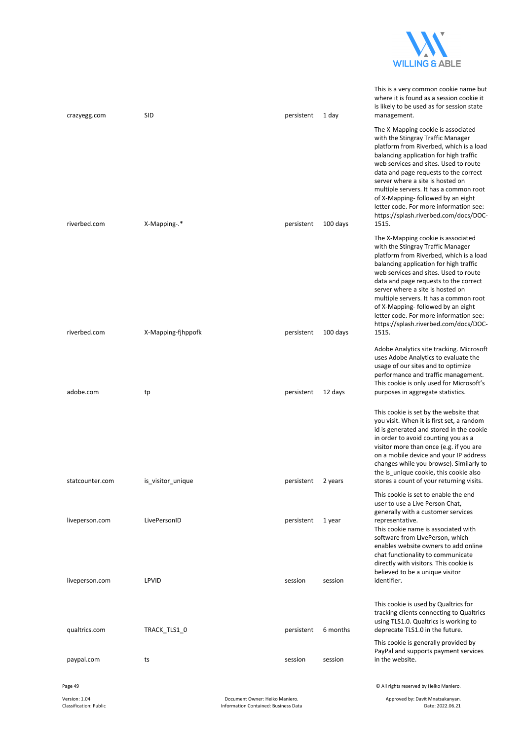| | | | | |
|---|---|---|---|---|
| crazyegg.com | SID | persistent | 1 day | This is a very common cookie name but where it is found as a session cookie it is likely to be used as for session state management. |
| riverbed.com | X-Mapping-.* | persistent | 100 days | The X-Mapping cookie is associated with the Stingray Traffic Manager platform from Riverbed, which is a load balancing application for high traffic web services and sites. Used to route data and page requests to the correct server where a site is hosted on multiple servers. It has a common root of X-Mapping- followed by an eight letter code. For more information see: https://splash.riverbed.com/docs/DOC-1515. |
| riverbed.com | X-Mapping-fjhppofk | persistent | 100 days | The X-Mapping cookie is associated with the Stingray Traffic Manager platform from Riverbed, which is a load balancing application for high traffic web services and sites. Used to route data and page requests to the correct server where a site is hosted on multiple servers. It has a common root of X-Mapping- followed by an eight letter code. For more information see: https://splash.riverbed.com/docs/DOC-1515. |
| adobe.com | tp | persistent | 12 days | Adobe Analytics site tracking. Microsoft uses Adobe Analytics to evaluate the usage of our sites and to optimize performance and traffic management. This cookie is only used for Microsoft's purposes in aggregate statistics. |
| statcounter.com | is_visitor_unique | persistent | 2 years | This cookie is set by the website that you visit. When it is first set, a random id is generated and stored in the cookie in order to avoid counting you as a visitor more than once (e.g. if you are on a mobile device and your IP address changes while you browse). Similarly to the is_unique cookie, this cookie also stores a count of your returning visits. |
| liveperson.com | LivePersonID | persistent | 1 year | This cookie is set to enable the end user to use a Live Person Chat, generally with a customer services representative. |
| liveperson.com | LPVID | session | session | This cookie name is associated with software from LIvePerson, which enables website owners to add online chat functionality to communicate directly with visitors. This cookie is believed to be a unique visitor identifier. |
| qualtrics.com | TRACK_TLS1_0 | persistent | 6 months | This cookie is used by Qualtrics for tracking clients connecting to Qualtrics using TLS1.0. Qualtrics is working to deprecate TLS1.0 in the future. |
| paypal.com | ts | session | session | This cookie is generally provided by PayPal and supports payment services in the website. |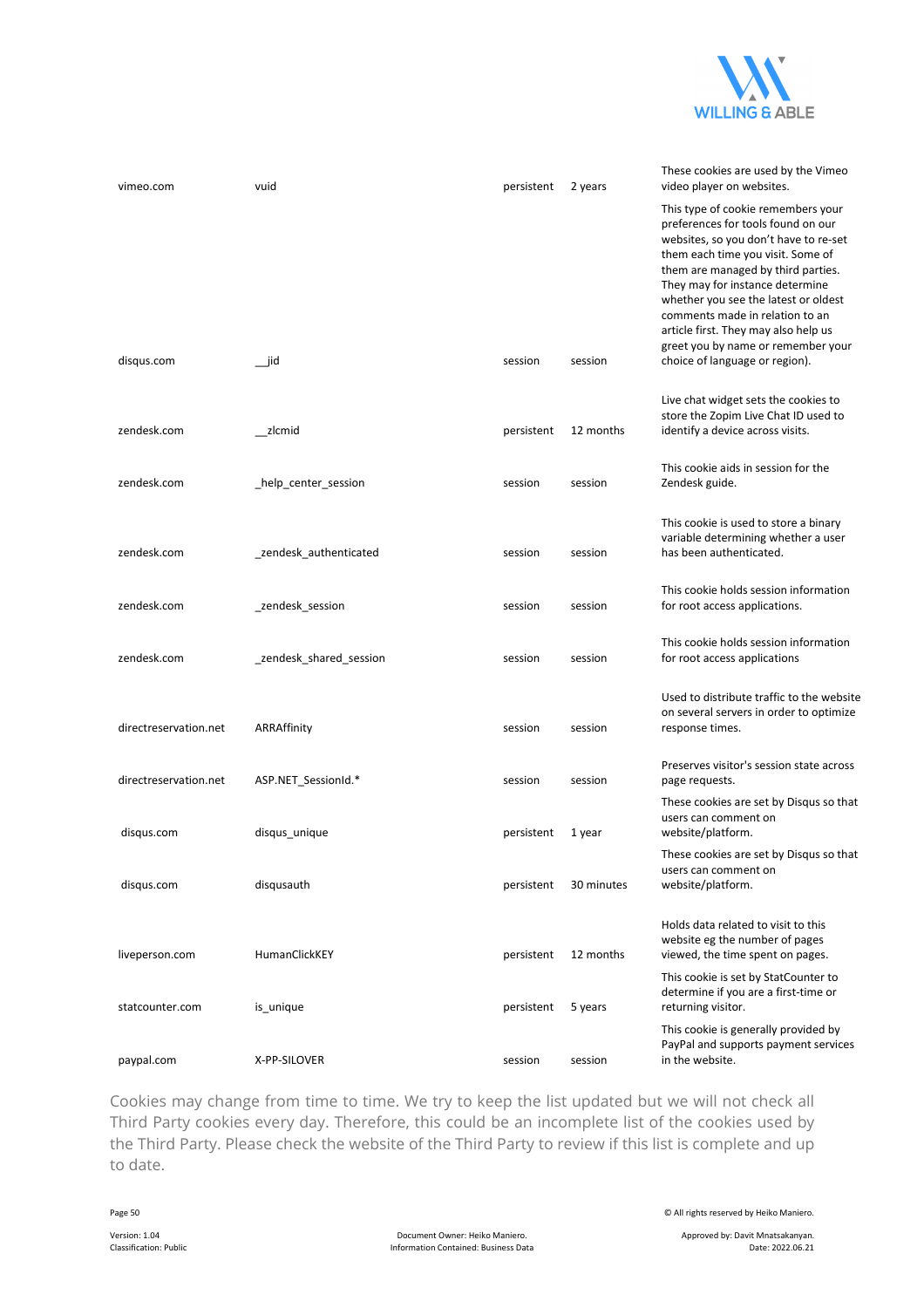| | | | | |
|---|---|---|---|---|
| vimeo.com | vuid | persistent | 2 years | These cookies are used by the Vimeo video player on websites. |
| disqus.com | __jid | session | session | This type of cookie remembers your preferences for tools found on our websites, so you don't have to re-set them each time you visit. Some of them are managed by third parties. They may for instance determine whether you see the latest or oldest comments made in relation to an article first. They may also help us greet you by name or remember your choice of language or region). |
| zendesk.com | __zlcmid | persistent | 12 months | Live chat widget sets the cookies to store the Zopim Live Chat ID used to identify a device across visits. |
| zendesk.com | _help_center_session | session | session | This cookie aids in session for the Zendesk guide. |
| zendesk.com | _zendesk_authenticated | session | session | This cookie is used to store a binary variable determining whether a user has been authenticated. |
| zendesk.com | _zendesk_session | session | session | This cookie holds session information for root access applications. |
| zendesk.com | _zendesk_shared_session | session | session | This cookie holds session information for root access applications |
| directreservation.net | ARRAffinity | session | session | Used to distribute traffic to the website on several servers in order to optimize response times. |
| directreservation.net | ASP.NET_SessionId.* | session | session | Preserves visitor's session state across page requests. |
| disqus.com | disqus_unique | persistent | 1 year | These cookies are set by Disqus so that users can comment on website/platform. |
| disqus.com | disqusauth | persistent | 30 minutes | These cookies are set by Disqus so that users can comment on website/platform. |
| liveperson.com | HumanClickKEY | persistent | 12 months | Holds data related to visit to this website eg the number of pages viewed, the time spent on pages. |
| statcounter.com | is_unique | persistent | 5 years | This cookie is set by StatCounter to determine if you are a first-time or returning visitor. |
| paypal.com | X-PP-SILOVER | session | session | This cookie is generally provided by PayPal and supports payment services in the website. |

Cookies may change from time to time. We try to keep the list updated but we will not check all Third Party cookies every day. Therefore, this could be an incomplete list of the cookies used by the Third Party. Please check the website of the Third Party to review if this list is complete and up to date.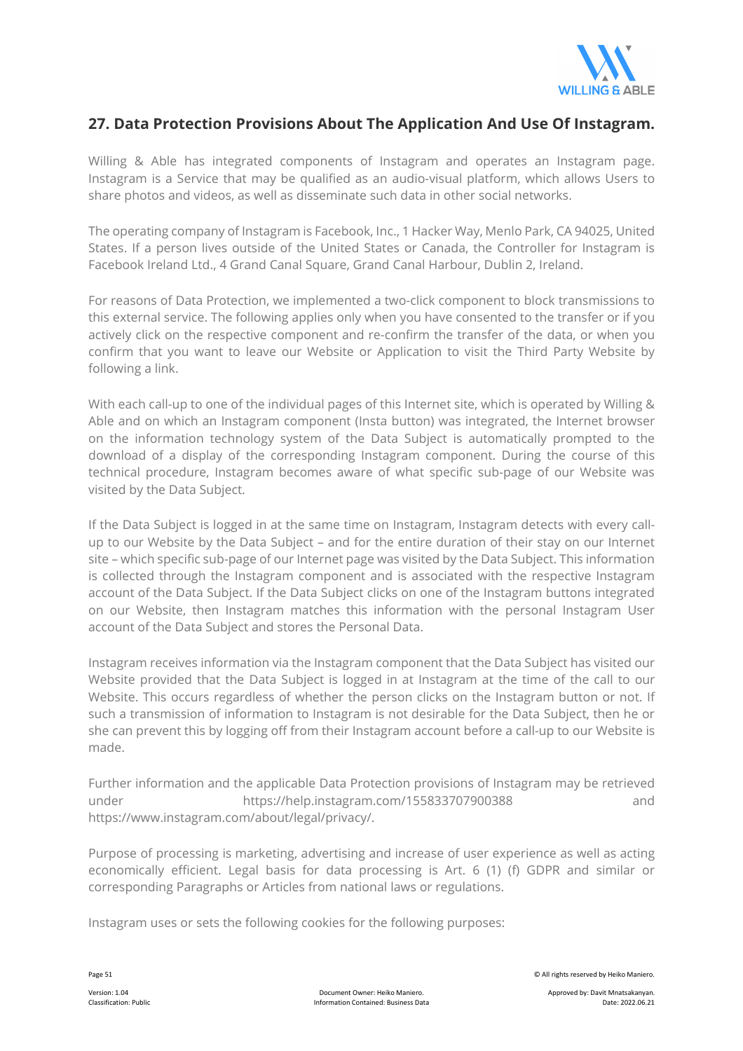## 27. Data Protection Provisions About The Application And Use Of Instagram.

Willing & Able has integrated components of Instagram and operates an Instagram page. Instagram is a Service that may be qualified as an audio-visual platform, which allows Users to share photos and videos, as well as disseminate such data in other social networks.

The operating company of Instagram is Facebook, Inc., 1 Hacker Way, Menlo Park, CA 94025, United States. If a person lives outside of the United States or Canada, the Controller for Instagram is Facebook Ireland Ltd., 4 Grand Canal Square, Grand Canal Harbour, Dublin 2, Ireland.

For reasons of Data Protection, we implemented a two-click component to block transmissions to this external service. The following applies only when you have consented to the transfer or if you actively click on the respective component and re-confirm the transfer of the data, or when you confirm that you want to leave our Website or Application to visit the Third Party Website by following a link.

With each call-up to one of the individual pages of this Internet site, which is operated by Willing & Able and on which an Instagram component (Insta button) was integrated, the Internet browser on the information technology system of the Data Subject is automatically prompted to the download of a display of the corresponding Instagram component. During the course of this technical procedure, Instagram becomes aware of what specific sub-page of our Website was visited by the Data Subject.

If the Data Subject is logged in at the same time on Instagram, Instagram detects with every call-up to our Website by the Data Subject – and for the entire duration of their stay on our Internet site – which specific sub-page of our Internet page was visited by the Data Subject. This information is collected through the Instagram component and is associated with the respective Instagram account of the Data Subject. If the Data Subject clicks on one of the Instagram buttons integrated on our Website, then Instagram matches this information with the personal Instagram User account of the Data Subject and stores the Personal Data.

Instagram receives information via the Instagram component that the Data Subject has visited our Website provided that the Data Subject is logged in at Instagram at the time of the call to our Website. This occurs regardless of whether the person clicks on the Instagram button or not. If such a transmission of information to Instagram is not desirable for the Data Subject, then he or she can prevent this by logging off from their Instagram account before a call-up to our Website is made.

Further information and the applicable Data Protection provisions of Instagram may be retrieved under https://help.instagram.com/155833707900388 and https://www.instagram.com/about/legal/privacy/.

Purpose of processing is marketing, advertising and increase of user experience as well as acting economically efficient. Legal basis for data processing is Art. 6 (1) (f) GDPR and similar or corresponding Paragraphs or Articles from national laws or regulations.

Instagram uses or sets the following cookies for the following purposes: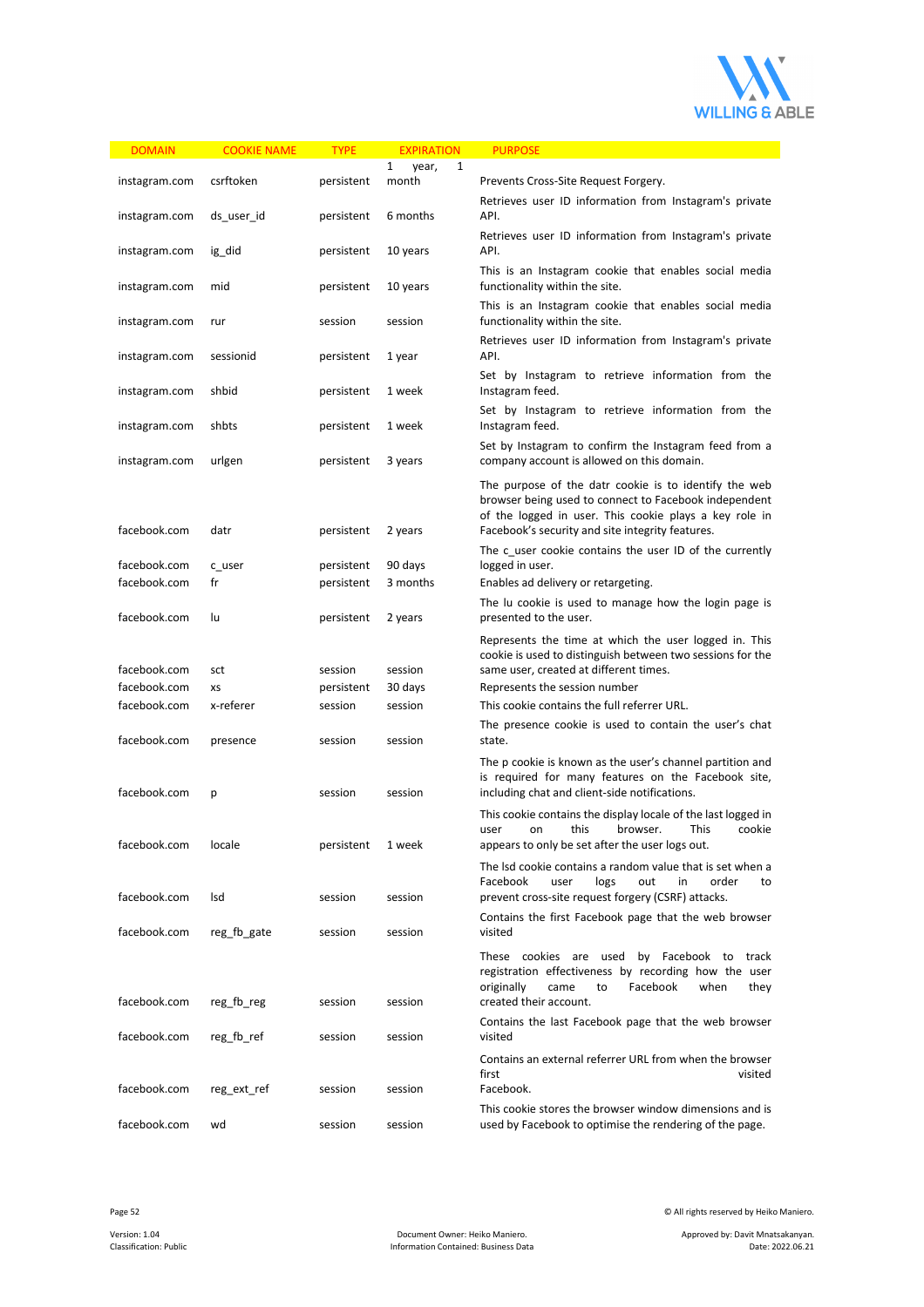| DOMAIN | COOKIE NAME | TYPE | EXPIRATION | PURPOSE |
|---|---|---|---|---|
| instagram.com | csrftoken | persistent | 1 year, 1 month | Prevents Cross-Site Request Forgery. |
| instagram.com | ds_user_id | persistent | 6 months | Retrieves user ID information from Instagram's private API. |
| instagram.com | ig_did | persistent | 10 years | Retrieves user ID information from Instagram's private API. |
| instagram.com | mid | persistent | 10 years | This is an Instagram cookie that enables social media functionality within the site. |
| instagram.com | rur | session | session | This is an Instagram cookie that enables social media functionality within the site. |
| instagram.com | sessionid | persistent | 1 year | Retrieves user ID information from Instagram's private API. |
| instagram.com | shbid | persistent | 1 week | Set by Instagram to retrieve information from the Instagram feed. |
| instagram.com | shbts | persistent | 1 week | Set by Instagram to retrieve information from the Instagram feed. |
| instagram.com | urlgen | persistent | 3 years | Set by Instagram to confirm the Instagram feed from a company account is allowed on this domain. |
| facebook.com | datr | persistent | 2 years | The purpose of the datr cookie is to identify the web browser being used to connect to Facebook independent of the logged in user. This cookie plays a key role in Facebook's security and site integrity features. |
| facebook.com | c_user | persistent | 90 days | The c_user cookie contains the user ID of the currently logged in user. |
| facebook.com | fr | persistent | 3 months | Enables ad delivery or retargeting. |
| facebook.com | lu | persistent | 2 years | The lu cookie is used to manage how the login page is presented to the user. |
| facebook.com | sct | session | session | Represents the time at which the user logged in. This cookie is used to distinguish between two sessions for the same user, created at different times. |
| facebook.com | xs | persistent | 30 days | Represents the session number |
| facebook.com | x-referer | session | session | This cookie contains the full referrer URL. |
| facebook.com | presence | session | session | The presence cookie is used to contain the user's chat state. |
| facebook.com | p | session | session | The p cookie is known as the user's channel partition and is required for many features on the Facebook site, including chat and client-side notifications. |
| facebook.com | locale | persistent | 1 week | This cookie contains the display locale of the last logged in user on this browser. This cookie appears to only be set after the user logs out. |
| facebook.com | lsd | session | session | The lsd cookie contains a random value that is set when a Facebook user logs out in order to prevent cross-site request forgery (CSRF) attacks. |
| facebook.com | reg_fb_gate | session | session | Contains the first Facebook page that the web browser visited |
| facebook.com | reg_fb_reg | session | session | These cookies are used by Facebook to track registration effectiveness by recording how the user originally came to Facebook when they created their account. |
| facebook.com | reg_fb_ref | session | session | Contains the last Facebook page that the web browser visited |
| facebook.com | reg_ext_ref | session | session | Contains an external referrer URL from when the browser first visited Facebook. |
| facebook.com | wd | session | session | This cookie stores the browser window dimensions and is used by Facebook to optimise the rendering of the page. |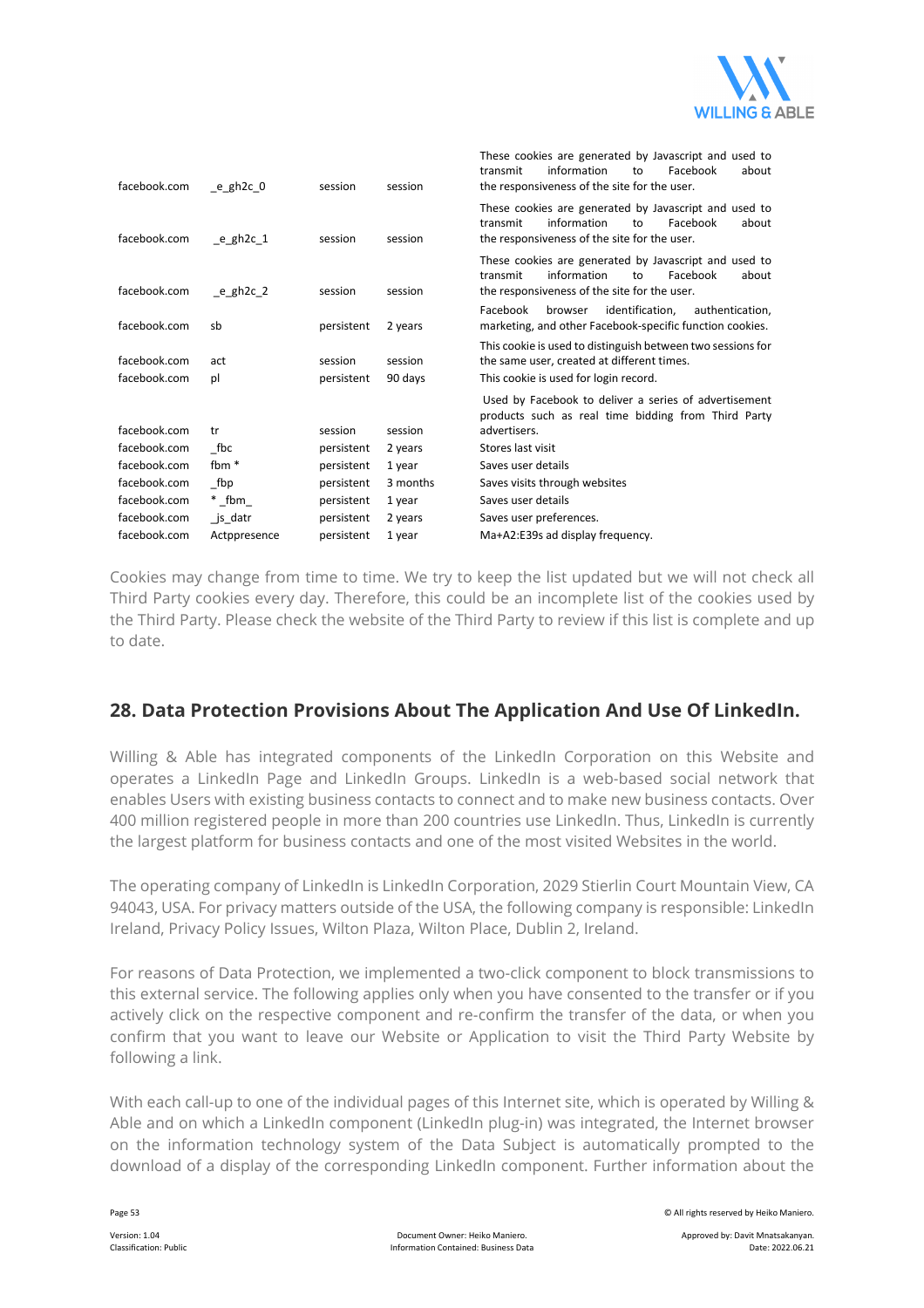| | | | | |
|---|---|---|---|---|
| facebook.com | _e_gh2c_0 | session | session | These cookies are generated by Javascript and used to transmit information to Facebook about the responsiveness of the site for the user. |
| facebook.com | _e_gh2c_1 | session | session | These cookies are generated by Javascript and used to transmit information to Facebook about the responsiveness of the site for the user. |
| facebook.com | _e_gh2c_2 | session | session | These cookies are generated by Javascript and used to transmit information to Facebook about the responsiveness of the site for the user. |
| facebook.com | sb | persistent | 2 years | Facebook browser identification, authentication, marketing, and other Facebook-specific function cookies. |
| facebook.com | act | session | session | This cookie is used to distinguish between two sessions for the same user, created at different times. |
| facebook.com | pl | persistent | 90 days | This cookie is used for login record. |
| facebook.com | tr | session | session | Used by Facebook to deliver a series of advertisement products such as real time bidding from Third Party advertisers. |
| facebook.com | _fbc | persistent | 2 years | Stores last visit |
| facebook.com | fbm * | persistent | 1 year | Saves user details |
| facebook.com | _fbp | persistent | 3 months | Saves visits through websites |
| facebook.com | * _fbm_ | persistent | 1 year | Saves user details |
| facebook.com | _js_datr | persistent | 2 years | Saves user preferences. |
| facebook.com | Actppresence | persistent | 1 year | Ma+A2:E39s ad display frequency. |

Cookies may change from time to time. We try to keep the list updated but we will not check all Third Party cookies every day. Therefore, this could be an incomplete list of the cookies used by the Third Party. Please check the website of the Third Party to review if this list is complete and up to date.

## 28. Data Protection Provisions About The Application And Use Of LinkedIn.

Willing & Able has integrated components of the LinkedIn Corporation on this Website and operates a LinkedIn Page and LinkedIn Groups. LinkedIn is a web-based social network that enables Users with existing business contacts to connect and to make new business contacts. Over 400 million registered people in more than 200 countries use LinkedIn. Thus, LinkedIn is currently the largest platform for business contacts and one of the most visited Websites in the world.

The operating company of LinkedIn is LinkedIn Corporation, 2029 Stierlin Court Mountain View, CA 94043, USA. For privacy matters outside of the USA, the following company is responsible: LinkedIn Ireland, Privacy Policy Issues, Wilton Plaza, Wilton Place, Dublin 2, Ireland.

For reasons of Data Protection, we implemented a two-click component to block transmissions to this external service. The following applies only when you have consented to the transfer or if you actively click on the respective component and re-confirm the transfer of the data, or when you confirm that you want to leave our Website or Application to visit the Third Party Website by following a link.

With each call-up to one of the individual pages of this Internet site, which is operated by Willing & Able and on which a LinkedIn component (LinkedIn plug-in) was integrated, the Internet browser on the information technology system of the Data Subject is automatically prompted to the download of a display of the corresponding LinkedIn component. Further information about the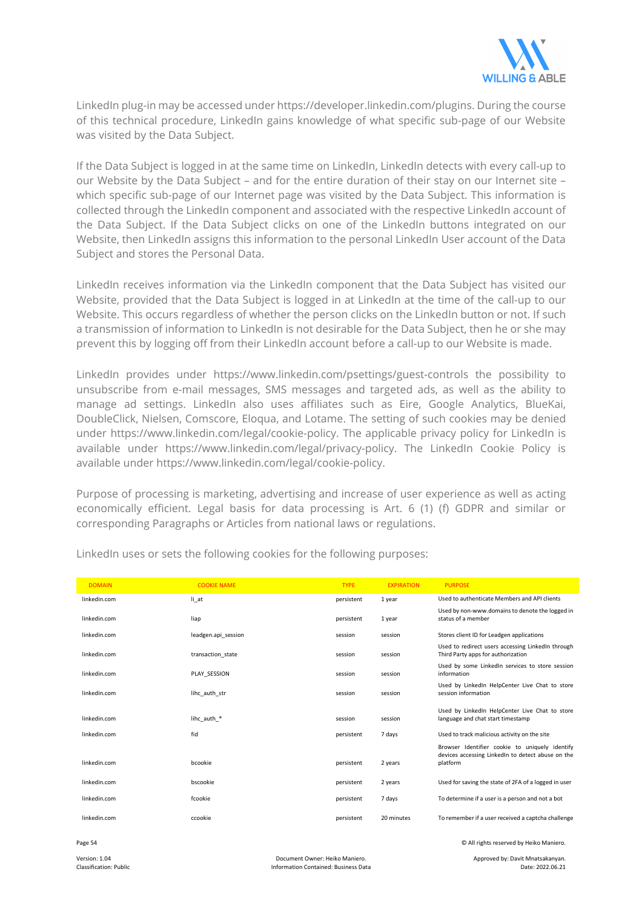LinkedIn plug-in may be accessed under https://developer.linkedin.com/plugins. During the course of this technical procedure, LinkedIn gains knowledge of what specific sub-page of our Website was visited by the Data Subject.

If the Data Subject is logged in at the same time on LinkedIn, LinkedIn detects with every call-up to our Website by the Data Subject – and for the entire duration of their stay on our Internet site – which specific sub-page of our Internet page was visited by the Data Subject. This information is collected through the LinkedIn component and associated with the respective LinkedIn account of the Data Subject. If the Data Subject clicks on one of the LinkedIn buttons integrated on our Website, then LinkedIn assigns this information to the personal LinkedIn User account of the Data Subject and stores the Personal Data.

LinkedIn receives information via the LinkedIn component that the Data Subject has visited our Website, provided that the Data Subject is logged in at LinkedIn at the time of the call-up to our Website. This occurs regardless of whether the person clicks on the LinkedIn button or not. If such a transmission of information to LinkedIn is not desirable for the Data Subject, then he or she may prevent this by logging off from their LinkedIn account before a call-up to our Website is made.

LinkedIn provides under https://www.linkedin.com/psettings/guest-controls the possibility to unsubscribe from e-mail messages, SMS messages and targeted ads, as well as the ability to manage ad settings. LinkedIn also uses affiliates such as Eire, Google Analytics, BlueKai, DoubleClick, Nielsen, Comscore, Eloqua, and Lotame. The setting of such cookies may be denied under https://www.linkedin.com/legal/cookie-policy. The applicable privacy policy for LinkedIn is available under https://www.linkedin.com/legal/privacy-policy. The LinkedIn Cookie Policy is available under https://www.linkedin.com/legal/cookie-policy.

Purpose of processing is marketing, advertising and increase of user experience as well as acting economically efficient. Legal basis for data processing is Art. 6 (1) (f) GDPR and similar or corresponding Paragraphs or Articles from national laws or regulations.

LinkedIn uses or sets the following cookies for the following purposes:

| DOMAIN | COOKIE NAME | TYPE | EXPIRATION | PURPOSE |
|---|---|---|---|---|
| linkedin.com | li_at | persistent | 1 year | Used to authenticate Members and API clients |
| linkedin.com | liap | persistent | 1 year | Used by non-www.domains to denote the logged in status of a member |
| linkedin.com | leadgen.api_session | session | session | Stores client ID for Leadgen applications |
| linkedin.com | transaction_state | session | session | Used to redirect users accessing LinkedIn through Third Party apps for authorization |
| linkedin.com | PLAY_SESSION | session | session | Used by some LinkedIn services to store session information |
| linkedin.com | lihc_auth_str | session | session | Used by LinkedIn HelpCenter Live Chat to store session information |
| linkedin.com | lihc_auth_* | session | session | Used by LinkedIn HelpCenter Live Chat to store language and chat start timestamp |
| linkedin.com | fid | persistent | 7 days | Used to track malicious activity on the site |
| linkedin.com | bcookie | persistent | 2 years | Browser Identifier cookie to uniquely identify devices accessing LinkedIn to detect abuse on the platform |
| linkedin.com | bscookie | persistent | 2 years | Used for saving the state of 2FA of a logged in user |
| linkedin.com | fcookie | persistent | 7 days | To determine if a user is a person and not a bot |
| linkedin.com | ccookie | persistent | 20 minutes | To remember if a user received a captcha challenge |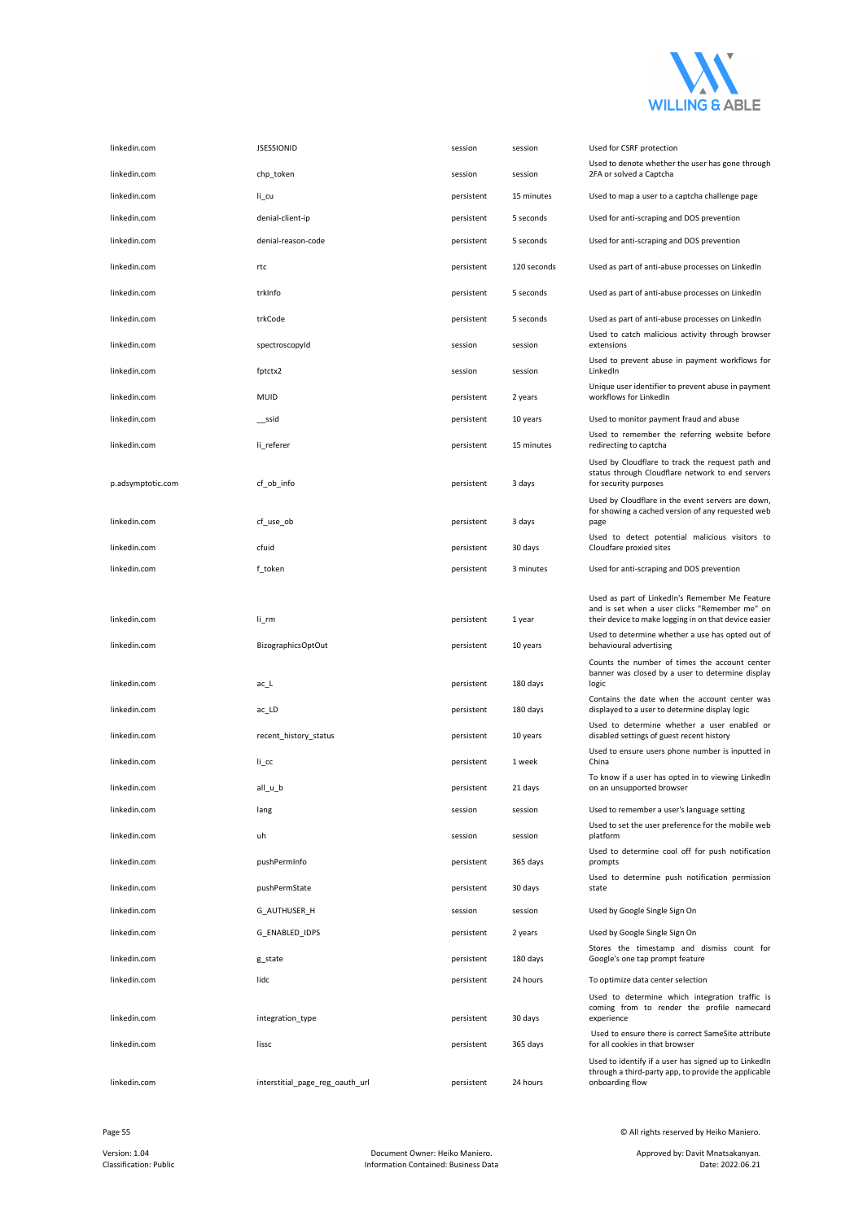| | | | | |
|---|---|---|---|---|
| linkedin.com | JSESSIONID | session | session | Used for CSRF protection |
| linkedin.com | chp_token | session | session | Used to denote whether the user has gone through 2FA or solved a Captcha |
| linkedin.com | li_cu | persistent | 15 minutes | Used to map a user to a captcha challenge page |
| linkedin.com | denial-client-ip | persistent | 5 seconds | Used for anti-scraping and DOS prevention |
| linkedin.com | denial-reason-code | persistent | 5 seconds | Used for anti-scraping and DOS prevention |
| linkedin.com | rtc | persistent | 120 seconds | Used as part of anti-abuse processes on LinkedIn |
| linkedin.com | trkInfo | persistent | 5 seconds | Used as part of anti-abuse processes on LinkedIn |
| linkedin.com | trkCode | persistent | 5 seconds | Used as part of anti-abuse processes on LinkedIn |
| linkedin.com | spectroscopyId | session | session | Used to catch malicious activity through browser extensions |
| linkedin.com | fptctx2 | session | session | Used to prevent abuse in payment workflows for LinkedIn |
| linkedin.com | MUID | persistent | 2 years | Unique user identifier to prevent abuse in payment workflows for LinkedIn |
| linkedin.com | __ssid | persistent | 10 years | Used to monitor payment fraud and abuse |
| linkedin.com | li_referer | persistent | 15 minutes | Used to remember the referring website before redirecting to captcha |
| p.adsymptotic.com | cf_ob_info | persistent | 3 days | Used by Cloudflare to track the request path and status through Cloudflare network to end servers for security purposes |
| linkedin.com | cf_use_ob | persistent | 3 days | Used by Cloudflare in the event servers are down, for showing a cached version of any requested web page |
| linkedin.com | cfuid | persistent | 30 days | Used to detect potential malicious visitors to Cloudfare proxied sites |
| linkedin.com | f_token | persistent | 3 minutes | Used for anti-scraping and DOS prevention |
| linkedin.com | li_rm | persistent | 1 year | Used as part of LinkedIn's Remember Me Feature and is set when a user clicks "Remember me" on their device to make logging in on that device easier |
| linkedin.com | BizographicsOptOut | persistent | 10 years | Used to determine whether a use has opted out of behavioural advertising |
| linkedin.com | ac_L | persistent | 180 days | Counts the number of times the account center banner was closed by a user to determine display logic |
| linkedin.com | ac_LD | persistent | 180 days | Contains the date when the account center was displayed to a user to determine display logic |
| linkedin.com | recent_history_status | persistent | 10 years | Used to determine whether a user enabled or disabled settings of guest recent history |
| linkedin.com | li_cc | persistent | 1 week | Used to ensure users phone number is inputted in China |
| linkedin.com | all_u_b | persistent | 21 days | To know if a user has opted in to viewing LinkedIn on an unsupported browser |
| linkedin.com | lang | session | session | Used to remember a user's language setting |
| linkedin.com | uh | session | session | Used to set the user preference for the mobile web platform |
| linkedin.com | pushPermInfo | persistent | 365 days | Used to determine cool off for push notification prompts |
| linkedin.com | pushPermState | persistent | 30 days | Used to determine push notification permission state |
| linkedin.com | G_AUTHUSER_H | session | session | Used by Google Single Sign On |
| linkedin.com | G_ENABLED_IDPS | persistent | 2 years | Used by Google Single Sign On |
| linkedin.com | g_state | persistent | 180 days | Stores the timestamp and dismiss count for Google's one tap prompt feature |
| linkedin.com | lidc | persistent | 24 hours | To optimize data center selection |
| linkedin.com | integration_type | persistent | 30 days | Used to determine which integration traffic is coming from to render the profile namecard experience |
| linkedin.com | lissc | persistent | 365 days | Used to ensure there is correct SameSite attribute for all cookies in that browser |
| linkedin.com | interstitial_page_reg_oauth_url | persistent | 24 hours | Used to identify if a user has signed up to LinkedIn through a third-party app, to provide the applicable onboarding flow |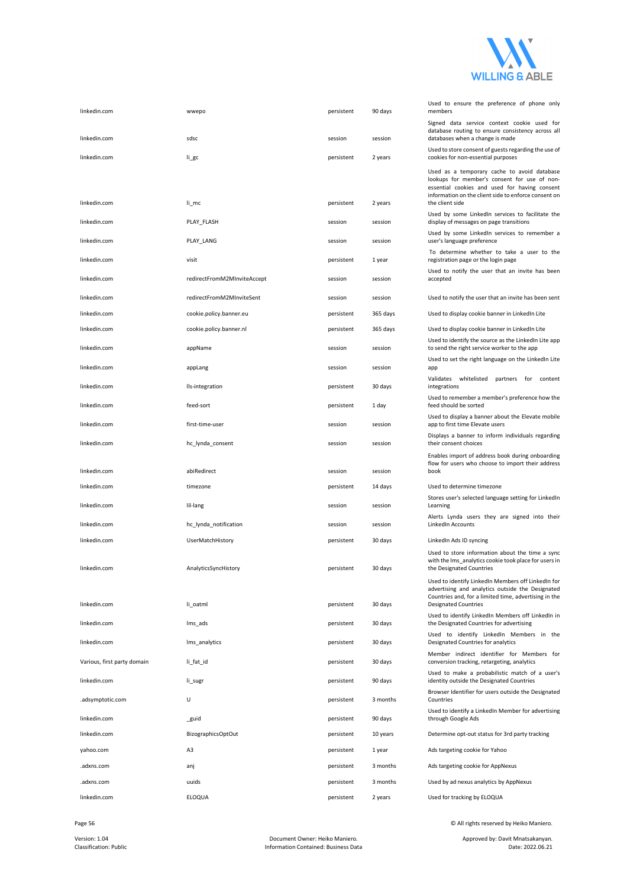| | | | | |
|---|---|---|---|---|
| linkedin.com | wwepo | persistent | 90 days | Used to ensure the preference of phone only members |
| linkedin.com | sdsc | session | session | Signed data service context cookie used for database routing to ensure consistency across all databases when a change is made |
| linkedin.com | li_gc | persistent | 2 years | Used to store consent of guests regarding the use of cookies for non-essential purposes |
| linkedin.com | li_mc | persistent | 2 years | Used as a temporary cache to avoid database lookups for member's consent for use of non-essential cookies and used for having consent information on the client side to enforce consent on the client side |
| linkedin.com | PLAY_FLASH | session | session | Used by some LinkedIn services to facilitate the display of messages on page transitions |
| linkedin.com | PLAY_LANG | session | session | Used by some LinkedIn services to remember a user's language preference |
| linkedin.com | visit | persistent | 1 year | To determine whether to take a user to the registration page or the login page |
| linkedin.com | redirectFromM2MInviteAccept | session | session | Used to notify the user that an invite has been accepted |
| linkedin.com | redirectFromM2MInviteSent | session | session | Used to notify the user that an invite has been sent |
| linkedin.com | cookie.policy.banner.eu | persistent | 365 days | Used to display cookie banner in LinkedIn Lite |
| linkedin.com | cookie.policy.banner.nl | persistent | 365 days | Used to display cookie banner in LinkedIn Lite |
| linkedin.com | appName | session | session | Used to identify the source as the LinkedIn Lite app to send the right service worker to the app |
| linkedin.com | appLang | session | session | Used to set the right language on the LinkedIn Lite app |
| linkedin.com | lls-integration | persistent | 30 days | Validates whitelisted partners for content integrations |
| linkedin.com | feed-sort | persistent | 1 day | Used to remember a member's preference how the feed should be sorted |
| linkedin.com | first-time-user | session | session | Used to display a banner about the Elevate mobile app to first time Elevate users |
| linkedin.com | hc_lynda_consent | session | session | Displays a banner to inform individuals regarding their consent choices |
| linkedin.com | abiRedirect | session | session | Enables import of address book during onboarding flow for users who choose to import their address book |
| linkedin.com | timezone | persistent | 14 days | Used to determine timezone |
| linkedin.com | lil-lang | session | session | Stores user's selected language setting for LinkedIn Learning |
| linkedin.com | hc_lynda_notification | session | session | Alerts Lynda users they are signed into their LinkedIn Accounts |
| linkedin.com | UserMatchHistory | persistent | 30 days | LinkedIn Ads ID syncing |
| linkedin.com | AnalyticsSyncHistory | persistent | 30 days | Used to store information about the time a sync with the lms_analytics cookie took place for users in the Designated Countries |
| linkedin.com | li_oatml | persistent | 30 days | Used to identify LinkedIn Members off LinkedIn for advertising and analytics outside the Designated Countries and, for a limited time, advertising in the Designated Countries |
| linkedin.com | lms_ads | persistent | 30 days | Used to identify LinkedIn Members off LinkedIn in the Designated Countries for advertising |
| linkedin.com | lms_analytics | persistent | 30 days | Used to identify LinkedIn Members in the Designated Countries for analytics |
| Various, first party domain | li_fat_id | persistent | 30 days | Member indirect identifier for Members for conversion tracking, retargeting, analytics |
| linkedin.com | li_sugr | persistent | 90 days | Used to make a probabilistic match of a user's identity outside the Designated Countries |
| .adsymptotic.com | U | persistent | 3 months | Browser Identifier for users outside the Designated Countries |
| linkedin.com | _guid | persistent | 90 days | Used to identify a LinkedIn Member for advertising through Google Ads |
| linkedin.com | BizographicsOptOut | persistent | 10 years | Determine opt-out status for 3rd party tracking |
| yahoo.com | A3 | persistent | 1 year | Ads targeting cookie for Yahoo |
| .adxns.com | anj | persistent | 3 months | Ads targeting cookie for AppNexus |
| .adxns.com | uuids | persistent | 3 months | Used by ad nexus analytics by AppNexus |
| linkedin.com | ELOQUA | persistent | 2 years | Used for tracking by ELOQUA |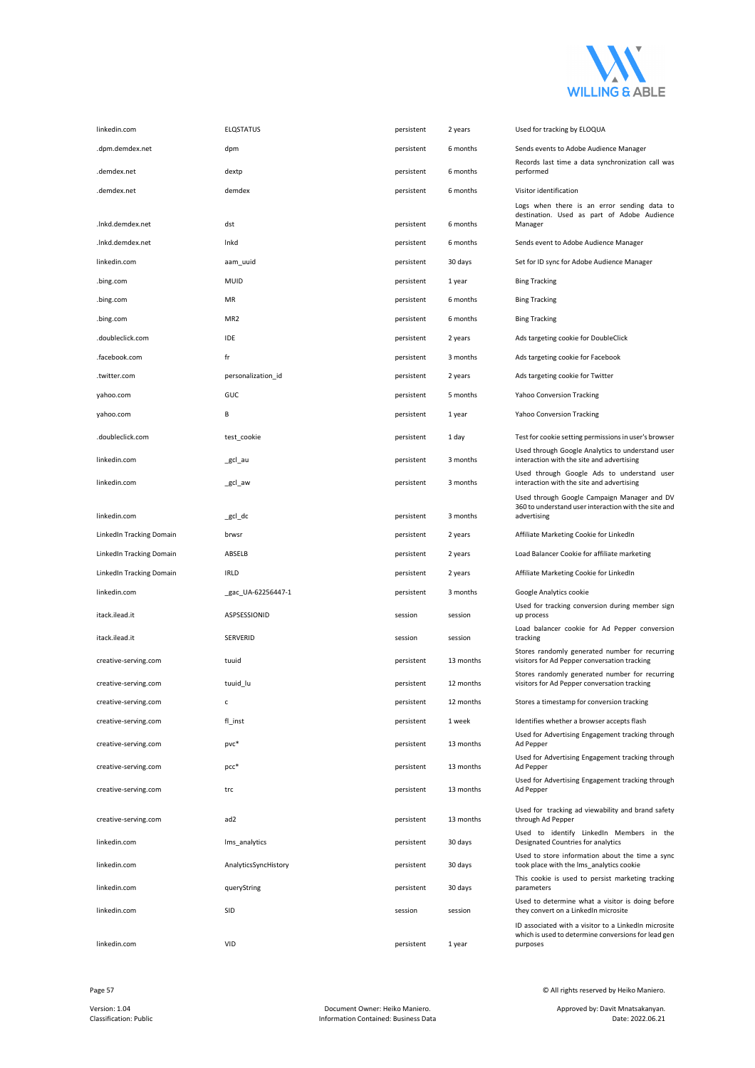| | | | | |
|---|---|---|---|---|
| linkedin.com | ELQSTATUS | persistent | 2 years | Used for tracking by ELOQUA |
| .dpm.demdex.net | dpm | persistent | 6 months | Sends events to Adobe Audience Manager |
| .demdex.net | dextp | persistent | 6 months | Records last time a data synchronization call was performed |
| .demdex.net | demdex | persistent | 6 months | Visitor identification |
| .lnkd.demdex.net | dst | persistent | 6 months | Logs when there is an error sending data to destination. Used as part of Adobe Audience Manager |
| .lnkd.demdex.net | lnkd | persistent | 6 months | Sends event to Adobe Audience Manager |
| linkedin.com | aam_uuid | persistent | 30 days | Set for ID sync for Adobe Audience Manager |
| .bing.com | MUID | persistent | 1 year | Bing Tracking |
| .bing.com | MR | persistent | 6 months | Bing Tracking |
| .bing.com | MR2 | persistent | 6 months | Bing Tracking |
| .doubleclick.com | IDE | persistent | 2 years | Ads targeting cookie for DoubleClick |
| .facebook.com | fr | persistent | 3 months | Ads targeting cookie for Facebook |
| .twitter.com | personalization_id | persistent | 2 years | Ads targeting cookie for Twitter |
| yahoo.com | GUC | persistent | 5 months | Yahoo Conversion Tracking |
| yahoo.com | B | persistent | 1 year | Yahoo Conversion Tracking |
| .doubleclick.com | test_cookie | persistent | 1 day | Test for cookie setting permissions in user's browser |
| linkedin.com | _gcl_au | persistent | 3 months | Used through Google Analytics to understand user interaction with the site and advertising |
| linkedin.com | _gcl_aw | persistent | 3 months | Used through Google Ads to understand user interaction with the site and advertising |
| linkedin.com | _gcl_dc | persistent | 3 months | Used through Google Campaign Manager and DV 360 to understand user interaction with the site and advertising |
| LinkedIn Tracking Domain | brwsr | persistent | 2 years | Affiliate Marketing Cookie for LinkedIn |
| LinkedIn Tracking Domain | ABSELB | persistent | 2 years | Load Balancer Cookie for affiliate marketing |
| LinkedIn Tracking Domain | IRLD | persistent | 2 years | Affiliate Marketing Cookie for LinkedIn |
| linkedin.com | _gac_UA-62256447-1 | persistent | 3 months | Google Analytics cookie |
| itack.ilead.it | ASPSESSIONID | session | session | Used for tracking conversion during member sign up process |
| itack.ilead.it | SERVERID | session | session | Load balancer cookie for Ad Pepper conversion tracking |
| creative-serving.com | tuuid | persistent | 13 months | Stores randomly generated number for recurring visitors for Ad Pepper conversation tracking |
| creative-serving.com | tuuid_lu | persistent | 12 months | Stores randomly generated number for recurring visitors for Ad Pepper conversation tracking |
| creative-serving.com | c | persistent | 12 months | Stores a timestamp for conversion tracking |
| creative-serving.com | fl_inst | persistent | 1 week | Identifies whether a browser accepts flash |
| creative-serving.com | pvc* | persistent | 13 months | Used for Advertising Engagement tracking through Ad Pepper |
| creative-serving.com | pcc* | persistent | 13 months | Used for Advertising Engagement tracking through Ad Pepper |
| creative-serving.com | trc | persistent | 13 months | Used for Advertising Engagement tracking through Ad Pepper |
| creative-serving.com | ad2 | persistent | 13 months | Used for tracking ad viewability and brand safety through Ad Pepper |
| linkedin.com | lms_analytics | persistent | 30 days | Used to identify LinkedIn Members in the Designated Countries for analytics |
| linkedin.com | AnalyticsSyncHistory | persistent | 30 days | Used to store information about the time a sync took place with the lms_analytics cookie |
| linkedin.com | queryString | persistent | 30 days | This cookie is used to persist marketing tracking parameters |
| linkedin.com | SID | session | session | Used to determine what a visitor is doing before they convert on a LinkedIn microsite |
| linkedin.com | VID | persistent | 1 year | ID associated with a visitor to a LinkedIn microsite which is used to determine conversions for lead gen purposes |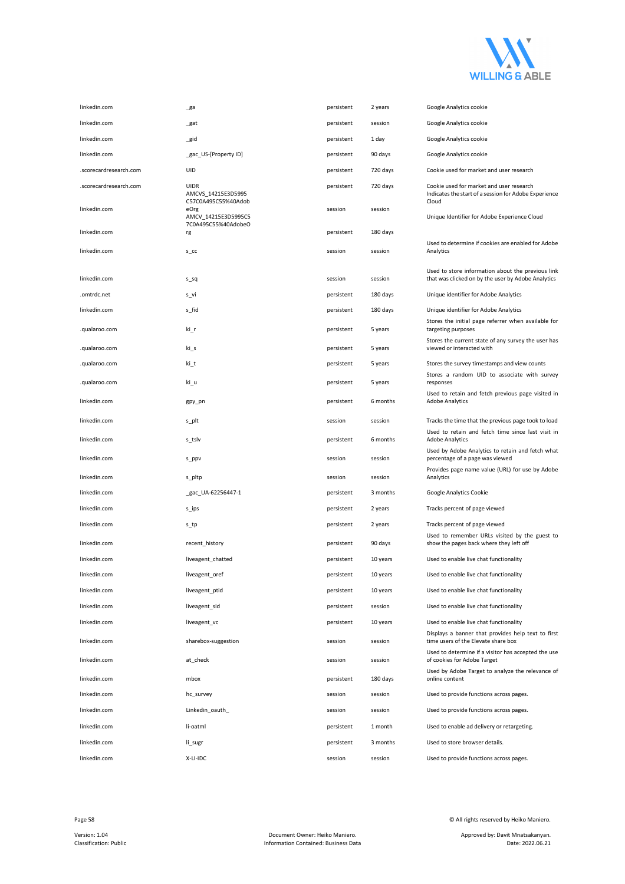| | | | | |
|---|---|---|---|---|
| linkedin.com | _ga | persistent | 2 years | Google Analytics cookie |
| linkedin.com | _gat | persistent | session | Google Analytics cookie |
| linkedin.com | _gid | persistent | 1 day | Google Analytics cookie |
| linkedin.com | _gac_US-[Property ID] | persistent | 90 days | Google Analytics cookie |
| .scorecardresearch.com | UID | persistent | 720 days | Cookie used for market and user research |
| .scorecardresearch.com | UIDR | persistent | 720 days | Cookie used for market and user research |
| linkedin.com | AMCVS_14215E3D5995C57C0A495C55%40AdobeOrg | session | session | Indicates the start of a session for Adobe Experience Cloud |
| linkedin.com | AMCV_14215E3D5995C57C0A495C55%40AdobeOrg | persistent | 180 days | Unique Identifier for Adobe Experience Cloud |
| linkedin.com | s_cc | session | session | Used to determine if cookies are enabled for Adobe Analytics |
| linkedin.com | s_sq | session | session | Used to store information about the previous link that was clicked on by the user by Adobe Analytics |
| .omtrdc.net | s_vi | persistent | 180 days | Unique identifier for Adobe Analytics |
| linkedin.com | s_fid | persistent | 180 days | Unique identifier for Adobe Analytics |
| .qualaroo.com | ki_r | persistent | 5 years | Stores the initial page referrer when available for targeting purposes |
| .qualaroo.com | ki_s | persistent | 5 years | Stores the current state of any survey the user has viewed or interacted with |
| .qualaroo.com | ki_t | persistent | 5 years | Stores the survey timestamps and view counts |
| .qualaroo.com | ki_u | persistent | 5 years | Stores a random UID to associate with survey responses |
| linkedin.com | gpy_pn | persistent | 6 months | Used to retain and fetch previous page visited in Adobe Analytics |
| linkedin.com | s_plt | session | session | Tracks the time that the previous page took to load |
| linkedin.com | s_tslv | persistent | 6 months | Used to retain and fetch time since last visit in Adobe Analytics |
| linkedin.com | s_ppv | session | session | Used by Adobe Analytics to retain and fetch what percentage of a page was viewed |
| linkedin.com | s_pltp | session | session | Provides page name value (URL) for use by Adobe Analytics |
| linkedin.com | _gac_UA-62256447-1 | persistent | 3 months | Google Analytics Cookie |
| linkedin.com | s_ips | persistent | 2 years | Tracks percent of page viewed |
| linkedin.com | s_tp | persistent | 2 years | Tracks percent of page viewed |
| linkedin.com | recent_history | persistent | 90 days | Used to remember URLs visited by the guest to show the pages back where they left off |
| linkedin.com | liveagent_chatted | persistent | 10 years | Used to enable live chat functionality |
| linkedin.com | liveagent_oref | persistent | 10 years | Used to enable live chat functionality |
| linkedin.com | liveagent_ptid | persistent | 10 years | Used to enable live chat functionality |
| linkedin.com | liveagent_sid | persistent | session | Used to enable live chat functionality |
| linkedin.com | liveagent_vc | persistent | 10 years | Used to enable live chat functionality |
| linkedin.com | sharebox-suggestion | session | session | Displays a banner that provides help text to first time users of the Elevate share box |
| linkedin.com | at_check | session | session | Used to determine if a visitor has accepted the use of cookies for Adobe Target |
| linkedin.com | mbox | persistent | 180 days | Used by Adobe Target to analyze the relevance of online content |
| linkedin.com | hc_survey | session | session | Used to provide functions across pages. |
| linkedin.com | Linkedin_oauth_ | session | session | Used to provide functions across pages. |
| linkedin.com | li-oatml | persistent | 1 month | Used to enable ad delivery or retargeting. |
| linkedin.com | li_sugr | persistent | 3 months | Used to store browser details. |
| linkedin.com | X-LI-IDC | session | session | Used to provide functions across pages. |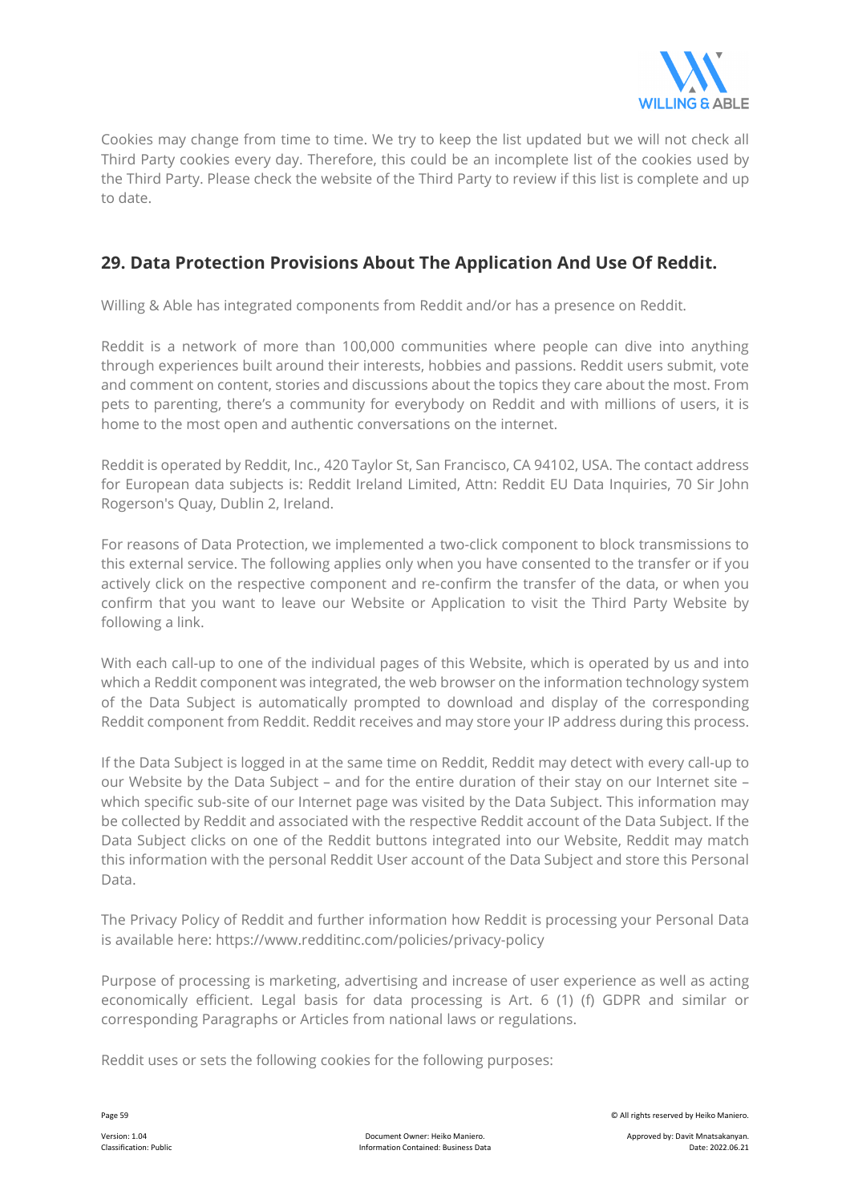Cookies may change from time to time. We try to keep the list updated but we will not check all Third Party cookies every day. Therefore, this could be an incomplete list of the cookies used by the Third Party. Please check the website of the Third Party to review if this list is complete and up to date.

## 29. Data Protection Provisions About The Application And Use Of Reddit.

Willing & Able has integrated components from Reddit and/or has a presence on Reddit.

Reddit is a network of more than 100,000 communities where people can dive into anything through experiences built around their interests, hobbies and passions. Reddit users submit, vote and comment on content, stories and discussions about the topics they care about the most. From pets to parenting, there's a community for everybody on Reddit and with millions of users, it is home to the most open and authentic conversations on the internet.

Reddit is operated by Reddit, Inc., 420 Taylor St, San Francisco, CA 94102, USA. The contact address for European data subjects is: Reddit Ireland Limited, Attn: Reddit EU Data Inquiries, 70 Sir John Rogerson's Quay, Dublin 2, Ireland.

For reasons of Data Protection, we implemented a two-click component to block transmissions to this external service. The following applies only when you have consented to the transfer or if you actively click on the respective component and re-confirm the transfer of the data, or when you confirm that you want to leave our Website or Application to visit the Third Party Website by following a link.

With each call-up to one of the individual pages of this Website, which is operated by us and into which a Reddit component was integrated, the web browser on the information technology system of the Data Subject is automatically prompted to download and display of the corresponding Reddit component from Reddit. Reddit receives and may store your IP address during this process.

If the Data Subject is logged in at the same time on Reddit, Reddit may detect with every call-up to our Website by the Data Subject – and for the entire duration of their stay on our Internet site – which specific sub-site of our Internet page was visited by the Data Subject. This information may be collected by Reddit and associated with the respective Reddit account of the Data Subject. If the Data Subject clicks on one of the Reddit buttons integrated into our Website, Reddit may match this information with the personal Reddit User account of the Data Subject and store this Personal Data.

The Privacy Policy of Reddit and further information how Reddit is processing your Personal Data is available here: https://www.redditinc.com/policies/privacy-policy

Purpose of processing is marketing, advertising and increase of user experience as well as acting economically efficient. Legal basis for data processing is Art. 6 (1) (f) GDPR and similar or corresponding Paragraphs or Articles from national laws or regulations.

Reddit uses or sets the following cookies for the following purposes: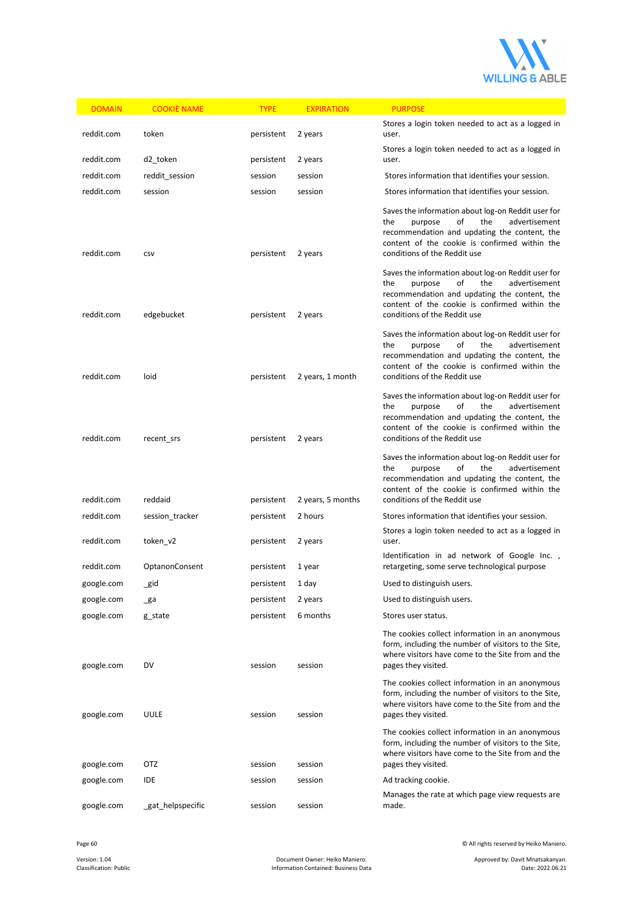| DOMAIN | COOKIE NAME | TYPE | EXPIRATION | PURPOSE |
|---|---|---|---|---|
| reddit.com | token | persistent | 2 years | Stores a login token needed to act as a logged in user. |
| reddit.com | d2_token | persistent | 2 years | Stores a login token needed to act as a logged in user. |
| reddit.com | reddit_session | session | session | Stores information that identifies your session. |
| reddit.com | session | session | session | Stores information that identifies your session. |
| reddit.com | csv | persistent | 2 years | Saves the information about log-on Reddit user for the purpose of the advertisement recommendation and updating the content, the content of the cookie is confirmed within the conditions of the Reddit use |
| reddit.com | edgebucket | persistent | 2 years | Saves the information about log-on Reddit user for the purpose of the advertisement recommendation and updating the content, the content of the cookie is confirmed within the conditions of the Reddit use |
| reddit.com | loid | persistent | 2 years, 1 month | Saves the information about log-on Reddit user for the purpose of the advertisement recommendation and updating the content, the content of the cookie is confirmed within the conditions of the Reddit use |
| reddit.com | recent_srs | persistent | 2 years | Saves the information about log-on Reddit user for the purpose of the advertisement recommendation and updating the content, the content of the cookie is confirmed within the conditions of the Reddit use |
| reddit.com | reddaid | persistent | 2 years, 5 months | Saves the information about log-on Reddit user for the purpose of the advertisement recommendation and updating the content, the content of the cookie is confirmed within the conditions of the Reddit use |
| reddit.com | session_tracker | persistent | 2 hours | Stores information that identifies your session. |
| reddit.com | token_v2 | persistent | 2 years | Stores a login token needed to act as a logged in user. |
| reddit.com | OptanonConsent | persistent | 1 year | Identification in ad network of Google Inc. , retargeting, some serve technological purpose |
| google.com | _gid | persistent | 1 day | Used to distinguish users. |
| google.com | _ga | persistent | 2 years | Used to distinguish users. |
| google.com | g_state | persistent | 6 months | Stores user status. |
| google.com | DV | session | session | The cookies collect information in an anonymous form, including the number of visitors to the Site, where visitors have come to the Site from and the pages they visited. |
| google.com | UULE | session | session | The cookies collect information in an anonymous form, including the number of visitors to the Site, where visitors have come to the Site from and the pages they visited. |
| google.com | OTZ | session | session | The cookies collect information in an anonymous form, including the number of visitors to the Site, where visitors have come to the Site from and the pages they visited. |
| google.com | IDE | session | session | Ad tracking cookie. |
| google.com | _gat_helpspecific | session | session | Manages the rate at which page view requests are made. |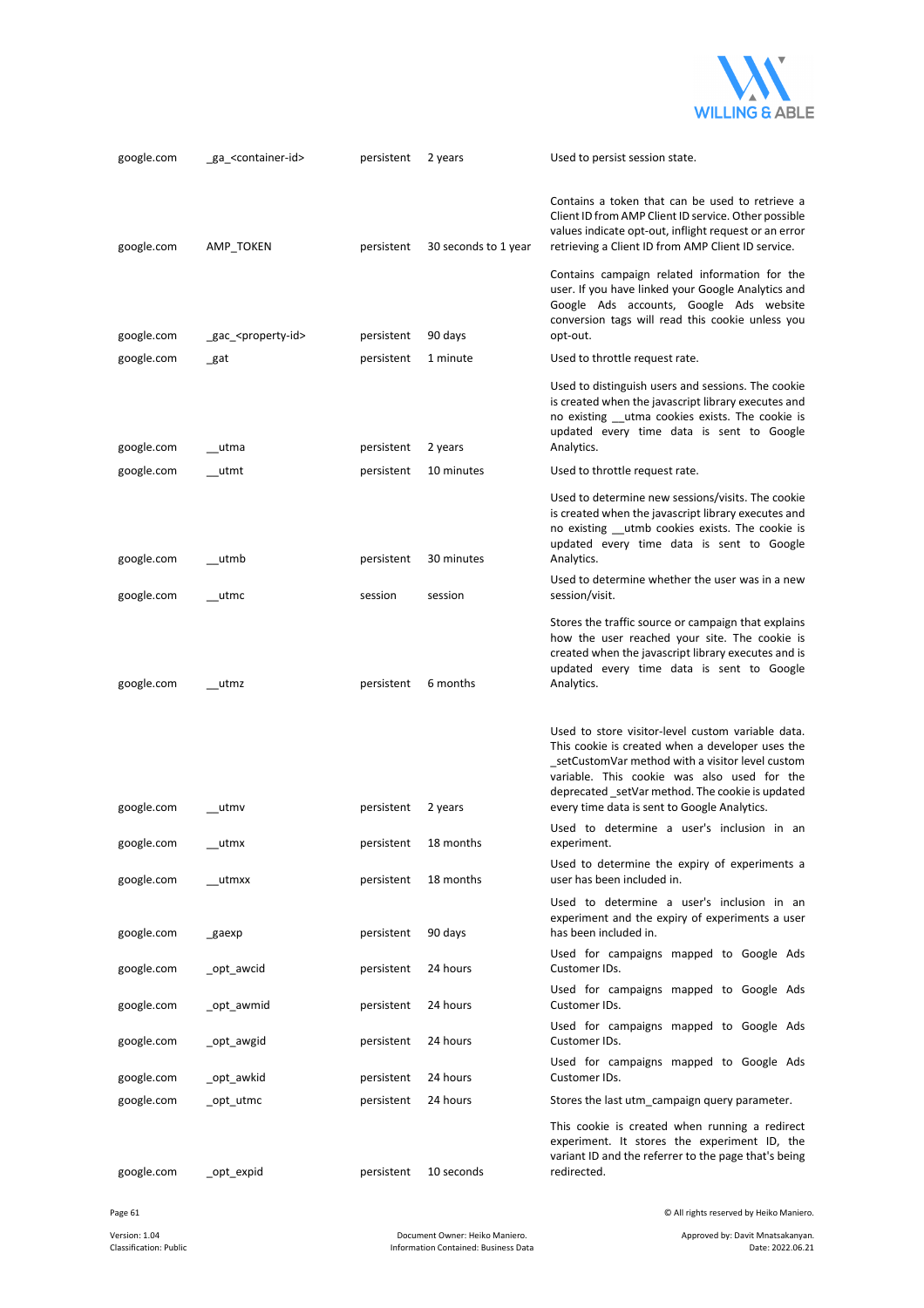| | | | | |
|---|---|---|---|---|
| google.com | _ga_<container-id> | persistent | 2 years | Used to persist session state. |
| google.com | AMP_TOKEN | persistent | 30 seconds to 1 year | Contains a token that can be used to retrieve a Client ID from AMP Client ID service. Other possible values indicate opt-out, inflight request or an error retrieving a Client ID from AMP Client ID service. |
| google.com | _gac_<property-id> | persistent | 90 days | Contains campaign related information for the user. If you have linked your Google Analytics and Google Ads accounts, Google Ads website conversion tags will read this cookie unless you opt-out. |
| google.com | _gat | persistent | 1 minute | Used to throttle request rate. |
| google.com | __utma | persistent | 2 years | Used to distinguish users and sessions. The cookie is created when the javascript library executes and no existing __utma cookies exists. The cookie is updated every time data is sent to Google Analytics. |
| google.com | __utmt | persistent | 10 minutes | Used to throttle request rate. |
| google.com | __utmb | persistent | 30 minutes | Used to determine new sessions/visits. The cookie is created when the javascript library executes and no existing __utmb cookies exists. The cookie is updated every time data is sent to Google Analytics. |
| google.com | __utmc | session | session | Used to determine whether the user was in a new session/visit. |
| google.com | __utmz | persistent | 6 months | Stores the traffic source or campaign that explains how the user reached your site. The cookie is created when the javascript library executes and is updated every time data is sent to Google Analytics. |
| google.com | __utmv | persistent | 2 years | Used to store visitor-level custom variable data. This cookie is created when a developer uses the _setCustomVar method with a visitor level custom variable. This cookie was also used for the deprecated _setVar method. The cookie is updated every time data is sent to Google Analytics. |
| google.com | __utmx | persistent | 18 months | Used to determine a user's inclusion in an experiment. |
| google.com | __utmxx | persistent | 18 months | Used to determine the expiry of experiments a user has been included in. |
| google.com | _gaexp | persistent | 90 days | Used to determine a user's inclusion in an experiment and the expiry of experiments a user has been included in. |
| google.com | _opt_awcid | persistent | 24 hours | Used for campaigns mapped to Google Ads Customer IDs. |
| google.com | _opt_awmid | persistent | 24 hours | Used for campaigns mapped to Google Ads Customer IDs. |
| google.com | _opt_awgid | persistent | 24 hours | Used for campaigns mapped to Google Ads Customer IDs. |
| google.com | _opt_awkid | persistent | 24 hours | Used for campaigns mapped to Google Ads Customer IDs. |
| google.com | _opt_utmc | persistent | 24 hours | Stores the last utm_campaign query parameter. |
| google.com | _opt_expid | persistent | 10 seconds | This cookie is created when running a redirect experiment. It stores the experiment ID, the variant ID and the referrer to the page that's being redirected. |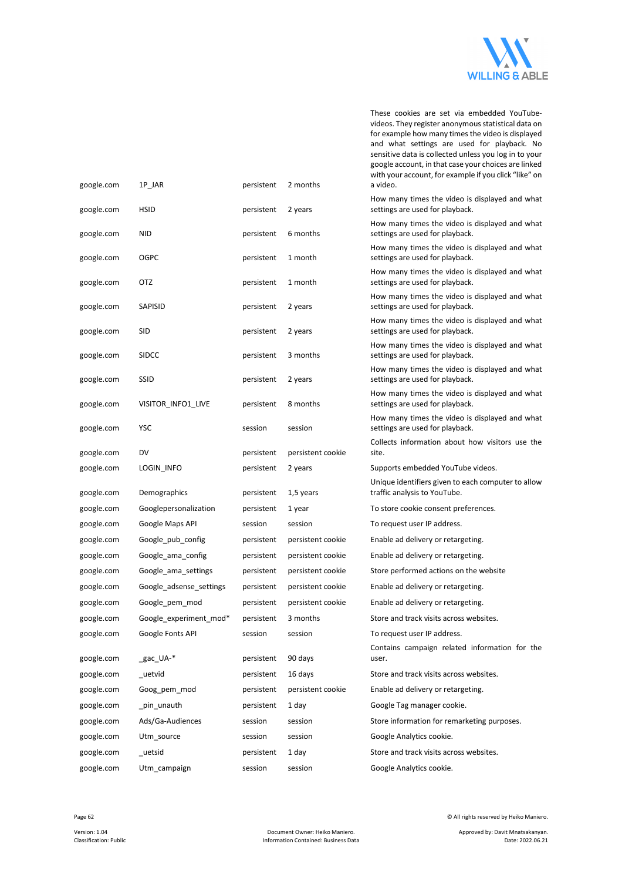| | | | | |
|---|---|---|---|---|
| google.com | 1P_JAR | persistent | 2 months | These cookies are set via embedded YouTube-videos. They register anonymous statistical data on for example how many times the video is displayed and what settings are used for playback. No sensitive data is collected unless you log in to your google account, in that case your choices are linked with your account, for example if you click “like” on a video. |
| google.com | HSID | persistent | 2 years | How many times the video is displayed and what settings are used for playback. |
| google.com | NID | persistent | 6 months | How many times the video is displayed and what settings are used for playback. |
| google.com | OGPC | persistent | 1 month | How many times the video is displayed and what settings are used for playback. |
| google.com | OTZ | persistent | 1 month | How many times the video is displayed and what settings are used for playback. |
| google.com | SAPISID | persistent | 2 years | How many times the video is displayed and what settings are used for playback. |
| google.com | SID | persistent | 2 years | How many times the video is displayed and what settings are used for playback. |
| google.com | SIDCC | persistent | 3 months | How many times the video is displayed and what settings are used for playback. |
| google.com | SSID | persistent | 2 years | How many times the video is displayed and what settings are used for playback. |
| google.com | VISITOR_INFO1_LIVE | persistent | 8 months | How many times the video is displayed and what settings are used for playback. |
| google.com | YSC | session | session | How many times the video is displayed and what settings are used for playback. |
| google.com | DV | persistent | persistent cookie | Collects information about how visitors use the site. |
| google.com | LOGIN_INFO | persistent | 2 years | Supports embedded YouTube videos. |
| google.com | Demographics | persistent | 1,5 years | Unique identifiers given to each computer to allow traffic analysis to YouTube. |
| google.com | Googlepersonalization | persistent | 1 year | To store cookie consent preferences. |
| google.com | Google Maps API | session | session | To request user IP address. |
| google.com | Google_pub_config | persistent | persistent cookie | Enable ad delivery or retargeting. |
| google.com | Google_ama_config | persistent | persistent cookie | Enable ad delivery or retargeting. |
| google.com | Google_ama_settings | persistent | persistent cookie | Store performed actions on the website |
| google.com | Google_adsense_settings | persistent | persistent cookie | Enable ad delivery or retargeting. |
| google.com | Google_pem_mod | persistent | persistent cookie | Enable ad delivery or retargeting. |
| google.com | Google_experiment_mod* | persistent | 3 months | Store and track visits across websites. |
| google.com | Google Fonts API | session | session | To request user IP address. |
| google.com | _gac_UA-* | persistent | 90 days | Contains campaign related information for the user. |
| google.com | _uetvid | persistent | 16 days | Store and track visits across websites. |
| google.com | Goog_pem_mod | persistent | persistent cookie | Enable ad delivery or retargeting. |
| google.com | _pin_unauth | persistent | 1 day | Google Tag manager cookie. |
| google.com | Ads/Ga-Audiences | session | session | Store information for remarketing purposes. |
| google.com | Utm_source | session | session | Google Analytics cookie. |
| google.com | _uetsid | persistent | 1 day | Store and track visits across websites. |
| google.com | Utm_campaign | session | session | Google Analytics cookie. |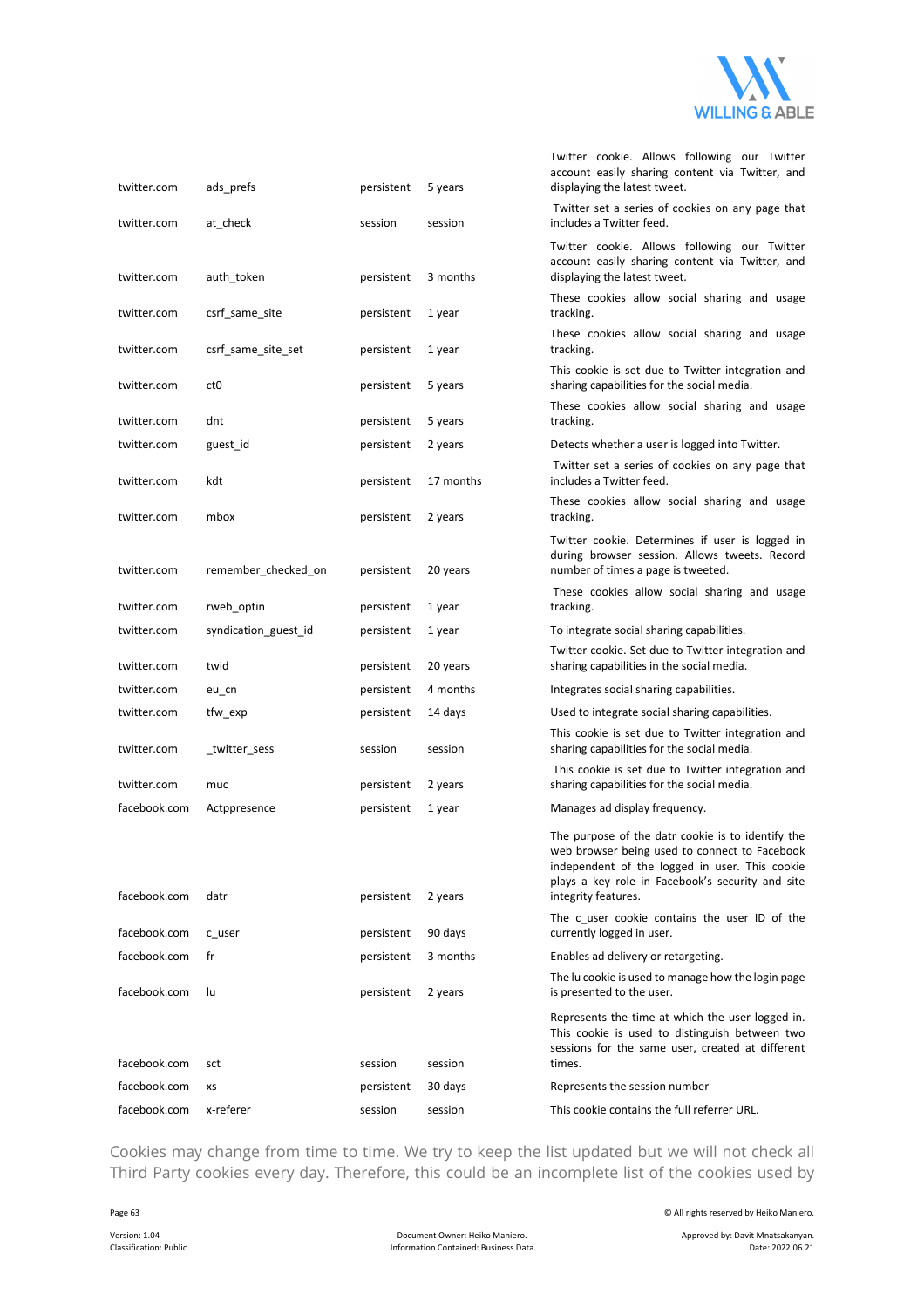| | | | | |
|---|---|---|---|---|
| twitter.com | ads_prefs | persistent | 5 years | Twitter cookie. Allows following our Twitter account easily sharing content via Twitter, and displaying the latest tweet. |
| twitter.com | at_check | session | session | Twitter set a series of cookies on any page that includes a Twitter feed. |
| twitter.com | auth_token | persistent | 3 months | Twitter cookie. Allows following our Twitter account easily sharing content via Twitter, and displaying the latest tweet. |
| twitter.com | csrf_same_site | persistent | 1 year | These cookies allow social sharing and usage tracking. |
| twitter.com | csrf_same_site_set | persistent | 1 year | These cookies allow social sharing and usage tracking. |
| twitter.com | ct0 | persistent | 5 years | This cookie is set due to Twitter integration and sharing capabilities for the social media. |
| twitter.com | dnt | persistent | 5 years | These cookies allow social sharing and usage tracking. |
| twitter.com | guest_id | persistent | 2 years | Detects whether a user is logged into Twitter. |
| twitter.com | kdt | persistent | 17 months | Twitter set a series of cookies on any page that includes a Twitter feed. |
| twitter.com | mbox | persistent | 2 years | These cookies allow social sharing and usage tracking. |
| twitter.com | remember_checked_on | persistent | 20 years | Twitter cookie. Determines if user is logged in during browser session. Allows tweets. Record number of times a page is tweeted. |
| twitter.com | rweb_optin | persistent | 1 year | These cookies allow social sharing and usage tracking. |
| twitter.com | syndication_guest_id | persistent | 1 year | To integrate social sharing capabilities. |
| twitter.com | twid | persistent | 20 years | Twitter cookie. Set due to Twitter integration and sharing capabilities in the social media. |
| twitter.com | eu_cn | persistent | 4 months | Integrates social sharing capabilities. |
| twitter.com | tfw_exp | persistent | 14 days | Used to integrate social sharing capabilities. |
| twitter.com | _twitter_sess | session | session | This cookie is set due to Twitter integration and sharing capabilities for the social media. |
| twitter.com | muc | persistent | 2 years | This cookie is set due to Twitter integration and sharing capabilities for the social media. |
| facebook.com | Actppresence | persistent | 1 year | Manages ad display frequency. |
| facebook.com | datr | persistent | 2 years | The purpose of the datr cookie is to identify the web browser being used to connect to Facebook independent of the logged in user. This cookie plays a key role in Facebook's security and site integrity features. |
| facebook.com | c_user | persistent | 90 days | The c_user cookie contains the user ID of the currently logged in user. |
| facebook.com | fr | persistent | 3 months | Enables ad delivery or retargeting. |
| facebook.com | lu | persistent | 2 years | The lu cookie is used to manage how the login page is presented to the user. |
| facebook.com | sct | session | session | Represents the time at which the user logged in. This cookie is used to distinguish between two sessions for the same user, created at different times. |
| facebook.com | xs | persistent | 30 days | Represents the session number |
| facebook.com | x-referer | session | session | This cookie contains the full referrer URL. |

Cookies may change from time to time. We try to keep the list updated but we will not check all Third Party cookies every day. Therefore, this could be an incomplete list of the cookies used by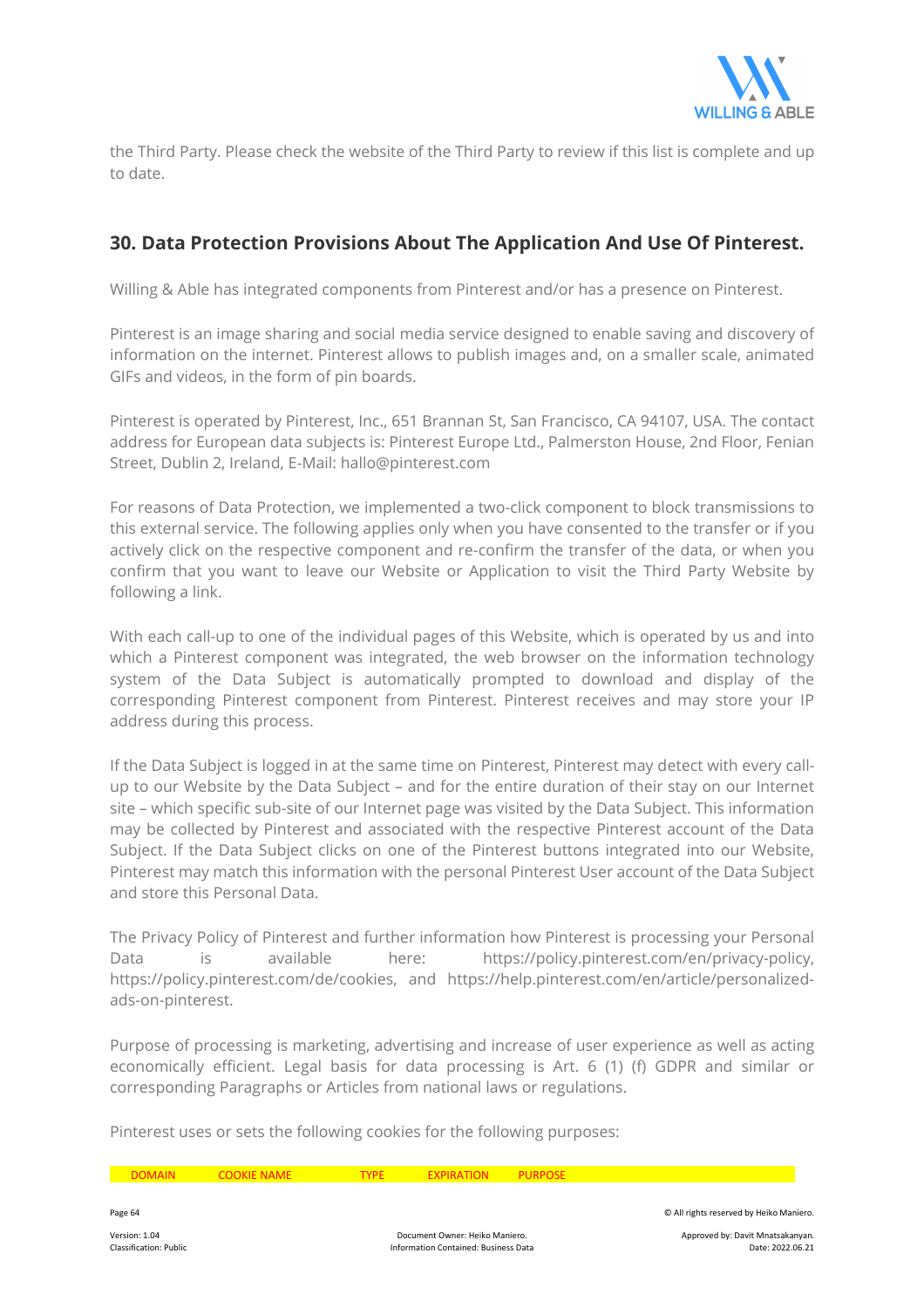the Third Party. Please check the website of the Third Party to review if this list is complete and up to date.

## 30. Data Protection Provisions About The Application And Use Of Pinterest.

Willing & Able has integrated components from Pinterest and/or has a presence on Pinterest.

Pinterest is an image sharing and social media service designed to enable saving and discovery of information on the internet. Pinterest allows to publish images and, on a smaller scale, animated GIFs and videos, in the form of pin boards.

Pinterest is operated by Pinterest, Inc., 651 Brannan St, San Francisco, CA 94107, USA. The contact address for European data subjects is: Pinterest Europe Ltd., Palmerston House, 2nd Floor, Fenian Street, Dublin 2, Ireland, E-Mail: hallo@pinterest.com

For reasons of Data Protection, we implemented a two-click component to block transmissions to this external service. The following applies only when you have consented to the transfer or if you actively click on the respective component and re-confirm the transfer of the data, or when you confirm that you want to leave our Website or Application to visit the Third Party Website by following a link.

With each call-up to one of the individual pages of this Website, which is operated by us and into which a Pinterest component was integrated, the web browser on the information technology system of the Data Subject is automatically prompted to download and display of the corresponding Pinterest component from Pinterest. Pinterest receives and may store your IP address during this process.

If the Data Subject is logged in at the same time on Pinterest, Pinterest may detect with every call-up to our Website by the Data Subject – and for the entire duration of their stay on our Internet site – which specific sub-site of our Internet page was visited by the Data Subject. This information may be collected by Pinterest and associated with the respective Pinterest account of the Data Subject. If the Data Subject clicks on one of the Pinterest buttons integrated into our Website, Pinterest may match this information with the personal Pinterest User account of the Data Subject and store this Personal Data.

The Privacy Policy of Pinterest and further information how Pinterest is processing your Personal Data is available here: https://policy.pinterest.com/en/privacy-policy, https://policy.pinterest.com/de/cookies, and https://help.pinterest.com/en/article/personalized-ads-on-pinterest.

Purpose of processing is marketing, advertising and increase of user experience as well as acting economically efficient. Legal basis for data processing is Art. 6 (1) (f) GDPR and similar or corresponding Paragraphs or Articles from national laws or regulations.

Pinterest uses or sets the following cookies for the following purposes:

| DOMAIN | COOKIE NAME | TYPE | EXPIRATION | PURPOSE |
|---|---|---|---|---|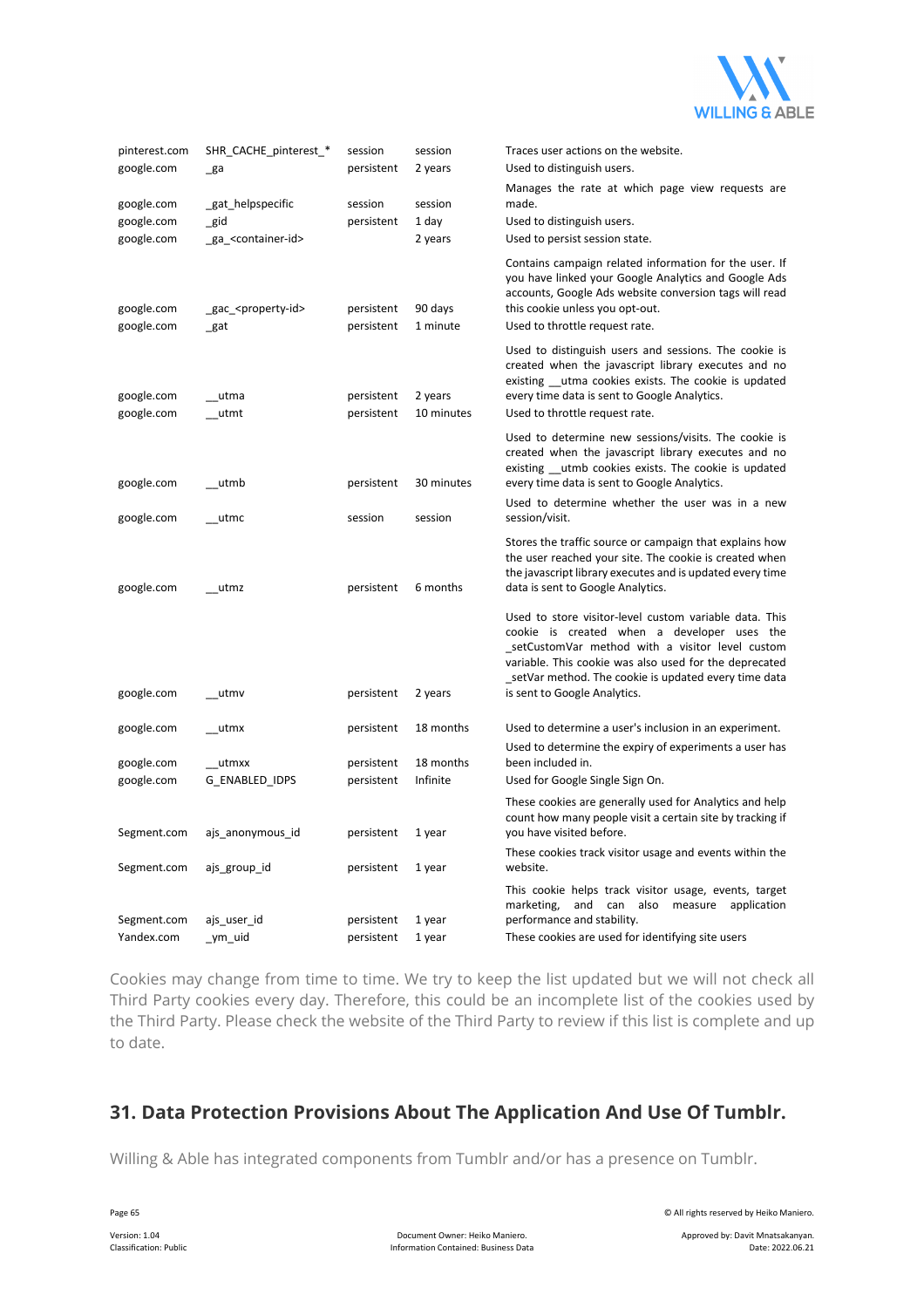| | | | | |
|---|---|---|---|---|
| pinterest.com | SHR_CACHE_pinterest_* | session | session | Traces user actions on the website. |
| google.com | _ga | persistent | 2 years | Used to distinguish users. |
| google.com | _gat_helpspecific | session | session | Manages the rate at which page view requests are made. |
| google.com | _gid | persistent | 1 day | Used to distinguish users. |
| google.com | _ga_<container-id> | | 2 years | Used to persist session state. |
| google.com | _gac_<property-id> | persistent | 90 days | Contains campaign related information for the user. If you have linked your Google Analytics and Google Ads accounts, Google Ads website conversion tags will read this cookie unless you opt-out. |
| google.com | _gat | persistent | 1 minute | Used to throttle request rate. |
| google.com | __utma | persistent | 2 years | Used to distinguish users and sessions. The cookie is created when the javascript library executes and no existing __utma cookies exists. The cookie is updated every time data is sent to Google Analytics. |
| google.com | __utmt | persistent | 10 minutes | Used to throttle request rate. |
| google.com | __utmb | persistent | 30 minutes | Used to determine new sessions/visits. The cookie is created when the javascript library executes and no existing __utmb cookies exists. The cookie is updated every time data is sent to Google Analytics. |
| google.com | __utmc | session | session | Used to determine whether the user was in a new session/visit. |
| google.com | __utmz | persistent | 6 months | Stores the traffic source or campaign that explains how the user reached your site. The cookie is created when the javascript library executes and is updated every time data is sent to Google Analytics. |
| google.com | __utmv | persistent | 2 years | Used to store visitor-level custom variable data. This cookie is created when a developer uses the _setCustomVar method with a visitor level custom variable. This cookie was also used for the deprecated _setVar method. The cookie is updated every time data is sent to Google Analytics. |
| google.com | __utmx | persistent | 18 months | Used to determine a user's inclusion in an experiment. |
| google.com | __utmxx | persistent | 18 months | Used to determine the expiry of experiments a user has been included in. |
| google.com | G_ENABLED_IDPS | persistent | Infinite | Used for Google Single Sign On. |
| Segment.com | ajs_anonymous_id | persistent | 1 year | These cookies are generally used for Analytics and help count how many people visit a certain site by tracking if you have visited before. |
| Segment.com | ajs_group_id | persistent | 1 year | These cookies track visitor usage and events within the website. |
| Segment.com | ajs_user_id | persistent | 1 year | This cookie helps track visitor usage, events, target marketing, and can also measure application performance and stability. |
| Yandex.com | _ym_uid | persistent | 1 year | These cookies are used for identifying site users |

Cookies may change from time to time. We try to keep the list updated but we will not check all Third Party cookies every day. Therefore, this could be an incomplete list of the cookies used by the Third Party. Please check the website of the Third Party to review if this list is complete and up to date.

## 31. Data Protection Provisions About The Application And Use Of Tumblr.

Willing & Able has integrated components from Tumblr and/or has a presence on Tumblr.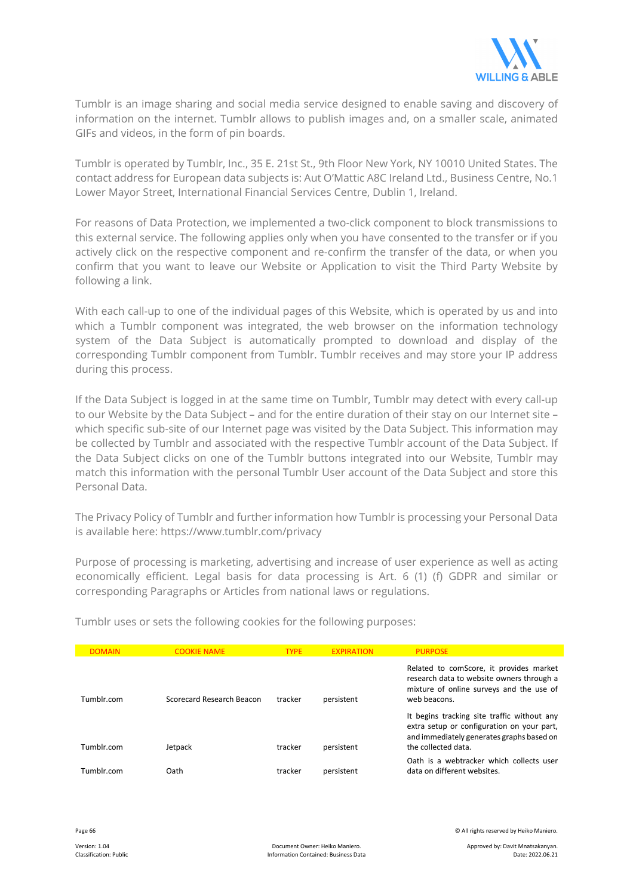Tumblr is an image sharing and social media service designed to enable saving and discovery of information on the internet. Tumblr allows to publish images and, on a smaller scale, animated GIFs and videos, in the form of pin boards.

Tumblr is operated by Tumblr, Inc., 35 E. 21st St., 9th Floor New York, NY 10010 United States. The contact address for European data subjects is: Aut O'Mattic A8C Ireland Ltd., Business Centre, No.1 Lower Mayor Street, International Financial Services Centre, Dublin 1, Ireland.

For reasons of Data Protection, we implemented a two-click component to block transmissions to this external service. The following applies only when you have consented to the transfer or if you actively click on the respective component and re-confirm the transfer of the data, or when you confirm that you want to leave our Website or Application to visit the Third Party Website by following a link.

With each call-up to one of the individual pages of this Website, which is operated by us and into which a Tumblr component was integrated, the web browser on the information technology system of the Data Subject is automatically prompted to download and display of the corresponding Tumblr component from Tumblr. Tumblr receives and may store your IP address during this process.

If the Data Subject is logged in at the same time on Tumblr, Tumblr may detect with every call-up to our Website by the Data Subject – and for the entire duration of their stay on our Internet site – which specific sub-site of our Internet page was visited by the Data Subject. This information may be collected by Tumblr and associated with the respective Tumblr account of the Data Subject. If the Data Subject clicks on one of the Tumblr buttons integrated into our Website, Tumblr may match this information with the personal Tumblr User account of the Data Subject and store this Personal Data.

The Privacy Policy of Tumblr and further information how Tumblr is processing your Personal Data is available here: https://www.tumblr.com/privacy

Purpose of processing is marketing, advertising and increase of user experience as well as acting economically efficient. Legal basis for data processing is Art. 6 (1) (f) GDPR and similar or corresponding Paragraphs or Articles from national laws or regulations.

Tumblr uses or sets the following cookies for the following purposes:

| DOMAIN | COOKIE NAME | TYPE | EXPIRATION | PURPOSE |
|---|---|---|---|---|
| Tumblr.com | Scorecard Research Beacon | tracker | persistent | Related to comScore, it provides market research data to website owners through a mixture of online surveys and the use of web beacons. |
| Tumblr.com | Jetpack | tracker | persistent | It begins tracking site traffic without any extra setup or configuration on your part, and immediately generates graphs based on the collected data. |
| Tumblr.com | Oath | tracker | persistent | Oath is a webtracker which collects user data on different websites. |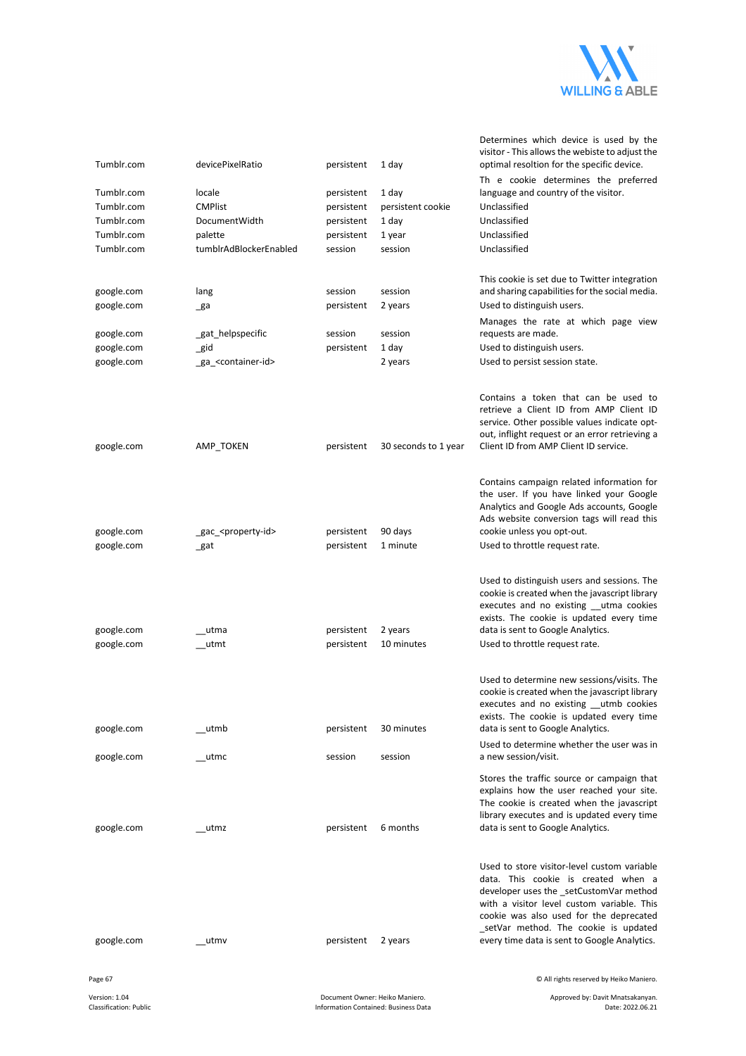| | | | | |
|---|---|---|---|---|
| Tumblr.com | devicePixelRatio | persistent | 1 day | Determines which device is used by the visitor - This allows the webiste to adjust the optimal resoltion for the specific device. |
| Tumblr.com | locale | persistent | 1 day | Th e cookie determines the preferred language and country of the visitor. |
| Tumblr.com | CMPlist | persistent | persistent cookie | Unclassified |
| Tumblr.com | DocumentWidth | persistent | 1 day | Unclassified |
| Tumblr.com | palette | persistent | 1 year | Unclassified |
| Tumblr.com | tumblrAdBlockerEnabled | session | session | Unclassified |
| google.com | lang | session | session | This cookie is set due to Twitter integration and sharing capabilities for the social media. |
| google.com | _ga | persistent | 2 years | Used to distinguish users. |
| google.com | _gat_helpspecific | session | session | Manages the rate at which page view requests are made. |
| google.com | _gid | persistent | 1 day | Used to distinguish users. |
| google.com | _ga_<container-id> | | 2 years | Used to persist session state. |
| google.com | AMP_TOKEN | persistent | 30 seconds to 1 year | Contains a token that can be used to retrieve a Client ID from AMP Client ID service. Other possible values indicate opt-out, inflight request or an error retrieving a Client ID from AMP Client ID service. |
| google.com | _gac_<property-id> | persistent | 90 days | Contains campaign related information for the user. If you have linked your Google Analytics and Google Ads accounts, Google Ads website conversion tags will read this cookie unless you opt-out. |
| google.com | _gat | persistent | 1 minute | Used to throttle request rate. |
| google.com | __utma | persistent | 2 years | Used to distinguish users and sessions. The cookie is created when the javascript library executes and no existing __utma cookies exists. The cookie is updated every time data is sent to Google Analytics. |
| google.com | __utmt | persistent | 10 minutes | Used to throttle request rate. |
| google.com | __utmb | persistent | 30 minutes | Used to determine new sessions/visits. The cookie is created when the javascript library executes and no existing __utmb cookies exists. The cookie is updated every time data is sent to Google Analytics. |
| google.com | __utmc | session | session | Used to determine whether the user was in a new session/visit. |
| google.com | __utmz | persistent | 6 months | Stores the traffic source or campaign that explains how the user reached your site. The cookie is created when the javascript library executes and is updated every time data is sent to Google Analytics. |
| google.com | __utmv | persistent | 2 years | Used to store visitor-level custom variable data. This cookie is created when a developer uses the _setCustomVar method with a visitor level custom variable. This cookie was also used for the deprecated _setVar method. The cookie is updated every time data is sent to Google Analytics. |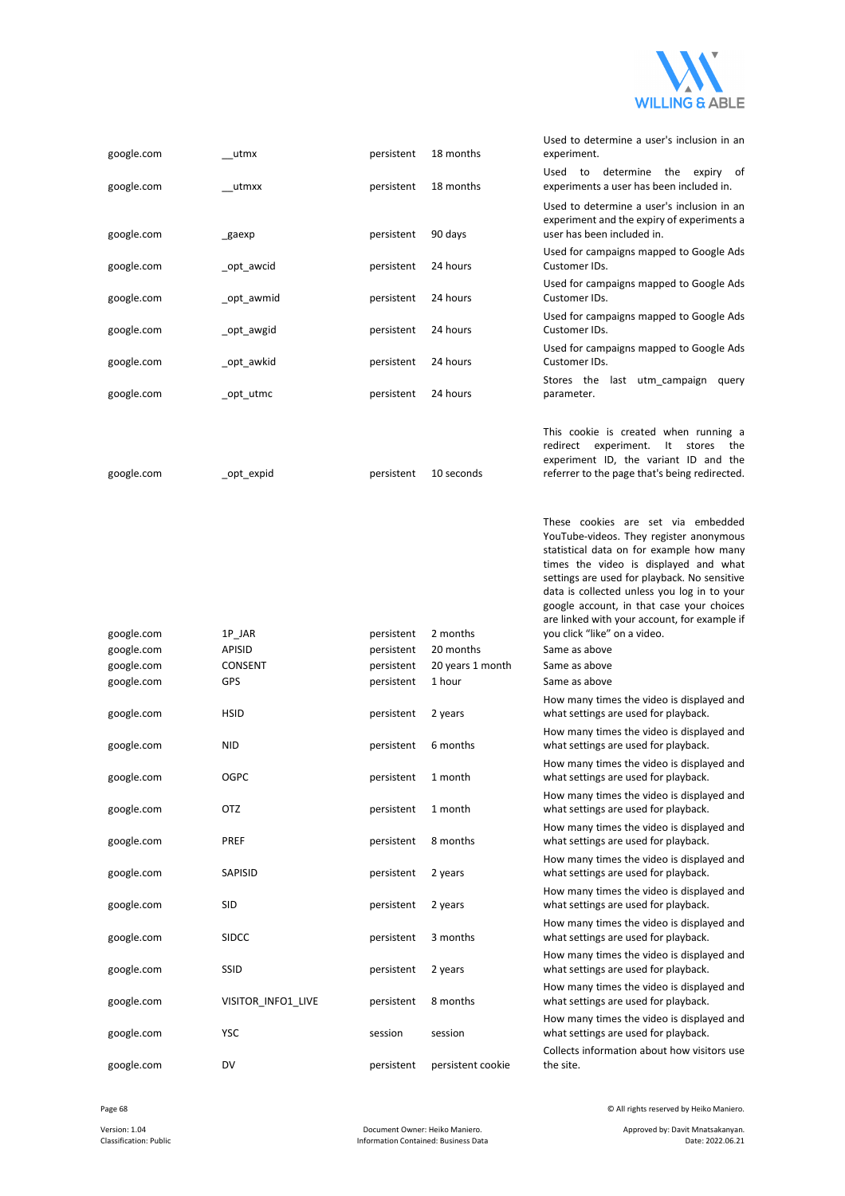| | | | | |
|---|---|---|---|---|
| google.com | __utmx | persistent | 18 months | Used to determine a user's inclusion in an experiment. |
| google.com | __utmxx | persistent | 18 months | Used to determine the expiry of experiments a user has been included in. |
| google.com | _gaexp | persistent | 90 days | Used to determine a user's inclusion in an experiment and the expiry of experiments a user has been included in. |
| google.com | _opt_awcid | persistent | 24 hours | Used for campaigns mapped to Google Ads Customer IDs. |
| google.com | _opt_awmid | persistent | 24 hours | Used for campaigns mapped to Google Ads Customer IDs. |
| google.com | _opt_awgid | persistent | 24 hours | Used for campaigns mapped to Google Ads Customer IDs. |
| google.com | _opt_awkid | persistent | 24 hours | Used for campaigns mapped to Google Ads Customer IDs. |
| google.com | _opt_utmc | persistent | 24 hours | Stores the last utm_campaign query parameter. |
| google.com | _opt_expid | persistent | 10 seconds | This cookie is created when running a redirect experiment. It stores the experiment ID, the variant ID and the referrer to the page that's being redirected. |
| google.com | 1P_JAR | persistent | 2 months | These cookies are set via embedded YouTube-videos. They register anonymous statistical data on for example how many times the video is displayed and what settings are used for playback. No sensitive data is collected unless you log in to your google account, in that case your choices are linked with your account, for example if you click "like" on a video. |
| google.com | APISID | persistent | 20 months | Same as above |
| google.com | CONSENT | persistent | 20 years 1 month | Same as above |
| google.com | GPS | persistent | 1 hour | Same as above |
| google.com | HSID | persistent | 2 years | How many times the video is displayed and what settings are used for playback. |
| google.com | NID | persistent | 6 months | How many times the video is displayed and what settings are used for playback. |
| google.com | OGPC | persistent | 1 month | How many times the video is displayed and what settings are used for playback. |
| google.com | OTZ | persistent | 1 month | How many times the video is displayed and what settings are used for playback. |
| google.com | PREF | persistent | 8 months | How many times the video is displayed and what settings are used for playback. |
| google.com | SAPISID | persistent | 2 years | How many times the video is displayed and what settings are used for playback. |
| google.com | SID | persistent | 2 years | How many times the video is displayed and what settings are used for playback. |
| google.com | SIDCC | persistent | 3 months | How many times the video is displayed and what settings are used for playback. |
| google.com | SSID | persistent | 2 years | How many times the video is displayed and what settings are used for playback. |
| google.com | VISITOR_INFO1_LIVE | persistent | 8 months | How many times the video is displayed and what settings are used for playback. |
| google.com | YSC | session | session | How many times the video is displayed and what settings are used for playback. |
| google.com | DV | persistent | persistent cookie | Collects information about how visitors use the site. |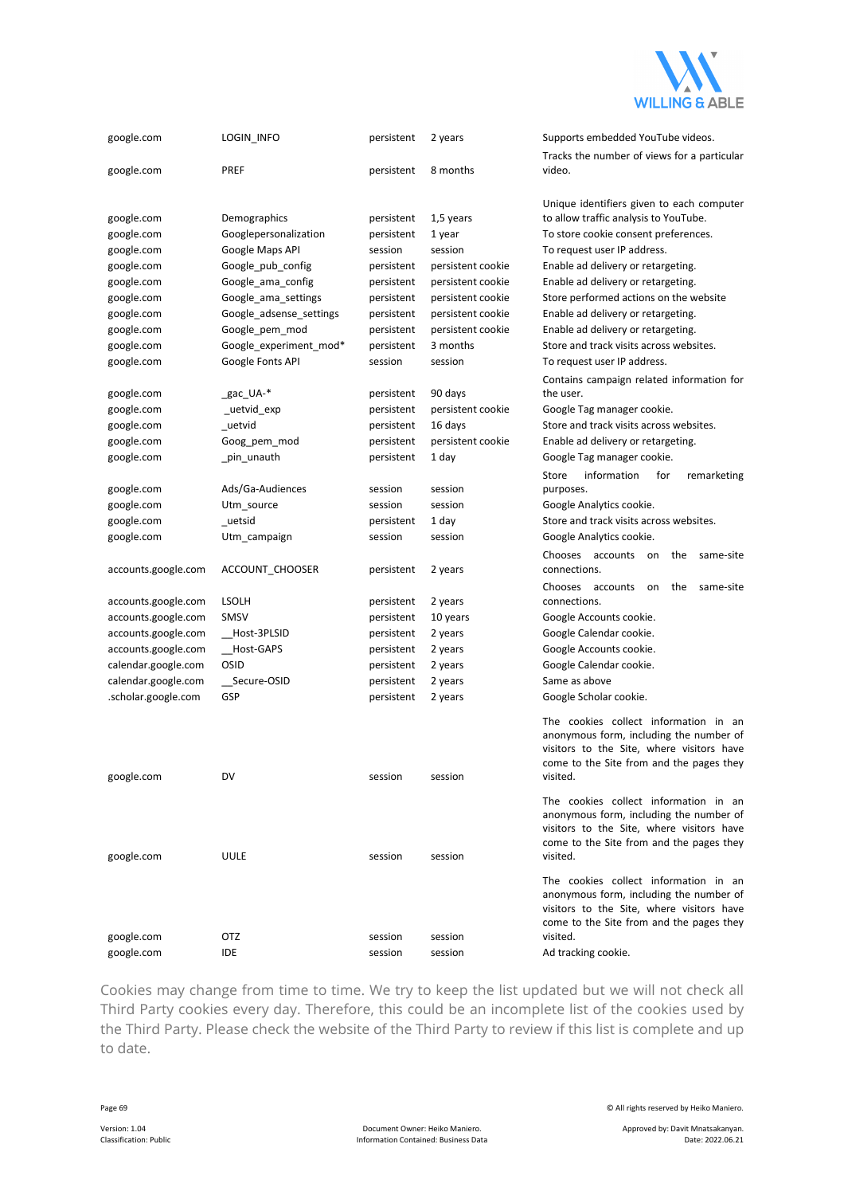| | | | | |
|---|---|---|---|---|
| google.com | LOGIN_INFO | persistent | 2 years | Supports embedded YouTube videos. |
| google.com | PREF | persistent | 8 months | Tracks the number of views for a particular video. |
| google.com | Demographics | persistent | 1,5 years | Unique identifiers given to each computer to allow traffic analysis to YouTube. |
| google.com | Googlepersonalization | persistent | 1 year | To store cookie consent preferences. |
| google.com | Google Maps API | session | session | To request user IP address. |
| google.com | Google_pub_config | persistent | persistent cookie | Enable ad delivery or retargeting. |
| google.com | Google_ama_config | persistent | persistent cookie | Enable ad delivery or retargeting. |
| google.com | Google_ama_settings | persistent | persistent cookie | Store performed actions on the website |
| google.com | Google_adsense_settings | persistent | persistent cookie | Enable ad delivery or retargeting. |
| google.com | Google_pem_mod | persistent | persistent cookie | Enable ad delivery or retargeting. |
| google.com | Google_experiment_mod* | persistent | 3 months | Store and track visits across websites. |
| google.com | Google Fonts API | session | session | To request user IP address. |
| google.com | _gac_UA-* | persistent | 90 days | Contains campaign related information for the user. |
| google.com | _uetvid_exp | persistent | persistent cookie | Google Tag manager cookie. |
| google.com | _uetvid | persistent | 16 days | Store and track visits across websites. |
| google.com | Goog_pem_mod | persistent | persistent cookie | Enable ad delivery or retargeting. |
| google.com | _pin_unauth | persistent | 1 day | Google Tag manager cookie. |
| google.com | Ads/Ga-Audiences | session | session | Store information for remarketing purposes. |
| google.com | Utm_source | session | session | Google Analytics cookie. |
| google.com | _uetsid | persistent | 1 day | Store and track visits across websites. |
| google.com | Utm_campaign | session | session | Google Analytics cookie. |
| accounts.google.com | ACCOUNT_CHOOSER | persistent | 2 years | Chooses accounts on the same-site connections. |
| accounts.google.com | LSOLH | persistent | 2 years | Chooses accounts on the same-site connections. |
| accounts.google.com | SMSV | persistent | 10 years | Google Accounts cookie. |
| accounts.google.com | __Host-3PLSID | persistent | 2 years | Google Calendar cookie. |
| accounts.google.com | __Host-GAPS | persistent | 2 years | Google Accounts cookie. |
| calendar.google.com | OSID | persistent | 2 years | Google Calendar cookie. |
| calendar.google.com | __Secure-OSID | persistent | 2 years | Same as above |
| .scholar.google.com | GSP | persistent | 2 years | Google Scholar cookie. |
| google.com | DV | session | session | The cookies collect information in an anonymous form, including the number of visitors to the Site, where visitors have come to the Site from and the pages they visited. |
| google.com | UULE | session | session | The cookies collect information in an anonymous form, including the number of visitors to the Site, where visitors have come to the Site from and the pages they visited. |
| google.com | OTZ | session | session | The cookies collect information in an anonymous form, including the number of visitors to the Site, where visitors have come to the Site from and the pages they visited. |
| google.com | IDE | session | session | Ad tracking cookie. |

Cookies may change from time to time. We try to keep the list updated but we will not check all Third Party cookies every day. Therefore, this could be an incomplete list of the cookies used by the Third Party. Please check the website of the Third Party to review if this list is complete and up to date.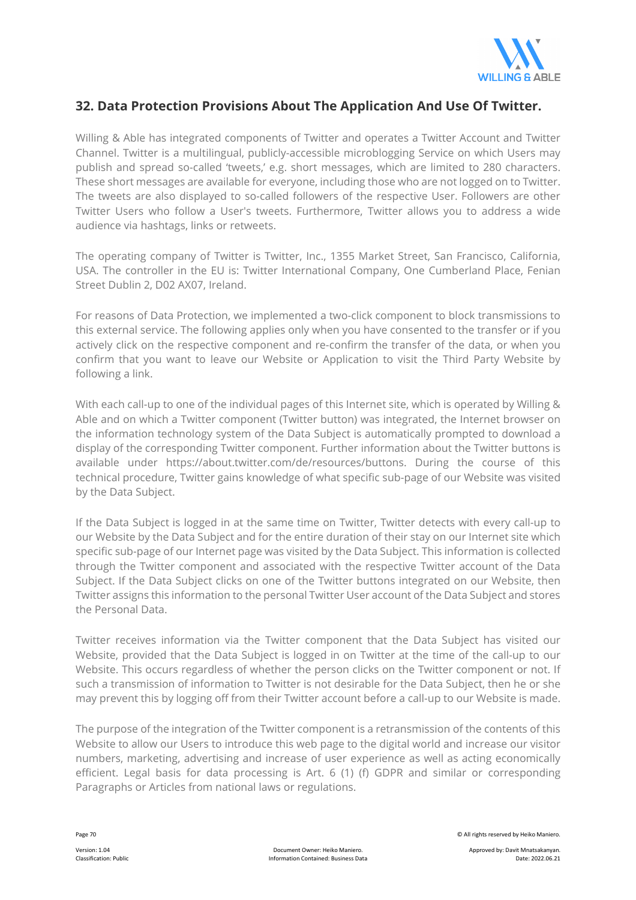## 32. Data Protection Provisions About The Application And Use Of Twitter.

Willing & Able has integrated components of Twitter and operates a Twitter Account and Twitter Channel. Twitter is a multilingual, publicly-accessible microblogging Service on which Users may publish and spread so-called 'tweets,' e.g. short messages, which are limited to 280 characters. These short messages are available for everyone, including those who are not logged on to Twitter. The tweets are also displayed to so-called followers of the respective User. Followers are other Twitter Users who follow a User's tweets. Furthermore, Twitter allows you to address a wide audience via hashtags, links or retweets.

The operating company of Twitter is Twitter, Inc., 1355 Market Street, San Francisco, California, USA. The controller in the EU is: Twitter International Company, One Cumberland Place, Fenian Street Dublin 2, D02 AX07, Ireland.

For reasons of Data Protection, we implemented a two-click component to block transmissions to this external service. The following applies only when you have consented to the transfer or if you actively click on the respective component and re-confirm the transfer of the data, or when you confirm that you want to leave our Website or Application to visit the Third Party Website by following a link.

With each call-up to one of the individual pages of this Internet site, which is operated by Willing & Able and on which a Twitter component (Twitter button) was integrated, the Internet browser on the information technology system of the Data Subject is automatically prompted to download a display of the corresponding Twitter component. Further information about the Twitter buttons is available under https://about.twitter.com/de/resources/buttons. During the course of this technical procedure, Twitter gains knowledge of what specific sub-page of our Website was visited by the Data Subject.

If the Data Subject is logged in at the same time on Twitter, Twitter detects with every call-up to our Website by the Data Subject and for the entire duration of their stay on our Internet site which specific sub-page of our Internet page was visited by the Data Subject. This information is collected through the Twitter component and associated with the respective Twitter account of the Data Subject. If the Data Subject clicks on one of the Twitter buttons integrated on our Website, then Twitter assigns this information to the personal Twitter User account of the Data Subject and stores the Personal Data.

Twitter receives information via the Twitter component that the Data Subject has visited our Website, provided that the Data Subject is logged in on Twitter at the time of the call-up to our Website. This occurs regardless of whether the person clicks on the Twitter component or not. If such a transmission of information to Twitter is not desirable for the Data Subject, then he or she may prevent this by logging off from their Twitter account before a call-up to our Website is made.

The purpose of the integration of the Twitter component is a retransmission of the contents of this Website to allow our Users to introduce this web page to the digital world and increase our visitor numbers, marketing, advertising and increase of user experience as well as acting economically efficient. Legal basis for data processing is Art. 6 (1) (f) GDPR and similar or corresponding Paragraphs or Articles from national laws or regulations.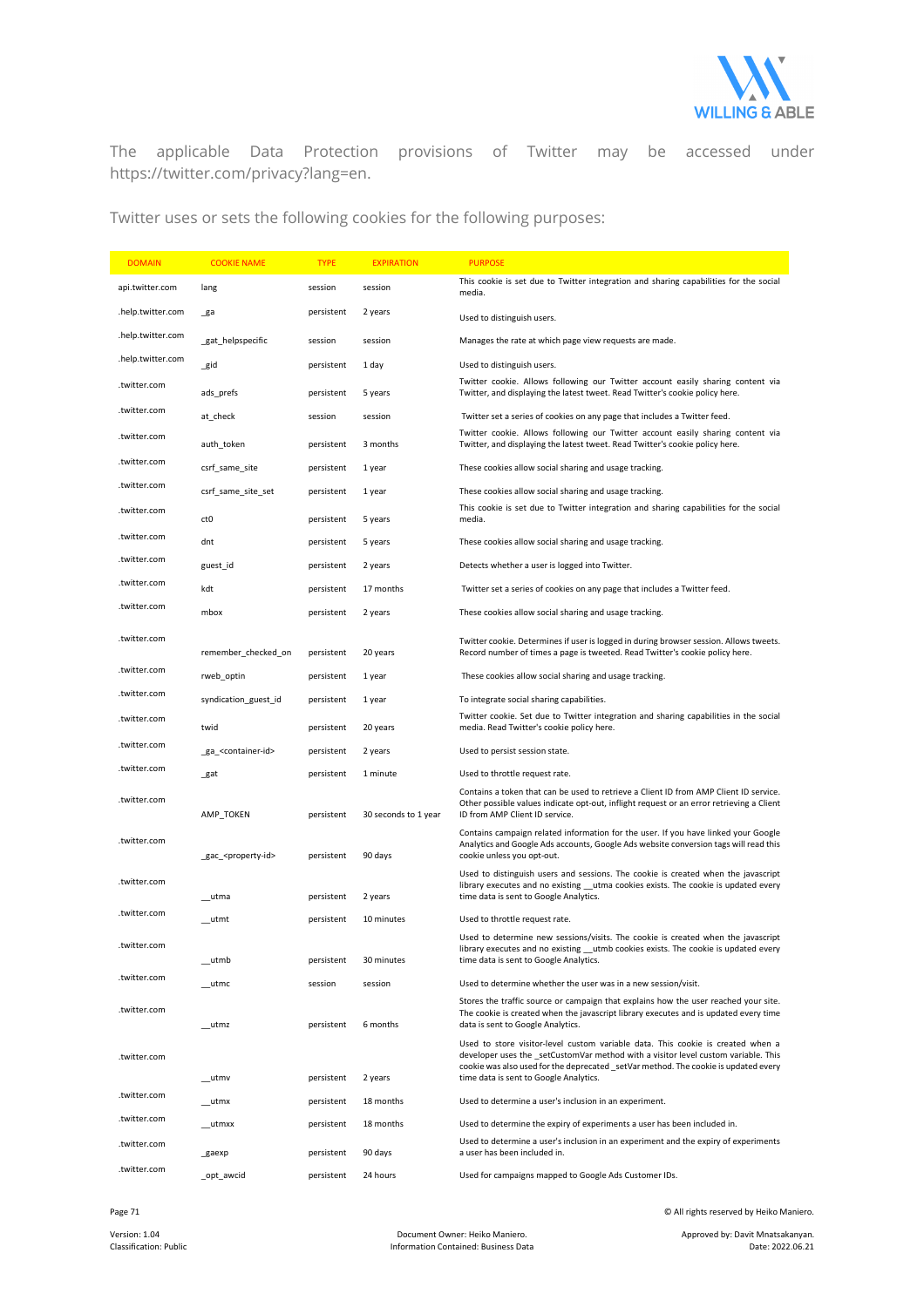The applicable Data Protection provisions of Twitter may be accessed under https://twitter.com/privacy?lang=en.

Twitter uses or sets the following cookies for the following purposes:

| DOMAIN | COOKIE NAME | TYPE | EXPIRATION | PURPOSE |
|---|---|---|---|---|
| api.twitter.com | lang | session | session | This cookie is set due to Twitter integration and sharing capabilities for the social media. |
| .help.twitter.com | _ga | persistent | 2 years | Used to distinguish users. |
| .help.twitter.com | _gat_helpspecific | session | session | Manages the rate at which page view requests are made. |
| .help.twitter.com | _gid | persistent | 1 day | Used to distinguish users. |
| .twitter.com | ads_prefs | persistent | 5 years | Twitter cookie. Allows following our Twitter account easily sharing content via Twitter, and displaying the latest tweet. Read Twitter's cookie policy here. |
| .twitter.com | at_check | session | session | Twitter set a series of cookies on any page that includes a Twitter feed. |
| .twitter.com | auth_token | persistent | 3 months | Twitter cookie. Allows following our Twitter account easily sharing content via Twitter, and displaying the latest tweet. Read Twitter's cookie policy here. |
| .twitter.com | csrf_same_site | persistent | 1 year | These cookies allow social sharing and usage tracking. |
| .twitter.com | csrf_same_site_set | persistent | 1 year | These cookies allow social sharing and usage tracking. |
| .twitter.com | ct0 | persistent | 5 years | This cookie is set due to Twitter integration and sharing capabilities for the social media. |
| .twitter.com | dnt | persistent | 5 years | These cookies allow social sharing and usage tracking. |
| .twitter.com | guest_id | persistent | 2 years | Detects whether a user is logged into Twitter. |
| .twitter.com | kdt | persistent | 17 months | Twitter set a series of cookies on any page that includes a Twitter feed. |
| .twitter.com | mbox | persistent | 2 years | These cookies allow social sharing and usage tracking. |
| .twitter.com | remember_checked_on | persistent | 20 years | Twitter cookie. Determines if user is logged in during browser session. Allows tweets. Record number of times a page is tweeted. Read Twitter's cookie policy here. |
| .twitter.com | rweb_optin | persistent | 1 year | These cookies allow social sharing and usage tracking. |
| .twitter.com | syndication_guest_id | persistent | 1 year | To integrate social sharing capabilities. |
| .twitter.com | twid | persistent | 20 years | Twitter cookie. Set due to Twitter integration and sharing capabilities in the social media. Read Twitter's cookie policy here. |
| .twitter.com | _ga_<container-id> | persistent | 2 years | Used to persist session state. |
| .twitter.com | _gat | persistent | 1 minute | Used to throttle request rate. |
| .twitter.com | AMP_TOKEN | persistent | 30 seconds to 1 year | Contains a token that can be used to retrieve a Client ID from AMP Client ID service. Other possible values indicate opt-out, inflight request or an error retrieving a Client ID from AMP Client ID service. |
| .twitter.com | _gac_<property-id> | persistent | 90 days | Contains campaign related information for the user. If you have linked your Google Analytics and Google Ads accounts, Google Ads website conversion tags will read this cookie unless you opt-out. |
| .twitter.com | __utma | persistent | 2 years | Used to distinguish users and sessions. The cookie is created when the javascript library executes and no existing __utma cookies exists. The cookie is updated every time data is sent to Google Analytics. |
| .twitter.com | __utmt | persistent | 10 minutes | Used to throttle request rate. |
| .twitter.com | __utmb | persistent | 30 minutes | Used to determine new sessions/visits. The cookie is created when the javascript library executes and no existing __utmb cookies exists. The cookie is updated every time data is sent to Google Analytics. |
| .twitter.com | __utmc | session | session | Used to determine whether the user was in a new session/visit. |
| .twitter.com | __utmz | persistent | 6 months | Stores the traffic source or campaign that explains how the user reached your site. The cookie is created when the javascript library executes and is updated every time data is sent to Google Analytics. |
| .twitter.com | __utmv | persistent | 2 years | Used to store visitor-level custom variable data. This cookie is created when a developer uses the _setCustomVar method with a visitor level custom variable. This cookie was also used for the deprecated _setVar method. The cookie is updated every time data is sent to Google Analytics. |
| .twitter.com | __utmx | persistent | 18 months | Used to determine a user's inclusion in an experiment. |
| .twitter.com | __utmxx | persistent | 18 months | Used to determine the expiry of experiments a user has been included in. |
| .twitter.com | _gaexp | persistent | 90 days | Used to determine a user's inclusion in an experiment and the expiry of experiments a user has been included in. |
| .twitter.com | _opt_awcid | persistent | 24 hours | Used for campaigns mapped to Google Ads Customer IDs. |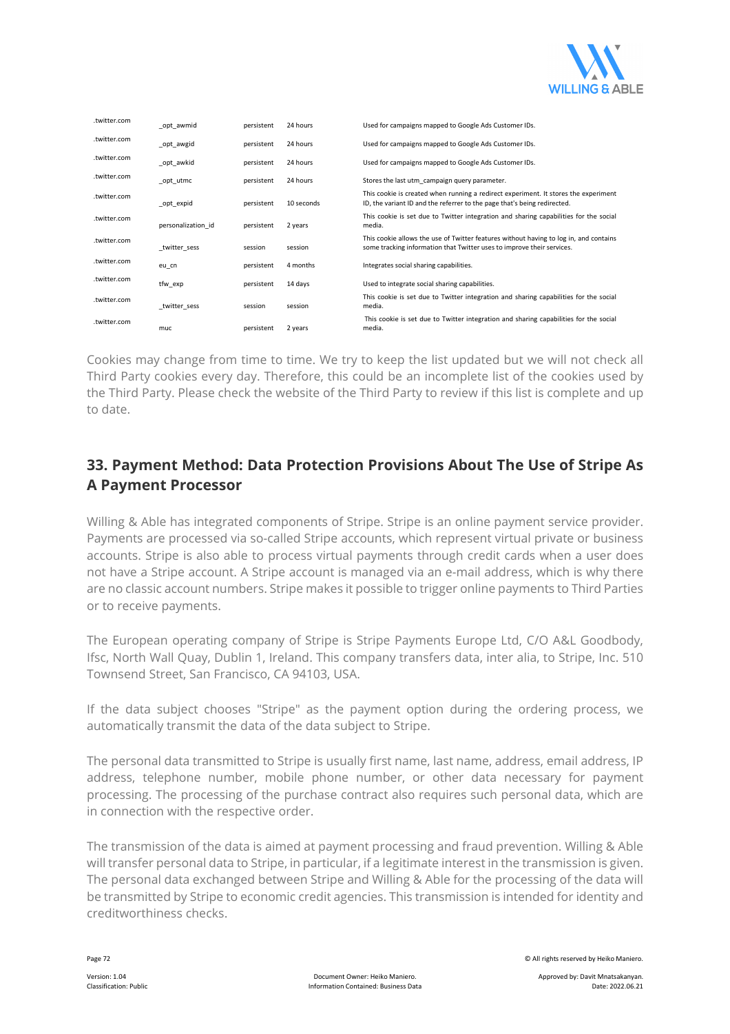| .twitter.com | _opt_awmid | persistent | 24 hours | Used for campaigns mapped to Google Ads Customer IDs. |
|---|---|---|---|---|
| .twitter.com | _opt_awgid | persistent | 24 hours | Used for campaigns mapped to Google Ads Customer IDs. |
| .twitter.com | _opt_awkid | persistent | 24 hours | Used for campaigns mapped to Google Ads Customer IDs. |
| .twitter.com | _opt_utmc | persistent | 24 hours | Stores the last utm_campaign query parameter. |
| .twitter.com | _opt_expid | persistent | 10 seconds | This cookie is created when running a redirect experiment. It stores the experiment ID, the variant ID and the referrer to the page that's being redirected. |
| .twitter.com | personalization_id | persistent | 2 years | This cookie is set due to Twitter integration and sharing capabilities for the social media. |
| .twitter.com | _twitter_sess | session | session | This cookie allows the use of Twitter features without having to log in, and contains some tracking information that Twitter uses to improve their services. |
| .twitter.com | eu_cn | persistent | 4 months | Integrates social sharing capabilities. |
| .twitter.com | tfw_exp | persistent | 14 days | Used to integrate social sharing capabilities. |
| .twitter.com | _twitter_sess | session | session | This cookie is set due to Twitter integration and sharing capabilities for the social media. |
| .twitter.com | muc | persistent | 2 years | This cookie is set due to Twitter integration and sharing capabilities for the social media. |

Cookies may change from time to time. We try to keep the list updated but we will not check all Third Party cookies every day. Therefore, this could be an incomplete list of the cookies used by the Third Party. Please check the website of the Third Party to review if this list is complete and up to date.

## 33. Payment Method: Data Protection Provisions About The Use of Stripe As A Payment Processor

Willing & Able has integrated components of Stripe. Stripe is an online payment service provider. Payments are processed via so-called Stripe accounts, which represent virtual private or business accounts. Stripe is also able to process virtual payments through credit cards when a user does not have a Stripe account. A Stripe account is managed via an e-mail address, which is why there are no classic account numbers. Stripe makes it possible to trigger online payments to Third Parties or to receive payments.

The European operating company of Stripe is Stripe Payments Europe Ltd, C/O A&L Goodbody, Ifsc, North Wall Quay, Dublin 1, Ireland. This company transfers data, inter alia, to Stripe, Inc. 510 Townsend Street, San Francisco, CA 94103, USA.

If the data subject chooses "Stripe" as the payment option during the ordering process, we automatically transmit the data of the data subject to Stripe.

The personal data transmitted to Stripe is usually first name, last name, address, email address, IP address, telephone number, mobile phone number, or other data necessary for payment processing. The processing of the purchase contract also requires such personal data, which are in connection with the respective order.

The transmission of the data is aimed at payment processing and fraud prevention. Willing & Able will transfer personal data to Stripe, in particular, if a legitimate interest in the transmission is given. The personal data exchanged between Stripe and Willing & Able for the processing of the data will be transmitted by Stripe to economic credit agencies. This transmission is intended for identity and creditworthiness checks.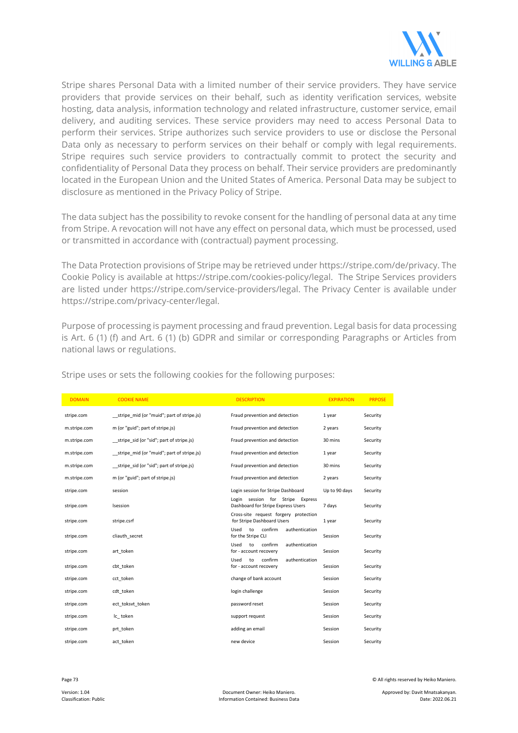Stripe shares Personal Data with a limited number of their service providers. They have service providers that provide services on their behalf, such as identity verification services, website hosting, data analysis, information technology and related infrastructure, customer service, email delivery, and auditing services. These service providers may need to access Personal Data to perform their services. Stripe authorizes such service providers to use or disclose the Personal Data only as necessary to perform services on their behalf or comply with legal requirements. Stripe requires such service providers to contractually commit to protect the security and confidentiality of Personal Data they process on behalf. Their service providers are predominantly located in the European Union and the United States of America. Personal Data may be subject to disclosure as mentioned in the Privacy Policy of Stripe.

The data subject has the possibility to revoke consent for the handling of personal data at any time from Stripe. A revocation will not have any effect on personal data, which must be processed, used or transmitted in accordance with (contractual) payment processing.

The Data Protection provisions of Stripe may be retrieved under https://stripe.com/de/privacy. The Cookie Policy is available at https://stripe.com/cookies-policy/legal. The Stripe Services providers are listed under https://stripe.com/service-providers/legal. The Privacy Center is available under https://stripe.com/privacy-center/legal.

Purpose of processing is payment processing and fraud prevention. Legal basis for data processing is Art. 6 (1) (f) and Art. 6 (1) (b) GDPR and similar or corresponding Paragraphs or Articles from national laws or regulations.

Stripe uses or sets the following cookies for the following purposes:

| DOMAIN | COOKIE NAME | DESCRIPTION | EXPIRATION | PRPOSE |
|---|---|---|---|---|
| stripe.com | __stripe_mid (or "muid"; part of stripe.js) | Fraud prevention and detection | 1 year | Security |
| m.stripe.com | m (or "guid"; part of stripe.js) | Fraud prevention and detection | 2 years | Security |
| m.stripe.com | __stripe_sid (or "sid"; part of stripe.js) | Fraud prevention and detection | 30 mins | Security |
| m.stripe.com | __stripe_mid (or "muid"; part of stripe.js) | Fraud prevention and detection | 1 year | Security |
| m.stripe.com | __stripe_sid (or "sid"; part of stripe.js) | Fraud prevention and detection | 30 mins | Security |
| m.stripe.com | m (or "guid"; part of stripe.js) | Fraud prevention and detection | 2 years | Security |
| stripe.com | session | Login session for Stripe Dashboard | Up to 90 days | Security |
| stripe.com | lsession | Login session for Stripe Express Dashboard for Stripe Express Users | 7 days | Security |
| stripe.com | stripe.csrf | Cross-site request forgery protection for Stripe Dashboard Users | 1 year | Security |
| stripe.com | cliauth_secret | Used to confirm authentication for the Stripe CLI | Session | Security |
| stripe.com | art_token | Used to confirm authentication for - account recovery | Session | Security |
| stripe.com | cbt_token | Used to confirm authentication for - account recovery | Session | Security |
| stripe.com | cct_token | change of bank account | Session | Security |
| stripe.com | cdt_token | login challenge | Session | Security |
| stripe.com | ect_toksvt_token | password reset | Session | Security |
| stripe.com | lc_ token | support request | Session | Security |
| stripe.com | prt_token | adding an email | Session | Security |
| stripe.com | act_token | new device | Session | Security |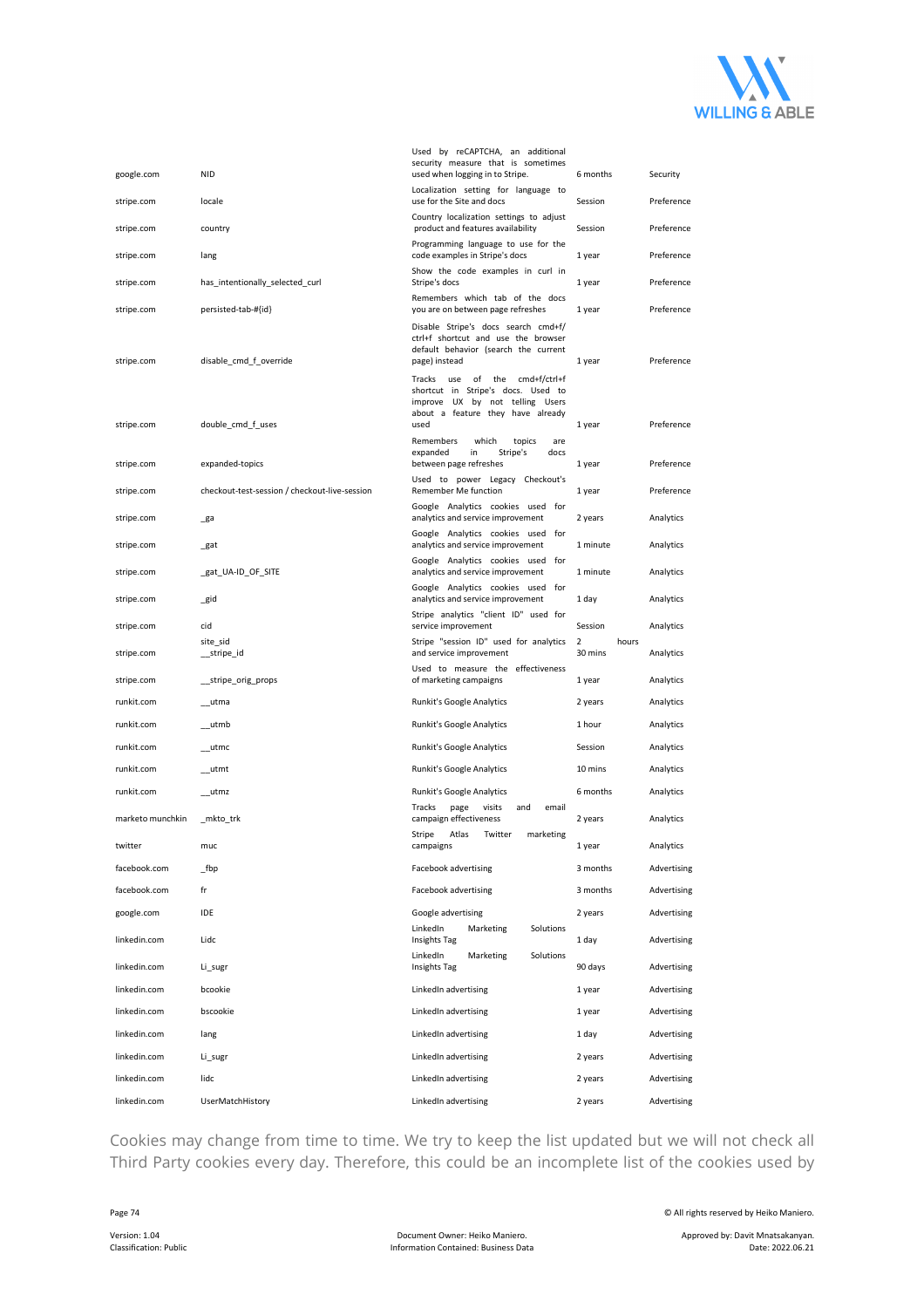| | | | | |
|---|---|---|---|---|
| google.com | NID | Used by reCAPTCHA, an additional security measure that is sometimes used when logging in to Stripe. | 6 months | Security |
| stripe.com | locale | Localization setting for language to use for the Site and docs | Session | Preference |
| stripe.com | country | Country localization settings to adjust product and features availability | Session | Preference |
| stripe.com | lang | Programming language to use for the code examples in Stripe's docs | 1 year | Preference |
| stripe.com | has_intentionally_selected_curl | Show the code examples in curl in Stripe's docs | 1 year | Preference |
| stripe.com | persisted-tab-#{id} | Remembers which tab of the docs you are on between page refreshes | 1 year | Preference |
| stripe.com | disable_cmd_f_override | Disable Stripe's docs search cmd+f/ctrl+f shortcut and use the browser default behavior (search the current page) instead | 1 year | Preference |
| stripe.com | double_cmd_f_uses | Tracks use of the cmd+f/ctrl+f shortcut in Stripe's docs. Used to improve UX by not telling Users about a feature they have already used | 1 year | Preference |
| stripe.com | expanded-topics | Remembers which topics are expanded in Stripe's docs between page refreshes | 1 year | Preference |
| stripe.com | checkout-test-session / checkout-live-session | Used to power Legacy Checkout's Remember Me function | 1 year | Preference |
| stripe.com | _ga | Google Analytics cookies used for analytics and service improvement | 2 years | Analytics |
| stripe.com | _gat | Google Analytics cookies used for analytics and service improvement | 1 minute | Analytics |
| stripe.com | _gat_UA-ID_OF_SITE | Google Analytics cookies used for analytics and service improvement | 1 minute | Analytics |
| stripe.com | _gid | Google Analytics cookies used for analytics and service improvement | 1 day | Analytics |
| stripe.com | cid | Stripe analytics "client ID" used for service improvement | Session | Analytics |
| stripe.com | site_sid __stripe_id | Stripe "session ID" used for analytics and service improvement | 2 hours 30 mins | Analytics |
| stripe.com | __stripe_orig_props | Used to measure the effectiveness of marketing campaigns | 1 year | Analytics |
| runkit.com | __utma | Runkit's Google Analytics | 2 years | Analytics |
| runkit.com | __utmb | Runkit's Google Analytics | 1 hour | Analytics |
| runkit.com | __utmc | Runkit's Google Analytics | Session | Analytics |
| runkit.com | __utmt | Runkit's Google Analytics | 10 mins | Analytics |
| runkit.com | __utmz | Runkit's Google Analytics | 6 months | Analytics |
| marketo munchkin | _mkto_trk | Tracks page visits and email campaign effectiveness | 2 years | Analytics |
| twitter | muc | Stripe Atlas Twitter marketing campaigns | 1 year | Analytics |
| facebook.com | _fbp | Facebook advertising | 3 months | Advertising |
| facebook.com | fr | Facebook advertising | 3 months | Advertising |
| google.com | IDE | Google advertising | 2 years | Advertising |
| linkedin.com | Lidc | LinkedIn Marketing Solutions Insights Tag | 1 day | Advertising |
| linkedin.com | Li_sugr | LinkedIn Marketing Solutions Insights Tag | 90 days | Advertising |
| linkedin.com | bcookie | LinkedIn advertising | 1 year | Advertising |
| linkedin.com | bscookie | LinkedIn advertising | 1 year | Advertising |
| linkedin.com | lang | LinkedIn advertising | 1 day | Advertising |
| linkedin.com | Li_sugr | LinkedIn advertising | 2 years | Advertising |
| linkedin.com | lidc | LinkedIn advertising | 2 years | Advertising |
| linkedin.com | UserMatchHistory | LinkedIn advertising | 2 years | Advertising |

Cookies may change from time to time. We try to keep the list updated but we will not check all Third Party cookies every day. Therefore, this could be an incomplete list of the cookies used by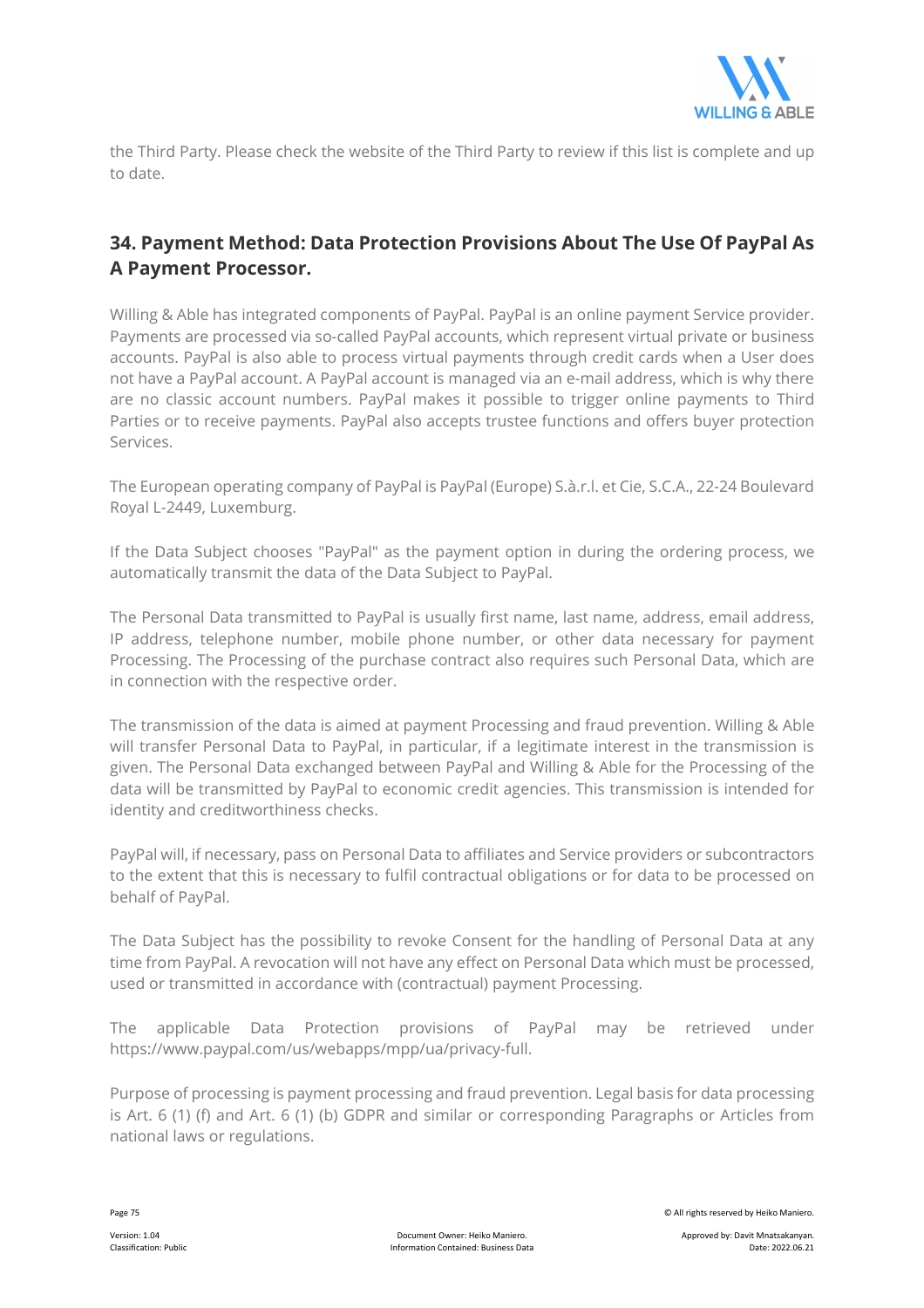the Third Party. Please check the website of the Third Party to review if this list is complete and up to date.

## 34. Payment Method: Data Protection Provisions About The Use Of PayPal As A Payment Processor.

Willing & Able has integrated components of PayPal. PayPal is an online payment Service provider. Payments are processed via so-called PayPal accounts, which represent virtual private or business accounts. PayPal is also able to process virtual payments through credit cards when a User does not have a PayPal account. A PayPal account is managed via an e-mail address, which is why there are no classic account numbers. PayPal makes it possible to trigger online payments to Third Parties or to receive payments. PayPal also accepts trustee functions and offers buyer protection Services.

The European operating company of PayPal is PayPal (Europe) S.à.r.l. et Cie, S.C.A., 22-24 Boulevard Royal L-2449, Luxemburg.

If the Data Subject chooses "PayPal" as the payment option in during the ordering process, we automatically transmit the data of the Data Subject to PayPal.

The Personal Data transmitted to PayPal is usually first name, last name, address, email address, IP address, telephone number, mobile phone number, or other data necessary for payment Processing. The Processing of the purchase contract also requires such Personal Data, which are in connection with the respective order.

The transmission of the data is aimed at payment Processing and fraud prevention. Willing & Able will transfer Personal Data to PayPal, in particular, if a legitimate interest in the transmission is given. The Personal Data exchanged between PayPal and Willing & Able for the Processing of the data will be transmitted by PayPal to economic credit agencies. This transmission is intended for identity and creditworthiness checks.

PayPal will, if necessary, pass on Personal Data to affiliates and Service providers or subcontractors to the extent that this is necessary to fulfil contractual obligations or for data to be processed on behalf of PayPal.

The Data Subject has the possibility to revoke Consent for the handling of Personal Data at any time from PayPal. A revocation will not have any effect on Personal Data which must be processed, used or transmitted in accordance with (contractual) payment Processing.

The applicable Data Protection provisions of PayPal may be retrieved under https://www.paypal.com/us/webapps/mpp/ua/privacy-full.

Purpose of processing is payment processing and fraud prevention. Legal basis for data processing is Art. 6 (1) (f) and Art. 6 (1) (b) GDPR and similar or corresponding Paragraphs or Articles from national laws or regulations.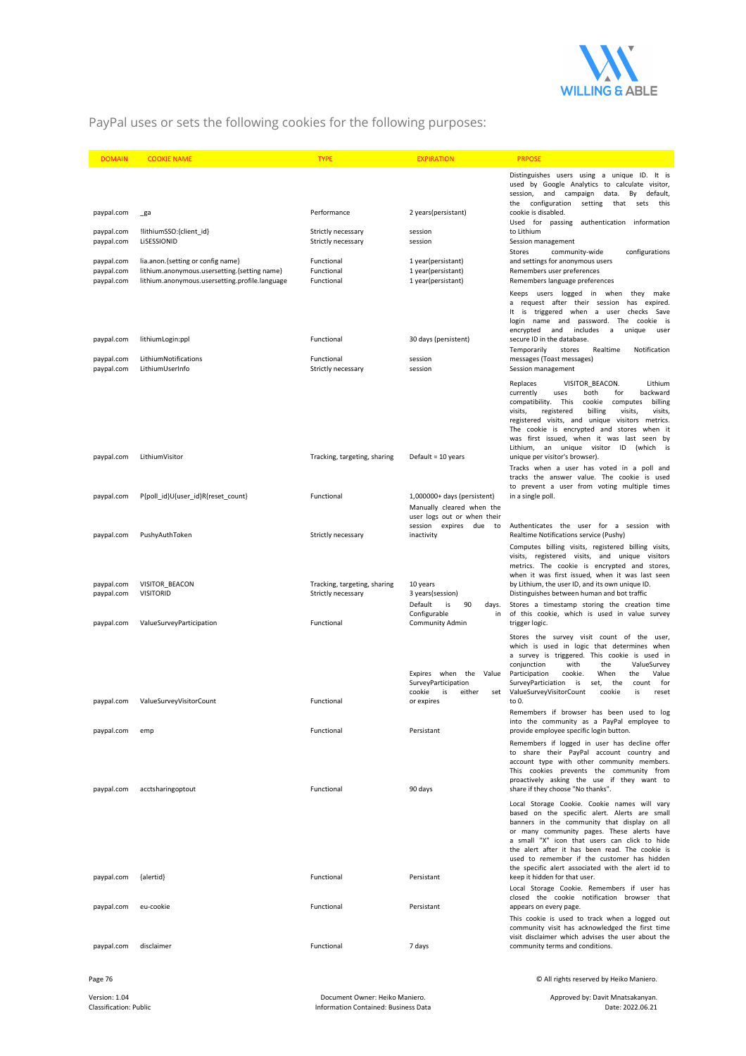PayPal uses or sets the following cookies for the following purposes:

| DOMAIN | COOKIE NAME | TYPE | EXPIRATION | PRPOSE |
|---|---|---|---|---|
| paypal.com | _ga | Performance | 2 years(persistant) | Distinguishes users using a unique ID. It is used by Google Analytics to calculate visitor, session, and campaign data. By default, the configuration setting that sets this cookie is disabled. |
| paypal.com | !lithiumSSO:{client_id} | Strictly necessary | session | Used for passing authentication information to Lithium |
| paypal.com | LiSESSIONID | Strictly necessary | session | Session management |
| paypal.com | lia.anon.{setting or config name} | Functional | 1 year(persistant) | Stores community-wide configurations and settings for anonymous users |
| paypal.com | lithium.anonymous.usersetting.{setting name} | Functional | 1 year(persistant) | Remembers user preferences |
| paypal.com | lithium.anonymous.usersetting.profile.language | Functional | 1 year(persistant) | Remembers language preferences |
| paypal.com | lithiumLogin:ppl | Functional | 30 days (persistent) | Keeps users logged in when they make a request after their session has expired. It is triggered when a user checks Save login name and password. The cookie is encrypted and includes a unique user secure ID in the database. |
| paypal.com | LithiumNotifications | Functional | session | Temporarily stores Realtime Notification messages (Toast messages) |
| paypal.com | LithiumUserInfo | Strictly necessary | session | Session management |
| paypal.com | LithiumVisitor | Tracking, targeting, sharing | Default = 10 years | Replaces VISITOR_BEACON. Lithium currently uses both for backward compatibility. This cookie computes billing visits, registered billing visits, visits, registered visits, and unique visitors metrics. The cookie is encrypted and stores when it was first issued, when it was last seen by Lithium, an unique visitor ID (which is unique per visitor's browser). |
| paypal.com | P{poll_id}U{user_id}R{reset_count} | Functional | 1,000000+ days (persistent) | Tracks when a user has voted in a poll and tracks the answer value. The cookie is used to prevent a user from voting multiple times in a single poll. |
| paypal.com | PushyAuthToken | Strictly necessary | Manually cleared when the user logs out or when their session expires due to inactivity | Authenticates the user for a session with Realtime Notifications service (Pushy) |
| paypal.com | VISITOR_BEACON | Tracking, targeting, sharing | 10 years | Computes billing visits, registered billing visits, visits, registered visits, and unique visitors metrics. The cookie is encrypted and stores, when it was first issued, when it was last seen by Lithium, the user ID, and its own unique ID. |
| paypal.com | VISITORID | Strictly necessary | 3 years(session) | Distinguishes between human and bot traffic |
| paypal.com | ValueSurveyParticipation | Functional | Default is 90 days. Configurable in Community Admin | Stores a timestamp storing the creation time of this cookie, which is used in value survey trigger logic. |
| paypal.com | ValueSurveyVisitorCount | Functional | Expires when the Value SurveyParticipation cookie is either set or expires | Stores the survey visit count of the user, which is used in logic that determines when a survey is triggered. This cookie is used in conjunction with the ValueSurvey Participation cookie. When the Value SurveyParticiation is set, the count for ValueSurveyVisitorCount cookie is reset to 0. |
| paypal.com | emp | Functional | Persistant | Remembers if browser has been used to log into the community as a PayPal employee to provide employee specific login button. |
| paypal.com | acctsharingoptout | Functional | 90 days | Remembers if logged in user has decline offer to share their PayPal account country and account type with other community members. This cookies prevents the community from proactively asking the use if they want to share if they choose "No thanks". |
| paypal.com | {alertid} | Functional | Persistant | Local Storage Cookie. Cookie names will vary based on the specific alert. Alerts are small banners in the community that display on all or many community pages. These alerts have a small "X" icon that users can click to hide the alert after it has been read. The cookie is used to remember if the customer has hidden the specific alert associated with the alert id to keep it hidden for that user. |
| paypal.com | eu-cookie | Functional | Persistant | Local Storage Cookie. Remembers if user has closed the cookie notification browser that appears on every page. |
| paypal.com | disclaimer | Functional | 7 days | This cookie is used to track when a logged out community visit has acknowledged the first time visit disclaimer which advises the user about the community terms and conditions. |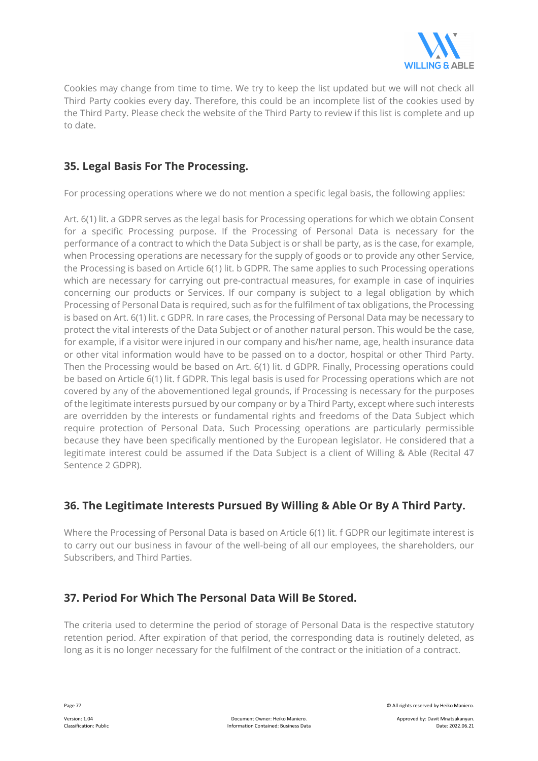Cookies may change from time to time. We try to keep the list updated but we will not check all Third Party cookies every day. Therefore, this could be an incomplete list of the cookies used by the Third Party. Please check the website of the Third Party to review if this list is complete and up to date.

## 35. Legal Basis For The Processing.

For processing operations where we do not mention a specific legal basis, the following applies:

Art. 6(1) lit. a GDPR serves as the legal basis for Processing operations for which we obtain Consent for a specific Processing purpose. If the Processing of Personal Data is necessary for the performance of a contract to which the Data Subject is or shall be party, as is the case, for example, when Processing operations are necessary for the supply of goods or to provide any other Service, the Processing is based on Article 6(1) lit. b GDPR. The same applies to such Processing operations which are necessary for carrying out pre-contractual measures, for example in case of inquiries concerning our products or Services. If our company is subject to a legal obligation by which Processing of Personal Data is required, such as for the fulfilment of tax obligations, the Processing is based on Art. 6(1) lit. c GDPR. In rare cases, the Processing of Personal Data may be necessary to protect the vital interests of the Data Subject or of another natural person. This would be the case, for example, if a visitor were injured in our company and his/her name, age, health insurance data or other vital information would have to be passed on to a doctor, hospital or other Third Party. Then the Processing would be based on Art. 6(1) lit. d GDPR. Finally, Processing operations could be based on Article 6(1) lit. f GDPR. This legal basis is used for Processing operations which are not covered by any of the abovementioned legal grounds, if Processing is necessary for the purposes of the legitimate interests pursued by our company or by a Third Party, except where such interests are overridden by the interests or fundamental rights and freedoms of the Data Subject which require protection of Personal Data. Such Processing operations are particularly permissible because they have been specifically mentioned by the European legislator. He considered that a legitimate interest could be assumed if the Data Subject is a client of Willing & Able (Recital 47 Sentence 2 GDPR).

## 36. The Legitimate Interests Pursued By Willing & Able Or By A Third Party.

Where the Processing of Personal Data is based on Article 6(1) lit. f GDPR our legitimate interest is to carry out our business in favour of the well-being of all our employees, the shareholders, our Subscribers, and Third Parties.

## 37. Period For Which The Personal Data Will Be Stored.

The criteria used to determine the period of storage of Personal Data is the respective statutory retention period. After expiration of that period, the corresponding data is routinely deleted, as long as it is no longer necessary for the fulfilment of the contract or the initiation of a contract.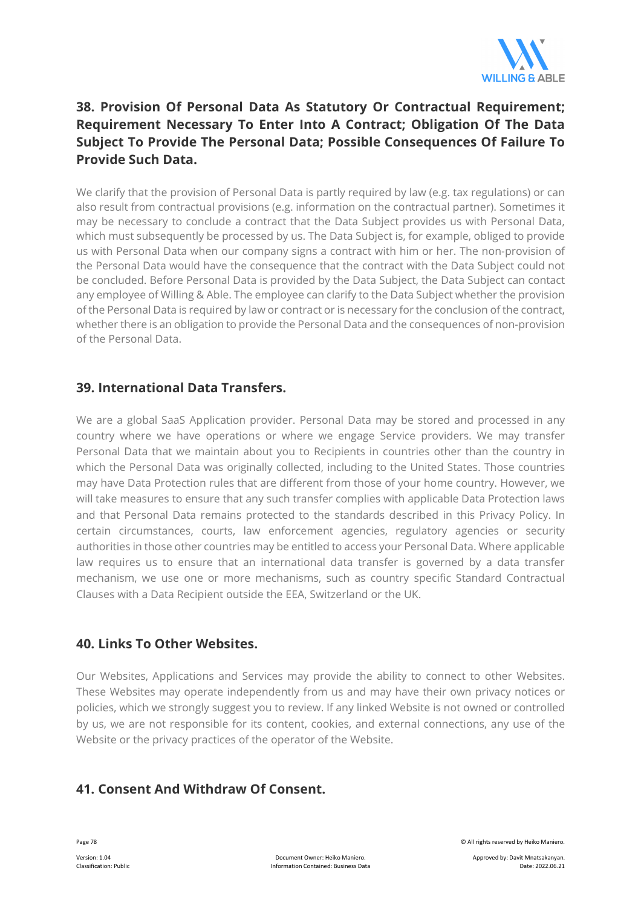## 38. Provision Of Personal Data As Statutory Or Contractual Requirement; Requirement Necessary To Enter Into A Contract; Obligation Of The Data Subject To Provide The Personal Data; Possible Consequences Of Failure To Provide Such Data.

We clarify that the provision of Personal Data is partly required by law (e.g. tax regulations) or can also result from contractual provisions (e.g. information on the contractual partner). Sometimes it may be necessary to conclude a contract that the Data Subject provides us with Personal Data, which must subsequently be processed by us. The Data Subject is, for example, obliged to provide us with Personal Data when our company signs a contract with him or her. The non-provision of the Personal Data would have the consequence that the contract with the Data Subject could not be concluded. Before Personal Data is provided by the Data Subject, the Data Subject can contact any employee of Willing & Able. The employee can clarify to the Data Subject whether the provision of the Personal Data is required by law or contract or is necessary for the conclusion of the contract, whether there is an obligation to provide the Personal Data and the consequences of non-provision of the Personal Data.

## 39. International Data Transfers.

We are a global SaaS Application provider. Personal Data may be stored and processed in any country where we have operations or where we engage Service providers. We may transfer Personal Data that we maintain about you to Recipients in countries other than the country in which the Personal Data was originally collected, including to the United States. Those countries may have Data Protection rules that are different from those of your home country. However, we will take measures to ensure that any such transfer complies with applicable Data Protection laws and that Personal Data remains protected to the standards described in this Privacy Policy. In certain circumstances, courts, law enforcement agencies, regulatory agencies or security authorities in those other countries may be entitled to access your Personal Data. Where applicable law requires us to ensure that an international data transfer is governed by a data transfer mechanism, we use one or more mechanisms, such as country specific Standard Contractual Clauses with a Data Recipient outside the EEA, Switzerland or the UK.

## 40. Links To Other Websites.

Our Websites, Applications and Services may provide the ability to connect to other Websites. These Websites may operate independently from us and may have their own privacy notices or policies, which we strongly suggest you to review. If any linked Website is not owned or controlled by us, we are not responsible for its content, cookies, and external connections, any use of the Website or the privacy practices of the operator of the Website.

## 41. Consent And Withdraw Of Consent.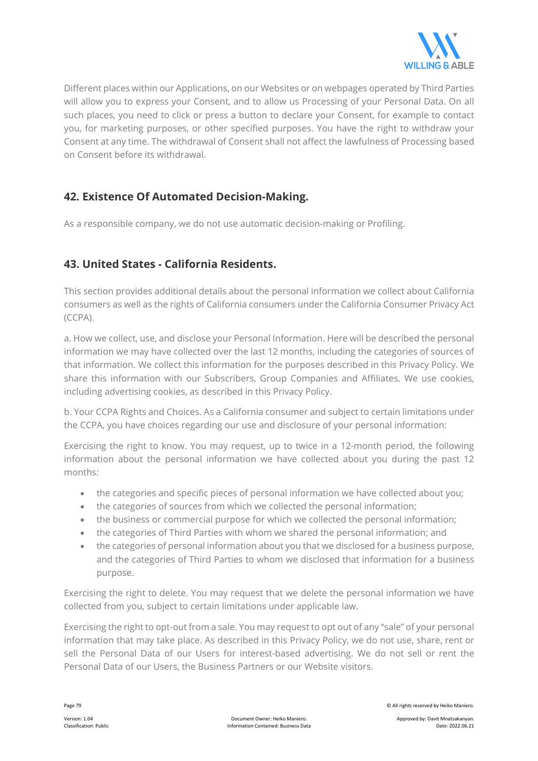Different places within our Applications, on our Websites or on webpages operated by Third Parties will allow you to express your Consent, and to allow us Processing of your Personal Data. On all such places, you need to click or press a button to declare your Consent, for example to contact you, for marketing purposes, or other specified purposes. You have the right to withdraw your Consent at any time. The withdrawal of Consent shall not affect the lawfulness of Processing based on Consent before its withdrawal.

## 42. Existence Of Automated Decision-Making.

As a responsible company, we do not use automatic decision-making or Profiling.

## 43. United States - California Residents.

This section provides additional details about the personal information we collect about California consumers as well as the rights of California consumers under the California Consumer Privacy Act (CCPA).

a. How we collect, use, and disclose your Personal Information. Here will be described the personal information we may have collected over the last 12 months, including the categories of sources of that information. We collect this information for the purposes described in this Privacy Policy. We share this information with our Subscribers, Group Companies and Affiliates. We use cookies, including advertising cookies, as described in this Privacy Policy.

b. Your CCPA Rights and Choices. As a California consumer and subject to certain limitations under the CCPA, you have choices regarding our use and disclosure of your personal information:

Exercising the right to know. You may request, up to twice in a 12-month period, the following information about the personal information we have collected about you during the past 12 months:

- the categories and specific pieces of personal information we have collected about you;
- the categories of sources from which we collected the personal information;
- the business or commercial purpose for which we collected the personal information;
- the categories of Third Parties with whom we shared the personal information; and
- the categories of personal information about you that we disclosed for a business purpose, and the categories of Third Parties to whom we disclosed that information for a business purpose.

Exercising the right to delete. You may request that we delete the personal information we have collected from you, subject to certain limitations under applicable law.

Exercising the right to opt-out from a sale. You may request to opt out of any "sale" of your personal information that may take place. As described in this Privacy Policy, we do not use, share, rent or sell the Personal Data of our Users for interest-based advertising. We do not sell or rent the Personal Data of our Users, the Business Partners or our Website visitors.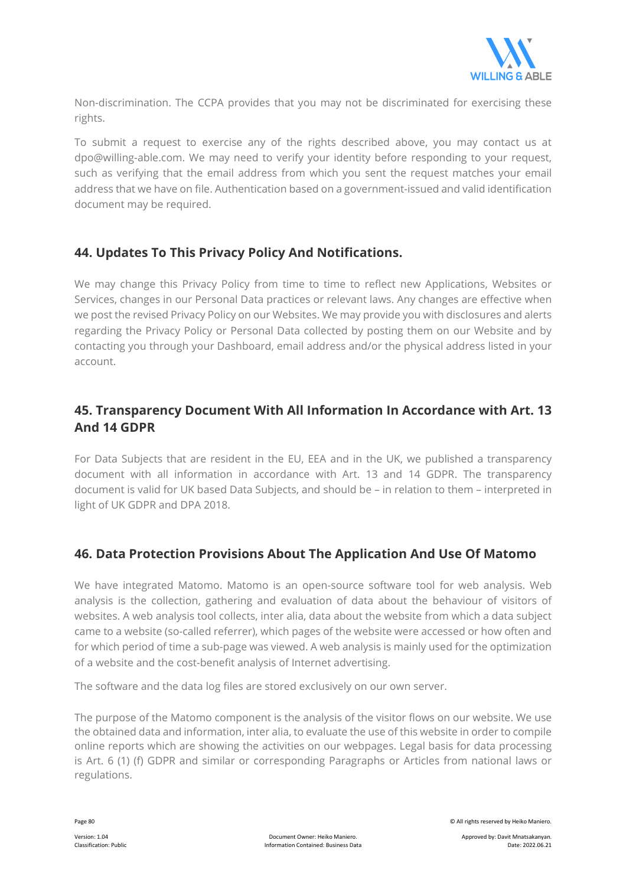Non-discrimination. The CCPA provides that you may not be discriminated for exercising these rights.

To submit a request to exercise any of the rights described above, you may contact us at dpo@willing-able.com. We may need to verify your identity before responding to your request, such as verifying that the email address from which you sent the request matches your email address that we have on file. Authentication based on a government-issued and valid identification document may be required.

## 44. Updates To This Privacy Policy And Notifications.

We may change this Privacy Policy from time to time to reflect new Applications, Websites or Services, changes in our Personal Data practices or relevant laws. Any changes are effective when we post the revised Privacy Policy on our Websites. We may provide you with disclosures and alerts regarding the Privacy Policy or Personal Data collected by posting them on our Website and by contacting you through your Dashboard, email address and/or the physical address listed in your account.

## 45. Transparency Document With All Information In Accordance with Art. 13 And 14 GDPR

For Data Subjects that are resident in the EU, EEA and in the UK, we published a transparency document with all information in accordance with Art. 13 and 14 GDPR. The transparency document is valid for UK based Data Subjects, and should be – in relation to them – interpreted in light of UK GDPR and DPA 2018.

## 46. Data Protection Provisions About The Application And Use Of Matomo

We have integrated Matomo. Matomo is an open-source software tool for web analysis. Web analysis is the collection, gathering and evaluation of data about the behaviour of visitors of websites. A web analysis tool collects, inter alia, data about the website from which a data subject came to a website (so-called referrer), which pages of the website were accessed or how often and for which period of time a sub-page was viewed. A web analysis is mainly used for the optimization of a website and the cost-benefit analysis of Internet advertising.

The software and the data log files are stored exclusively on our own server.

The purpose of the Matomo component is the analysis of the visitor flows on our website. We use the obtained data and information, inter alia, to evaluate the use of this website in order to compile online reports which are showing the activities on our webpages. Legal basis for data processing is Art. 6 (1) (f) GDPR and similar or corresponding Paragraphs or Articles from national laws or regulations.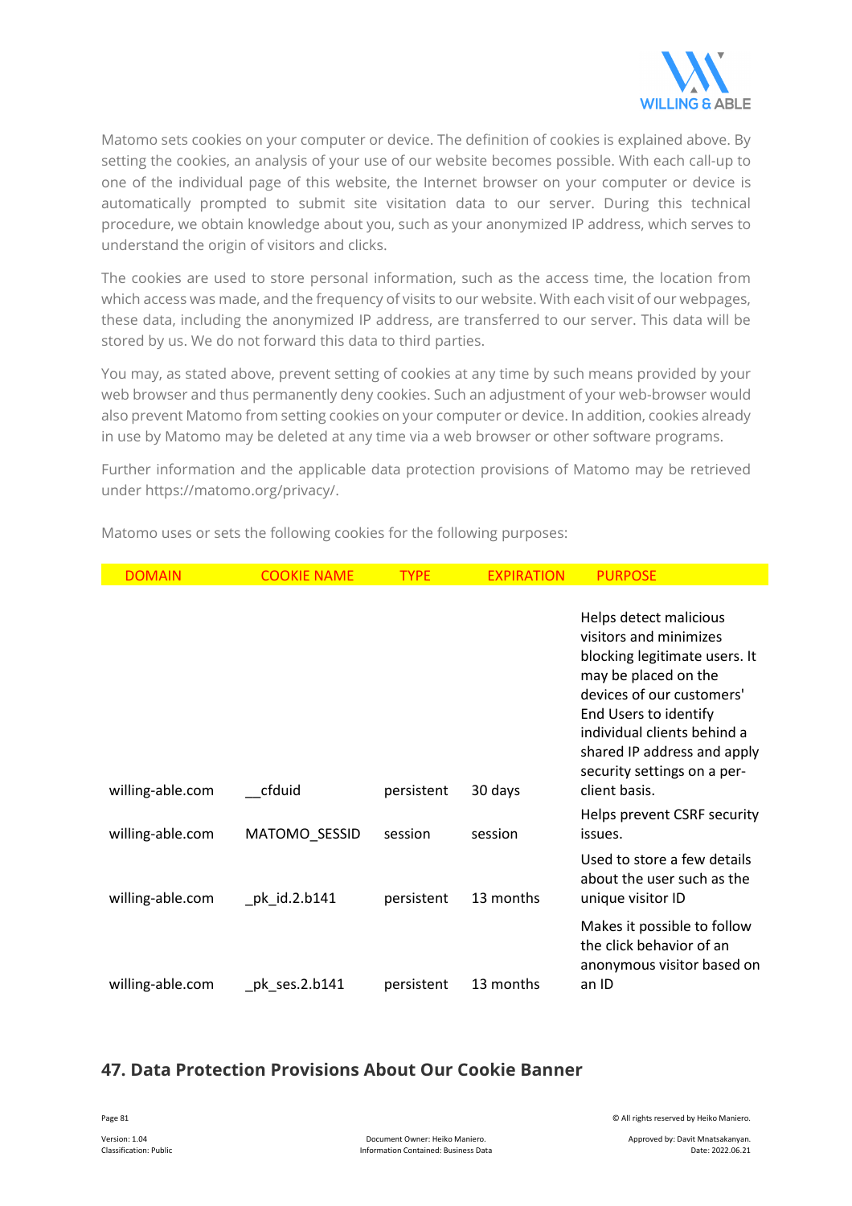Matomo sets cookies on your computer or device. The definition of cookies is explained above. By setting the cookies, an analysis of your use of our website becomes possible. With each call-up to one of the individual page of this website, the Internet browser on your computer or device is automatically prompted to submit site visitation data to our server. During this technical procedure, we obtain knowledge about you, such as your anonymized IP address, which serves to understand the origin of visitors and clicks.

The cookies are used to store personal information, such as the access time, the location from which access was made, and the frequency of visits to our website. With each visit of our webpages, these data, including the anonymized IP address, are transferred to our server. This data will be stored by us. We do not forward this data to third parties.

You may, as stated above, prevent setting of cookies at any time by such means provided by your web browser and thus permanently deny cookies. Such an adjustment of your web-browser would also prevent Matomo from setting cookies on your computer or device. In addition, cookies already in use by Matomo may be deleted at any time via a web browser or other software programs.

Further information and the applicable data protection provisions of Matomo may be retrieved under https://matomo.org/privacy/.

Matomo uses or sets the following cookies for the following purposes:

| DOMAIN | COOKIE NAME | TYPE | EXPIRATION | PURPOSE |
|---|---|---|---|---|
| willing-able.com | __cfduid | persistent | 30 days | Helps detect malicious visitors and minimizes blocking legitimate users. It may be placed on the devices of our customers' End Users to identify individual clients behind a shared IP address and apply security settings on a per-client basis. |
| willing-able.com | MATOMO_SESSID | session | session | Helps prevent CSRF security issues. |
| willing-able.com | _pk_id.2.b141 | persistent | 13 months | Used to store a few details about the user such as the unique visitor ID |
| willing-able.com | _pk_ses.2.b141 | persistent | 13 months | Makes it possible to follow the click behavior of an anonymous visitor based on an ID |

## 47. Data Protection Provisions About Our Cookie Banner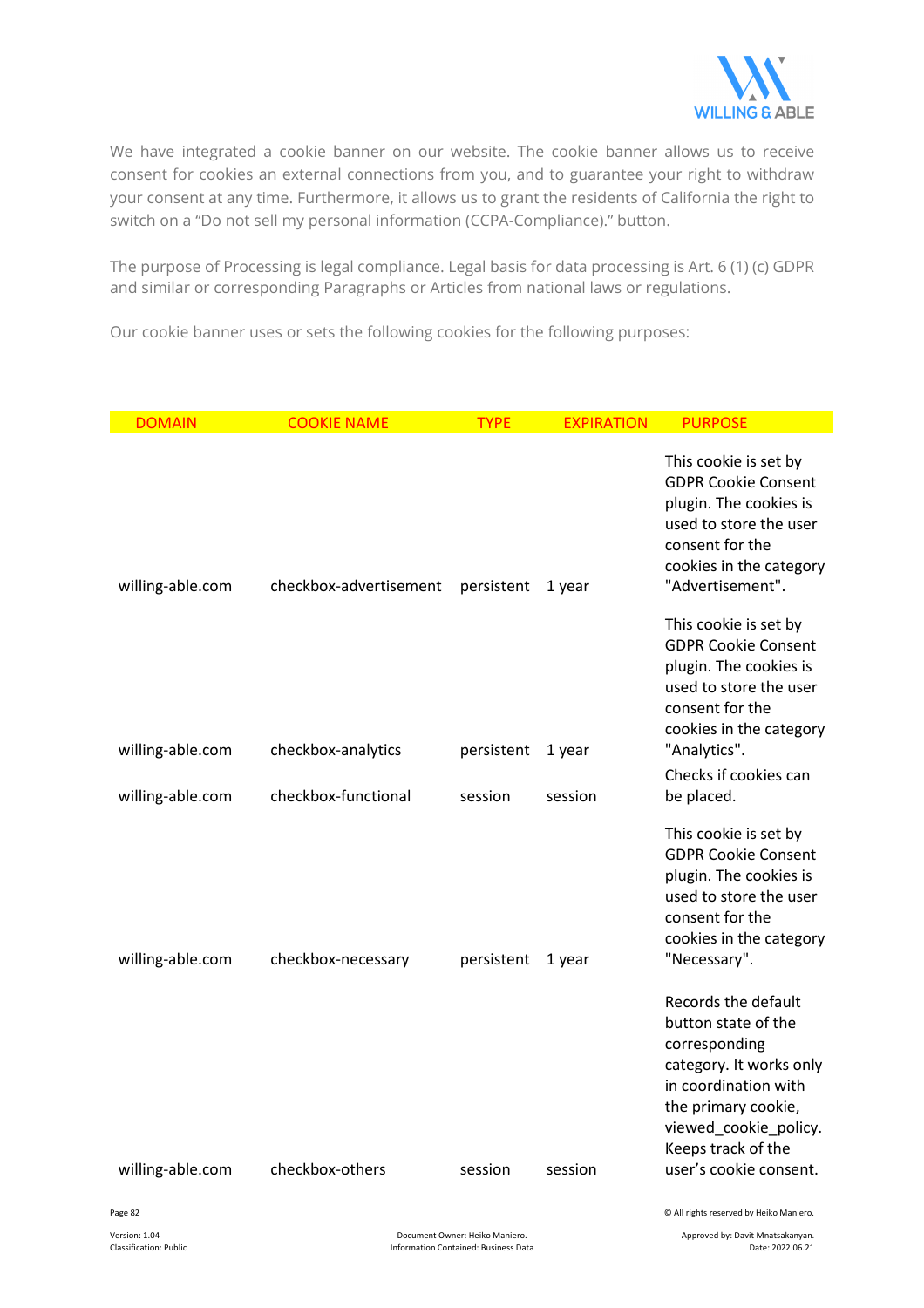We have integrated a cookie banner on our website. The cookie banner allows us to receive consent for cookies an external connections from you, and to guarantee your right to withdraw your consent at any time. Furthermore, it allows us to grant the residents of California the right to switch on a "Do not sell my personal information (CCPA-Compliance)." button.

The purpose of Processing is legal compliance. Legal basis for data processing is Art. 6 (1) (c) GDPR and similar or corresponding Paragraphs or Articles from national laws or regulations.

Our cookie banner uses or sets the following cookies for the following purposes:

| DOMAIN | COOKIE NAME | TYPE | EXPIRATION | PURPOSE |
|---|---|---|---|---|
| willing-able.com | checkbox-advertisement | persistent | 1 year | This cookie is set by GDPR Cookie Consent plugin. The cookies is used to store the user consent for the cookies in the category "Advertisement". |
| willing-able.com | checkbox-analytics | persistent | 1 year | This cookie is set by GDPR Cookie Consent plugin. The cookies is used to store the user consent for the cookies in the category "Analytics". |
| willing-able.com | checkbox-functional | session | session | Checks if cookies can be placed. |
| willing-able.com | checkbox-necessary | persistent | 1 year | This cookie is set by GDPR Cookie Consent plugin. The cookies is used to store the user consent for the cookies in the category "Necessary". |
| willing-able.com | checkbox-others | session | session | Records the default button state of the corresponding category. It works only in coordination with the primary cookie, viewed_cookie_policy. Keeps track of the user's cookie consent. |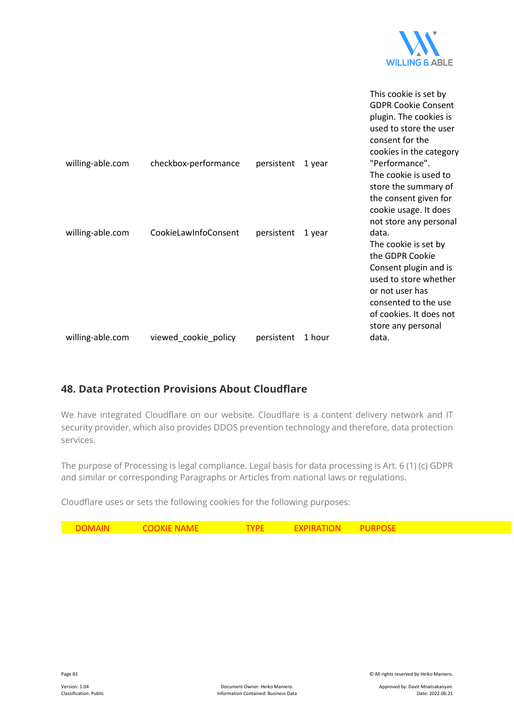| | | | | |
|---|---|---|---|---|
| willing-able.com | checkbox-performance | persistent | 1 year | This cookie is set by GDPR Cookie Consent plugin. The cookies is used to store the user consent for the cookies in the category "Performance". |
| willing-able.com | CookieLawInfoConsent | persistent | 1 year | The cookie is used to store the summary of the consent given for cookie usage. It does not store any personal data. |
| willing-able.com | viewed_cookie_policy | persistent | 1 hour | The cookie is set by the GDPR Cookie Consent plugin and is used to store whether or not user has consented to the use of cookies. It does not store any personal data. |

## 48. Data Protection Provisions About Cloudflare

We have integrated Cloudflare on our website. Cloudflare is a content delivery network and IT security provider, which also provides DDOS prevention technology and therefore, data protection services.

The purpose of Processing is legal compliance. Legal basis for data processing is Art. 6 (1) (c) GDPR and similar or corresponding Paragraphs or Articles from national laws or regulations.

Cloudflare uses or sets the following cookies for the following purposes:

| DOMAIN | COOKIE NAME | TYPE | EXPIRATION | PURPOSE |
|---|---|---|---|---|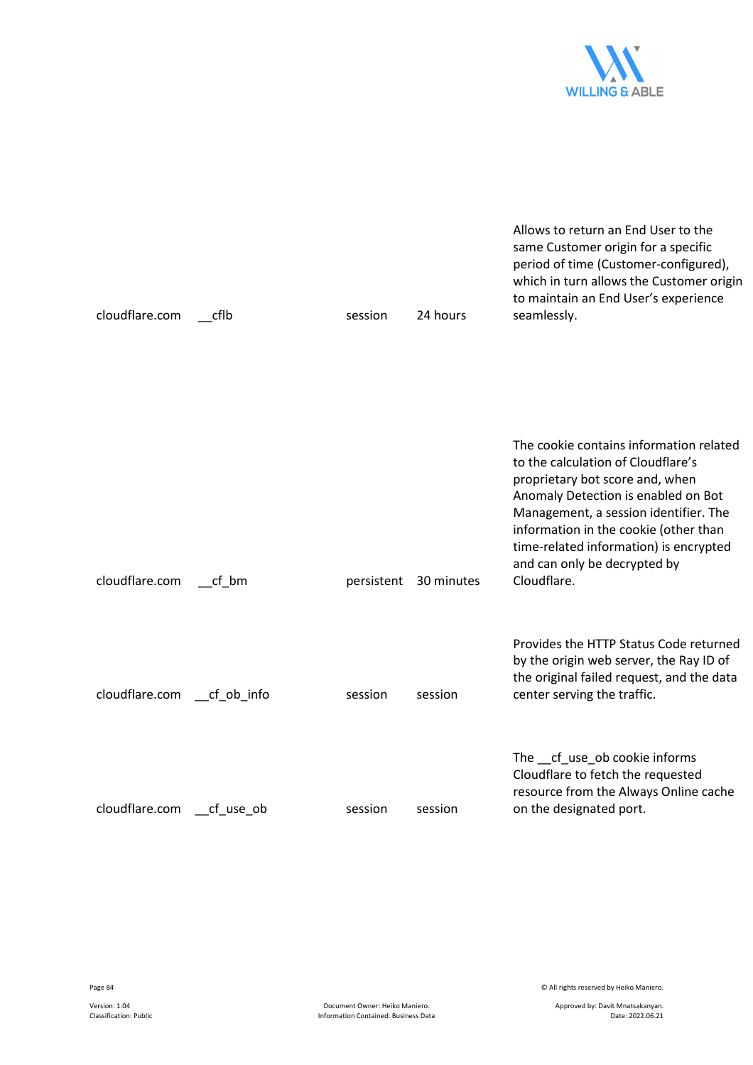| | | | | |
|---|---|---|---|---|
| cloudflare.com | __cflb | session | 24 hours | Allows to return an End User to the same Customer origin for a specific period of time (Customer-configured), which in turn allows the Customer origin to maintain an End User's experience seamlessly. |
| cloudflare.com | __cf_bm | persistent | 30 minutes | The cookie contains information related to the calculation of Cloudflare's proprietary bot score and, when Anomaly Detection is enabled on Bot Management, a session identifier. The information in the cookie (other than time-related information) is encrypted and can only be decrypted by Cloudflare. |
| cloudflare.com | __cf_ob_info | session | session | Provides the HTTP Status Code returned by the origin web server, the Ray ID of the original failed request, and the data center serving the traffic. |
| cloudflare.com | __cf_use_ob | session | session | The __cf_use_ob cookie informs Cloudflare to fetch the requested resource from the Always Online cache on the designated port. |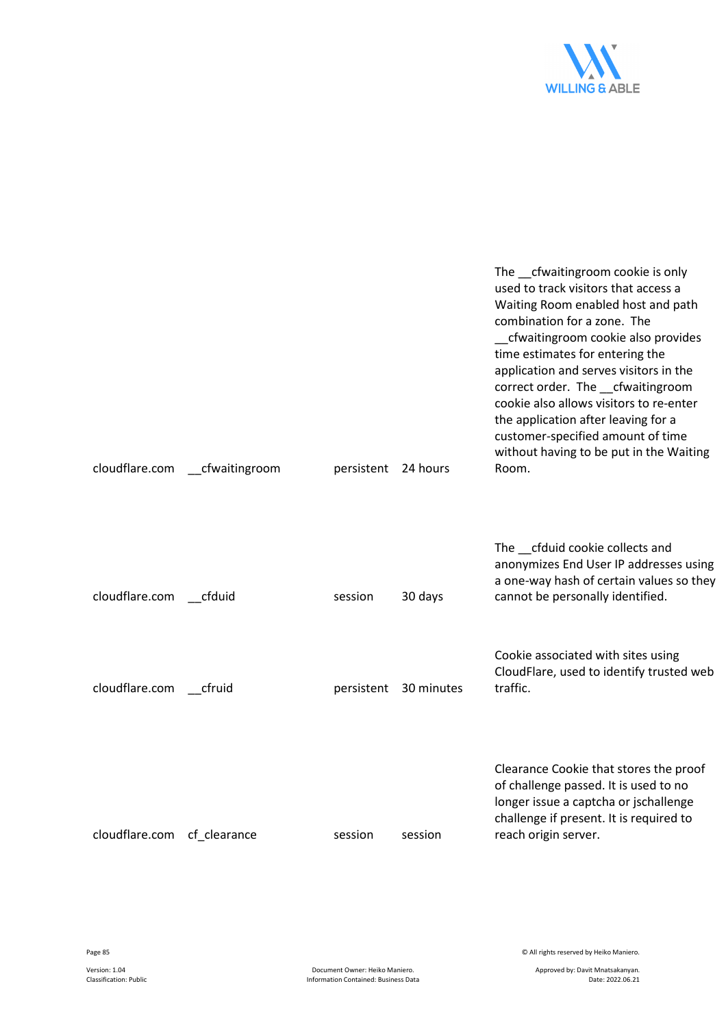| | | | | |
|---|---|---|---|---|
| cloudflare.com | __cfwaitingroom | persistent | 24 hours | The __cfwaitingroom cookie is only used to track visitors that access a Waiting Room enabled host and path combination for a zone. The __cfwaitingroom cookie also provides time estimates for entering the application and serves visitors in the correct order. The __cfwaitingroom cookie also allows visitors to re-enter the application after leaving for a customer-specified amount of time without having to be put in the Waiting Room. |
| cloudflare.com | __cfduid | session | 30 days | The __cfduid cookie collects and anonymizes End User IP addresses using a one-way hash of certain values so they cannot be personally identified. |
| cloudflare.com | __cfruid | persistent | 30 minutes | Cookie associated with sites using CloudFlare, used to identify trusted web traffic. |
| cloudflare.com | cf_clearance | session | session | Clearance Cookie that stores the proof of challenge passed. It is used to no longer issue a captcha or jschallenge challenge if present. It is required to reach origin server. |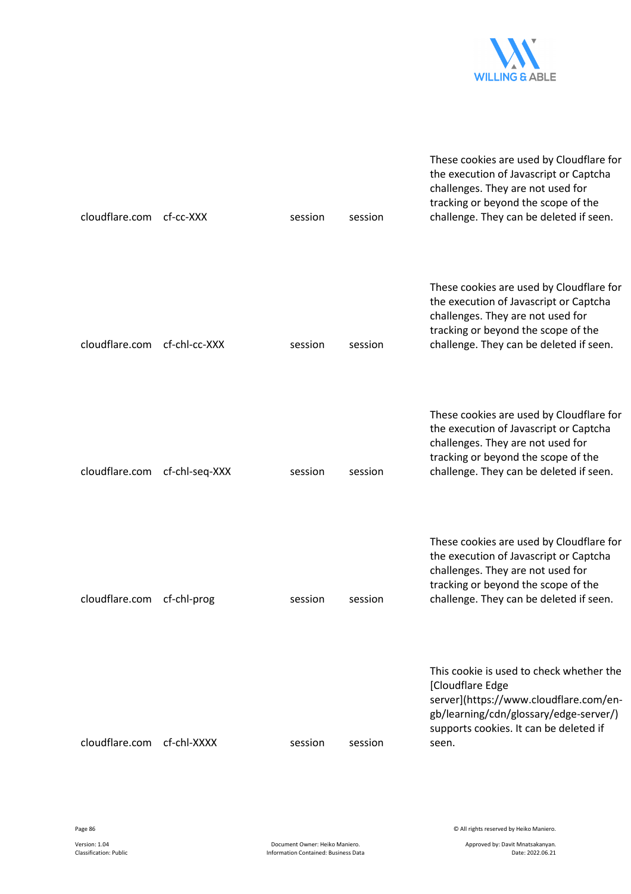| | | | | |
|---|---|---|---|---|
| cloudflare.com | cf-cc-XXX | session | session | These cookies are used by Cloudflare for the execution of Javascript or Captcha challenges. They are not used for tracking or beyond the scope of the challenge. They can be deleted if seen. |
| cloudflare.com | cf-chl-cc-XXX | session | session | These cookies are used by Cloudflare for the execution of Javascript or Captcha challenges. They are not used for tracking or beyond the scope of the challenge. They can be deleted if seen. |
| cloudflare.com | cf-chl-seq-XXX | session | session | These cookies are used by Cloudflare for the execution of Javascript or Captcha challenges. They are not used for tracking or beyond the scope of the challenge. They can be deleted if seen. |
| cloudflare.com | cf-chl-prog | session | session | These cookies are used by Cloudflare for the execution of Javascript or Captcha challenges. They are not used for tracking or beyond the scope of the challenge. They can be deleted if seen. |
| cloudflare.com | cf-chl-XXXX | session | session | This cookie is used to check whether the [Cloudflare Edge server](https://www.cloudflare.com/en-gb/learning/cdn/glossary/edge-server/) supports cookies. It can be deleted if seen. |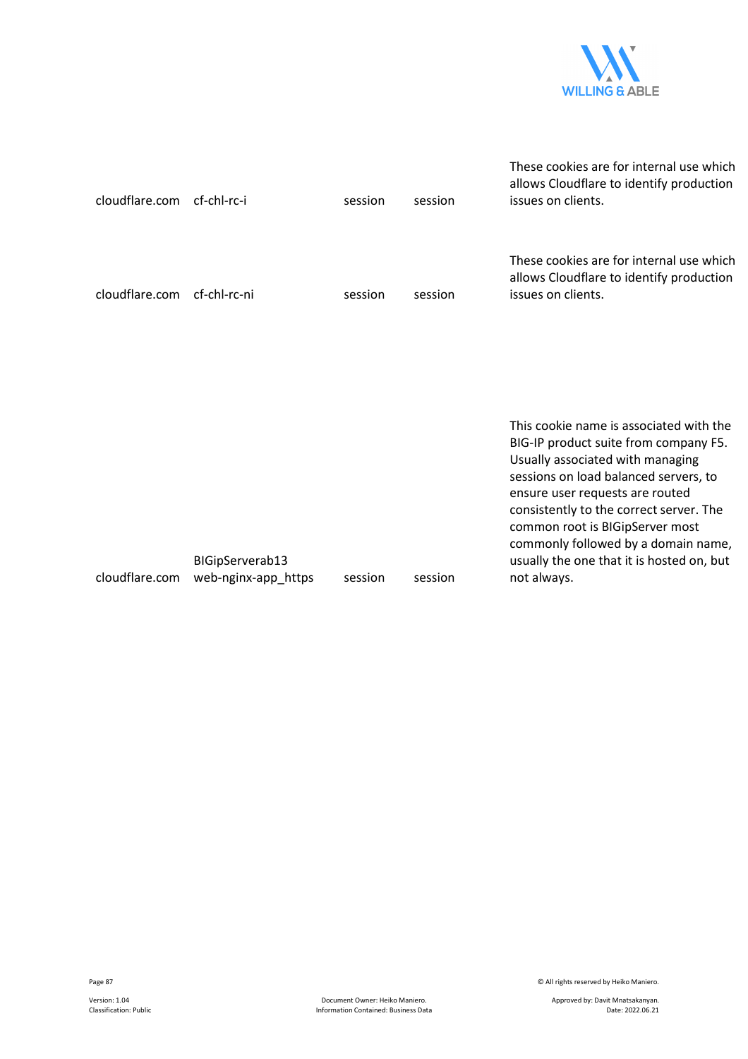| | | | | |
|---|---|---|---|---|
| cloudflare.com | cf-chl-rc-i | session | session | These cookies are for internal use which allows Cloudflare to identify production issues on clients. |
| cloudflare.com | cf-chl-rc-ni | session | session | These cookies are for internal use which allows Cloudflare to identify production issues on clients. |
| cloudflare.com | BIGipServerab13 web-nginx-app_https | session | session | This cookie name is associated with the BIG-IP product suite from company F5. Usually associated with managing sessions on load balanced servers, to ensure user requests are routed consistently to the correct server. The common root is BIGipServer most commonly followed by a domain name, usually the one that it is hosted on, but not always. |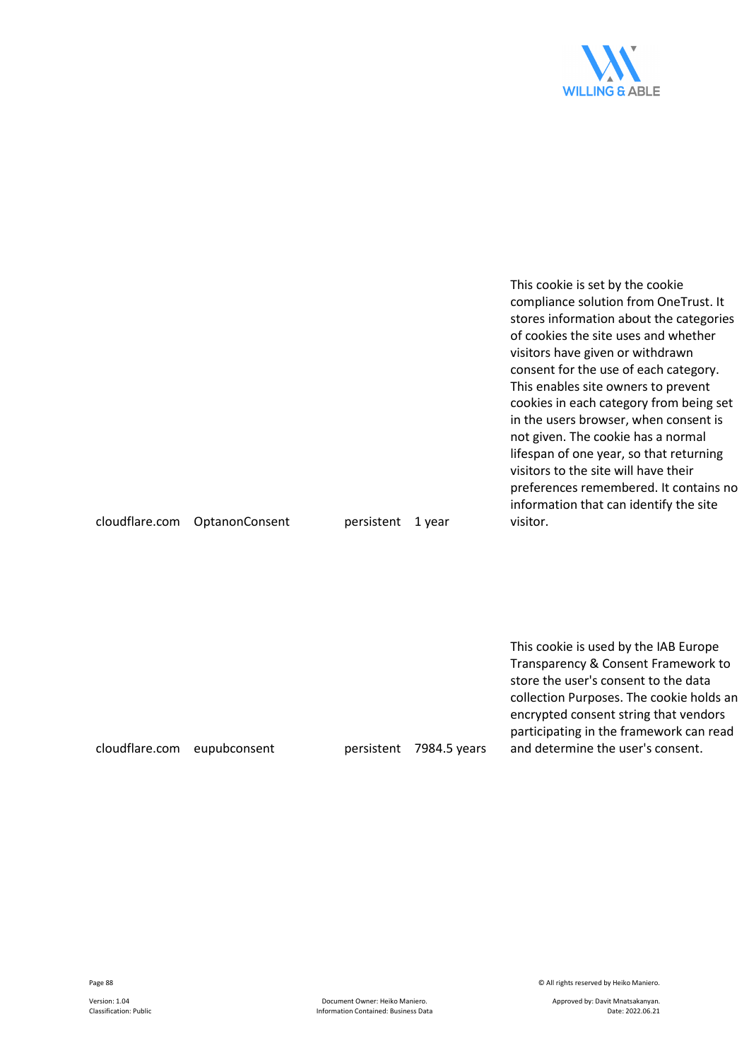| | | | | |
|---|---|---|---|---|
| cloudflare.com | OptanonConsent | persistent | 1 year | This cookie is set by the cookie compliance solution from OneTrust. It stores information about the categories of cookies the site uses and whether visitors have given or withdrawn consent for the use of each category. This enables site owners to prevent cookies in each category from being set in the users browser, when consent is not given. The cookie has a normal lifespan of one year, so that returning visitors to the site will have their preferences remembered. It contains no information that can identify the site visitor. |
| cloudflare.com | eupubconsent | persistent | 7984.5 years | This cookie is used by the IAB Europe Transparency & Consent Framework to store the user's consent to the data collection Purposes. The cookie holds an encrypted consent string that vendors participating in the framework can read and determine the user's consent. |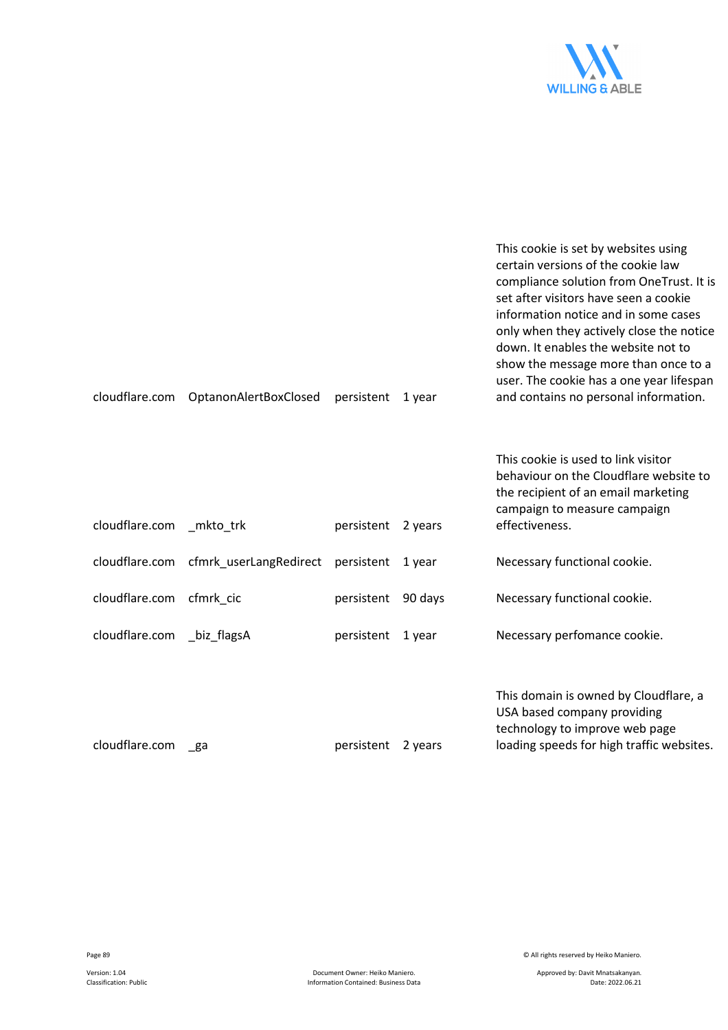| | | | | |
|---|---|---|---|---|
| cloudflare.com | OptanonAlertBoxClosed | persistent | 1 year | This cookie is set by websites using certain versions of the cookie law compliance solution from OneTrust. It is set after visitors have seen a cookie information notice and in some cases only when they actively close the notice down. It enables the website not to show the message more than once to a user. The cookie has a one year lifespan and contains no personal information. |
| cloudflare.com | _mkto_trk | persistent | 2 years | This cookie is used to link visitor behaviour on the Cloudflare website to the recipient of an email marketing campaign to measure campaign effectiveness. |
| cloudflare.com | cfmrk_userLangRedirect | persistent | 1 year | Necessary functional cookie. |
| cloudflare.com | cfmrk_cic | persistent | 90 days | Necessary functional cookie. |
| cloudflare.com | _biz_flagsA | persistent | 1 year | Necessary perfomance cookie. |
| cloudflare.com | _ga | persistent | 2 years | This domain is owned by Cloudflare, a USA based company providing technology to improve web page loading speeds for high traffic websites. |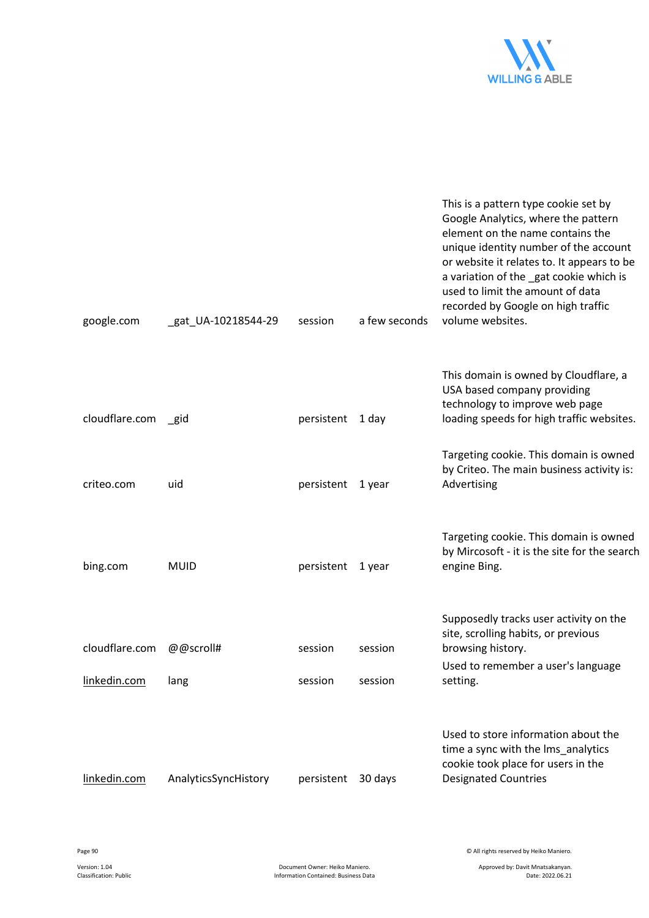| | | | | |
|---|---|---|---|---|
| google.com | _gat_UA-10218544-29 | session | a few seconds | This is a pattern type cookie set by Google Analytics, where the pattern element on the name contains the unique identity number of the account or website it relates to. It appears to be a variation of the _gat cookie which is used to limit the amount of data recorded by Google on high traffic volume websites. |
| cloudflare.com | _gid | persistent | 1 day | This domain is owned by Cloudflare, a USA based company providing technology to improve web page loading speeds for high traffic websites. |
| criteo.com | uid | persistent | 1 year | Targeting cookie. This domain is owned by Criteo. The main business activity is: Advertising |
| bing.com | MUID | persistent | 1 year | Targeting cookie. This domain is owned by Mircosoft - it is the site for the search engine Bing. |
| cloudflare.com | @@scroll# | session | session | Supposedly tracks user activity on the site, scrolling habits, or previous browsing history. |
| linkedin.com | lang | session | session | Used to remember a user's language setting. |
| linkedin.com | AnalyticsSyncHistory | persistent | 30 days | Used to store information about the time a sync with the lms_analytics cookie took place for users in the Designated Countries |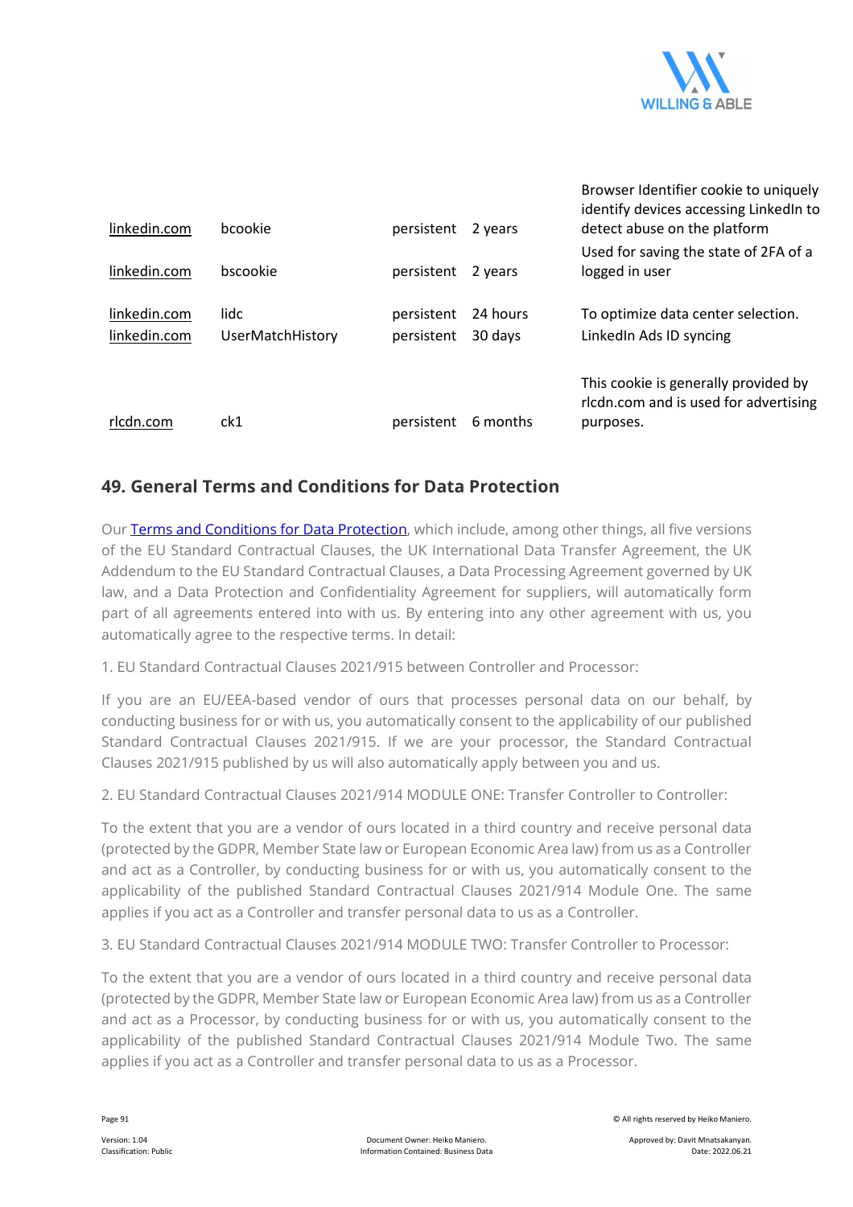| | | | | |
|---|---|---|---|---|
| linkedin.com | bcookie | persistent | 2 years | Browser Identifier cookie to uniquely identify devices accessing LinkedIn to detect abuse on the platform |
| linkedin.com | bscookie | persistent | 2 years | Used for saving the state of 2FA of a logged in user |
| linkedin.com | lidc | persistent | 24 hours | To optimize data center selection. |
| linkedin.com | UserMatchHistory | persistent | 30 days | LinkedIn Ads ID syncing |
| rlcdn.com | ck1 | persistent | 6 months | This cookie is generally provided by rlcdn.com and is used for advertising purposes. |

## 49. General Terms and Conditions for Data Protection

Our Terms and Conditions for Data Protection, which include, among other things, all five versions of the EU Standard Contractual Clauses, the UK International Data Transfer Agreement, the UK Addendum to the EU Standard Contractual Clauses, a Data Processing Agreement governed by UK law, and a Data Protection and Confidentiality Agreement for suppliers, will automatically form part of all agreements entered into with us. By entering into any other agreement with us, you automatically agree to the respective terms. In detail:

1. EU Standard Contractual Clauses 2021/915 between Controller and Processor:

If you are an EU/EEA-based vendor of ours that processes personal data on our behalf, by conducting business for or with us, you automatically consent to the applicability of our published Standard Contractual Clauses 2021/915. If we are your processor, the Standard Contractual Clauses 2021/915 published by us will also automatically apply between you and us.

2. EU Standard Contractual Clauses 2021/914 MODULE ONE: Transfer Controller to Controller:

To the extent that you are a vendor of ours located in a third country and receive personal data (protected by the GDPR, Member State law or European Economic Area law) from us as a Controller and act as a Controller, by conducting business for or with us, you automatically consent to the applicability of the published Standard Contractual Clauses 2021/914 Module One. The same applies if you act as a Controller and transfer personal data to us as a Controller.

3. EU Standard Contractual Clauses 2021/914 MODULE TWO: Transfer Controller to Processor:

To the extent that you are a vendor of ours located in a third country and receive personal data (protected by the GDPR, Member State law or European Economic Area law) from us as a Controller and act as a Processor, by conducting business for or with us, you automatically consent to the applicability of the published Standard Contractual Clauses 2021/914 Module Two. The same applies if you act as a Controller and transfer personal data to us as a Processor.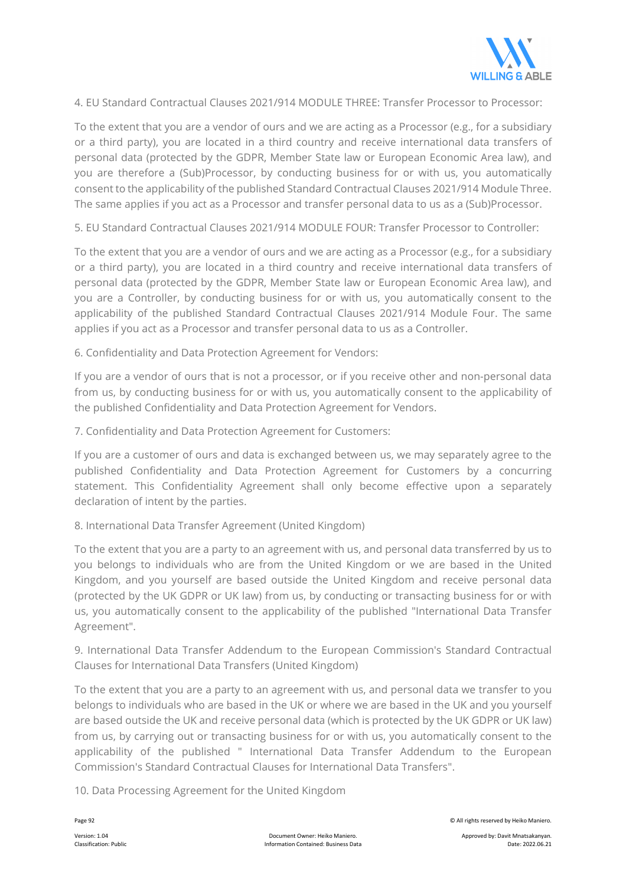4. EU Standard Contractual Clauses 2021/914 MODULE THREE: Transfer Processor to Processor:

To the extent that you are a vendor of ours and we are acting as a Processor (e.g., for a subsidiary or a third party), you are located in a third country and receive international data transfers of personal data (protected by the GDPR, Member State law or European Economic Area law), and you are therefore a (Sub)Processor, by conducting business for or with us, you automatically consent to the applicability of the published Standard Contractual Clauses 2021/914 Module Three. The same applies if you act as a Processor and transfer personal data to us as a (Sub)Processor.

5. EU Standard Contractual Clauses 2021/914 MODULE FOUR: Transfer Processor to Controller:

To the extent that you are a vendor of ours and we are acting as a Processor (e.g., for a subsidiary or a third party), you are located in a third country and receive international data transfers of personal data (protected by the GDPR, Member State law or European Economic Area law), and you are a Controller, by conducting business for or with us, you automatically consent to the applicability of the published Standard Contractual Clauses 2021/914 Module Four. The same applies if you act as a Processor and transfer personal data to us as a Controller.

6. Confidentiality and Data Protection Agreement for Vendors:

If you are a vendor of ours that is not a processor, or if you receive other and non-personal data from us, by conducting business for or with us, you automatically consent to the applicability of the published Confidentiality and Data Protection Agreement for Vendors.

7. Confidentiality and Data Protection Agreement for Customers:

If you are a customer of ours and data is exchanged between us, we may separately agree to the published Confidentiality and Data Protection Agreement for Customers by a concurring statement. This Confidentiality Agreement shall only become effective upon a separately declaration of intent by the parties.

8. International Data Transfer Agreement (United Kingdom)

To the extent that you are a party to an agreement with us, and personal data transferred by us to you belongs to individuals who are from the United Kingdom or we are based in the United Kingdom, and you yourself are based outside the United Kingdom and receive personal data (protected by the UK GDPR or UK law) from us, by conducting or transacting business for or with us, you automatically consent to the applicability of the published "International Data Transfer Agreement".

9. International Data Transfer Addendum to the European Commission's Standard Contractual Clauses for International Data Transfers (United Kingdom)

To the extent that you are a party to an agreement with us, and personal data we transfer to you belongs to individuals who are based in the UK or where we are based in the UK and you yourself are based outside the UK and receive personal data (which is protected by the UK GDPR or UK law) from us, by carrying out or transacting business for or with us, you automatically consent to the applicability of the published " International Data Transfer Addendum to the European Commission's Standard Contractual Clauses for International Data Transfers".

10. Data Processing Agreement for the United Kingdom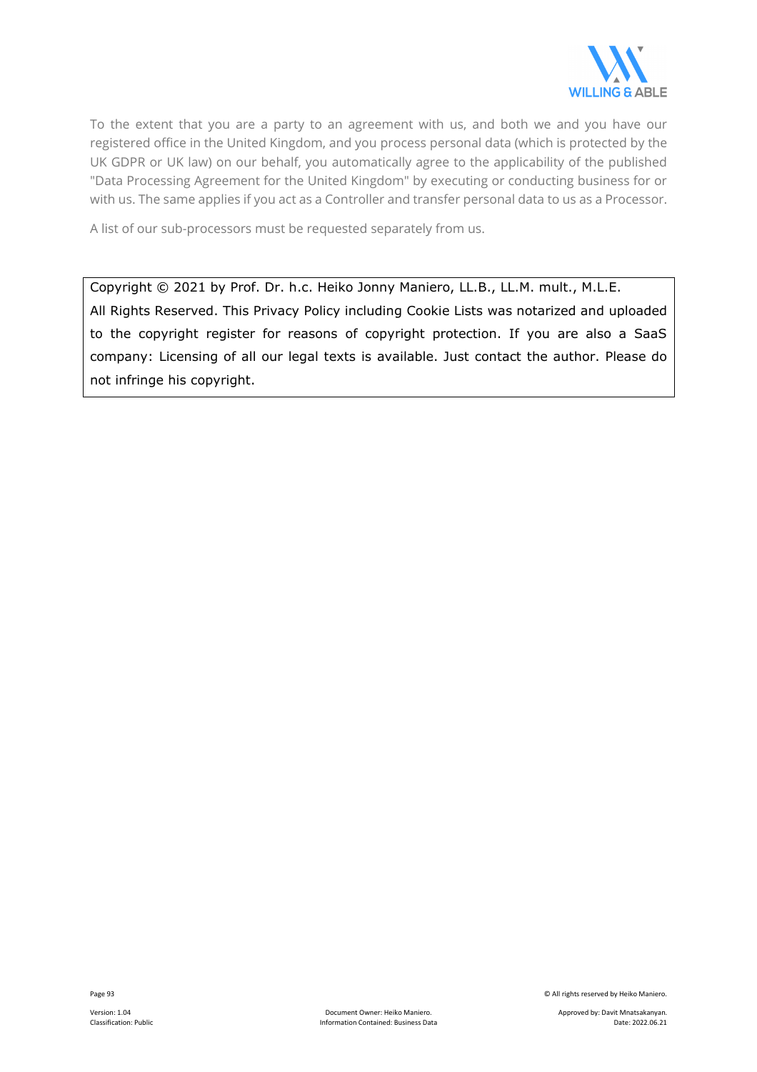To the extent that you are a party to an agreement with us, and both we and you have our registered office in the United Kingdom, and you process personal data (which is protected by the UK GDPR or UK law) on our behalf, you automatically agree to the applicability of the published "Data Processing Agreement for the United Kingdom" by executing or conducting business for or with us. The same applies if you act as a Controller and transfer personal data to us as a Processor.

A list of our sub-processors must be requested separately from us.

Copyright © 2021 by Prof. Dr. h.c. Heiko Jonny Maniero, LL.B., LL.M. mult., M.L.E.
All Rights Reserved. This Privacy Policy including Cookie Lists was notarized and uploaded to the copyright register for reasons of copyright protection. If you are also a SaaS company: Licensing of all our legal texts is available. Just contact the author. Please do not infringe his copyright.